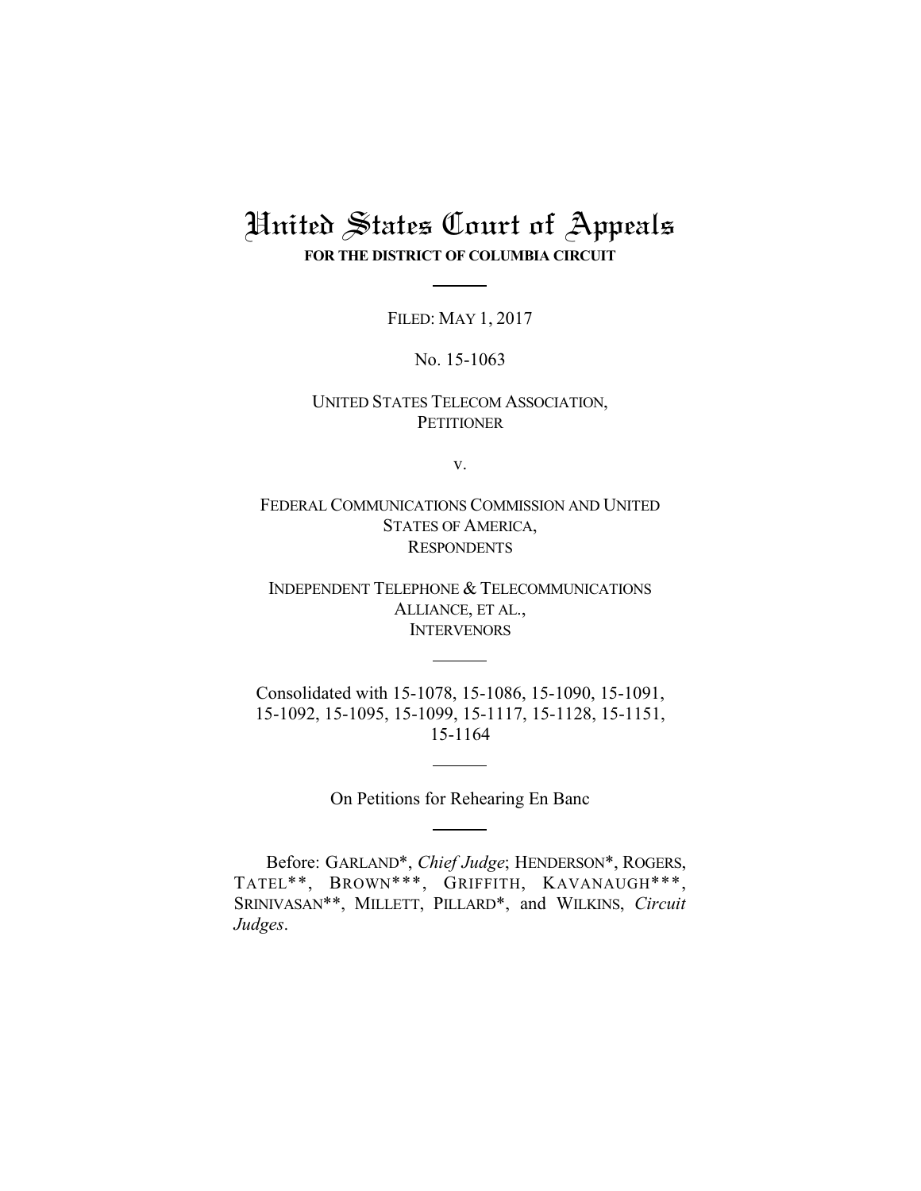# United States Court of Appeals

**FOR THE DISTRICT OF COLUMBIA CIRCUIT**

---

FILED: MAY 1, 2017

No. 15-1063

UNITED STATES TELECOM ASSOCIATION,
PETITIONER

v.

FEDERAL COMMUNICATIONS COMMISSION AND UNITED STATES OF AMERICA,
RESPONDENTS

INDEPENDENT TELEPHONE & TELECOMMUNICATIONS ALLIANCE, ET AL.,
INTERVENORS

---

Consolidated with 15-1078, 15-1086, 15-1090, 15-1091, 15-1092, 15-1095, 15-1099, 15-1117, 15-1128, 15-1151, 15-1164

---

On Petitions for Rehearing En Banc

---

Before: GARLAND*, *Chief Judge*; HENDERSON*, ROGERS, TATEL**, BROWN***, GRIFFITH, KAVANAUGH***, SRINIVASAN**, MILLETT, PILLARD*, and WILKINS, *Circuit Judges*.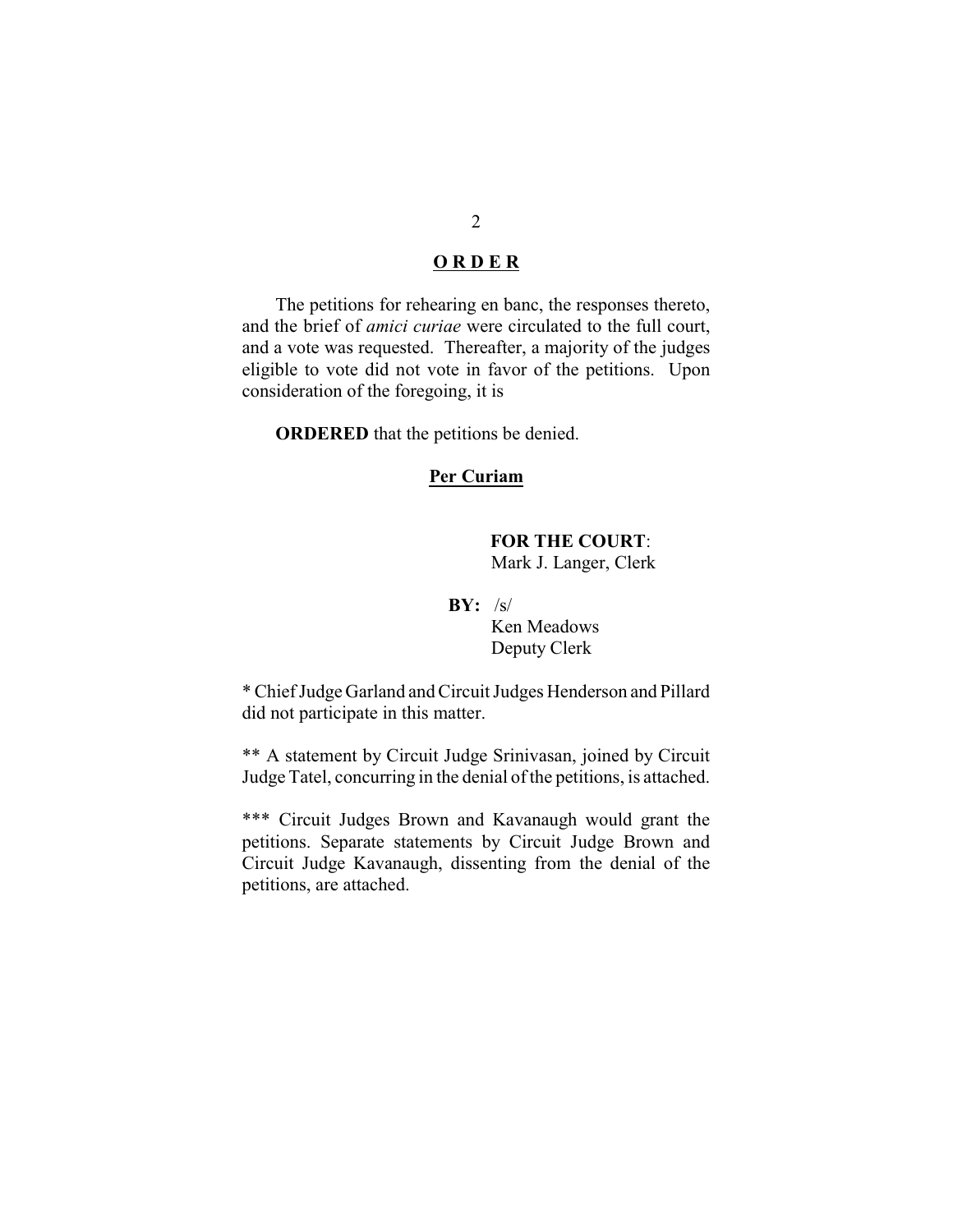## O R D E R

The petitions for rehearing en banc, the responses thereto, and the brief of *amici curiae* were circulated to the full court, and a vote was requested. Thereafter, a majority of the judges eligible to vote did not vote in favor of the petitions. Upon consideration of the foregoing, it is

**ORDERED** that the petitions be denied.

**Per Curiam**

**FOR THE COURT**:
Mark J. Langer, Clerk

**BY:** /s/
Ken Meadows
Deputy Clerk

* Chief Judge Garland and Circuit Judges Henderson and Pillard did not participate in this matter.

** A statement by Circuit Judge Srinivasan, joined by Circuit Judge Tatel, concurring in the denial of the petitions, is attached.

*** Circuit Judges Brown and Kavanaugh would grant the petitions. Separate statements by Circuit Judge Brown and Circuit Judge Kavanaugh, dissenting from the denial of the petitions, are attached.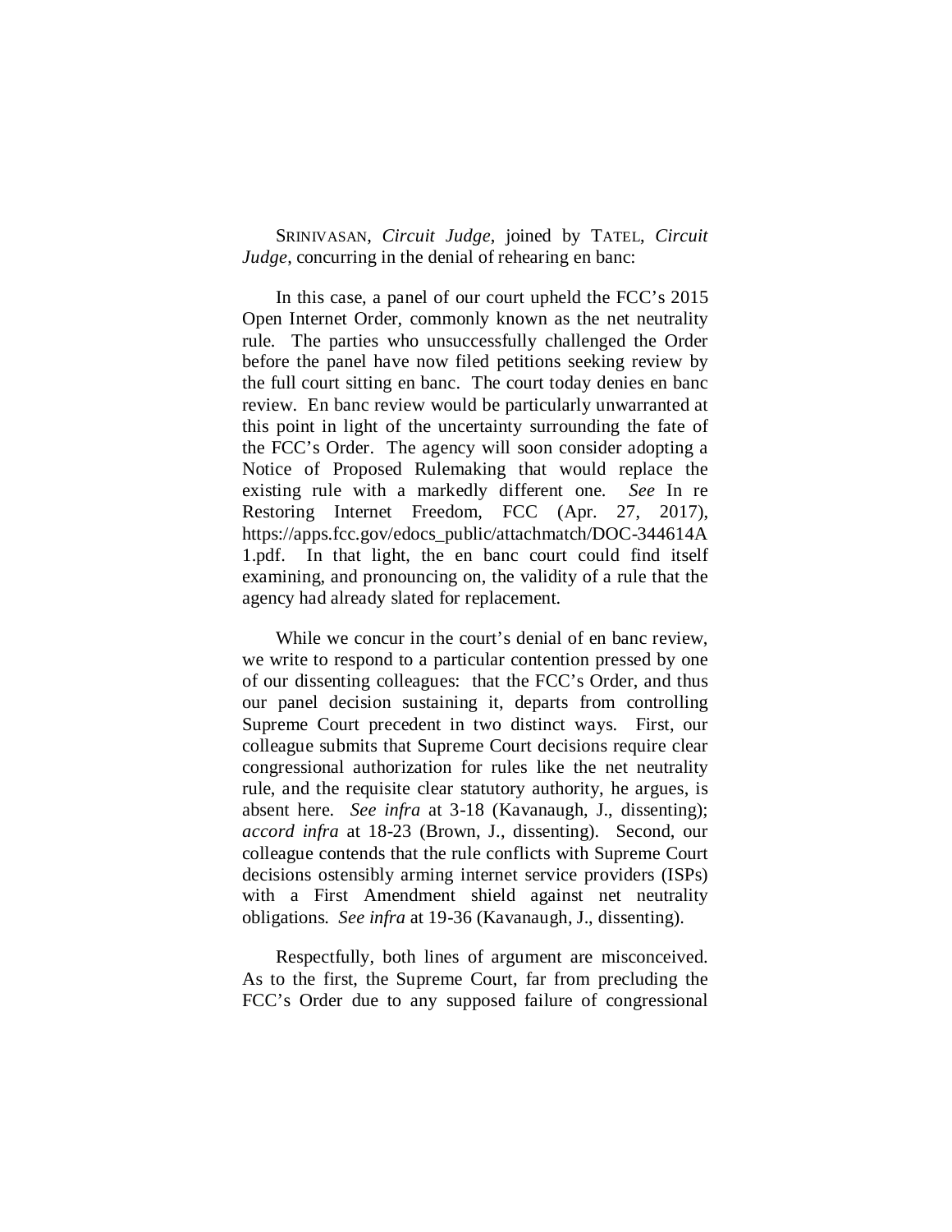SRINIVASAN, *Circuit Judge*, joined by TATEL, *Circuit Judge*, concurring in the denial of rehearing en banc:

In this case, a panel of our court upheld the FCC's 2015 Open Internet Order, commonly known as the net neutrality rule. The parties who unsuccessfully challenged the Order before the panel have now filed petitions seeking review by the full court sitting en banc. The court today denies en banc review. En banc review would be particularly unwarranted at this point in light of the uncertainty surrounding the fate of the FCC's Order. The agency will soon consider adopting a Notice of Proposed Rulemaking that would replace the existing rule with a markedly different one. *See* In re Restoring Internet Freedom, FCC (Apr. 27, 2017), https://apps.fcc.gov/edocs_public/attachmatch/DOC-344614A1.pdf. In that light, the en banc court could find itself examining, and pronouncing on, the validity of a rule that the agency had already slated for replacement.

While we concur in the court's denial of en banc review, we write to respond to a particular contention pressed by one of our dissenting colleagues: that the FCC's Order, and thus our panel decision sustaining it, departs from controlling Supreme Court precedent in two distinct ways. First, our colleague submits that Supreme Court decisions require clear congressional authorization for rules like the net neutrality rule, and the requisite clear statutory authority, he argues, is absent here. *See infra* at 3-18 (Kavanaugh, J., dissenting); *accord infra* at 18-23 (Brown, J., dissenting). Second, our colleague contends that the rule conflicts with Supreme Court decisions ostensibly arming internet service providers (ISPs) with a First Amendment shield against net neutrality obligations. *See infra* at 19-36 (Kavanaugh, J., dissenting).

Respectfully, both lines of argument are misconceived. As to the first, the Supreme Court, far from precluding the FCC's Order due to any supposed failure of congressional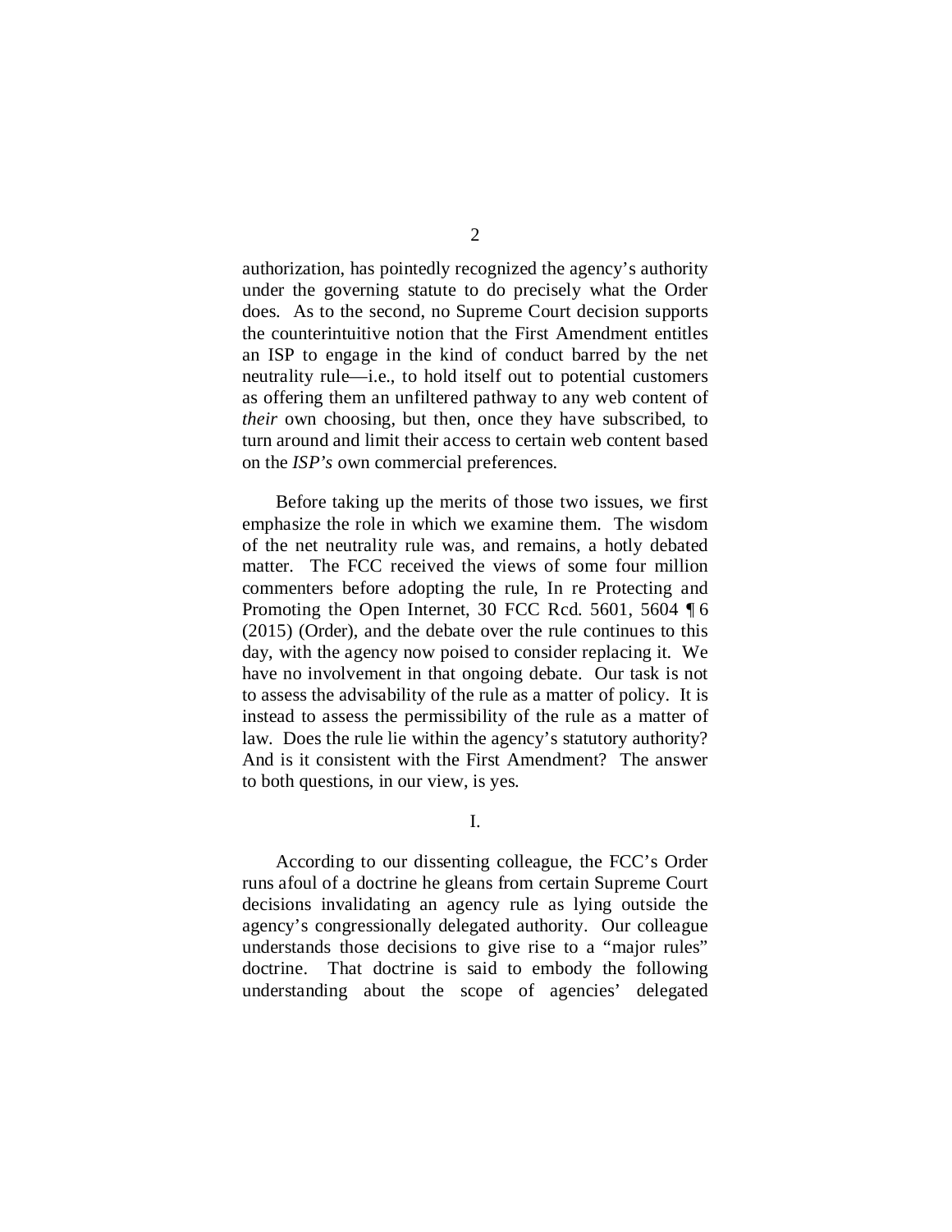authorization, has pointedly recognized the agency's authority under the governing statute to do precisely what the Order does. As to the second, no Supreme Court decision supports the counterintuitive notion that the First Amendment entitles an ISP to engage in the kind of conduct barred by the net neutrality rule—i.e., to hold itself out to potential customers as offering them an unfiltered pathway to any web content of *their* own choosing, but then, once they have subscribed, to turn around and limit their access to certain web content based on the *ISP's* own commercial preferences.

Before taking up the merits of those two issues, we first emphasize the role in which we examine them. The wisdom of the net neutrality rule was, and remains, a hotly debated matter. The FCC received the views of some four million commenters before adopting the rule, In re Protecting and Promoting the Open Internet, 30 FCC Rcd. 5601, 5604 ¶ 6 (2015) (Order), and the debate over the rule continues to this day, with the agency now poised to consider replacing it. We have no involvement in that ongoing debate. Our task is not to assess the advisability of the rule as a matter of policy. It is instead to assess the permissibility of the rule as a matter of law. Does the rule lie within the agency's statutory authority? And is it consistent with the First Amendment? The answer to both questions, in our view, is yes.

## I.

According to our dissenting colleague, the FCC's Order runs afoul of a doctrine he gleans from certain Supreme Court decisions invalidating an agency rule as lying outside the agency's congressionally delegated authority. Our colleague understands those decisions to give rise to a "major rules" doctrine. That doctrine is said to embody the following understanding about the scope of agencies' delegated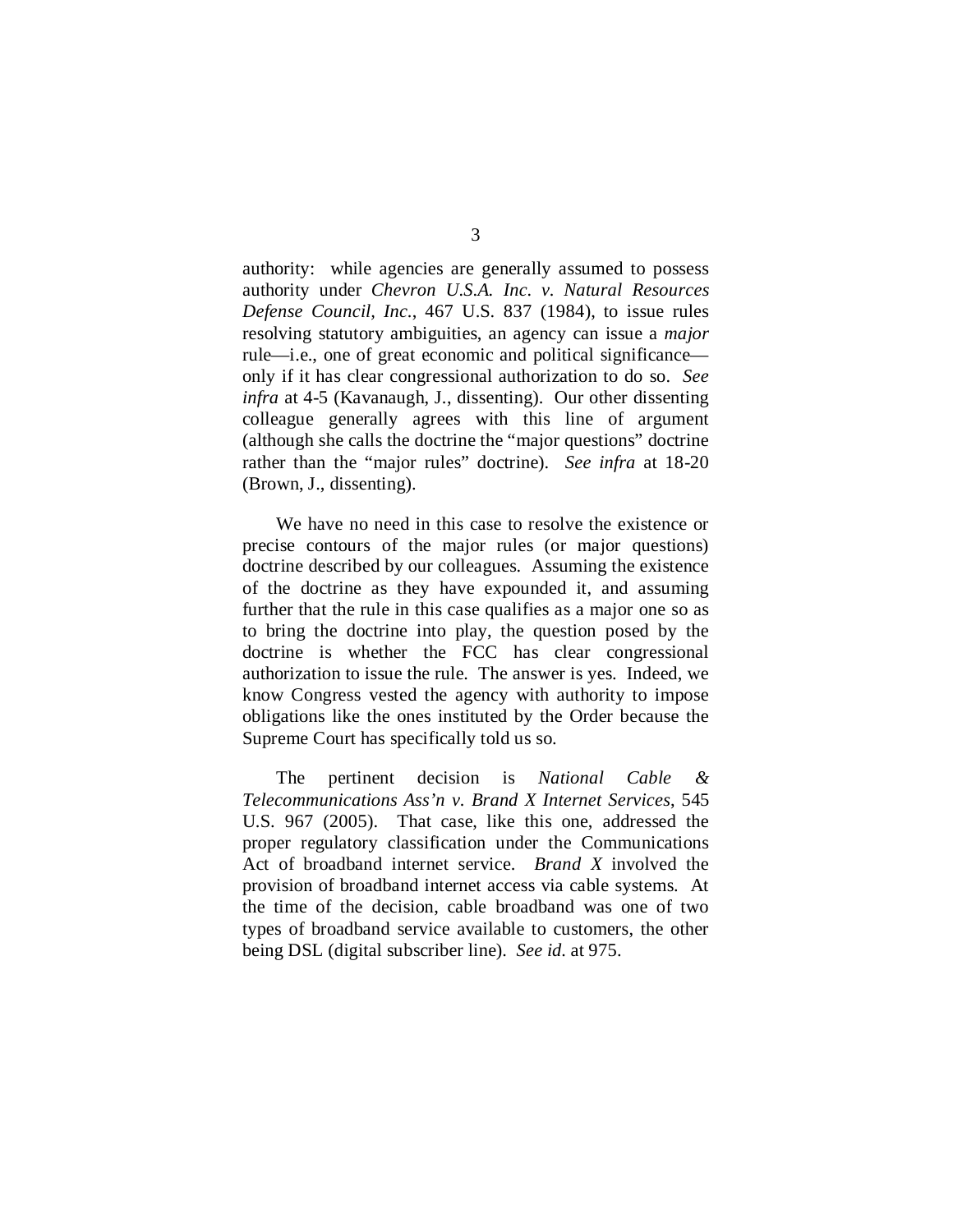authority: while agencies are generally assumed to possess authority under *Chevron U.S.A. Inc. v. Natural Resources Defense Council, Inc.*, 467 U.S. 837 (1984), to issue rules resolving statutory ambiguities, an agency can issue a *major* rule—i.e., one of great economic and political significance—only if it has clear congressional authorization to do so. *See infra* at 4-5 (Kavanaugh, J., dissenting). Our other dissenting colleague generally agrees with this line of argument (although she calls the doctrine the "major questions" doctrine rather than the "major rules" doctrine). *See infra* at 18-20 (Brown, J., dissenting).

We have no need in this case to resolve the existence or precise contours of the major rules (or major questions) doctrine described by our colleagues. Assuming the existence of the doctrine as they have expounded it, and assuming further that the rule in this case qualifies as a major one so as to bring the doctrine into play, the question posed by the doctrine is whether the FCC has clear congressional authorization to issue the rule. The answer is yes. Indeed, we know Congress vested the agency with authority to impose obligations like the ones instituted by the Order because the Supreme Court has specifically told us so.

The pertinent decision is *National Cable & Telecommunications Ass'n v. Brand X Internet Services*, 545 U.S. 967 (2005). That case, like this one, addressed the proper regulatory classification under the Communications Act of broadband internet service. *Brand X* involved the provision of broadband internet access via cable systems. At the time of the decision, cable broadband was one of two types of broadband service available to customers, the other being DSL (digital subscriber line). *See id.* at 975.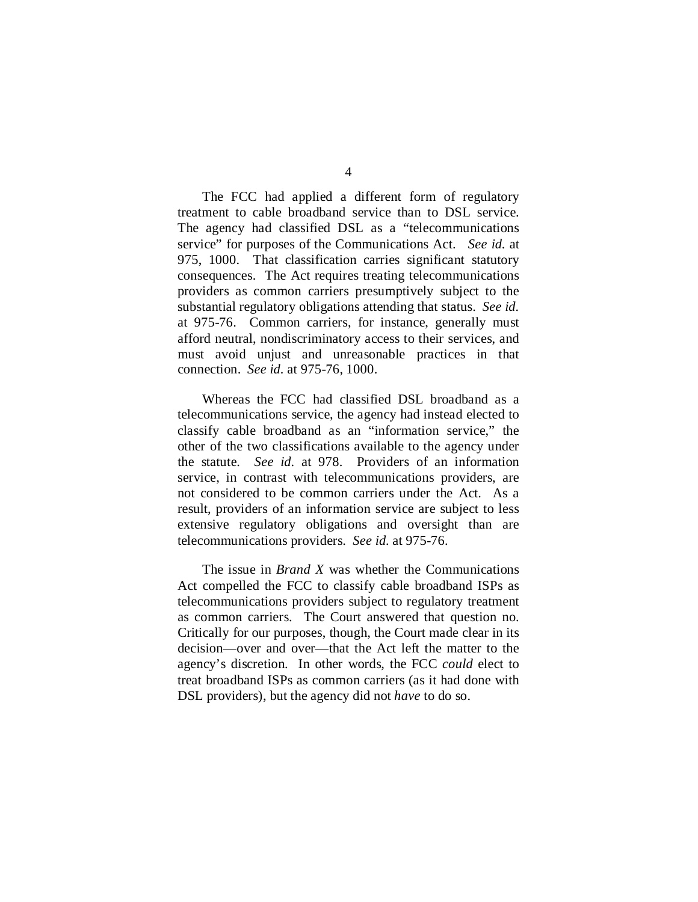The FCC had applied a different form of regulatory treatment to cable broadband service than to DSL service. The agency had classified DSL as a "telecommunications service" for purposes of the Communications Act. *See id.* at 975, 1000. That classification carries significant statutory consequences. The Act requires treating telecommunications providers as common carriers presumptively subject to the substantial regulatory obligations attending that status. *See id.* at 975-76. Common carriers, for instance, generally must afford neutral, nondiscriminatory access to their services, and must avoid unjust and unreasonable practices in that connection. *See id.* at 975-76, 1000.

Whereas the FCC had classified DSL broadband as a telecommunications service, the agency had instead elected to classify cable broadband as an "information service," the other of the two classifications available to the agency under the statute. *See id.* at 978. Providers of an information service, in contrast with telecommunications providers, are not considered to be common carriers under the Act. As a result, providers of an information service are subject to less extensive regulatory obligations and oversight than are telecommunications providers. *See id.* at 975-76.

The issue in *Brand X* was whether the Communications Act compelled the FCC to classify cable broadband ISPs as telecommunications providers subject to regulatory treatment as common carriers. The Court answered that question no. Critically for our purposes, though, the Court made clear in its decision—over and over—that the Act left the matter to the agency's discretion. In other words, the FCC *could* elect to treat broadband ISPs as common carriers (as it had done with DSL providers), but the agency did not *have* to do so.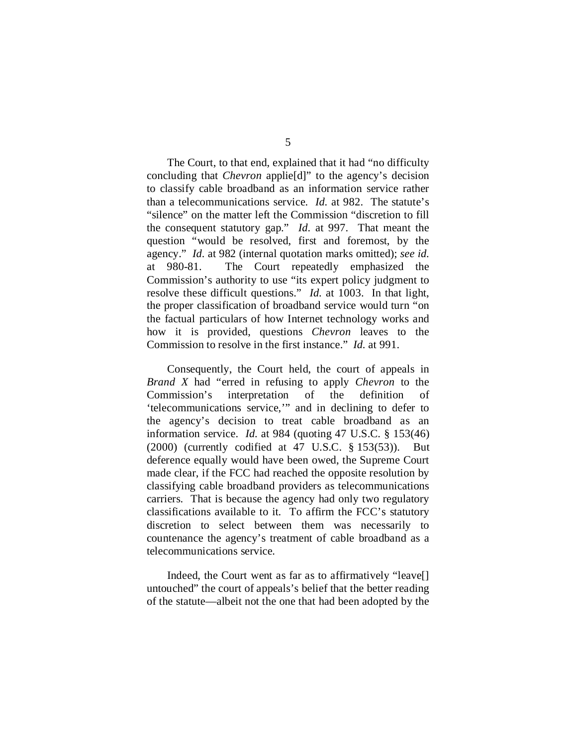The Court, to that end, explained that it had "no difficulty concluding that *Chevron* applie[d]" to the agency's decision to classify cable broadband as an information service rather than a telecommunications service. *Id.* at 982. The statute's "silence" on the matter left the Commission "discretion to fill the consequent statutory gap." *Id.* at 997. That meant the question "would be resolved, first and foremost, by the agency." *Id.* at 982 (internal quotation marks omitted); *see id.* at 980-81. The Court repeatedly emphasized the Commission's authority to use "its expert policy judgment to resolve these difficult questions." *Id.* at 1003. In that light, the proper classification of broadband service would turn "on the factual particulars of how Internet technology works and how it is provided, questions *Chevron* leaves to the Commission to resolve in the first instance." *Id.* at 991.

Consequently, the Court held, the court of appeals in *Brand X* had "erred in refusing to apply *Chevron* to the Commission's interpretation of the definition of 'telecommunications service,'" and in declining to defer to the agency's decision to treat cable broadband as an information service. *Id.* at 984 (quoting 47 U.S.C. § 153(46) (2000) (currently codified at 47 U.S.C. § 153(53)). But deference equally would have been owed, the Supreme Court made clear, if the FCC had reached the opposite resolution by classifying cable broadband providers as telecommunications carriers. That is because the agency had only two regulatory classifications available to it. To affirm the FCC's statutory discretion to select between them was necessarily to countenance the agency's treatment of cable broadband as a telecommunications service.

Indeed, the Court went as far as to affirmatively "leave[] untouched" the court of appeals's belief that the better reading of the statute—albeit not the one that had been adopted by the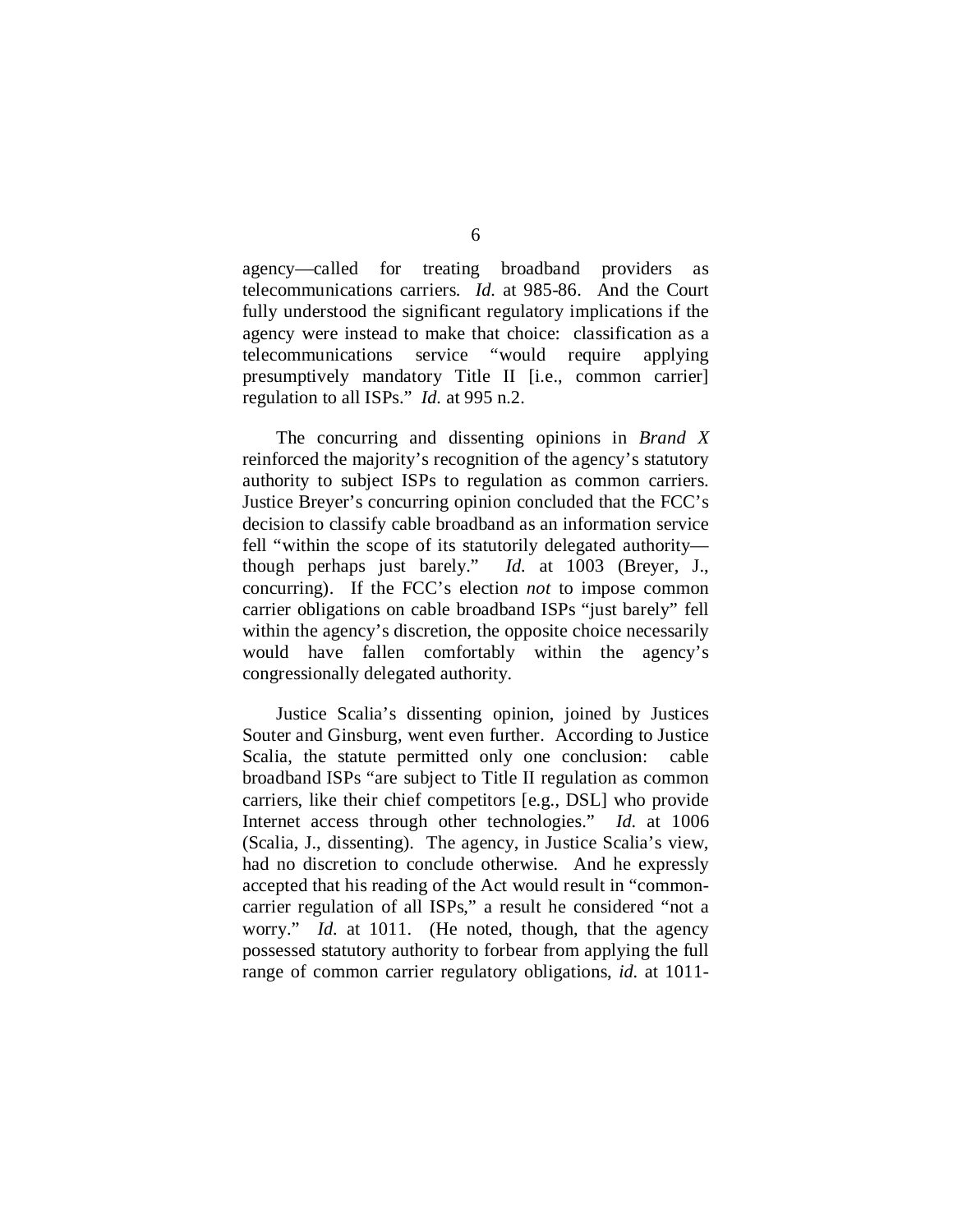agency—called for treating broadband providers as telecommunications carriers. *Id.* at 985-86. And the Court fully understood the significant regulatory implications if the agency were instead to make that choice: classification as a telecommunications service "would require applying presumptively mandatory Title II [i.e., common carrier] regulation to all ISPs." *Id.* at 995 n.2.

The concurring and dissenting opinions in *Brand X* reinforced the majority's recognition of the agency's statutory authority to subject ISPs to regulation as common carriers. Justice Breyer's concurring opinion concluded that the FCC's decision to classify cable broadband as an information service fell "within the scope of its statutorily delegated authority—though perhaps just barely." *Id.* at 1003 (Breyer, J., concurring). If the FCC's election *not* to impose common carrier obligations on cable broadband ISPs "just barely" fell within the agency's discretion, the opposite choice necessarily would have fallen comfortably within the agency's congressionally delegated authority.

Justice Scalia's dissenting opinion, joined by Justices Souter and Ginsburg, went even further. According to Justice Scalia, the statute permitted only one conclusion: cable broadband ISPs "are subject to Title II regulation as common carriers, like their chief competitors [e.g., DSL] who provide Internet access through other technologies." *Id.* at 1006 (Scalia, J., dissenting). The agency, in Justice Scalia's view, had no discretion to conclude otherwise. And he expressly accepted that his reading of the Act would result in "common-carrier regulation of all ISPs," a result he considered "not a worry." *Id.* at 1011. (He noted, though, that the agency possessed statutory authority to forbear from applying the full range of common carrier regulatory obligations, *id.* at 1011-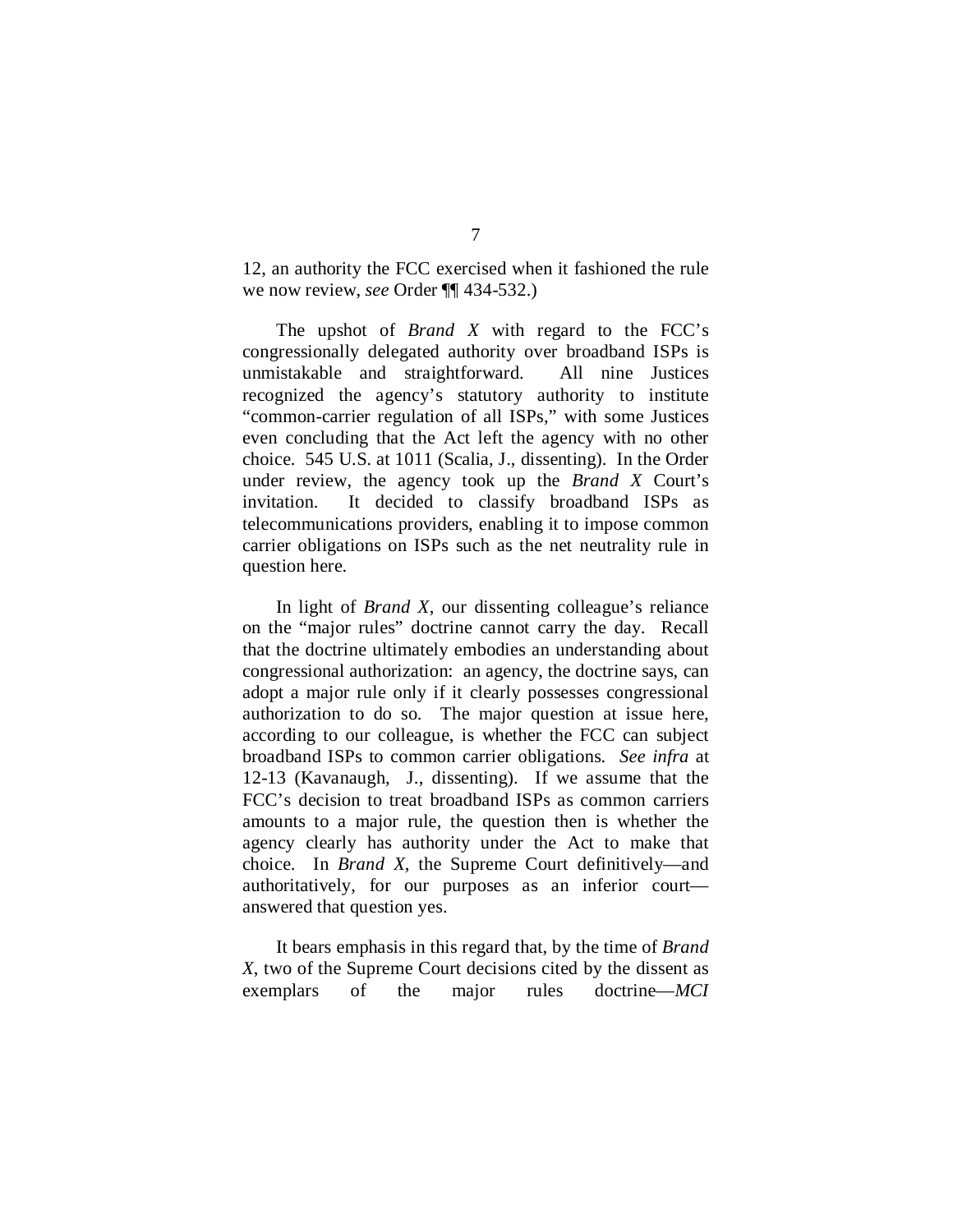12, an authority the FCC exercised when it fashioned the rule we now review, *see* Order ¶¶ 434-532.)

The upshot of *Brand X* with regard to the FCC's congressionally delegated authority over broadband ISPs is unmistakable and straightforward. All nine Justices recognized the agency's statutory authority to institute "common-carrier regulation of all ISPs," with some Justices even concluding that the Act left the agency with no other choice. 545 U.S. at 1011 (Scalia, J., dissenting). In the Order under review, the agency took up the *Brand X* Court's invitation. It decided to classify broadband ISPs as telecommunications providers, enabling it to impose common carrier obligations on ISPs such as the net neutrality rule in question here.

In light of *Brand X*, our dissenting colleague's reliance on the "major rules" doctrine cannot carry the day. Recall that the doctrine ultimately embodies an understanding about congressional authorization: an agency, the doctrine says, can adopt a major rule only if it clearly possesses congressional authorization to do so. The major question at issue here, according to our colleague, is whether the FCC can subject broadband ISPs to common carrier obligations. *See infra* at 12-13 (Kavanaugh, J., dissenting). If we assume that the FCC's decision to treat broadband ISPs as common carriers amounts to a major rule, the question then is whether the agency clearly has authority under the Act to make that choice. In *Brand X*, the Supreme Court definitively—and authoritatively, for our purposes as an inferior court—answered that question yes.

It bears emphasis in this regard that, by the time of *Brand X*, two of the Supreme Court decisions cited by the dissent as exemplars of the major rules doctrine—*MCI*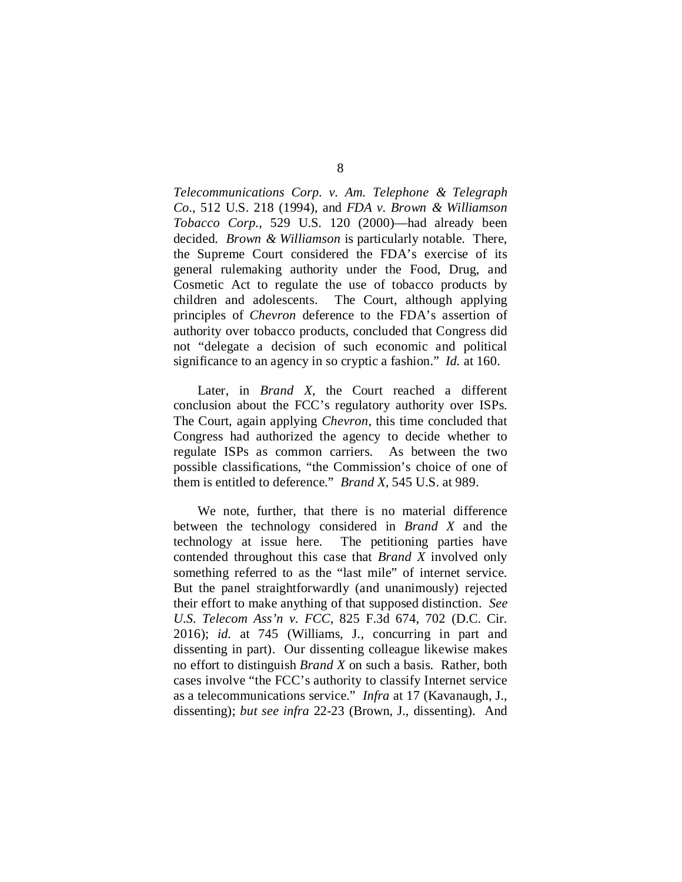*Telecommunications Corp. v. Am. Telephone & Telegraph Co.*, 512 U.S. 218 (1994), and *FDA v. Brown & Williamson Tobacco Corp.*, 529 U.S. 120 (2000)—had already been decided. *Brown & Williamson* is particularly notable. There, the Supreme Court considered the FDA's exercise of its general rulemaking authority under the Food, Drug, and Cosmetic Act to regulate the use of tobacco products by children and adolescents. The Court, although applying principles of *Chevron* deference to the FDA's assertion of authority over tobacco products, concluded that Congress did not "delegate a decision of such economic and political significance to an agency in so cryptic a fashion." *Id.* at 160.

Later, in *Brand X*, the Court reached a different conclusion about the FCC's regulatory authority over ISPs. The Court, again applying *Chevron*, this time concluded that Congress had authorized the agency to decide whether to regulate ISPs as common carriers. As between the two possible classifications, "the Commission's choice of one of them is entitled to deference." *Brand X*, 545 U.S. at 989.

We note, further, that there is no material difference between the technology considered in *Brand X* and the technology at issue here. The petitioning parties have contended throughout this case that *Brand X* involved only something referred to as the "last mile" of internet service. But the panel straightforwardly (and unanimously) rejected their effort to make anything of that supposed distinction. *See U.S. Telecom Ass'n v. FCC*, 825 F.3d 674, 702 (D.C. Cir. 2016); *id.* at 745 (Williams, J., concurring in part and dissenting in part). Our dissenting colleague likewise makes no effort to distinguish *Brand X* on such a basis. Rather, both cases involve "the FCC's authority to classify Internet service as a telecommunications service." *Infra* at 17 (Kavanaugh, J., dissenting); *but see infra* 22-23 (Brown, J., dissenting). And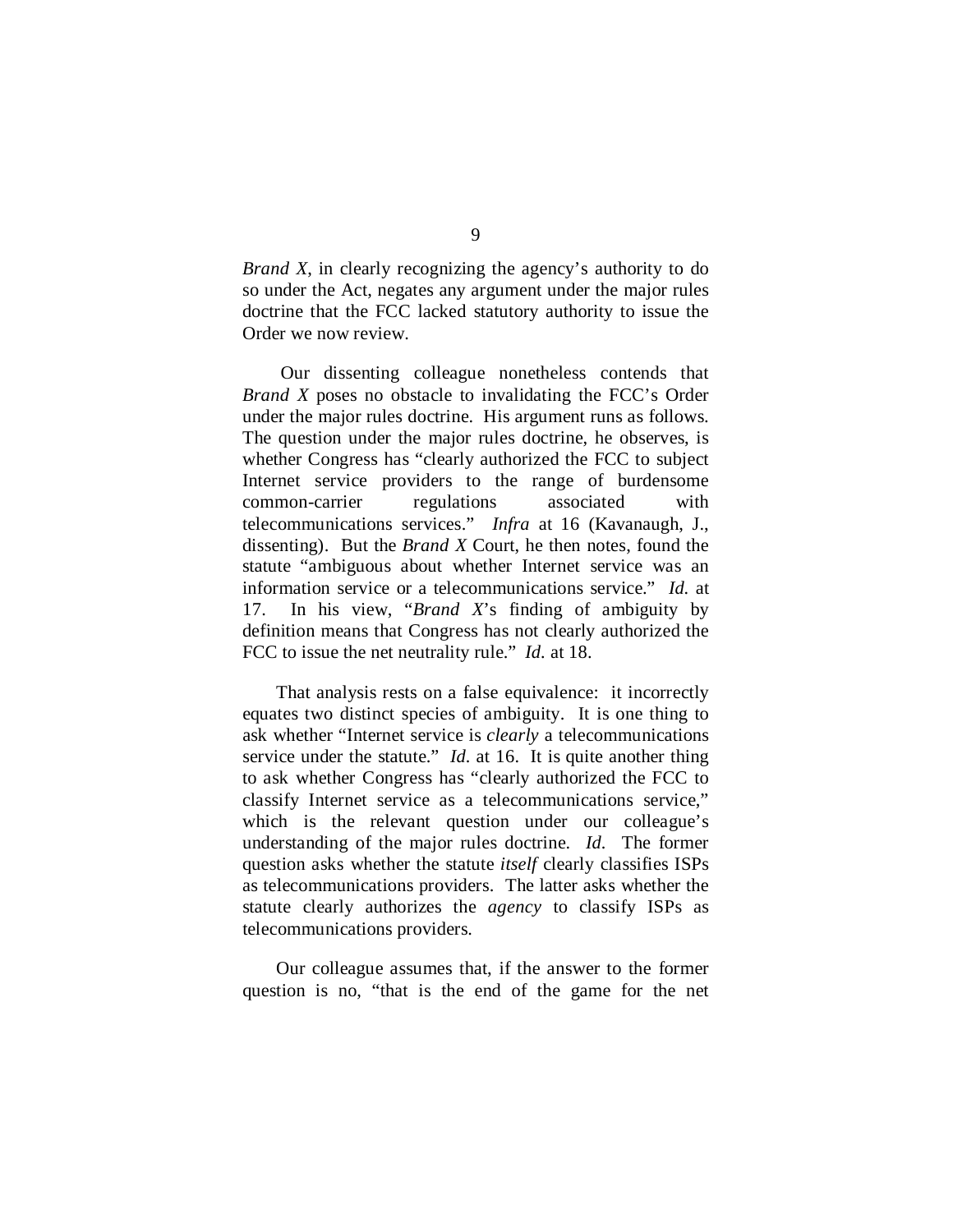*Brand X*, in clearly recognizing the agency's authority to do so under the Act, negates any argument under the major rules doctrine that the FCC lacked statutory authority to issue the Order we now review.

Our dissenting colleague nonetheless contends that *Brand X* poses no obstacle to invalidating the FCC's Order under the major rules doctrine. His argument runs as follows. The question under the major rules doctrine, he observes, is whether Congress has "clearly authorized the FCC to subject Internet service providers to the range of burdensome common-carrier regulations associated with telecommunications services." *Infra* at 16 (Kavanaugh, J., dissenting). But the *Brand X* Court, he then notes, found the statute "ambiguous about whether Internet service was an information service or a telecommunications service." *Id.* at 17. In his view, "*Brand X*'s finding of ambiguity by definition means that Congress has not clearly authorized the FCC to issue the net neutrality rule." *Id.* at 18.

That analysis rests on a false equivalence: it incorrectly equates two distinct species of ambiguity. It is one thing to ask whether "Internet service is *clearly* a telecommunications service under the statute." *Id.* at 16. It is quite another thing to ask whether Congress has "clearly authorized the FCC to classify Internet service as a telecommunications service," which is the relevant question under our colleague's understanding of the major rules doctrine. *Id.* The former question asks whether the statute *itself* clearly classifies ISPs as telecommunications providers. The latter asks whether the statute clearly authorizes the *agency* to classify ISPs as telecommunications providers.

Our colleague assumes that, if the answer to the former question is no, "that is the end of the game for the net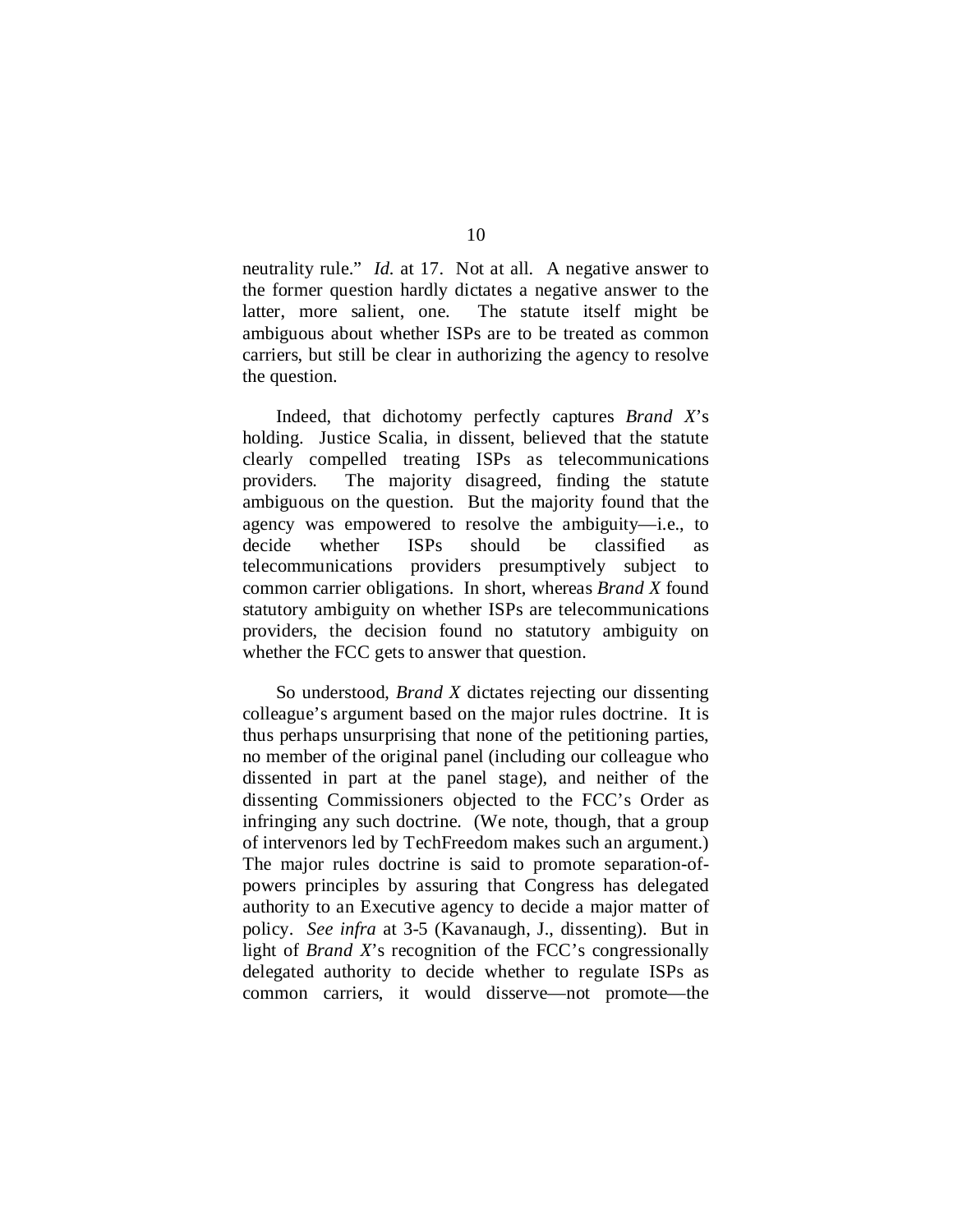neutrality rule." *Id.* at 17. Not at all. A negative answer to the former question hardly dictates a negative answer to the latter, more salient, one. The statute itself might be ambiguous about whether ISPs are to be treated as common carriers, but still be clear in authorizing the agency to resolve the question.

Indeed, that dichotomy perfectly captures *Brand X*'s holding. Justice Scalia, in dissent, believed that the statute clearly compelled treating ISPs as telecommunications providers. The majority disagreed, finding the statute ambiguous on the question. But the majority found that the agency was empowered to resolve the ambiguity—i.e., to decide whether ISPs should be classified as telecommunications providers presumptively subject to common carrier obligations. In short, whereas *Brand X* found statutory ambiguity on whether ISPs are telecommunications providers, the decision found no statutory ambiguity on whether the FCC gets to answer that question.

So understood, *Brand X* dictates rejecting our dissenting colleague's argument based on the major rules doctrine. It is thus perhaps unsurprising that none of the petitioning parties, no member of the original panel (including our colleague who dissented in part at the panel stage), and neither of the dissenting Commissioners objected to the FCC's Order as infringing any such doctrine. (We note, though, that a group of intervenors led by TechFreedom makes such an argument.) The major rules doctrine is said to promote separation-of-powers principles by assuring that Congress has delegated authority to an Executive agency to decide a major matter of policy. *See infra* at 3-5 (Kavanaugh, J., dissenting). But in light of *Brand X*'s recognition of the FCC's congressionally delegated authority to decide whether to regulate ISPs as common carriers, it would disserve—not promote—the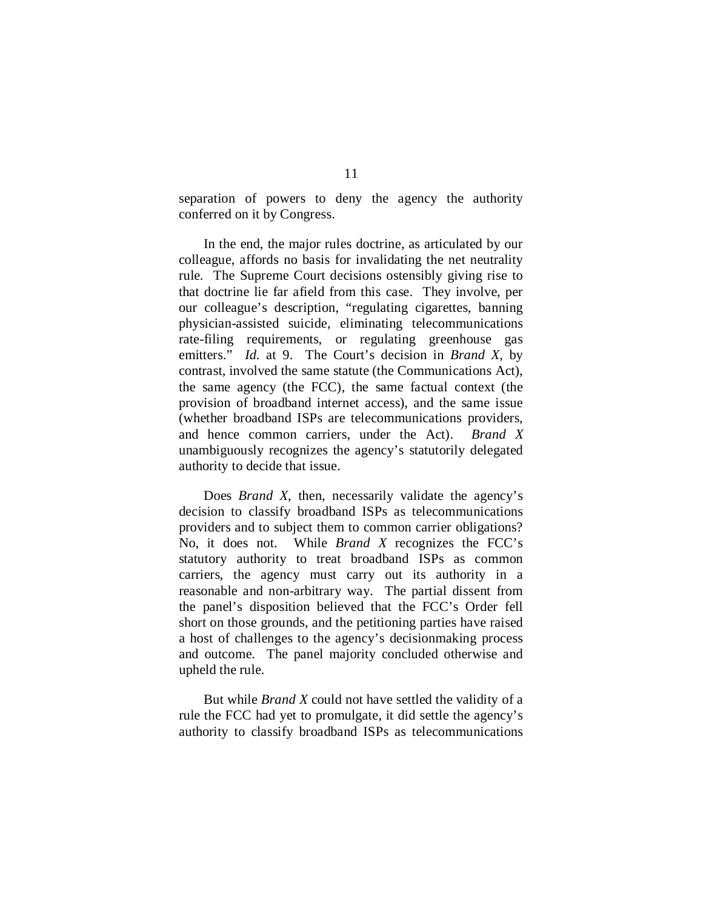separation of powers to deny the agency the authority conferred on it by Congress.

In the end, the major rules doctrine, as articulated by our colleague, affords no basis for invalidating the net neutrality rule. The Supreme Court decisions ostensibly giving rise to that doctrine lie far afield from this case. They involve, per our colleague's description, "regulating cigarettes, banning physician-assisted suicide, eliminating telecommunications rate-filing requirements, or regulating greenhouse gas emitters." *Id.* at 9. The Court's decision in *Brand X*, by contrast, involved the same statute (the Communications Act), the same agency (the FCC), the same factual context (the provision of broadband internet access), and the same issue (whether broadband ISPs are telecommunications providers, and hence common carriers, under the Act). *Brand X* unambiguously recognizes the agency's statutorily delegated authority to decide that issue.

Does *Brand X*, then, necessarily validate the agency's decision to classify broadband ISPs as telecommunications providers and to subject them to common carrier obligations? No, it does not. While *Brand X* recognizes the FCC's statutory authority to treat broadband ISPs as common carriers, the agency must carry out its authority in a reasonable and non-arbitrary way. The partial dissent from the panel's disposition believed that the FCC's Order fell short on those grounds, and the petitioning parties have raised a host of challenges to the agency's decisionmaking process and outcome. The panel majority concluded otherwise and upheld the rule.

But while *Brand X* could not have settled the validity of a rule the FCC had yet to promulgate, it did settle the agency's authority to classify broadband ISPs as telecommunications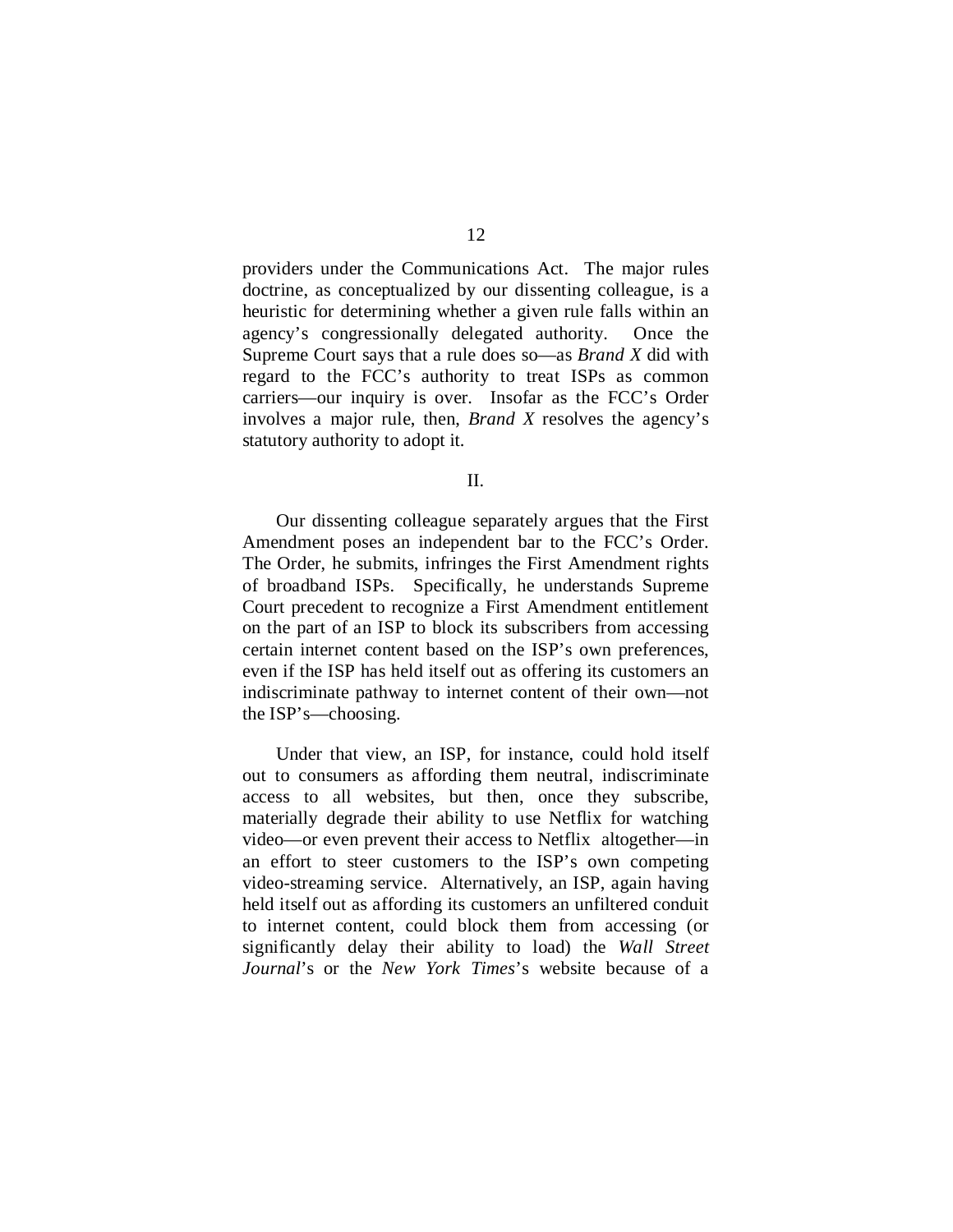providers under the Communications Act. The major rules doctrine, as conceptualized by our dissenting colleague, is a heuristic for determining whether a given rule falls within an agency's congressionally delegated authority. Once the Supreme Court says that a rule does so—as *Brand X* did with regard to the FCC's authority to treat ISPs as common carriers—our inquiry is over. Insofar as the FCC's Order involves a major rule, then, *Brand X* resolves the agency's statutory authority to adopt it.

## II.

Our dissenting colleague separately argues that the First Amendment poses an independent bar to the FCC's Order. The Order, he submits, infringes the First Amendment rights of broadband ISPs. Specifically, he understands Supreme Court precedent to recognize a First Amendment entitlement on the part of an ISP to block its subscribers from accessing certain internet content based on the ISP's own preferences, even if the ISP has held itself out as offering its customers an indiscriminate pathway to internet content of their own—not the ISP's—choosing.

Under that view, an ISP, for instance, could hold itself out to consumers as affording them neutral, indiscriminate access to all websites, but then, once they subscribe, materially degrade their ability to use Netflix for watching video—or even prevent their access to Netflix altogether—in an effort to steer customers to the ISP's own competing video-streaming service. Alternatively, an ISP, again having held itself out as affording its customers an unfiltered conduit to internet content, could block them from accessing (or significantly delay their ability to load) the *Wall Street Journal*'s or the *New York Times*'s website because of a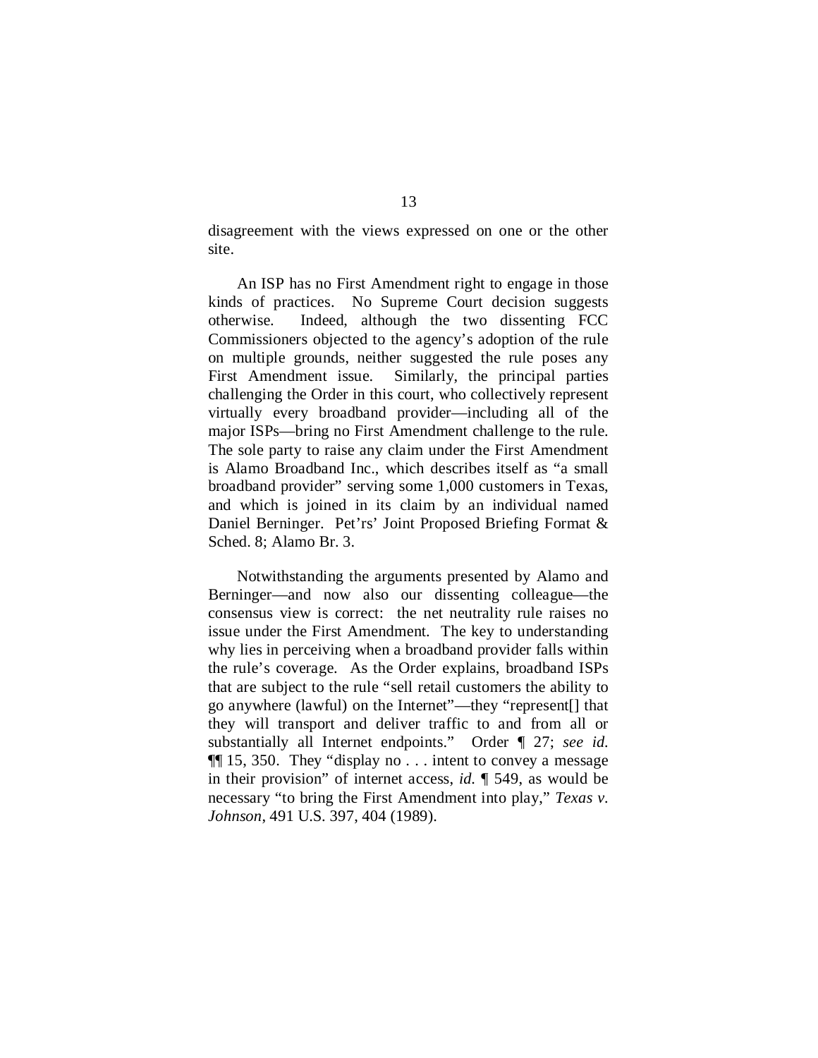disagreement with the views expressed on one or the other site.

An ISP has no First Amendment right to engage in those kinds of practices. No Supreme Court decision suggests otherwise. Indeed, although the two dissenting FCC Commissioners objected to the agency's adoption of the rule on multiple grounds, neither suggested the rule poses any First Amendment issue. Similarly, the principal parties challenging the Order in this court, who collectively represent virtually every broadband provider—including all of the major ISPs—bring no First Amendment challenge to the rule. The sole party to raise any claim under the First Amendment is Alamo Broadband Inc., which describes itself as "a small broadband provider" serving some 1,000 customers in Texas, and which is joined in its claim by an individual named Daniel Berninger. Pet'rs' Joint Proposed Briefing Format & Sched. 8; Alamo Br. 3.

Notwithstanding the arguments presented by Alamo and Berninger—and now also our dissenting colleague—the consensus view is correct: the net neutrality rule raises no issue under the First Amendment. The key to understanding why lies in perceiving when a broadband provider falls within the rule's coverage. As the Order explains, broadband ISPs that are subject to the rule "sell retail customers the ability to go anywhere (lawful) on the Internet"—they "represent[] that they will transport and deliver traffic to and from all or substantially all Internet endpoints." Order ¶ 27; *see id.* ¶¶ 15, 350. They "display no . . . intent to convey a message in their provision" of internet access, *id.* ¶ 549, as would be necessary "to bring the First Amendment into play," *Texas v. Johnson*, 491 U.S. 397, 404 (1989).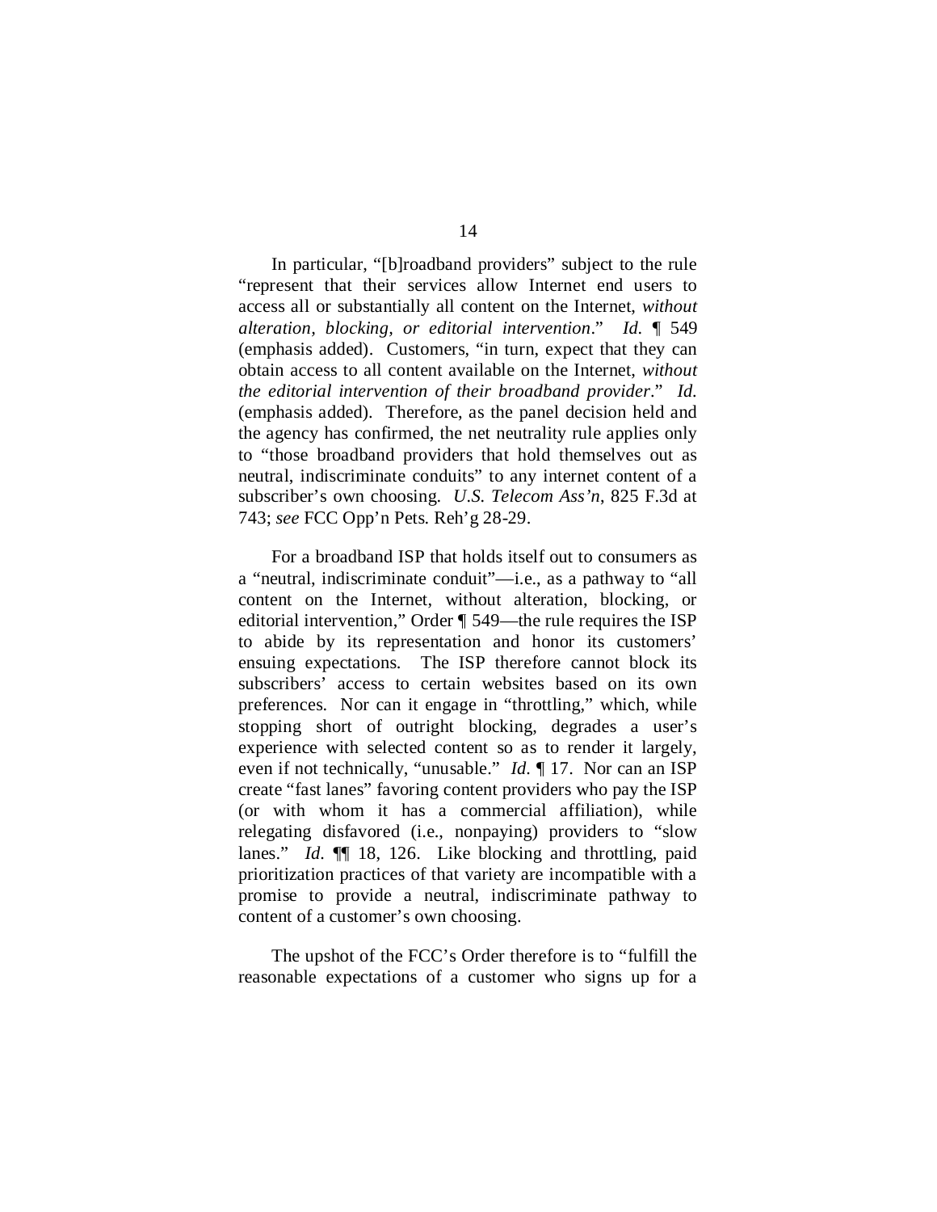In particular, "[b]roadband providers" subject to the rule "represent that their services allow Internet end users to access all or substantially all content on the Internet, *without alteration, blocking, or editorial intervention*." *Id.* ¶ 549 (emphasis added). Customers, "in turn, expect that they can obtain access to all content available on the Internet, *without the editorial intervention of their broadband provider*." *Id.* (emphasis added). Therefore, as the panel decision held and the agency has confirmed, the net neutrality rule applies only to "those broadband providers that hold themselves out as neutral, indiscriminate conduits" to any internet content of a subscriber's own choosing. *U.S. Telecom Ass'n*, 825 F.3d at 743; *see* FCC Opp'n Pets. Reh'g 28-29.

For a broadband ISP that holds itself out to consumers as a "neutral, indiscriminate conduit"—i.e., as a pathway to "all content on the Internet, without alteration, blocking, or editorial intervention," Order ¶ 549—the rule requires the ISP to abide by its representation and honor its customers' ensuing expectations. The ISP therefore cannot block its subscribers' access to certain websites based on its own preferences. Nor can it engage in "throttling," which, while stopping short of outright blocking, degrades a user's experience with selected content so as to render it largely, even if not technically, "unusable." *Id.* ¶ 17. Nor can an ISP create "fast lanes" favoring content providers who pay the ISP (or with whom it has a commercial affiliation), while relegating disfavored (i.e., nonpaying) providers to "slow lanes." *Id.* ¶¶ 18, 126. Like blocking and throttling, paid prioritization practices of that variety are incompatible with a promise to provide a neutral, indiscriminate pathway to content of a customer's own choosing.

The upshot of the FCC's Order therefore is to "fulfill the reasonable expectations of a customer who signs up for a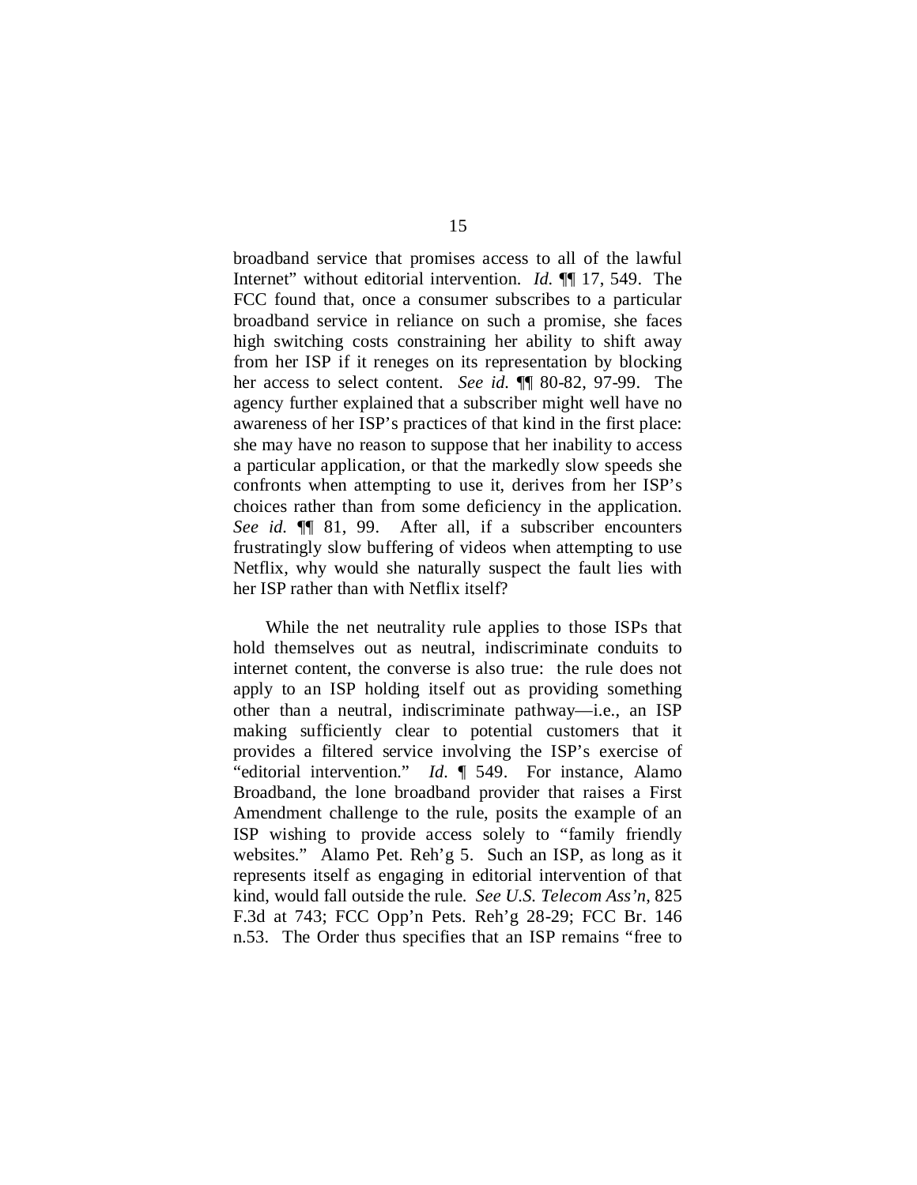broadband service that promises access to all of the lawful Internet" without editorial intervention. *Id.* ¶¶ 17, 549. The FCC found that, once a consumer subscribes to a particular broadband service in reliance on such a promise, she faces high switching costs constraining her ability to shift away from her ISP if it reneges on its representation by blocking her access to select content. *See id.* ¶¶ 80-82, 97-99. The agency further explained that a subscriber might well have no awareness of her ISP's practices of that kind in the first place: she may have no reason to suppose that her inability to access a particular application, or that the markedly slow speeds she confronts when attempting to use it, derives from her ISP's choices rather than from some deficiency in the application. *See id.* ¶¶ 81, 99. After all, if a subscriber encounters frustratingly slow buffering of videos when attempting to use Netflix, why would she naturally suspect the fault lies with her ISP rather than with Netflix itself?

While the net neutrality rule applies to those ISPs that hold themselves out as neutral, indiscriminate conduits to internet content, the converse is also true: the rule does not apply to an ISP holding itself out as providing something other than a neutral, indiscriminate pathway—i.e., an ISP making sufficiently clear to potential customers that it provides a filtered service involving the ISP's exercise of "editorial intervention." *Id.* ¶ 549. For instance, Alamo Broadband, the lone broadband provider that raises a First Amendment challenge to the rule, posits the example of an ISP wishing to provide access solely to "family friendly websites." Alamo Pet. Reh'g 5. Such an ISP, as long as it represents itself as engaging in editorial intervention of that kind, would fall outside the rule. *See U.S. Telecom Ass'n*, 825 F.3d at 743; FCC Opp'n Pets. Reh'g 28-29; FCC Br. 146 n.53. The Order thus specifies that an ISP remains "free to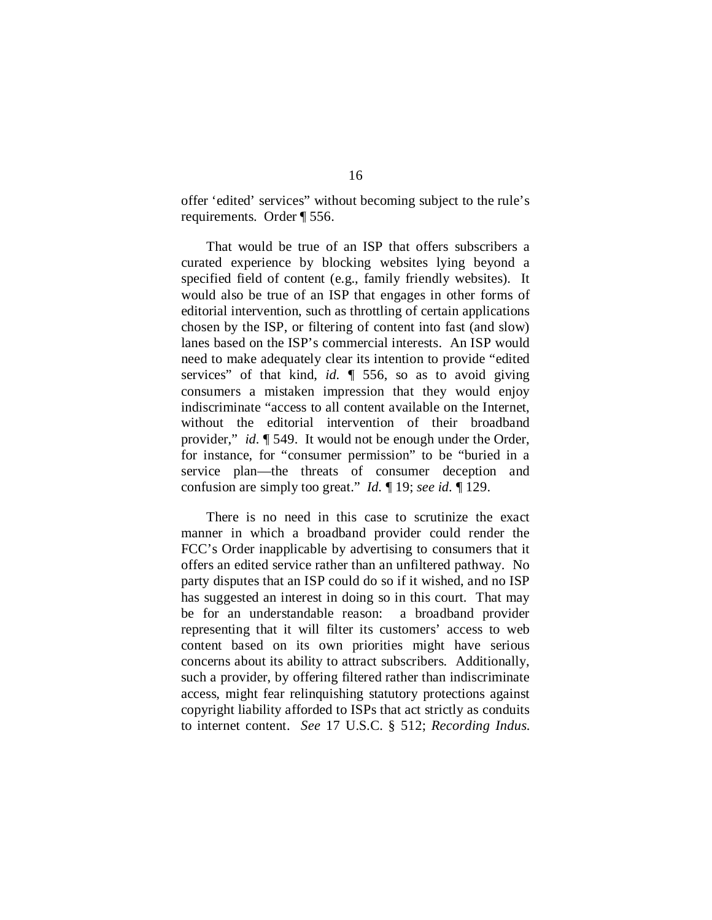offer 'edited' services" without becoming subject to the rule's requirements. Order ¶ 556.

That would be true of an ISP that offers subscribers a curated experience by blocking websites lying beyond a specified field of content (e.g., family friendly websites). It would also be true of an ISP that engages in other forms of editorial intervention, such as throttling of certain applications chosen by the ISP, or filtering of content into fast (and slow) lanes based on the ISP's commercial interests. An ISP would need to make adequately clear its intention to provide "edited services" of that kind, *id.* ¶ 556, so as to avoid giving consumers a mistaken impression that they would enjoy indiscriminate "access to all content available on the Internet, without the editorial intervention of their broadband provider," *id.* ¶ 549. It would not be enough under the Order, for instance, for "consumer permission" to be "buried in a service plan—the threats of consumer deception and confusion are simply too great." *Id.* ¶ 19; *see id.* ¶ 129.

There is no need in this case to scrutinize the exact manner in which a broadband provider could render the FCC's Order inapplicable by advertising to consumers that it offers an edited service rather than an unfiltered pathway. No party disputes that an ISP could do so if it wished, and no ISP has suggested an interest in doing so in this court. That may be for an understandable reason: a broadband provider representing that it will filter its customers' access to web content based on its own priorities might have serious concerns about its ability to attract subscribers. Additionally, such a provider, by offering filtered rather than indiscriminate access, might fear relinquishing statutory protections against copyright liability afforded to ISPs that act strictly as conduits to internet content. *See* 17 U.S.C. § 512; *Recording Indus.*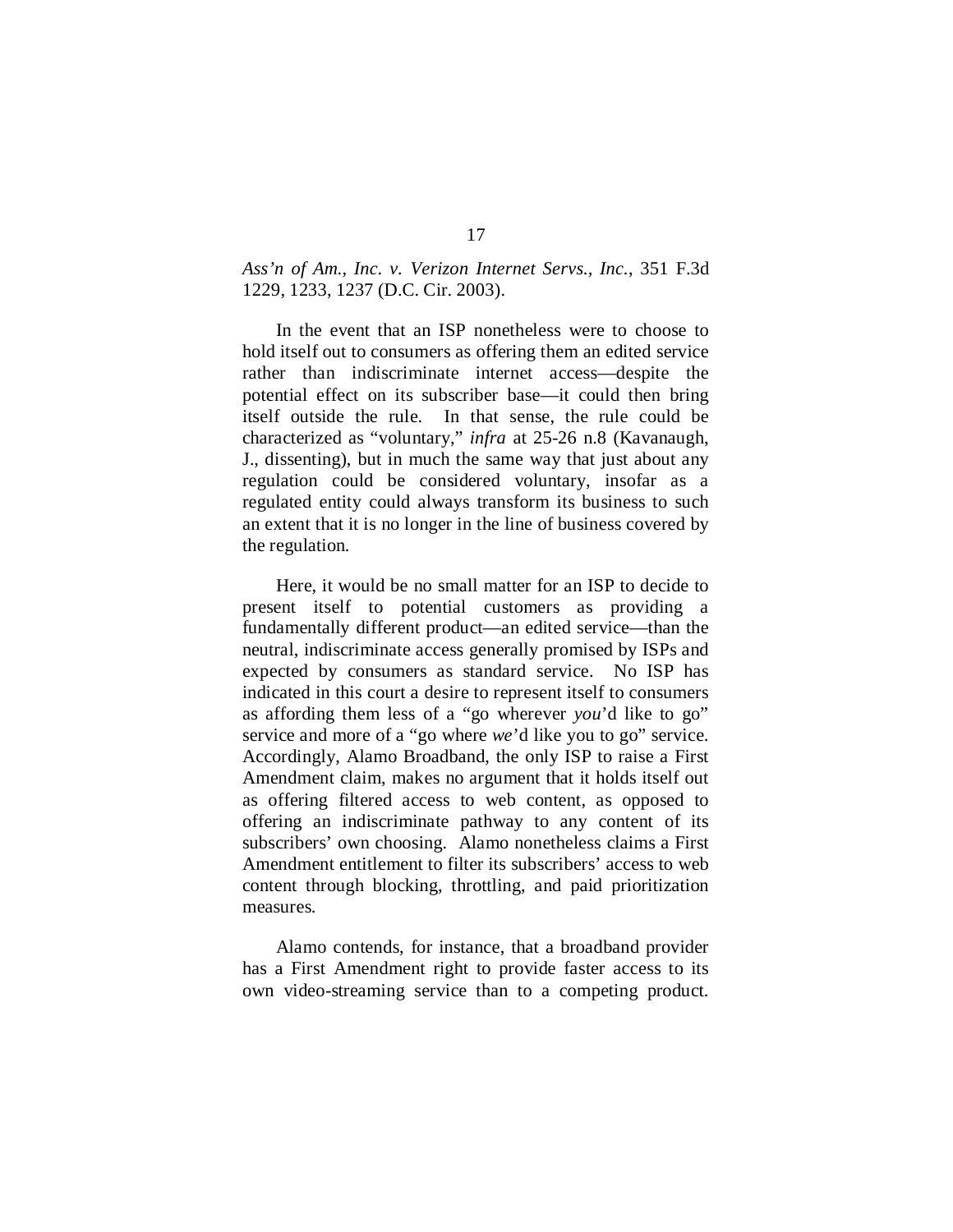*Ass'n of Am., Inc. v. Verizon Internet Servs., Inc.*, 351 F.3d 1229, 1233, 1237 (D.C. Cir. 2003).

In the event that an ISP nonetheless were to choose to hold itself out to consumers as offering them an edited service rather than indiscriminate internet access—despite the potential effect on its subscriber base—it could then bring itself outside the rule. In that sense, the rule could be characterized as "voluntary," *infra* at 25-26 n.8 (Kavanaugh, J., dissenting), but in much the same way that just about any regulation could be considered voluntary, insofar as a regulated entity could always transform its business to such an extent that it is no longer in the line of business covered by the regulation.

Here, it would be no small matter for an ISP to decide to present itself to potential customers as providing a fundamentally different product—an edited service—than the neutral, indiscriminate access generally promised by ISPs and expected by consumers as standard service. No ISP has indicated in this court a desire to represent itself to consumers as affording them less of a "go wherever *you*'d like to go" service and more of a "go where *we*'d like you to go" service. Accordingly, Alamo Broadband, the only ISP to raise a First Amendment claim, makes no argument that it holds itself out as offering filtered access to web content, as opposed to offering an indiscriminate pathway to any content of its subscribers' own choosing. Alamo nonetheless claims a First Amendment entitlement to filter its subscribers' access to web content through blocking, throttling, and paid prioritization measures.

Alamo contends, for instance, that a broadband provider has a First Amendment right to provide faster access to its own video-streaming service than to a competing product.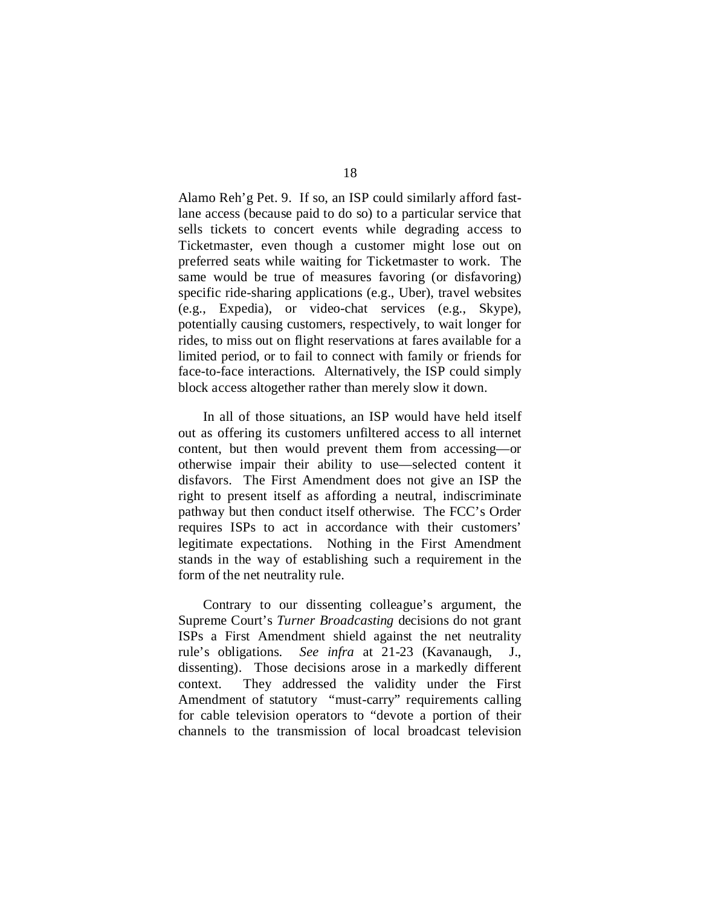Alamo Reh'g Pet. 9. If so, an ISP could similarly afford fast-lane access (because paid to do so) to a particular service that sells tickets to concert events while degrading access to Ticketmaster, even though a customer might lose out on preferred seats while waiting for Ticketmaster to work. The same would be true of measures favoring (or disfavoring) specific ride-sharing applications (e.g., Uber), travel websites (e.g., Expedia), or video-chat services (e.g., Skype), potentially causing customers, respectively, to wait longer for rides, to miss out on flight reservations at fares available for a limited period, or to fail to connect with family or friends for face-to-face interactions. Alternatively, the ISP could simply block access altogether rather than merely slow it down.

In all of those situations, an ISP would have held itself out as offering its customers unfiltered access to all internet content, but then would prevent them from accessing—or otherwise impair their ability to use—selected content it disfavors. The First Amendment does not give an ISP the right to present itself as affording a neutral, indiscriminate pathway but then conduct itself otherwise. The FCC's Order requires ISPs to act in accordance with their customers' legitimate expectations. Nothing in the First Amendment stands in the way of establishing such a requirement in the form of the net neutrality rule.

Contrary to our dissenting colleague's argument, the Supreme Court's *Turner Broadcasting* decisions do not grant ISPs a First Amendment shield against the net neutrality rule's obligations. *See infra* at 21-23 (Kavanaugh, J., dissenting). Those decisions arose in a markedly different context. They addressed the validity under the First Amendment of statutory "must-carry" requirements calling for cable television operators to "devote a portion of their channels to the transmission of local broadcast television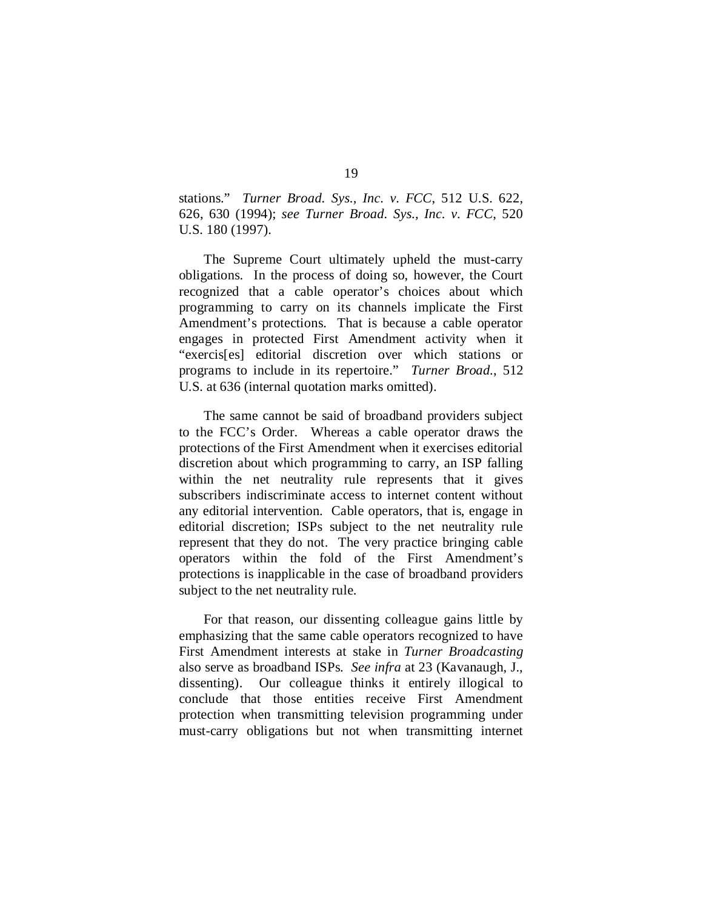stations." *Turner Broad. Sys., Inc. v. FCC*, 512 U.S. 622, 626, 630 (1994); *see Turner Broad. Sys., Inc. v. FCC*, 520 U.S. 180 (1997).

The Supreme Court ultimately upheld the must-carry obligations. In the process of doing so, however, the Court recognized that a cable operator's choices about which programming to carry on its channels implicate the First Amendment's protections. That is because a cable operator engages in protected First Amendment activity when it "exercis[es] editorial discretion over which stations or programs to include in its repertoire." *Turner Broad.*, 512 U.S. at 636 (internal quotation marks omitted).

The same cannot be said of broadband providers subject to the FCC's Order. Whereas a cable operator draws the protections of the First Amendment when it exercises editorial discretion about which programming to carry, an ISP falling within the net neutrality rule represents that it gives subscribers indiscriminate access to internet content without any editorial intervention. Cable operators, that is, engage in editorial discretion; ISPs subject to the net neutrality rule represent that they do not. The very practice bringing cable operators within the fold of the First Amendment's protections is inapplicable in the case of broadband providers subject to the net neutrality rule.

For that reason, our dissenting colleague gains little by emphasizing that the same cable operators recognized to have First Amendment interests at stake in *Turner Broadcasting* also serve as broadband ISPs. *See infra* at 23 (Kavanaugh, J., dissenting). Our colleague thinks it entirely illogical to conclude that those entities receive First Amendment protection when transmitting television programming under must-carry obligations but not when transmitting internet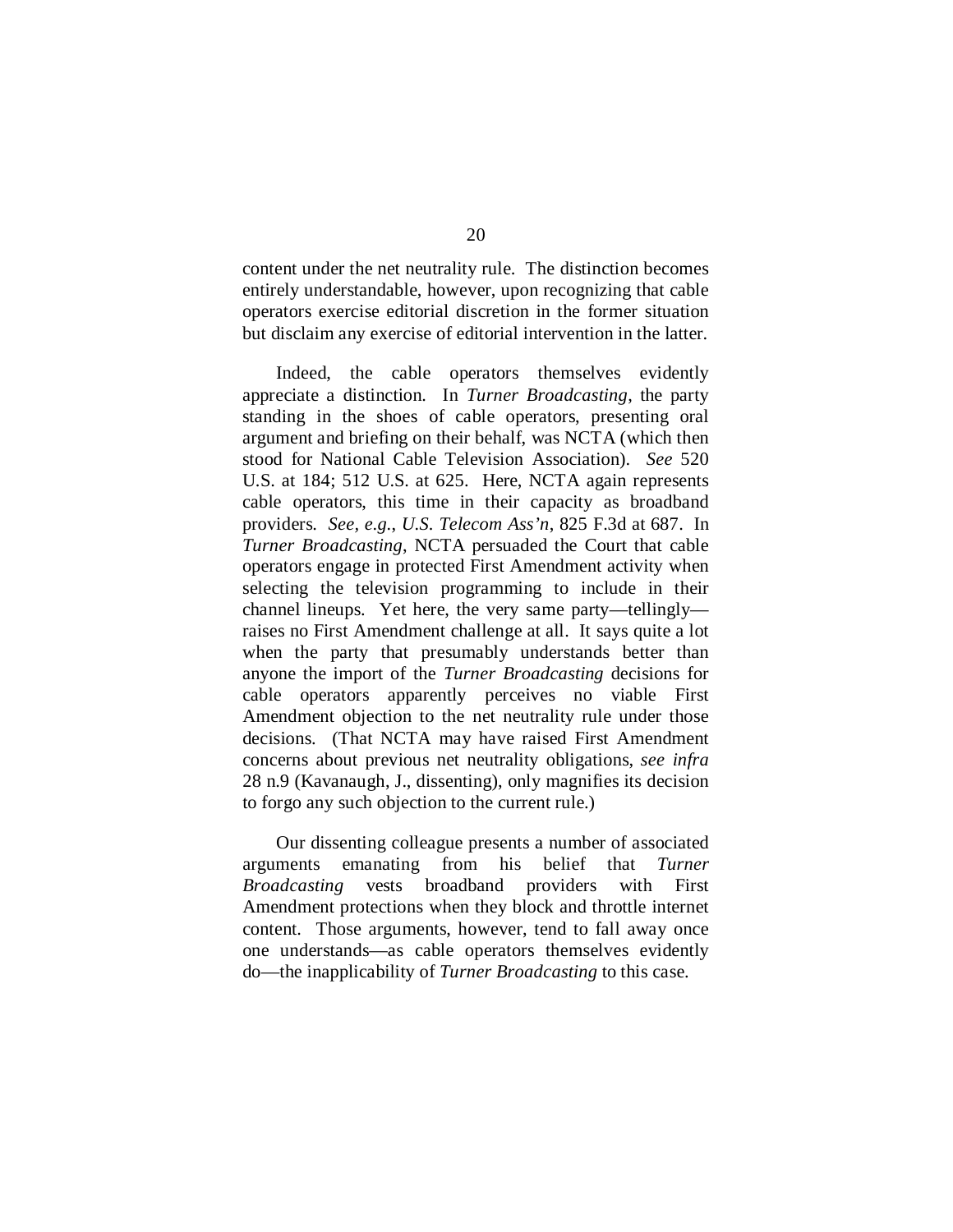content under the net neutrality rule. The distinction becomes entirely understandable, however, upon recognizing that cable operators exercise editorial discretion in the former situation but disclaim any exercise of editorial intervention in the latter.

Indeed, the cable operators themselves evidently appreciate a distinction. In *Turner Broadcasting*, the party standing in the shoes of cable operators, presenting oral argument and briefing on their behalf, was NCTA (which then stood for National Cable Television Association). *See* 520 U.S. at 184; 512 U.S. at 625. Here, NCTA again represents cable operators, this time in their capacity as broadband providers. *See, e.g.*, *U.S. Telecom Ass'n*, 825 F.3d at 687. In *Turner Broadcasting*, NCTA persuaded the Court that cable operators engage in protected First Amendment activity when selecting the television programming to include in their channel lineups. Yet here, the very same party—tellingly—raises no First Amendment challenge at all. It says quite a lot when the party that presumably understands better than anyone the import of the *Turner Broadcasting* decisions for cable operators apparently perceives no viable First Amendment objection to the net neutrality rule under those decisions. (That NCTA may have raised First Amendment concerns about previous net neutrality obligations, *see infra* 28 n.9 (Kavanaugh, J., dissenting), only magnifies its decision to forgo any such objection to the current rule.)

Our dissenting colleague presents a number of associated arguments emanating from his belief that *Turner Broadcasting* vests broadband providers with First Amendment protections when they block and throttle internet content. Those arguments, however, tend to fall away once one understands—as cable operators themselves evidently do—the inapplicability of *Turner Broadcasting* to this case.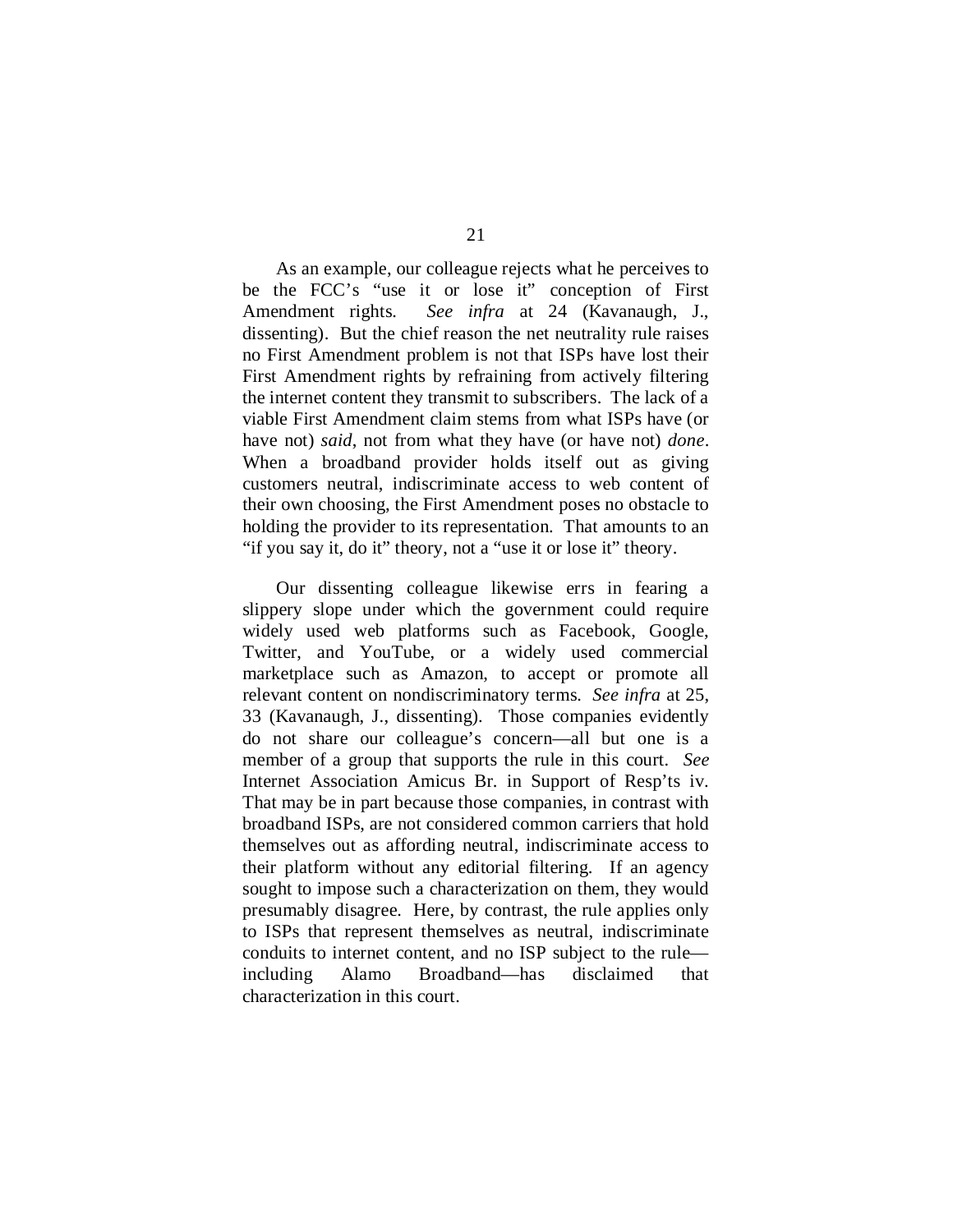As an example, our colleague rejects what he perceives to be the FCC's "use it or lose it" conception of First Amendment rights. *See infra* at 24 (Kavanaugh, J., dissenting). But the chief reason the net neutrality rule raises no First Amendment problem is not that ISPs have lost their First Amendment rights by refraining from actively filtering the internet content they transmit to subscribers. The lack of a viable First Amendment claim stems from what ISPs have (or have not) *said*, not from what they have (or have not) *done*. When a broadband provider holds itself out as giving customers neutral, indiscriminate access to web content of their own choosing, the First Amendment poses no obstacle to holding the provider to its representation. That amounts to an "if you say it, do it" theory, not a "use it or lose it" theory.

Our dissenting colleague likewise errs in fearing a slippery slope under which the government could require widely used web platforms such as Facebook, Google, Twitter, and YouTube, or a widely used commercial marketplace such as Amazon, to accept or promote all relevant content on nondiscriminatory terms. *See infra* at 25, 33 (Kavanaugh, J., dissenting). Those companies evidently do not share our colleague's concern—all but one is a member of a group that supports the rule in this court. *See* Internet Association Amicus Br. in Support of Resp'ts iv. That may be in part because those companies, in contrast with broadband ISPs, are not considered common carriers that hold themselves out as affording neutral, indiscriminate access to their platform without any editorial filtering. If an agency sought to impose such a characterization on them, they would presumably disagree. Here, by contrast, the rule applies only to ISPs that represent themselves as neutral, indiscriminate conduits to internet content, and no ISP subject to the rule—including Alamo Broadband—has disclaimed that characterization in this court.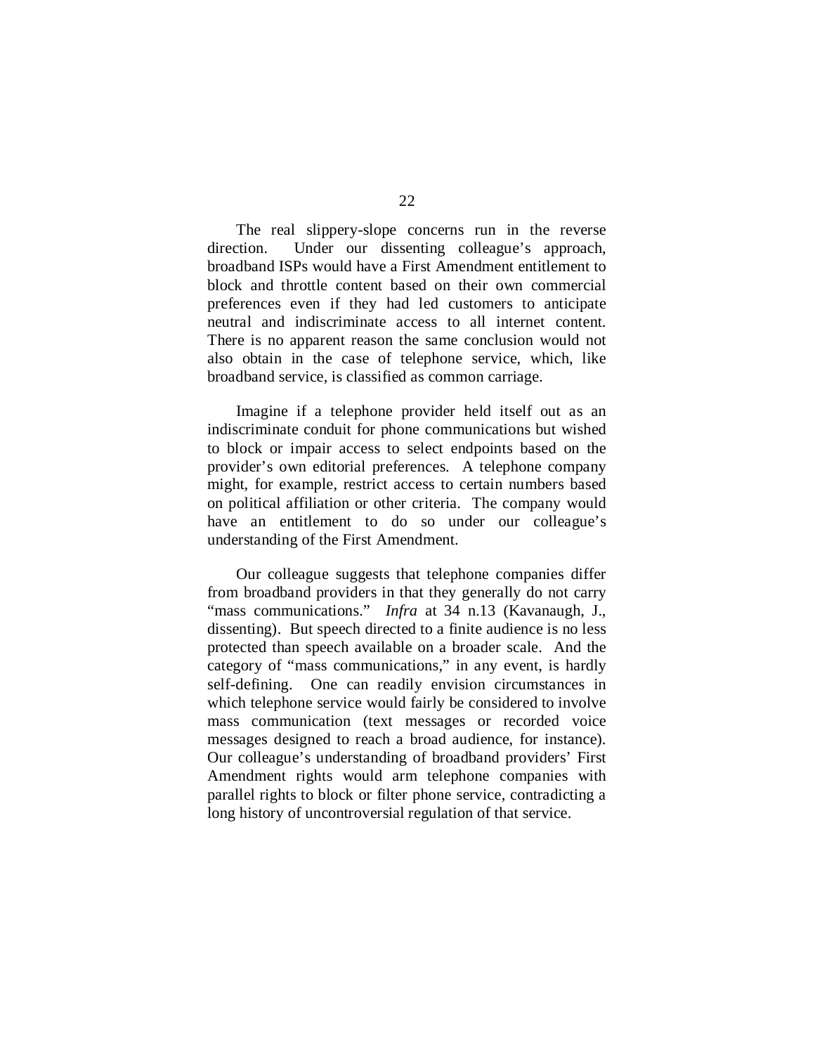The real slippery-slope concerns run in the reverse direction. Under our dissenting colleague's approach, broadband ISPs would have a First Amendment entitlement to block and throttle content based on their own commercial preferences even if they had led customers to anticipate neutral and indiscriminate access to all internet content. There is no apparent reason the same conclusion would not also obtain in the case of telephone service, which, like broadband service, is classified as common carriage.

Imagine if a telephone provider held itself out as an indiscriminate conduit for phone communications but wished to block or impair access to select endpoints based on the provider's own editorial preferences. A telephone company might, for example, restrict access to certain numbers based on political affiliation or other criteria. The company would have an entitlement to do so under our colleague's understanding of the First Amendment.

Our colleague suggests that telephone companies differ from broadband providers in that they generally do not carry "mass communications." *Infra* at 34 n.13 (Kavanaugh, J., dissenting). But speech directed to a finite audience is no less protected than speech available on a broader scale. And the category of "mass communications," in any event, is hardly self-defining. One can readily envision circumstances in which telephone service would fairly be considered to involve mass communication (text messages or recorded voice messages designed to reach a broad audience, for instance). Our colleague's understanding of broadband providers' First Amendment rights would arm telephone companies with parallel rights to block or filter phone service, contradicting a long history of uncontroversial regulation of that service.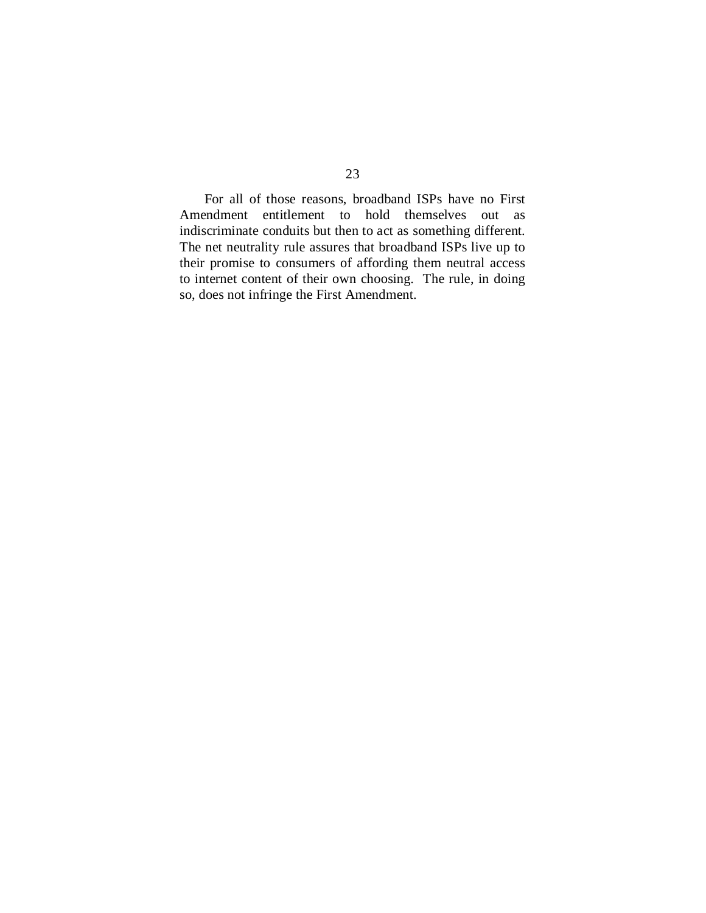For all of those reasons, broadband ISPs have no First Amendment entitlement to hold themselves out as indiscriminate conduits but then to act as something different. The net neutrality rule assures that broadband ISPs live up to their promise to consumers of affording them neutral access to internet content of their own choosing. The rule, in doing so, does not infringe the First Amendment.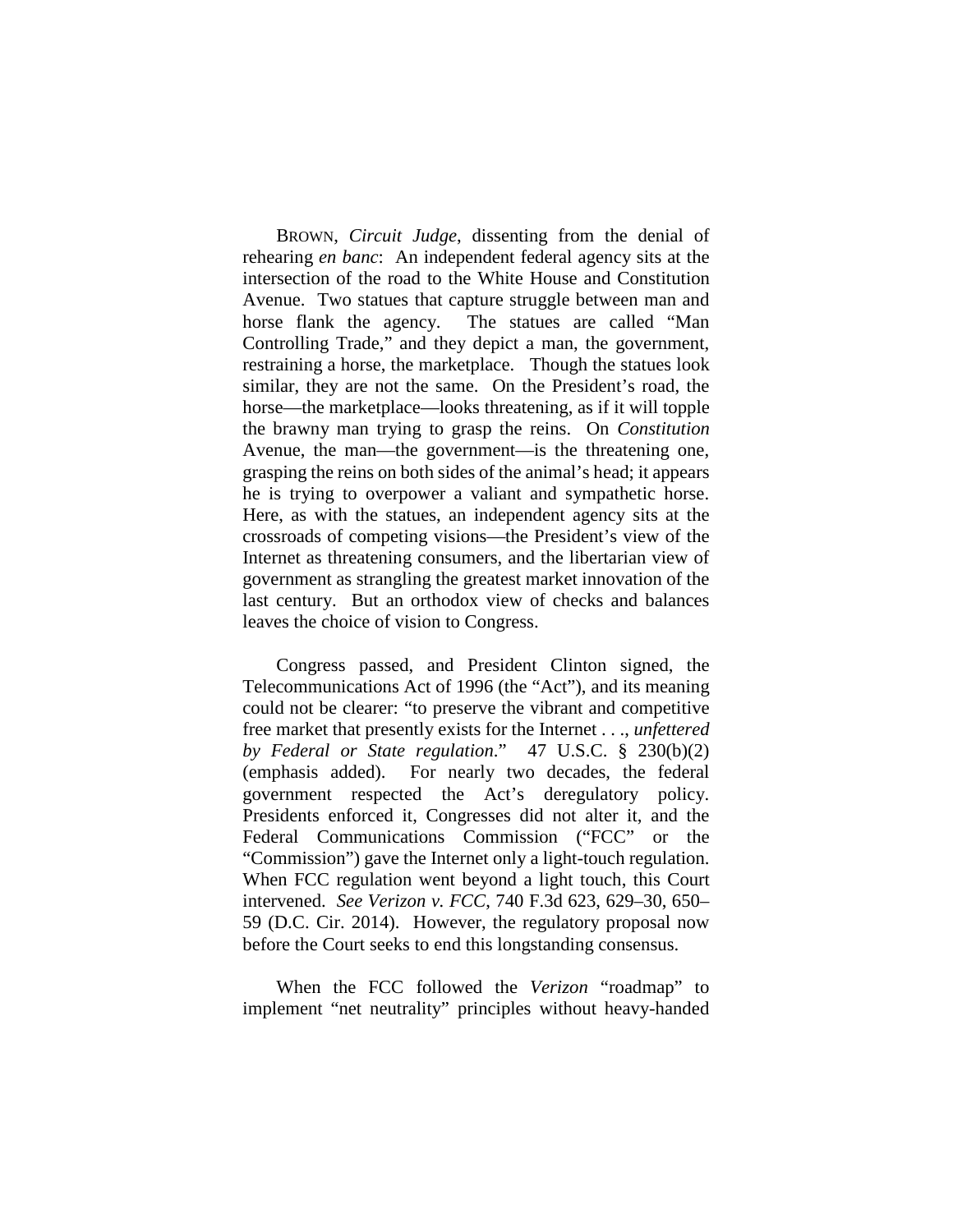BROWN, *Circuit Judge*, dissenting from the denial of rehearing *en banc*: An independent federal agency sits at the intersection of the road to the White House and Constitution Avenue. Two statues that capture struggle between man and horse flank the agency. The statues are called "Man Controlling Trade," and they depict a man, the government, restraining a horse, the marketplace. Though the statues look similar, they are not the same. On the President's road, the horse—the marketplace—looks threatening, as if it will topple the brawny man trying to grasp the reins. On *Constitution* Avenue, the man—the government—is the threatening one, grasping the reins on both sides of the animal's head; it appears he is trying to overpower a valiant and sympathetic horse. Here, as with the statues, an independent agency sits at the crossroads of competing visions—the President's view of the Internet as threatening consumers, and the libertarian view of government as strangling the greatest market innovation of the last century. But an orthodox view of checks and balances leaves the choice of vision to Congress.

Congress passed, and President Clinton signed, the Telecommunications Act of 1996 (the "Act"), and its meaning could not be clearer: "to preserve the vibrant and competitive free market that presently exists for the Internet . . ., *unfettered by Federal or State regulation*." 47 U.S.C. § 230(b)(2) (emphasis added). For nearly two decades, the federal government respected the Act's deregulatory policy. Presidents enforced it, Congresses did not alter it, and the Federal Communications Commission ("FCC" or the "Commission") gave the Internet only a light-touch regulation. When FCC regulation went beyond a light touch, this Court intervened. *See Verizon v. FCC*, 740 F.3d 623, 629–30, 650–59 (D.C. Cir. 2014). However, the regulatory proposal now before the Court seeks to end this longstanding consensus.

When the FCC followed the *Verizon* "roadmap" to implement "net neutrality" principles without heavy-handed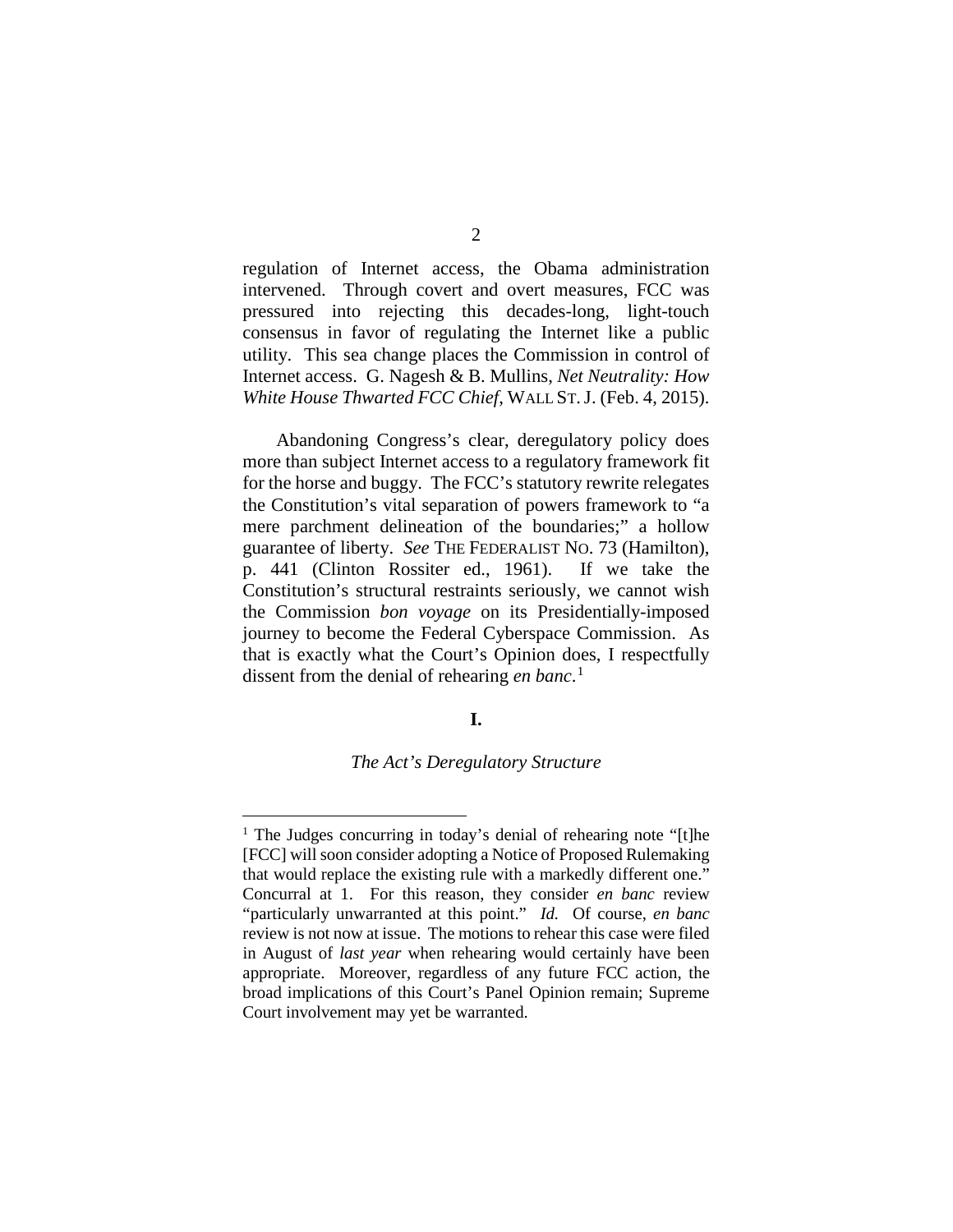regulation of Internet access, the Obama administration intervened. Through covert and overt measures, FCC was pressured into rejecting this decades-long, light-touch consensus in favor of regulating the Internet like a public utility. This sea change places the Commission in control of Internet access. G. Nagesh & B. Mullins, *Net Neutrality: How White House Thwarted FCC Chief*, WALL ST. J. (Feb. 4, 2015).

Abandoning Congress's clear, deregulatory policy does more than subject Internet access to a regulatory framework fit for the horse and buggy. The FCC's statutory rewrite relegates the Constitution's vital separation of powers framework to "a mere parchment delineation of the boundaries;" a hollow guarantee of liberty. *See* THE FEDERALIST NO. 73 (Hamilton), p. 441 (Clinton Rossiter ed., 1961). If we take the Constitution's structural restraints seriously, we cannot wish the Commission *bon voyage* on its Presidentially-imposed journey to become the Federal Cyberspace Commission. As that is exactly what the Court's Opinion does, I respectfully dissent from the denial of rehearing *en banc*.[1]

## I.

### *The Act's Deregulatory Structure*

[1] The Judges concurring in today's denial of rehearing note "[t]he [FCC] will soon consider adopting a Notice of Proposed Rulemaking that would replace the existing rule with a markedly different one." Concurral at 1. For this reason, they consider *en banc* review "particularly unwarranted at this point." *Id.* Of course, *en banc* review is not now at issue. The motions to rehear this case were filed in August of *last year* when rehearing would certainly have been appropriate. Moreover, regardless of any future FCC action, the broad implications of this Court's Panel Opinion remain; Supreme Court involvement may yet be warranted.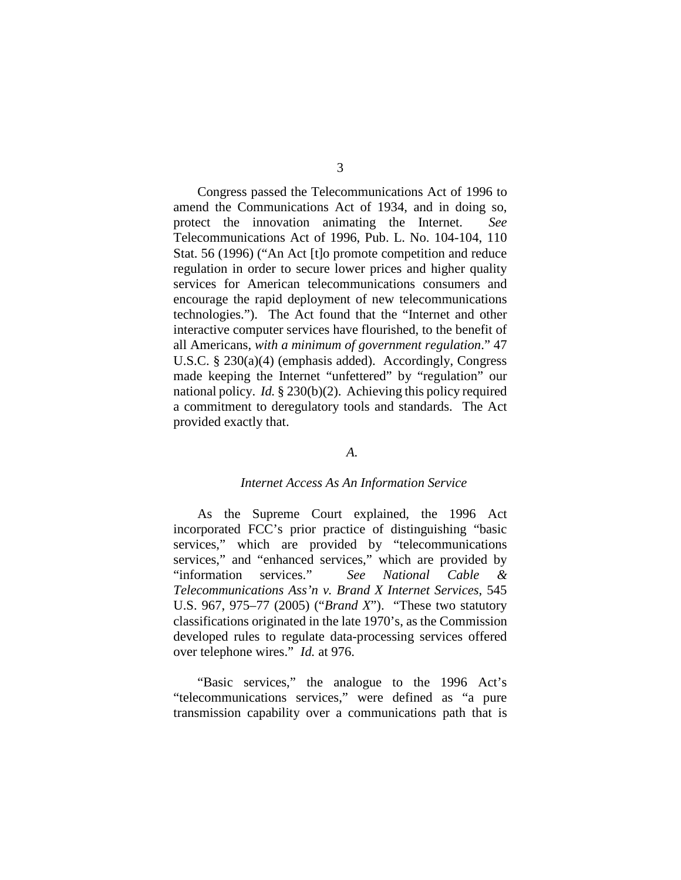Congress passed the Telecommunications Act of 1996 to amend the Communications Act of 1934, and in doing so, protect the innovation animating the Internet. *See* Telecommunications Act of 1996, Pub. L. No. 104-104, 110 Stat. 56 (1996) ("An Act [t]o promote competition and reduce regulation in order to secure lower prices and higher quality services for American telecommunications consumers and encourage the rapid deployment of new telecommunications technologies."). The Act found that the "Internet and other interactive computer services have flourished, to the benefit of all Americans, *with a minimum of government regulation*." 47 U.S.C. § 230(a)(4) (emphasis added). Accordingly, Congress made keeping the Internet "unfettered" by "regulation" our national policy. *Id.* § 230(b)(2). Achieving this policy required a commitment to deregulatory tools and standards. The Act provided exactly that.

*A.*

*Internet Access As An Information Service*

As the Supreme Court explained, the 1996 Act incorporated FCC's prior practice of distinguishing "basic services," which are provided by "telecommunications services," and "enhanced services," which are provided by "information services." *See National Cable & Telecommunications Ass'n v. Brand X Internet Services*, 545 U.S. 967, 975–77 (2005) ("*Brand X*"). "These two statutory classifications originated in the late 1970's, as the Commission developed rules to regulate data-processing services offered over telephone wires." *Id.* at 976.

"Basic services," the analogue to the 1996 Act's "telecommunications services," were defined as "a pure transmission capability over a communications path that is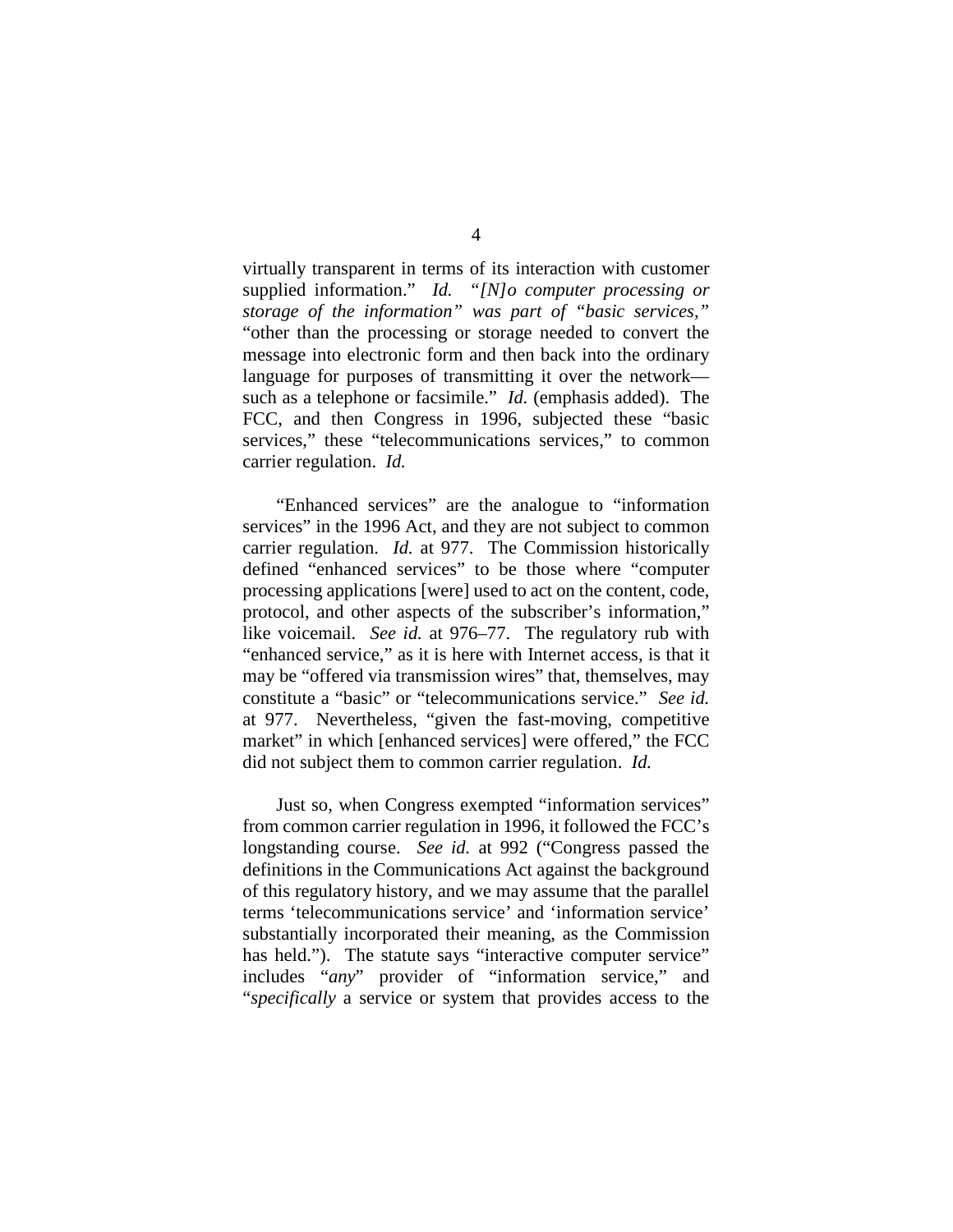virtually transparent in terms of its interaction with customer supplied information." *Id.* *"[N]o computer processing or storage of the information" was part of "basic services,"* "other than the processing or storage needed to convert the message into electronic form and then back into the ordinary language for purposes of transmitting it over the network—such as a telephone or facsimile." *Id.* (emphasis added). The FCC, and then Congress in 1996, subjected these "basic services," these "telecommunications services," to common carrier regulation. *Id.*

"Enhanced services" are the analogue to "information services" in the 1996 Act, and they are not subject to common carrier regulation. *Id.* at 977. The Commission historically defined "enhanced services" to be those where "computer processing applications [were] used to act on the content, code, protocol, and other aspects of the subscriber's information," like voicemail. *See id.* at 976–77. The regulatory rub with "enhanced service," as it is here with Internet access, is that it may be "offered via transmission wires" that, themselves, may constitute a "basic" or "telecommunications service." *See id.* at 977. Nevertheless, "given the fast-moving, competitive market" in which [enhanced services] were offered," the FCC did not subject them to common carrier regulation. *Id.*

Just so, when Congress exempted "information services" from common carrier regulation in 1996, it followed the FCC's longstanding course. *See id.* at 992 ("Congress passed the definitions in the Communications Act against the background of this regulatory history, and we may assume that the parallel terms 'telecommunications service' and 'information service' substantially incorporated their meaning, as the Commission has held."). The statute says "interactive computer service" includes "*any*" provider of "information service," and "*specifically* a service or system that provides access to the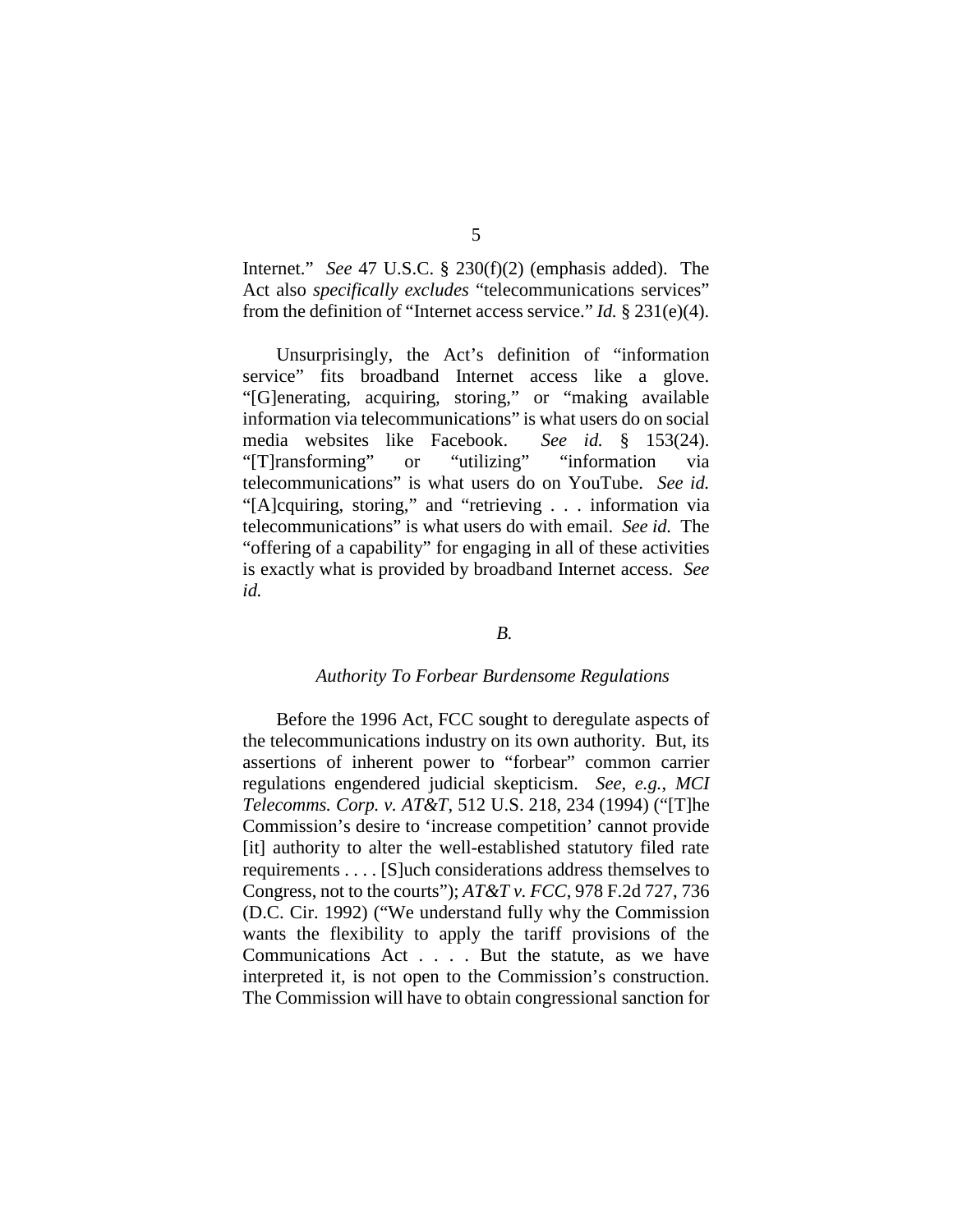Internet." *See* 47 U.S.C. § 230(f)(2) (emphasis added). The Act also *specifically excludes* "telecommunications services" from the definition of "Internet access service." *Id.* § 231(e)(4).

Unsurprisingly, the Act's definition of "information service" fits broadband Internet access like a glove. "[G]enerating, acquiring, storing," or "making available information via telecommunications" is what users do on social media websites like Facebook. *See id.* § 153(24). "[T]ransforming" or "utilizing" "information via telecommunications" is what users do on YouTube. *See id.* "[A]cquiring, storing," and "retrieving . . . information via telecommunications" is what users do with email. *See id.* The "offering of a capability" for engaging in all of these activities is exactly what is provided by broadband Internet access. *See id.*

### *B.*

### *Authority To Forbear Burdensome Regulations*

Before the 1996 Act, FCC sought to deregulate aspects of the telecommunications industry on its own authority. But, its assertions of inherent power to "forbear" common carrier regulations engendered judicial skepticism. *See, e.g.*, *MCI Telecomms. Corp. v. AT&T*, 512 U.S. 218, 234 (1994) ("[T]he Commission's desire to 'increase competition' cannot provide [it] authority to alter the well-established statutory filed rate requirements . . . . [S]uch considerations address themselves to Congress, not to the courts"); *AT&T v. FCC*, 978 F.2d 727, 736 (D.C. Cir. 1992) ("We understand fully why the Commission wants the flexibility to apply the tariff provisions of the Communications Act . . . . But the statute, as we have interpreted it, is not open to the Commission's construction. The Commission will have to obtain congressional sanction for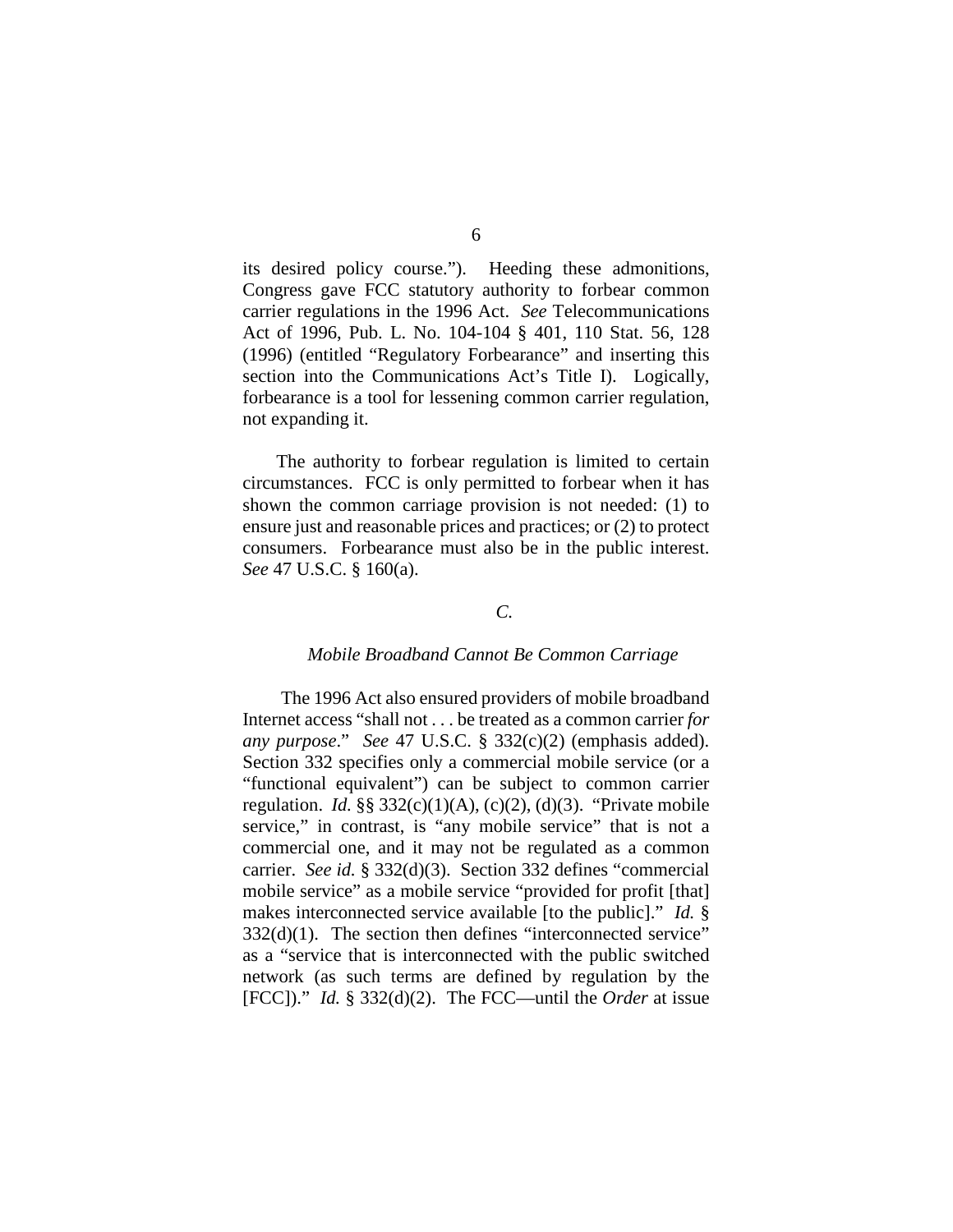its desired policy course."). Heeding these admonitions, Congress gave FCC statutory authority to forbear common carrier regulations in the 1996 Act. *See* Telecommunications Act of 1996, Pub. L. No. 104-104 § 401, 110 Stat. 56, 128 (1996) (entitled "Regulatory Forbearance" and inserting this section into the Communications Act's Title I). Logically, forbearance is a tool for lessening common carrier regulation, not expanding it.

The authority to forbear regulation is limited to certain circumstances. FCC is only permitted to forbear when it has shown the common carriage provision is not needed: (1) to ensure just and reasonable prices and practices; or (2) to protect consumers. Forbearance must also be in the public interest. *See* 47 U.S.C. § 160(a).

### *C.*

### *Mobile Broadband Cannot Be Common Carriage*

The 1996 Act also ensured providers of mobile broadband Internet access "shall not . . . be treated as a common carrier *for any purpose*." *See* 47 U.S.C. § 332(c)(2) (emphasis added). Section 332 specifies only a commercial mobile service (or a "functional equivalent") can be subject to common carrier regulation. *Id.* §§ 332(c)(1)(A), (c)(2), (d)(3). "Private mobile service," in contrast, is "any mobile service" that is not a commercial one, and it may not be regulated as a common carrier. *See id.* § 332(d)(3). Section 332 defines "commercial mobile service" as a mobile service "provided for profit [that] makes interconnected service available [to the public]." *Id.* § 332(d)(1). The section then defines "interconnected service" as a "service that is interconnected with the public switched network (as such terms are defined by regulation by the [FCC])." *Id.* § 332(d)(2). The FCC—until the *Order* at issue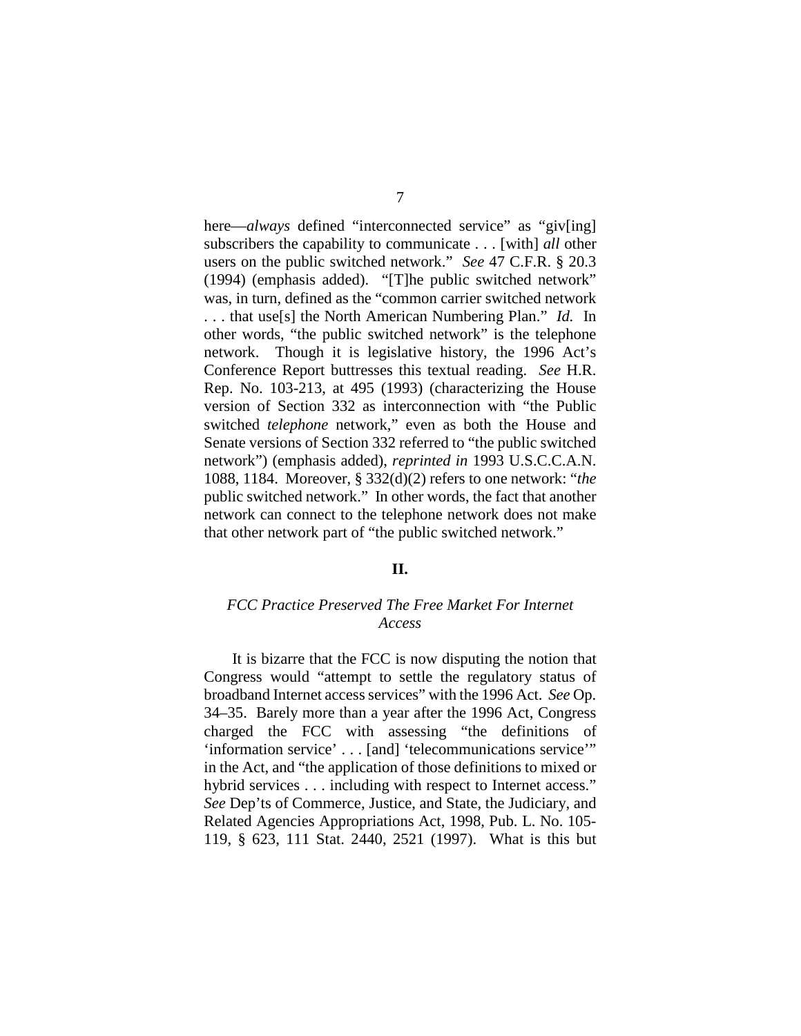here—*always* defined "interconnected service" as "giv[ing] subscribers the capability to communicate . . . [with] *all* other users on the public switched network." *See* 47 C.F.R. § 20.3 (1994) (emphasis added). "[T]he public switched network" was, in turn, defined as the "common carrier switched network . . . that use[s] the North American Numbering Plan." *Id.* In other words, "the public switched network" is the telephone network. Though it is legislative history, the 1996 Act's Conference Report buttresses this textual reading. *See* H.R. Rep. No. 103-213, at 495 (1993) (characterizing the House version of Section 332 as interconnection with "the Public switched *telephone* network," even as both the House and Senate versions of Section 332 referred to "the public switched network") (emphasis added), *reprinted in* 1993 U.S.C.C.A.N. 1088, 1184. Moreover, § 332(d)(2) refers to one network: "*the* public switched network." In other words, the fact that another network can connect to the telephone network does not make that other network part of "the public switched network."

## II.

### *FCC Practice Preserved The Free Market For Internet Access*

It is bizarre that the FCC is now disputing the notion that Congress would "attempt to settle the regulatory status of broadband Internet access services" with the 1996 Act. *See* Op. 34–35. Barely more than a year after the 1996 Act, Congress charged the FCC with assessing "the definitions of 'information service' . . . [and] 'telecommunications service'" in the Act, and "the application of those definitions to mixed or hybrid services . . . including with respect to Internet access." *See* Dep'ts of Commerce, Justice, and State, the Judiciary, and Related Agencies Appropriations Act, 1998, Pub. L. No. 105-119, § 623, 111 Stat. 2440, 2521 (1997). What is this but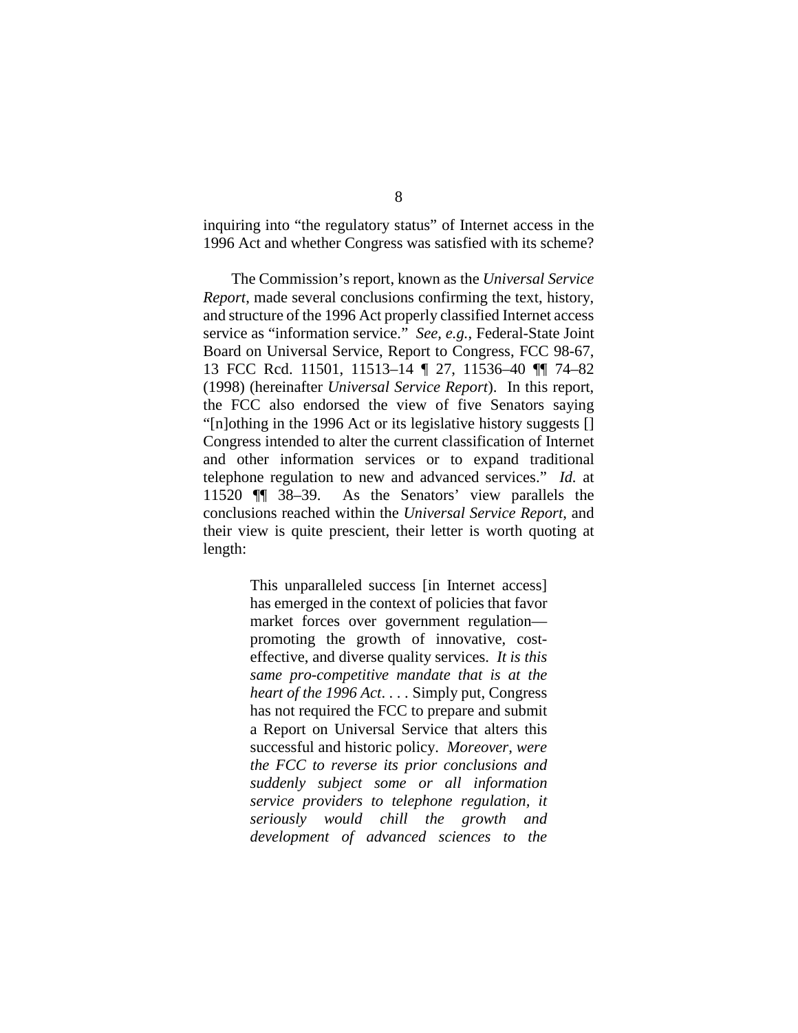inquiring into "the regulatory status" of Internet access in the 1996 Act and whether Congress was satisfied with its scheme?

The Commission's report, known as the *Universal Service Report*, made several conclusions confirming the text, history, and structure of the 1996 Act properly classified Internet access service as "information service." *See, e.g.*, Federal-State Joint Board on Universal Service, Report to Congress, FCC 98-67, 13 FCC Rcd. 11501, 11513–14 ¶ 27, 11536–40 ¶¶ 74–82 (1998) (hereinafter *Universal Service Report*). In this report, the FCC also endorsed the view of five Senators saying "[n]othing in the 1996 Act or its legislative history suggests [] Congress intended to alter the current classification of Internet and other information services or to expand traditional telephone regulation to new and advanced services." *Id.* at 11520 ¶¶ 38–39. As the Senators' view parallels the conclusions reached within the *Universal Service Report*, and their view is quite prescient, their letter is worth quoting at length:

> This unparalleled success [in Internet access] has emerged in the context of policies that favor market forces over government regulation—promoting the growth of innovative, cost-effective, and diverse quality services. *It is this same pro-competitive mandate that is at the heart of the 1996 Act*. . . . Simply put, Congress has not required the FCC to prepare and submit a Report on Universal Service that alters this successful and historic policy. *Moreover, were the FCC to reverse its prior conclusions and suddenly subject some or all information service providers to telephone regulation, it seriously would chill the growth and development of advanced sciences to the*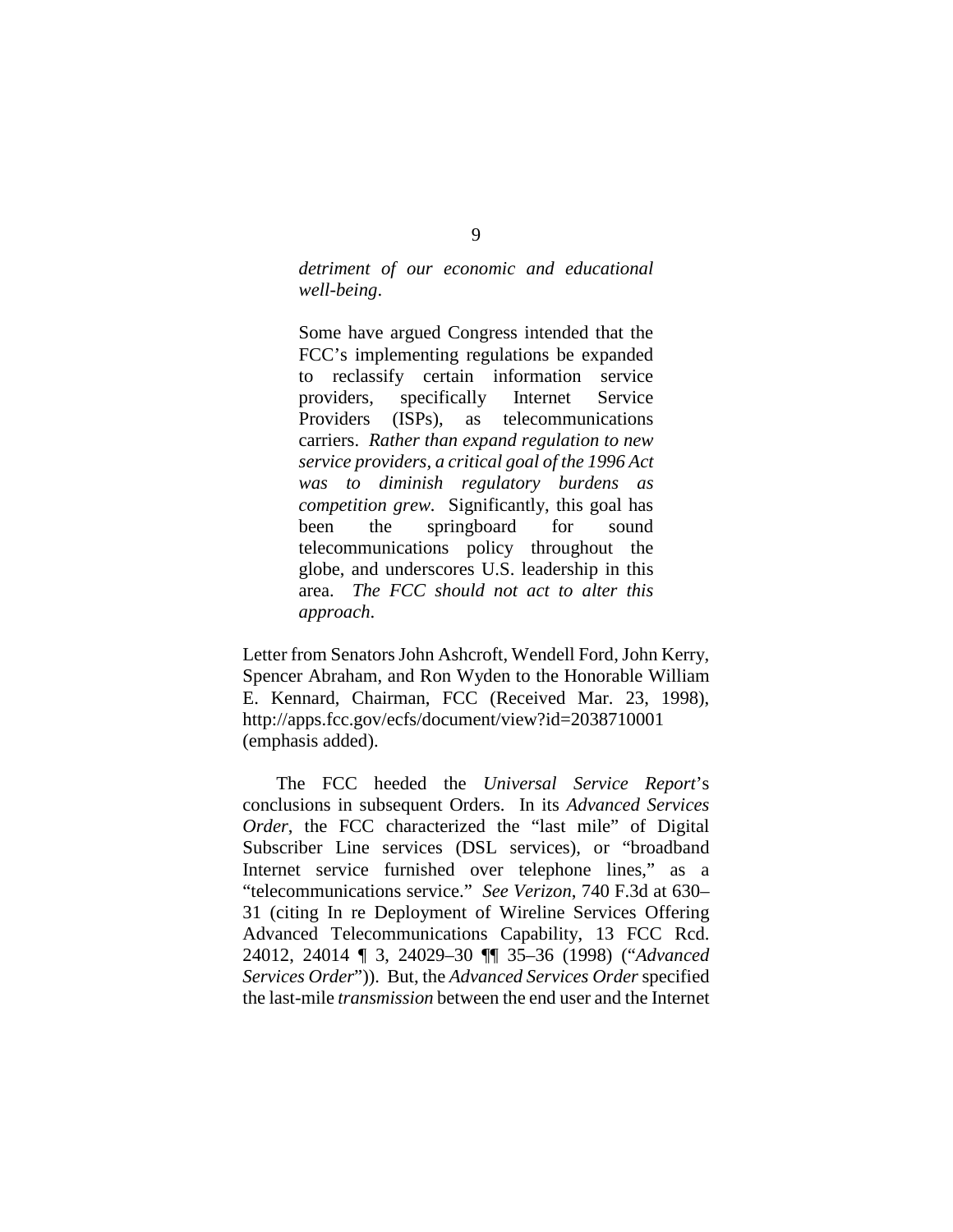> *detriment of our economic and educational well-being*.
>
> Some have argued Congress intended that the FCC's implementing regulations be expanded to reclassify certain information service providers, specifically Internet Service Providers (ISPs), as telecommunications carriers. *Rather than expand regulation to new service providers, a critical goal of the 1996 Act was to diminish regulatory burdens as competition grew*. Significantly, this goal has been the springboard for sound telecommunications policy throughout the globe, and underscores U.S. leadership in this area. *The FCC should not act to alter this approach*.

Letter from Senators John Ashcroft, Wendell Ford, John Kerry, Spencer Abraham, and Ron Wyden to the Honorable William E. Kennard, Chairman, FCC (Received Mar. 23, 1998), http://apps.fcc.gov/ecfs/document/view?id=2038710001 (emphasis added).

The FCC heeded the *Universal Service Report*'s conclusions in subsequent Orders. In its *Advanced Services Order*, the FCC characterized the "last mile" of Digital Subscriber Line services (DSL services), or "broadband Internet service furnished over telephone lines," as a "telecommunications service." *See Verizon*, 740 F.3d at 630–31 (citing In re Deployment of Wireline Services Offering Advanced Telecommunications Capability, 13 FCC Rcd. 24012, 24014 ¶ 3, 24029–30 ¶¶ 35–36 (1998) ("*Advanced Services Order*")). But, the *Advanced Services Order* specified the last-mile *transmission* between the end user and the Internet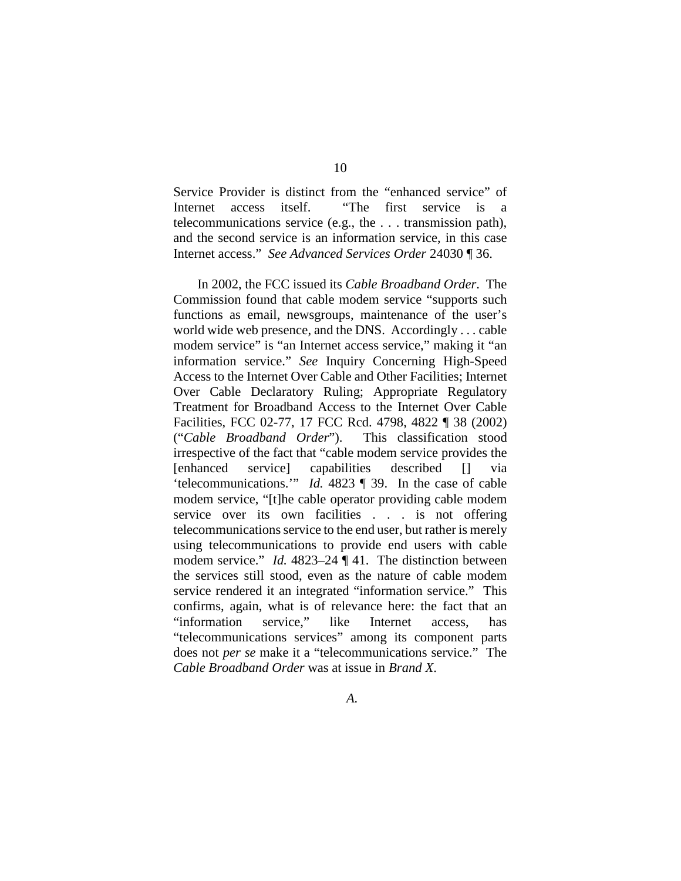Service Provider is distinct from the "enhanced service" of Internet access itself. "The first service is a telecommunications service (e.g., the . . . transmission path), and the second service is an information service, in this case Internet access." *See Advanced Services Order* 24030 ¶ 36.

In 2002, the FCC issued its *Cable Broadband Order*. The Commission found that cable modem service "supports such functions as email, newsgroups, maintenance of the user's world wide web presence, and the DNS. Accordingly . . . cable modem service" is "an Internet access service," making it "an information service." *See* Inquiry Concerning High-Speed Access to the Internet Over Cable and Other Facilities; Internet Over Cable Declaratory Ruling; Appropriate Regulatory Treatment for Broadband Access to the Internet Over Cable Facilities, FCC 02-77, 17 FCC Rcd. 4798, 4822 ¶ 38 (2002) ("*Cable Broadband Order*"). This classification stood irrespective of the fact that "cable modem service provides the [enhanced service] capabilities described [] via 'telecommunications.'" *Id.* 4823 ¶ 39. In the case of cable modem service, "[t]he cable operator providing cable modem service over its own facilities . . . is not offering telecommunications service to the end user, but rather is merely using telecommunications to provide end users with cable modem service." *Id.* 4823–24 ¶ 41. The distinction between the services still stood, even as the nature of cable modem service rendered it an integrated "information service." This confirms, again, what is of relevance here: the fact that an "information service," like Internet access, has "telecommunications services" among its component parts does not *per se* make it a "telecommunications service." The *Cable Broadband Order* was at issue in *Brand X*.

### *A.*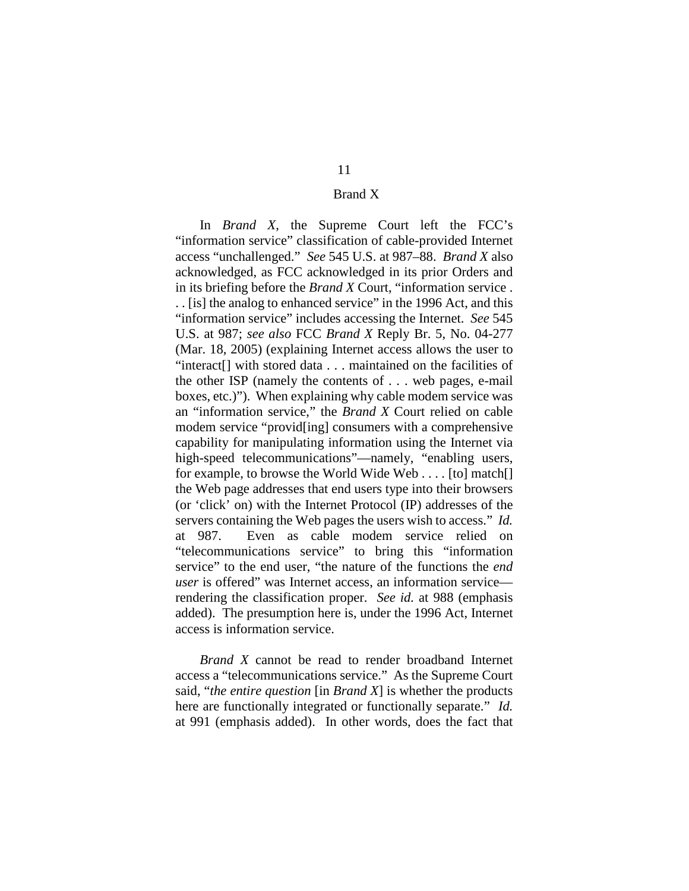## Brand X

In *Brand X*, the Supreme Court left the FCC's "information service" classification of cable-provided Internet access "unchallenged." *See* 545 U.S. at 987–88. *Brand X* also acknowledged, as FCC acknowledged in its prior Orders and in its briefing before the *Brand X* Court, "information service . . . [is] the analog to enhanced service" in the 1996 Act, and this "information service" includes accessing the Internet. *See* 545 U.S. at 987; *see also* FCC *Brand X* Reply Br. 5, No. 04-277 (Mar. 18, 2005) (explaining Internet access allows the user to "interact[] with stored data . . . maintained on the facilities of the other ISP (namely the contents of . . . web pages, e-mail boxes, etc.)"). When explaining why cable modem service was an "information service," the *Brand X* Court relied on cable modem service "provid[ing] consumers with a comprehensive capability for manipulating information using the Internet via high-speed telecommunications"—namely, "enabling users, for example, to browse the World Wide Web . . . . [to] match[] the Web page addresses that end users type into their browsers (or 'click' on) with the Internet Protocol (IP) addresses of the servers containing the Web pages the users wish to access." *Id.* at 987. Even as cable modem service relied on "telecommunications service" to bring this "information service" to the end user, "the nature of the functions the *end user* is offered" was Internet access, an information service—rendering the classification proper. *See id.* at 988 (emphasis added). The presumption here is, under the 1996 Act, Internet access is information service.

*Brand X* cannot be read to render broadband Internet access a "telecommunications service." As the Supreme Court said, "*the entire question* [in *Brand X*] is whether the products here are functionally integrated or functionally separate." *Id.* at 991 (emphasis added). In other words, does the fact that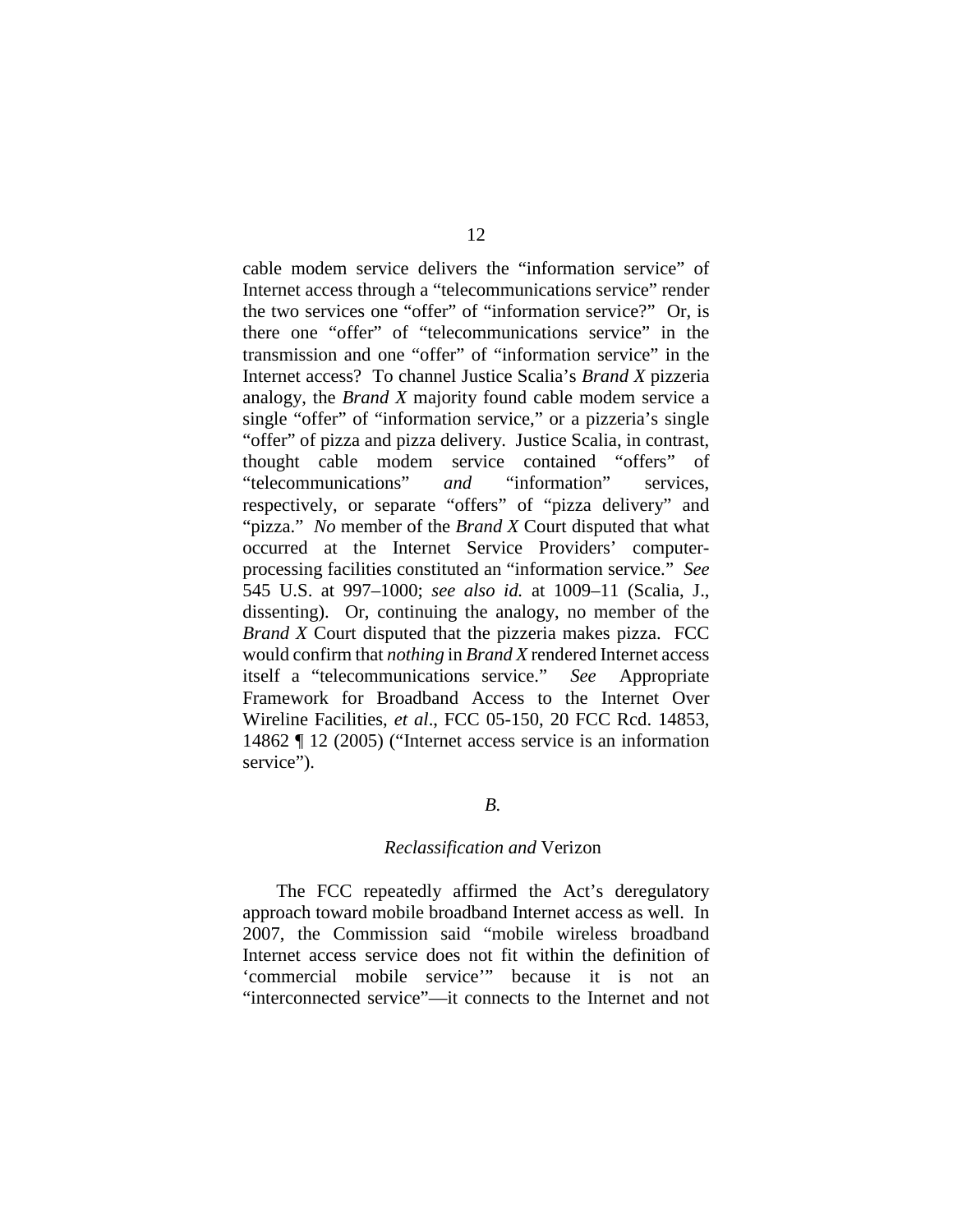cable modem service delivers the "information service" of Internet access through a "telecommunications service" render the two services one "offer" of "information service?" Or, is there one "offer" of "telecommunications service" in the transmission and one "offer" of "information service" in the Internet access? To channel Justice Scalia's *Brand X* pizzeria analogy, the *Brand X* majority found cable modem service a single "offer" of "information service," or a pizzeria's single "offer" of pizza and pizza delivery. Justice Scalia, in contrast, thought cable modem service contained "offers" of "telecommunications" *and* "information" services, respectively, or separate "offers" of "pizza delivery" and "pizza." *No* member of the *Brand X* Court disputed that what occurred at the Internet Service Providers' computer-processing facilities constituted an "information service." *See* 545 U.S. at 997–1000; *see also id.* at 1009–11 (Scalia, J., dissenting). Or, continuing the analogy, no member of the *Brand X* Court disputed that the pizzeria makes pizza. FCC would confirm that *nothing* in *Brand X* rendered Internet access itself a "telecommunications service." *See* Appropriate Framework for Broadband Access to the Internet Over Wireline Facilities, *et al*., FCC 05-150, 20 FCC Rcd. 14853, 14862 ¶ 12 (2005) ("Internet access service is an information service").

### *B.*

### *Reclassification and* Verizon

The FCC repeatedly affirmed the Act's deregulatory approach toward mobile broadband Internet access as well. In 2007, the Commission said "mobile wireless broadband Internet access service does not fit within the definition of 'commercial mobile service'" because it is not an "interconnected service"—it connects to the Internet and not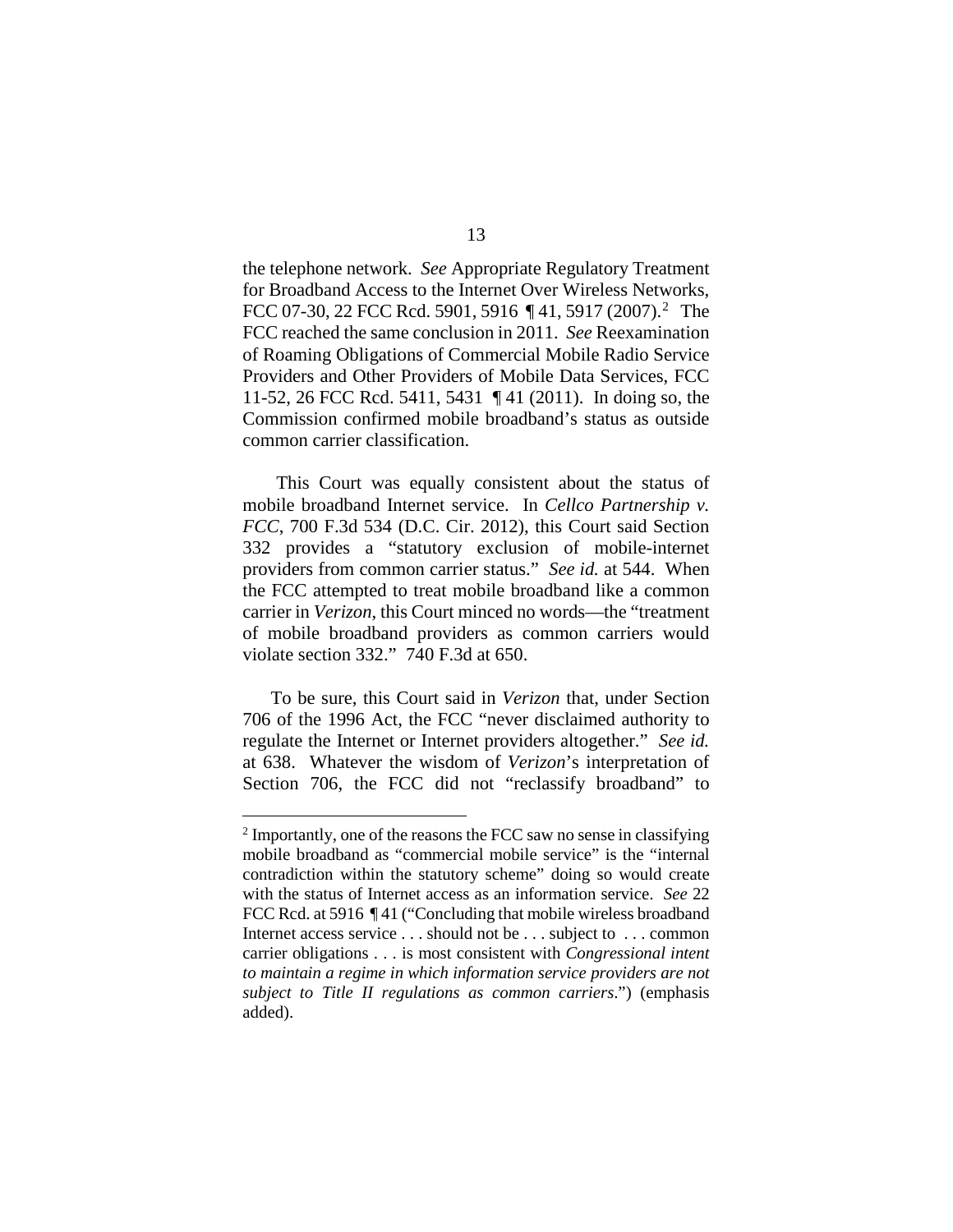the telephone network. *See* Appropriate Regulatory Treatment for Broadband Access to the Internet Over Wireless Networks, FCC 07-30, 22 FCC Rcd. 5901, 5916 ¶ 41, 5917 (2007).[2] The FCC reached the same conclusion in 2011. *See* Reexamination of Roaming Obligations of Commercial Mobile Radio Service Providers and Other Providers of Mobile Data Services, FCC 11-52, 26 FCC Rcd. 5411, 5431 ¶ 41 (2011). In doing so, the Commission confirmed mobile broadband's status as outside common carrier classification.

This Court was equally consistent about the status of mobile broadband Internet service. In *Cellco Partnership v. FCC*, 700 F.3d 534 (D.C. Cir. 2012), this Court said Section 332 provides a "statutory exclusion of mobile-internet providers from common carrier status." *See id.* at 544. When the FCC attempted to treat mobile broadband like a common carrier in *Verizon*, this Court minced no words—the "treatment of mobile broadband providers as common carriers would violate section 332." 740 F.3d at 650.

To be sure, this Court said in *Verizon* that, under Section 706 of the 1996 Act, the FCC "never disclaimed authority to regulate the Internet or Internet providers altogether." *See id.* at 638. Whatever the wisdom of *Verizon*'s interpretation of Section 706, the FCC did not "reclassify broadband" to

[2] Importantly, one of the reasons the FCC saw no sense in classifying mobile broadband as "commercial mobile service" is the "internal contradiction within the statutory scheme" doing so would create with the status of Internet access as an information service. *See* 22 FCC Rcd. at 5916 ¶ 41 ("Concluding that mobile wireless broadband Internet access service . . . should not be . . . subject to . . . common carrier obligations . . . is most consistent with *Congressional intent to maintain a regime in which information service providers are not subject to Title II regulations as common carriers*.") (emphasis added).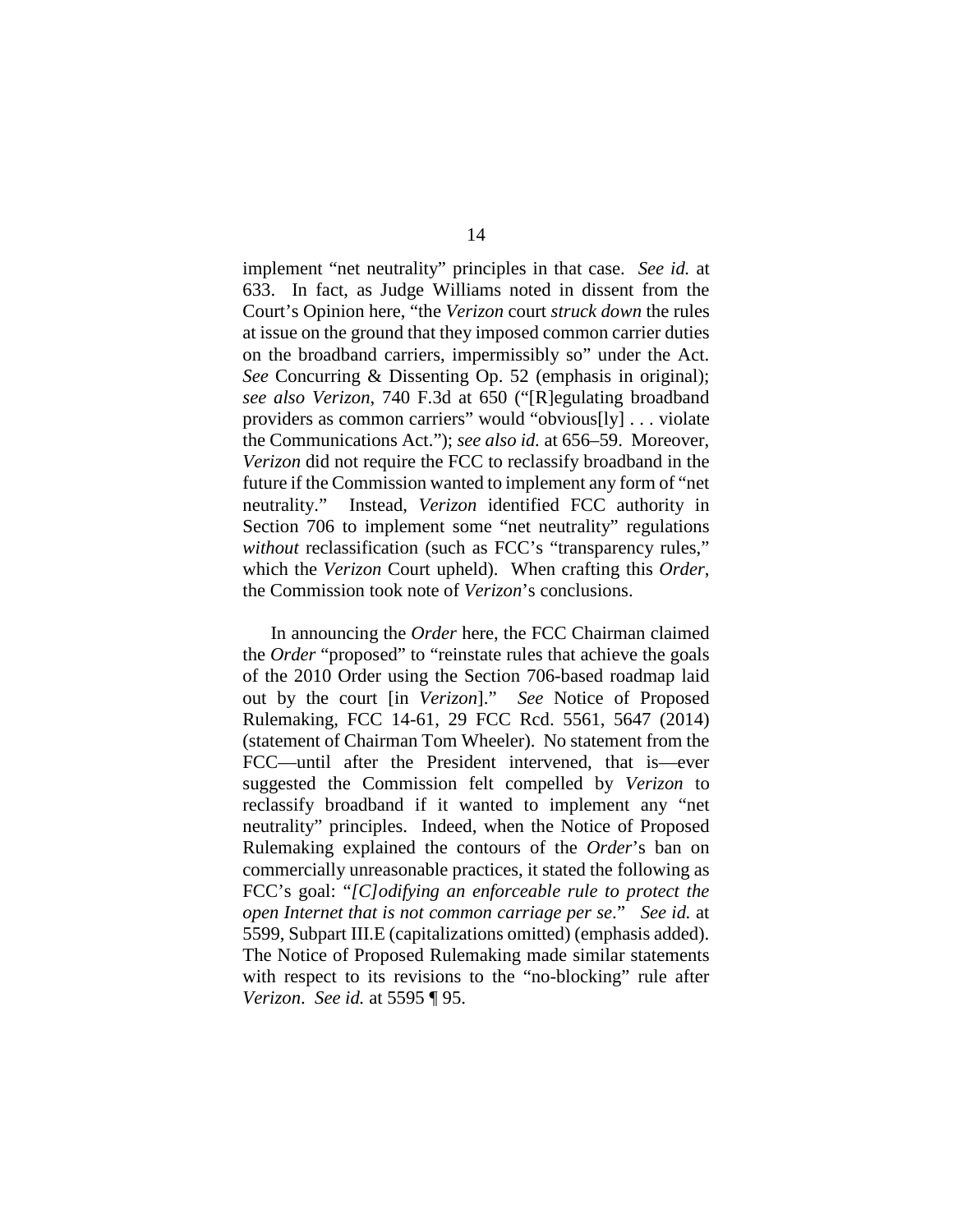implement "net neutrality" principles in that case. *See id.* at 633. In fact, as Judge Williams noted in dissent from the Court's Opinion here, "the *Verizon* court *struck down* the rules at issue on the ground that they imposed common carrier duties on the broadband carriers, impermissibly so" under the Act. *See* Concurring & Dissenting Op. 52 (emphasis in original); *see also Verizon*, 740 F.3d at 650 ("[R]egulating broadband providers as common carriers" would "obvious[ly] . . . violate the Communications Act."); *see also id.* at 656–59. Moreover, *Verizon* did not require the FCC to reclassify broadband in the future if the Commission wanted to implement any form of "net neutrality." Instead, *Verizon* identified FCC authority in Section 706 to implement some "net neutrality" regulations *without* reclassification (such as FCC's "transparency rules," which the *Verizon* Court upheld). When crafting this *Order*, the Commission took note of *Verizon*'s conclusions.

In announcing the *Order* here, the FCC Chairman claimed the *Order* "proposed" to "reinstate rules that achieve the goals of the 2010 Order using the Section 706-based roadmap laid out by the court [in *Verizon*]." *See* Notice of Proposed Rulemaking, FCC 14-61, 29 FCC Rcd. 5561, 5647 (2014) (statement of Chairman Tom Wheeler). No statement from the FCC—until after the President intervened, that is—ever suggested the Commission felt compelled by *Verizon* to reclassify broadband if it wanted to implement any "net neutrality" principles. Indeed, when the Notice of Proposed Rulemaking explained the contours of the *Order*'s ban on commercially unreasonable practices, it stated the following as FCC's goal: "*[C]odifying an enforceable rule to protect the open Internet that is not common carriage per se*." *See id.* at 5599, Subpart III.E (capitalizations omitted) (emphasis added). The Notice of Proposed Rulemaking made similar statements with respect to its revisions to the "no-blocking" rule after *Verizon*. *See id.* at 5595 ¶ 95.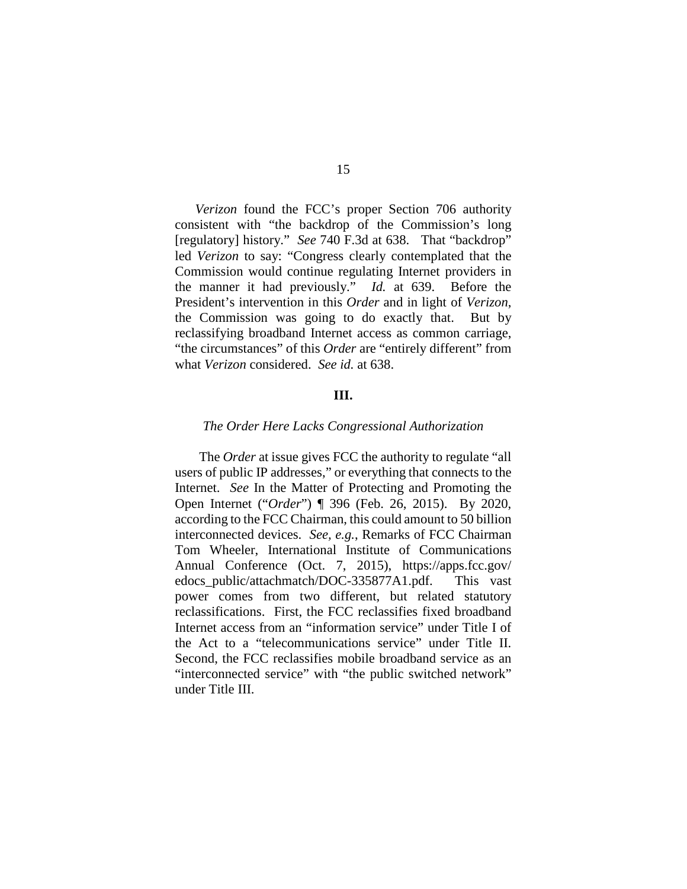*Verizon* found the FCC's proper Section 706 authority consistent with "the backdrop of the Commission's long [regulatory] history." *See* 740 F.3d at 638. That "backdrop" led *Verizon* to say: "Congress clearly contemplated that the Commission would continue regulating Internet providers in the manner it had previously." *Id.* at 639. Before the President's intervention in this *Order* and in light of *Verizon*, the Commission was going to do exactly that. But by reclassifying broadband Internet access as common carriage, "the circumstances" of this *Order* are "entirely different" from what *Verizon* considered. *See id.* at 638.

## III.

### *The Order Here Lacks Congressional Authorization*

The *Order* at issue gives FCC the authority to regulate "all users of public IP addresses," or everything that connects to the Internet. *See* In the Matter of Protecting and Promoting the Open Internet ("*Order*") ¶ 396 (Feb. 26, 2015). By 2020, according to the FCC Chairman, this could amount to 50 billion interconnected devices. *See, e.g.*, Remarks of FCC Chairman Tom Wheeler, International Institute of Communications Annual Conference (Oct. 7, 2015), https://apps.fcc.gov/edocs_public/attachmatch/DOC-335877A1.pdf. This vast power comes from two different, but related statutory reclassifications. First, the FCC reclassifies fixed broadband Internet access from an "information service" under Title I of the Act to a "telecommunications service" under Title II. Second, the FCC reclassifies mobile broadband service as an "interconnected service" with "the public switched network" under Title III.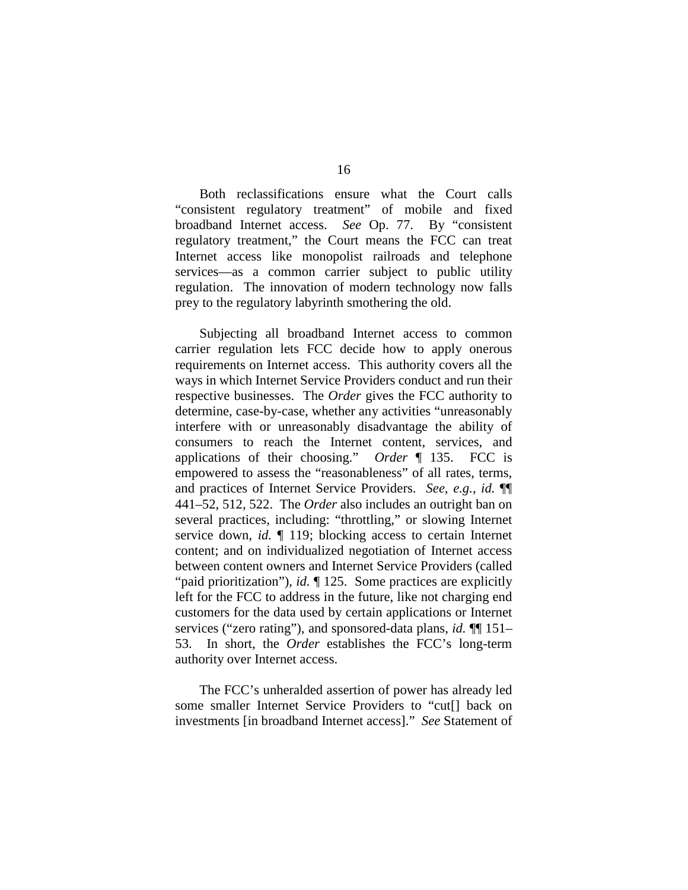Both reclassifications ensure what the Court calls "consistent regulatory treatment" of mobile and fixed broadband Internet access. *See* Op. 77. By "consistent regulatory treatment," the Court means the FCC can treat Internet access like monopolist railroads and telephone services—as a common carrier subject to public utility regulation. The innovation of modern technology now falls prey to the regulatory labyrinth smothering the old.

Subjecting all broadband Internet access to common carrier regulation lets FCC decide how to apply onerous requirements on Internet access. This authority covers all the ways in which Internet Service Providers conduct and run their respective businesses. The *Order* gives the FCC authority to determine, case-by-case, whether any activities "unreasonably interfere with or unreasonably disadvantage the ability of consumers to reach the Internet content, services, and applications of their choosing." *Order* ¶ 135. FCC is empowered to assess the "reasonableness" of all rates, terms, and practices of Internet Service Providers. *See, e.g.*, *id.* ¶¶ 441–52, 512, 522. The *Order* also includes an outright ban on several practices, including: "throttling," or slowing Internet service down, *id.* ¶ 119; blocking access to certain Internet content; and on individualized negotiation of Internet access between content owners and Internet Service Providers (called "paid prioritization"), *id.* ¶ 125. Some practices are explicitly left for the FCC to address in the future, like not charging end customers for the data used by certain applications or Internet services ("zero rating"), and sponsored-data plans, *id.* ¶¶ 151–53. In short, the *Order* establishes the FCC's long-term authority over Internet access.

The FCC's unheralded assertion of power has already led some smaller Internet Service Providers to "cut[] back on investments [in broadband Internet access]." *See* Statement of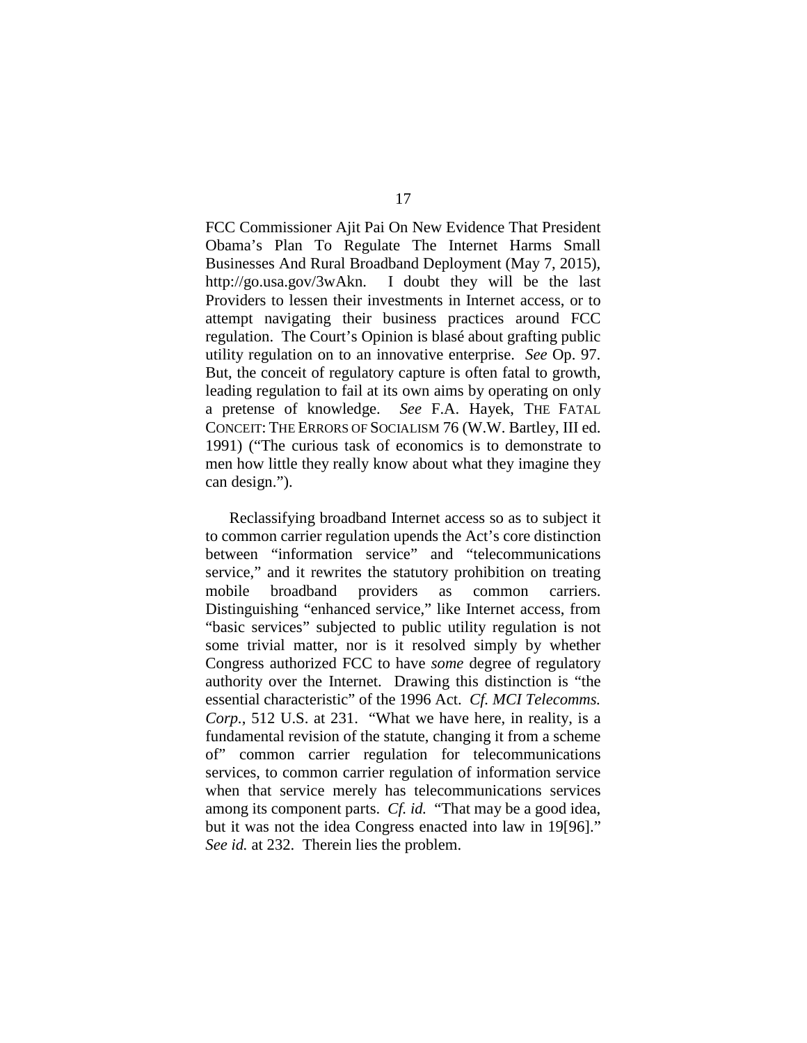FCC Commissioner Ajit Pai On New Evidence That President Obama's Plan To Regulate The Internet Harms Small Businesses And Rural Broadband Deployment (May 7, 2015), http://go.usa.gov/3wAkn. I doubt they will be the last Providers to lessen their investments in Internet access, or to attempt navigating their business practices around FCC regulation. The Court's Opinion is blasé about grafting public utility regulation on to an innovative enterprise. *See* Op. 97. But, the conceit of regulatory capture is often fatal to growth, leading regulation to fail at its own aims by operating on only a pretense of knowledge. *See* F.A. Hayek, THE FATAL CONCEIT: THE ERRORS OF SOCIALISM 76 (W.W. Bartley, III ed. 1991) ("The curious task of economics is to demonstrate to men how little they really know about what they imagine they can design.").

Reclassifying broadband Internet access so as to subject it to common carrier regulation upends the Act's core distinction between "information service" and "telecommunications service," and it rewrites the statutory prohibition on treating mobile broadband providers as common carriers. Distinguishing "enhanced service," like Internet access, from "basic services" subjected to public utility regulation is not some trivial matter, nor is it resolved simply by whether Congress authorized FCC to have *some* degree of regulatory authority over the Internet. Drawing this distinction is "the essential characteristic" of the 1996 Act. *Cf. MCI Telecomms. Corp.*, 512 U.S. at 231. "What we have here, in reality, is a fundamental revision of the statute, changing it from a scheme of" common carrier regulation for telecommunications services, to common carrier regulation of information service when that service merely has telecommunications services among its component parts. *Cf. id.* "That may be a good idea, but it was not the idea Congress enacted into law in 19[96]." *See id.* at 232. Therein lies the problem.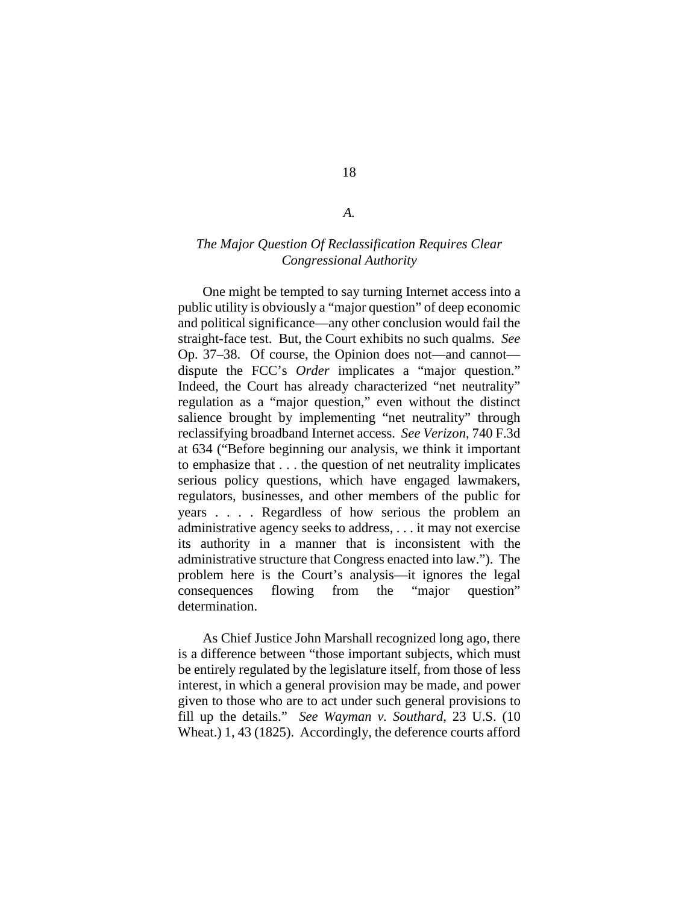### *A.*

### *The Major Question Of Reclassification Requires Clear Congressional Authority*

One might be tempted to say turning Internet access into a public utility is obviously a "major question" of deep economic and political significance—any other conclusion would fail the straight-face test. But, the Court exhibits no such qualms. *See* Op. 37–38. Of course, the Opinion does not—and cannot—dispute the FCC's *Order* implicates a "major question." Indeed, the Court has already characterized "net neutrality" regulation as a "major question," even without the distinct salience brought by implementing "net neutrality" through reclassifying broadband Internet access. *See Verizon*, 740 F.3d at 634 ("Before beginning our analysis, we think it important to emphasize that . . . the question of net neutrality implicates serious policy questions, which have engaged lawmakers, regulators, businesses, and other members of the public for years . . . . Regardless of how serious the problem an administrative agency seeks to address, . . . it may not exercise its authority in a manner that is inconsistent with the administrative structure that Congress enacted into law."). The problem here is the Court's analysis—it ignores the legal consequences flowing from the "major question" determination.

As Chief Justice John Marshall recognized long ago, there is a difference between "those important subjects, which must be entirely regulated by the legislature itself, from those of less interest, in which a general provision may be made, and power given to those who are to act under such general provisions to fill up the details." *See Wayman v. Southard*, 23 U.S. (10 Wheat.) 1, 43 (1825). Accordingly, the deference courts afford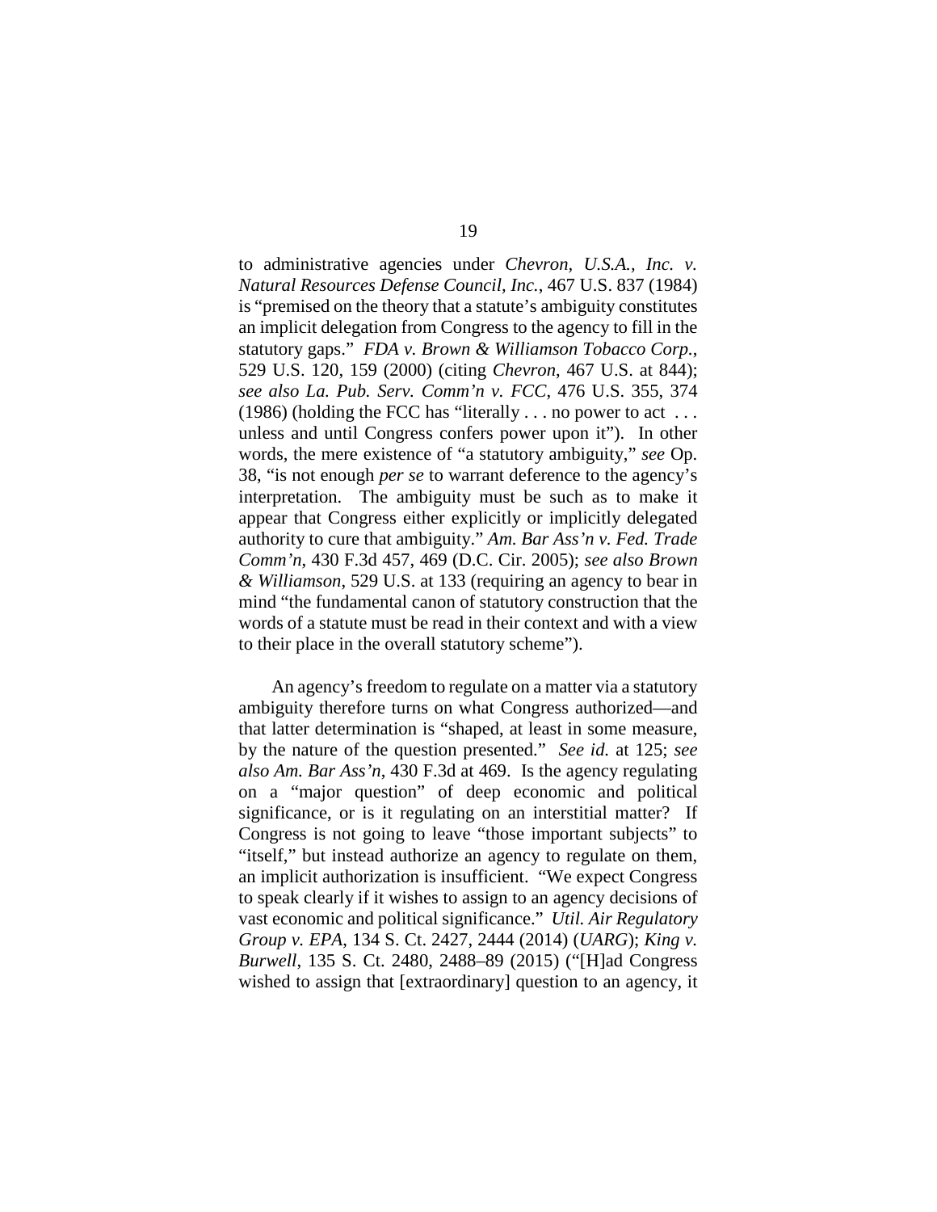to administrative agencies under *Chevron, U.S.A., Inc. v. Natural Resources Defense Council, Inc.*, 467 U.S. 837 (1984) is "premised on the theory that a statute's ambiguity constitutes an implicit delegation from Congress to the agency to fill in the statutory gaps." *FDA v. Brown & Williamson Tobacco Corp.*, 529 U.S. 120, 159 (2000) (citing *Chevron*, 467 U.S. at 844); *see also La. Pub. Serv. Comm'n v. FCC*, 476 U.S. 355, 374 (1986) (holding the FCC has "literally . . . no power to act . . . unless and until Congress confers power upon it"). In other words, the mere existence of "a statutory ambiguity," *see* Op. 38, "is not enough *per se* to warrant deference to the agency's interpretation. The ambiguity must be such as to make it appear that Congress either explicitly or implicitly delegated authority to cure that ambiguity." *Am. Bar Ass'n v. Fed. Trade Comm'n*, 430 F.3d 457, 469 (D.C. Cir. 2005); *see also Brown & Williamson*, 529 U.S. at 133 (requiring an agency to bear in mind "the fundamental canon of statutory construction that the words of a statute must be read in their context and with a view to their place in the overall statutory scheme").

An agency's freedom to regulate on a matter via a statutory ambiguity therefore turns on what Congress authorized—and that latter determination is "shaped, at least in some measure, by the nature of the question presented." *See id.* at 125; *see also Am. Bar Ass'n*, 430 F.3d at 469. Is the agency regulating on a "major question" of deep economic and political significance, or is it regulating on an interstitial matter? If Congress is not going to leave "those important subjects" to "itself," but instead authorize an agency to regulate on them, an implicit authorization is insufficient. "We expect Congress to speak clearly if it wishes to assign to an agency decisions of vast economic and political significance." *Util. Air Regulatory Group v. EPA*, 134 S. Ct. 2427, 2444 (2014) (*UARG*); *King v. Burwell*, 135 S. Ct. 2480, 2488–89 (2015) ("[H]ad Congress wished to assign that [extraordinary] question to an agency, it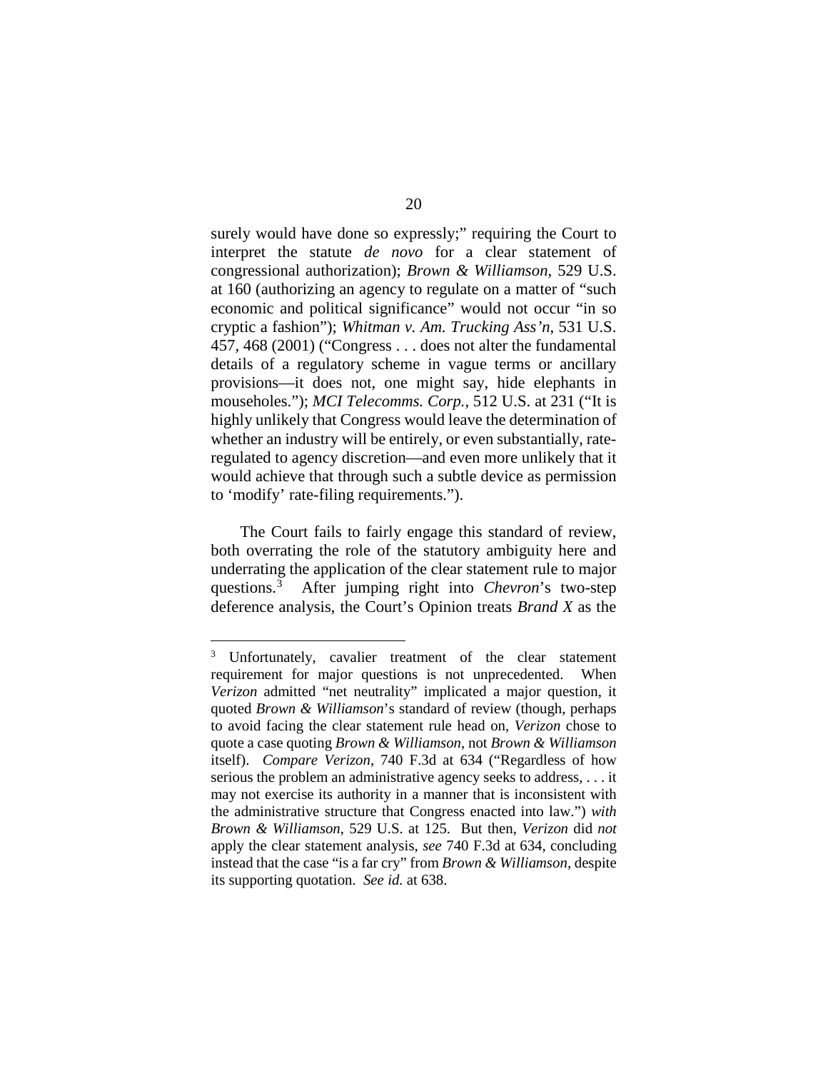surely would have done so expressly;" requiring the Court to interpret the statute *de novo* for a clear statement of congressional authorization); *Brown & Williamson*, 529 U.S. at 160 (authorizing an agency to regulate on a matter of "such economic and political significance" would not occur "in so cryptic a fashion"); *Whitman v. Am. Trucking Ass'n*, 531 U.S. 457, 468 (2001) ("Congress . . . does not alter the fundamental details of a regulatory scheme in vague terms or ancillary provisions—it does not, one might say, hide elephants in mouseholes."); *MCI Telecomms. Corp.*, 512 U.S. at 231 ("It is highly unlikely that Congress would leave the determination of whether an industry will be entirely, or even substantially, rate-regulated to agency discretion—and even more unlikely that it would achieve that through such a subtle device as permission to 'modify' rate-filing requirements.").

The Court fails to fairly engage this standard of review, both overrating the role of the statutory ambiguity here and underrating the application of the clear statement rule to major questions.[3] After jumping right into *Chevron*'s two-step deference analysis, the Court's Opinion treats *Brand X* as the

---

[3] Unfortunately, cavalier treatment of the clear statement requirement for major questions is not unprecedented. When *Verizon* admitted "net neutrality" implicated a major question, it quoted *Brown & Williamson*'s standard of review (though, perhaps to avoid facing the clear statement rule head on, *Verizon* chose to quote a case quoting *Brown & Williamson*, not *Brown & Williamson* itself). *Compare Verizon*, 740 F.3d at 634 ("Regardless of how serious the problem an administrative agency seeks to address, . . . it may not exercise its authority in a manner that is inconsistent with the administrative structure that Congress enacted into law.") *with Brown & Williamson*, 529 U.S. at 125. But then, *Verizon* did *not* apply the clear statement analysis, *see* 740 F.3d at 634, concluding instead that the case "is a far cry" from *Brown & Williamson*, despite its supporting quotation. *See id.* at 638.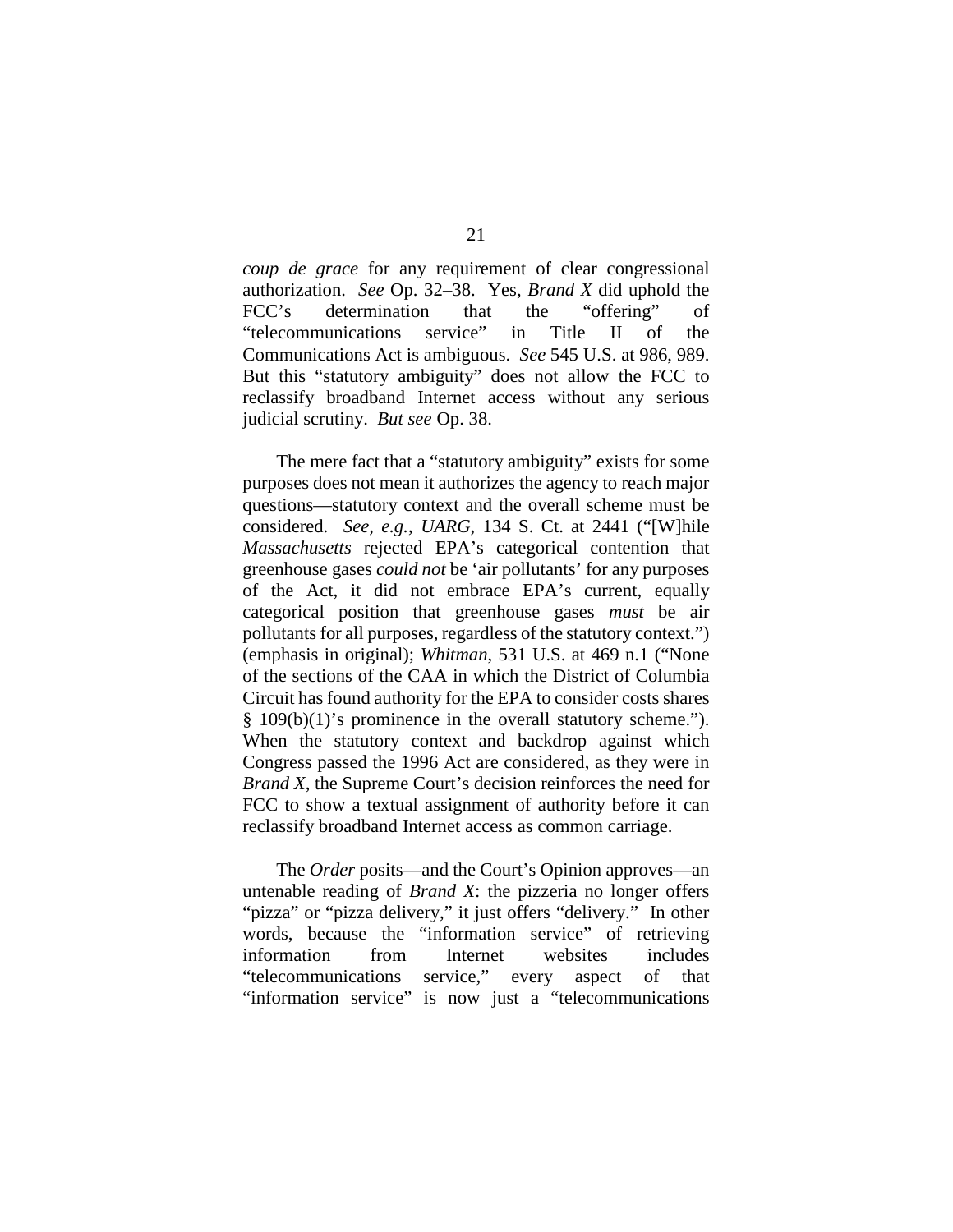*coup de grace* for any requirement of clear congressional authorization. *See* Op. 32–38. Yes, *Brand X* did uphold the FCC's determination that the "offering" of "telecommunications service" in Title II of the Communications Act is ambiguous. *See* 545 U.S. at 986, 989. But this "statutory ambiguity" does not allow the FCC to reclassify broadband Internet access without any serious judicial scrutiny. *But see* Op. 38.

The mere fact that a "statutory ambiguity" exists for some purposes does not mean it authorizes the agency to reach major questions—statutory context and the overall scheme must be considered. *See, e.g.*, *UARG*, 134 S. Ct. at 2441 ("[W]hile *Massachusetts* rejected EPA's categorical contention that greenhouse gases *could not* be 'air pollutants' for any purposes of the Act, it did not embrace EPA's current, equally categorical position that greenhouse gases *must* be air pollutants for all purposes, regardless of the statutory context.") (emphasis in original); *Whitman*, 531 U.S. at 469 n.1 ("None of the sections of the CAA in which the District of Columbia Circuit has found authority for the EPA to consider costs shares § 109(b)(1)'s prominence in the overall statutory scheme."). When the statutory context and backdrop against which Congress passed the 1996 Act are considered, as they were in *Brand X*, the Supreme Court's decision reinforces the need for FCC to show a textual assignment of authority before it can reclassify broadband Internet access as common carriage.

The *Order* posits—and the Court's Opinion approves—an untenable reading of *Brand X*: the pizzeria no longer offers "pizza" or "pizza delivery," it just offers "delivery." In other words, because the "information service" of retrieving information from Internet websites includes "telecommunications service," every aspect of that "information service" is now just a "telecommunications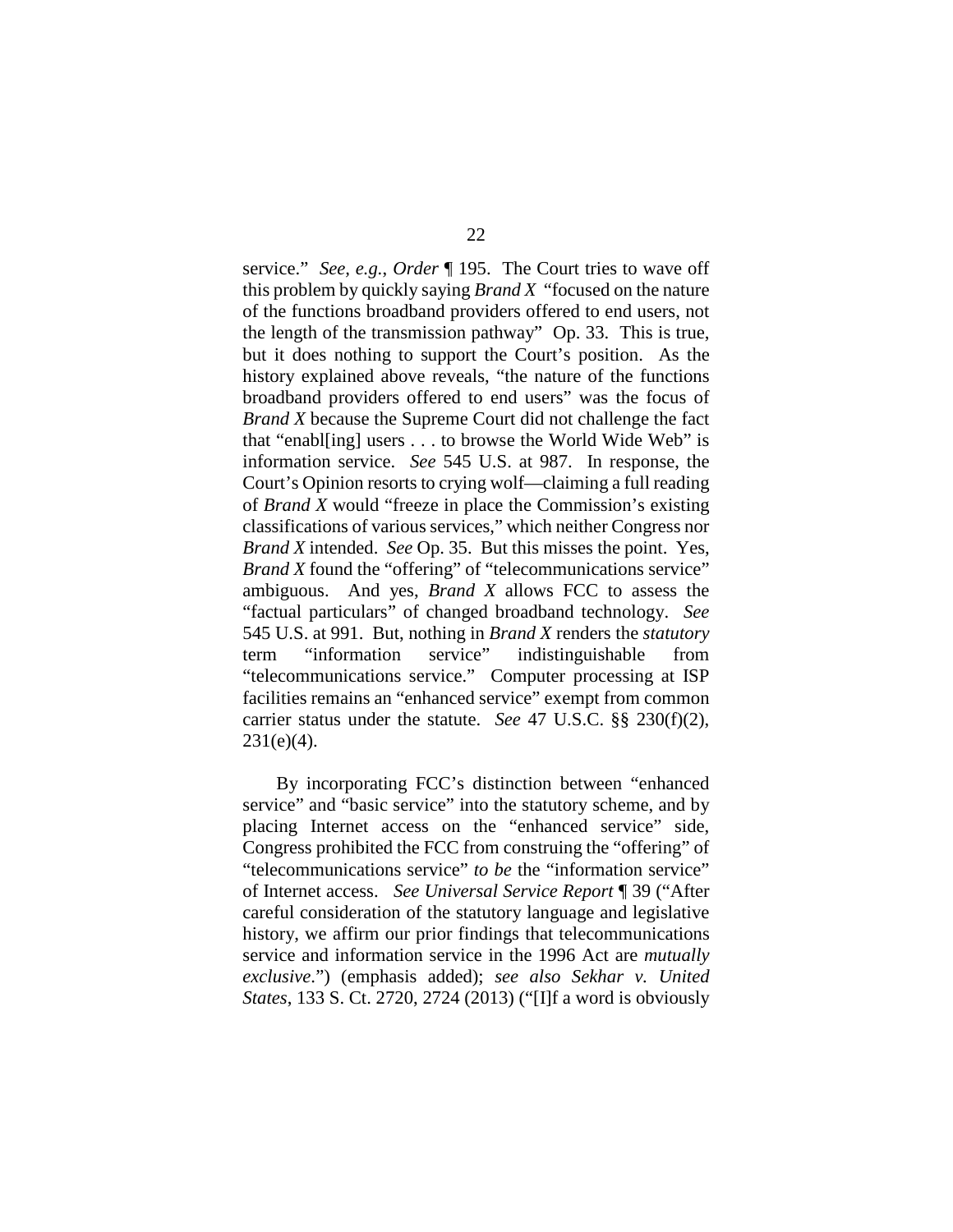service." *See, e.g.*, *Order* ¶ 195. The Court tries to wave off this problem by quickly saying *Brand X* "focused on the nature of the functions broadband providers offered to end users, not the length of the transmission pathway" Op. 33. This is true, but it does nothing to support the Court's position. As the history explained above reveals, "the nature of the functions broadband providers offered to end users" was the focus of *Brand X* because the Supreme Court did not challenge the fact that "enabl[ing] users . . . to browse the World Wide Web" is information service. *See* 545 U.S. at 987. In response, the Court's Opinion resorts to crying wolf—claiming a full reading of *Brand X* would "freeze in place the Commission's existing classifications of various services," which neither Congress nor *Brand X* intended. *See* Op. 35. But this misses the point. Yes, *Brand X* found the "offering" of "telecommunications service" ambiguous. And yes, *Brand X* allows FCC to assess the "factual particulars" of changed broadband technology. *See* 545 U.S. at 991. But, nothing in *Brand X* renders the *statutory* term "information service" indistinguishable from "telecommunications service." Computer processing at ISP facilities remains an "enhanced service" exempt from common carrier status under the statute. *See* 47 U.S.C. §§ 230(f)(2), 231(e)(4).

By incorporating FCC's distinction between "enhanced service" and "basic service" into the statutory scheme, and by placing Internet access on the "enhanced service" side, Congress prohibited the FCC from construing the "offering" of "telecommunications service" *to be* the "information service" of Internet access. *See Universal Service Report* ¶ 39 ("After careful consideration of the statutory language and legislative history, we affirm our prior findings that telecommunications service and information service in the 1996 Act are *mutually exclusive*.") (emphasis added); *see also Sekhar v. United States*, 133 S. Ct. 2720, 2724 (2013) ("[I]f a word is obviously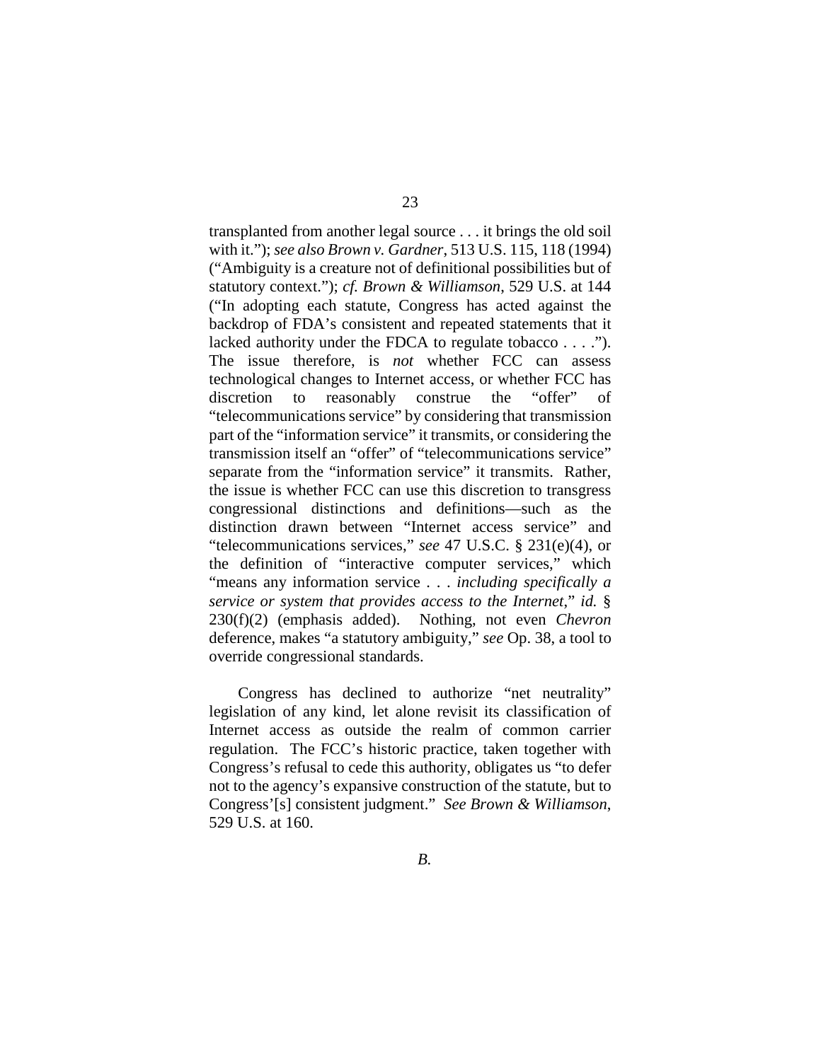transplanted from another legal source . . . it brings the old soil with it."); *see also Brown v. Gardner*, 513 U.S. 115, 118 (1994) ("Ambiguity is a creature not of definitional possibilities but of statutory context."); *cf. Brown & Williamson*, 529 U.S. at 144 ("In adopting each statute, Congress has acted against the backdrop of FDA's consistent and repeated statements that it lacked authority under the FDCA to regulate tobacco . . . ."). The issue therefore, is *not* whether FCC can assess technological changes to Internet access, or whether FCC has discretion to reasonably construe the "offer" of "telecommunications service" by considering that transmission part of the "information service" it transmits, or considering the transmission itself an "offer" of "telecommunications service" separate from the "information service" it transmits. Rather, the issue is whether FCC can use this discretion to transgress congressional distinctions and definitions—such as the distinction drawn between "Internet access service" and "telecommunications services," *see* 47 U.S.C. § 231(e)(4), or the definition of "interactive computer services," which "means any information service . . . *including specifically a service or system that provides access to the Internet*," *id.* § 230(f)(2) (emphasis added). Nothing, not even *Chevron* deference, makes "a statutory ambiguity," *see* Op. 38, a tool to override congressional standards.

Congress has declined to authorize "net neutrality" legislation of any kind, let alone revisit its classification of Internet access as outside the realm of common carrier regulation. The FCC's historic practice, taken together with Congress's refusal to cede this authority, obligates us "to defer not to the agency's expansive construction of the statute, but to Congress'[s] consistent judgment." *See Brown & Williamson*, 529 U.S. at 160.

### *B.*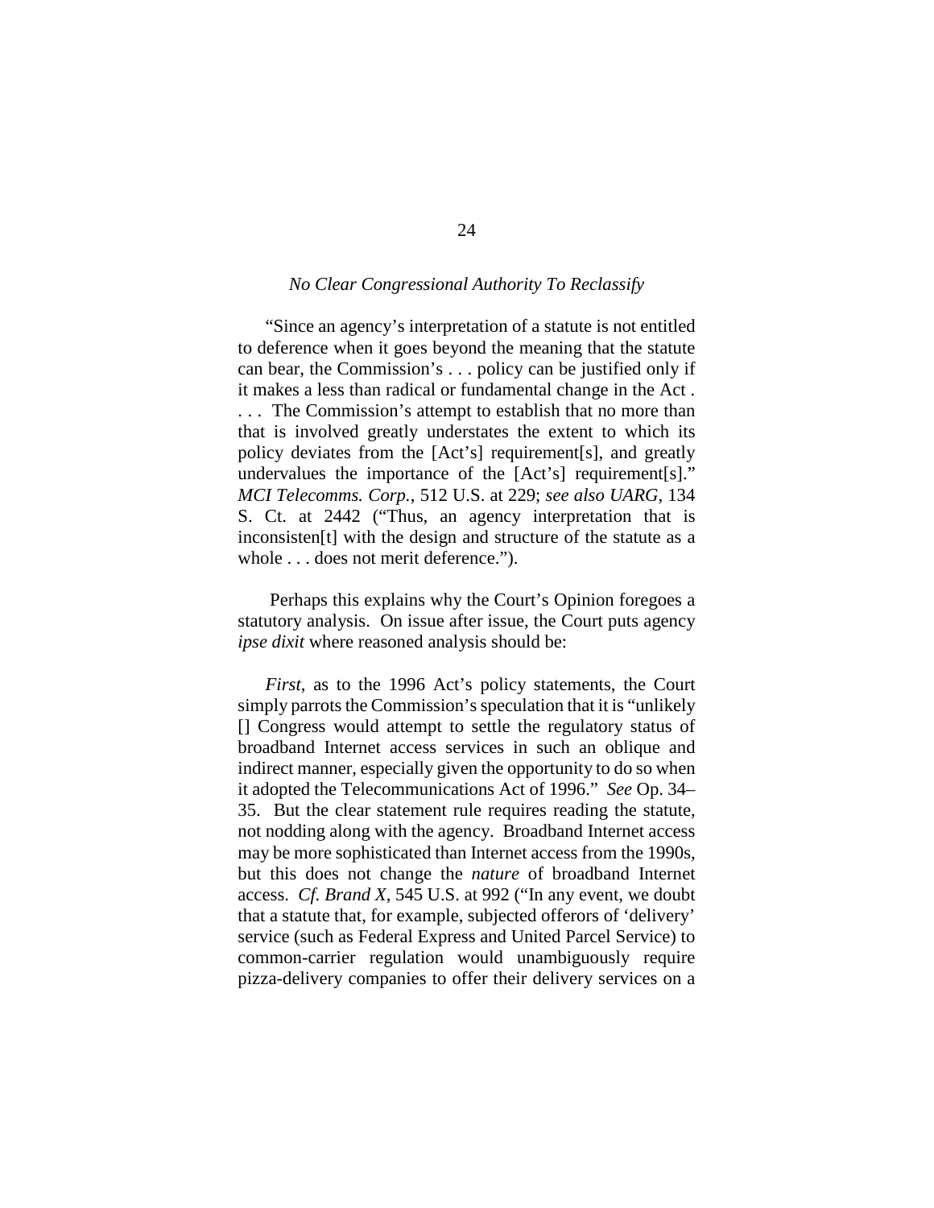*No Clear Congressional Authority To Reclassify*

"Since an agency's interpretation of a statute is not entitled to deference when it goes beyond the meaning that the statute can bear, the Commission's . . . policy can be justified only if it makes a less than radical or fundamental change in the Act . . . . The Commission's attempt to establish that no more than that is involved greatly understates the extent to which its policy deviates from the [Act's] requirement[s], and greatly undervalues the importance of the [Act's] requirement[s]." *MCI Telecomms. Corp.*, 512 U.S. at 229; *see also UARG*, 134 S. Ct. at 2442 ("Thus, an agency interpretation that is inconsisten[t] with the design and structure of the statute as a whole . . . does not merit deference.").

Perhaps this explains why the Court's Opinion foregoes a statutory analysis. On issue after issue, the Court puts agency *ipse dixit* where reasoned analysis should be:

*First*, as to the 1996 Act's policy statements, the Court simply parrots the Commission's speculation that it is "unlikely [] Congress would attempt to settle the regulatory status of broadband Internet access services in such an oblique and indirect manner, especially given the opportunity to do so when it adopted the Telecommunications Act of 1996." *See* Op. 34–35. But the clear statement rule requires reading the statute, not nodding along with the agency. Broadband Internet access may be more sophisticated than Internet access from the 1990s, but this does not change the *nature* of broadband Internet access. *Cf. Brand X*, 545 U.S. at 992 ("In any event, we doubt that a statute that, for example, subjected offerors of 'delivery' service (such as Federal Express and United Parcel Service) to common-carrier regulation would unambiguously require pizza-delivery companies to offer their delivery services on a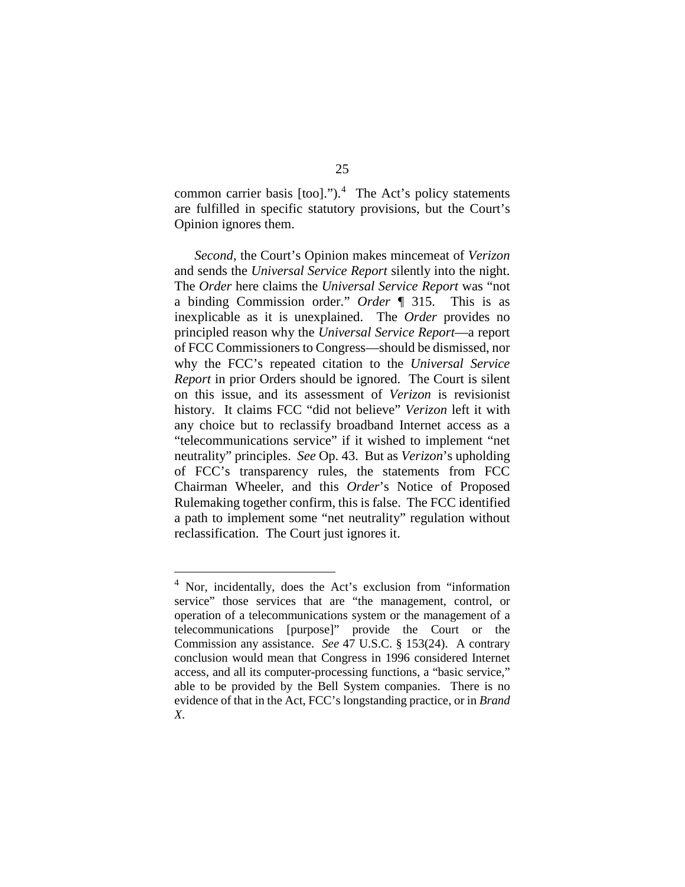common carrier basis [too].").[4] The Act's policy statements are fulfilled in specific statutory provisions, but the Court's Opinion ignores them.

*Second*, the Court's Opinion makes mincemeat of *Verizon* and sends the *Universal Service Report* silently into the night. The *Order* here claims the *Universal Service Report* was "not a binding Commission order." *Order* ¶ 315. This is as inexplicable as it is unexplained. The *Order* provides no principled reason why the *Universal Service Report*—a report of FCC Commissioners to Congress—should be dismissed, nor why the FCC's repeated citation to the *Universal Service Report* in prior Orders should be ignored. The Court is silent on this issue, and its assessment of *Verizon* is revisionist history. It claims FCC "did not believe" *Verizon* left it with any choice but to reclassify broadband Internet access as a "telecommunications service" if it wished to implement "net neutrality" principles. *See* Op. 43. But as *Verizon*'s upholding of FCC's transparency rules, the statements from FCC Chairman Wheeler, and this *Order*'s Notice of Proposed Rulemaking together confirm, this is false. The FCC identified a path to implement some "net neutrality" regulation without reclassification. The Court just ignores it.

---

[4] Nor, incidentally, does the Act's exclusion from "information service" those services that are "the management, control, or operation of a telecommunications system or the management of a telecommunications [purpose]" provide the Court or the Commission any assistance. *See* 47 U.S.C. § 153(24). A contrary conclusion would mean that Congress in 1996 considered Internet access, and all its computer-processing functions, a "basic service," able to be provided by the Bell System companies. There is no evidence of that in the Act, FCC's longstanding practice, or in *Brand X*.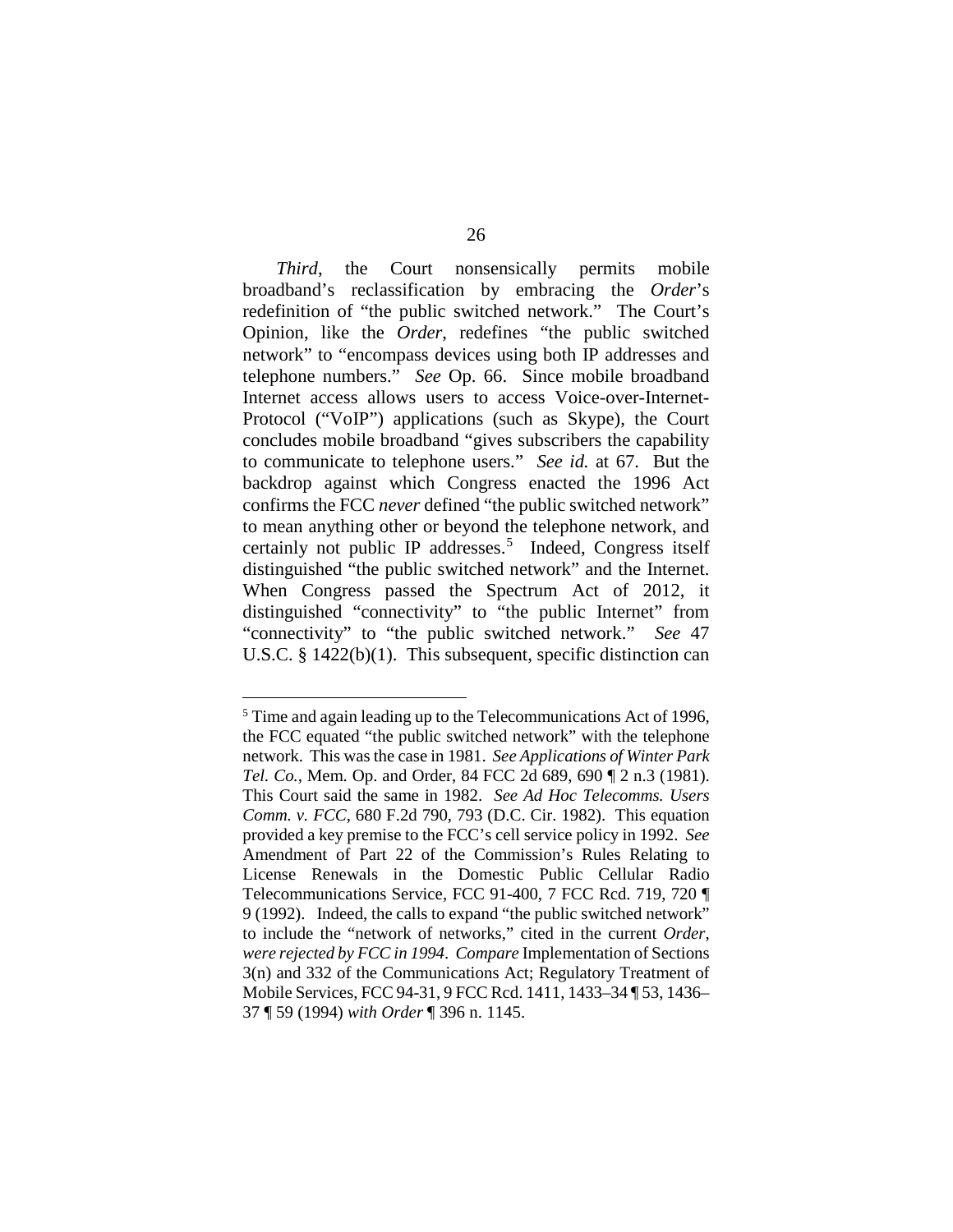*Third*, the Court nonsensically permits mobile broadband's reclassification by embracing the *Order*'s redefinition of "the public switched network." The Court's Opinion, like the *Order*, redefines "the public switched network" to "encompass devices using both IP addresses and telephone numbers." *See* Op. 66. Since mobile broadband Internet access allows users to access Voice-over-Internet-Protocol ("VoIP") applications (such as Skype), the Court concludes mobile broadband "gives subscribers the capability to communicate to telephone users." *See id.* at 67. But the backdrop against which Congress enacted the 1996 Act confirms the FCC *never* defined "the public switched network" to mean anything other or beyond the telephone network, and certainly not public IP addresses.[5] Indeed, Congress itself distinguished "the public switched network" and the Internet. When Congress passed the Spectrum Act of 2012, it distinguished "connectivity" to "the public Internet" from "connectivity" to "the public switched network." *See* 47 U.S.C. § 1422(b)(1). This subsequent, specific distinction can

---

[5] Time and again leading up to the Telecommunications Act of 1996, the FCC equated "the public switched network" with the telephone network. This was the case in 1981. *See Applications of Winter Park Tel. Co.*, Mem. Op. and Order, 84 FCC 2d 689, 690 ¶ 2 n.3 (1981). This Court said the same in 1982. *See Ad Hoc Telecomms. Users Comm. v. FCC*, 680 F.2d 790, 793 (D.C. Cir. 1982). This equation provided a key premise to the FCC's cell service policy in 1992. *See* Amendment of Part 22 of the Commission's Rules Relating to License Renewals in the Domestic Public Cellular Radio Telecommunications Service, FCC 91-400, 7 FCC Rcd. 719, 720 ¶ 9 (1992). Indeed, the calls to expand "the public switched network" to include the "network of networks," cited in the current *Order*, *were rejected by FCC in 1994*. *Compare* Implementation of Sections 3(n) and 332 of the Communications Act; Regulatory Treatment of Mobile Services, FCC 94-31, 9 FCC Rcd. 1411, 1433–34 ¶ 53, 1436–37 ¶ 59 (1994) *with Order* ¶ 396 n. 1145.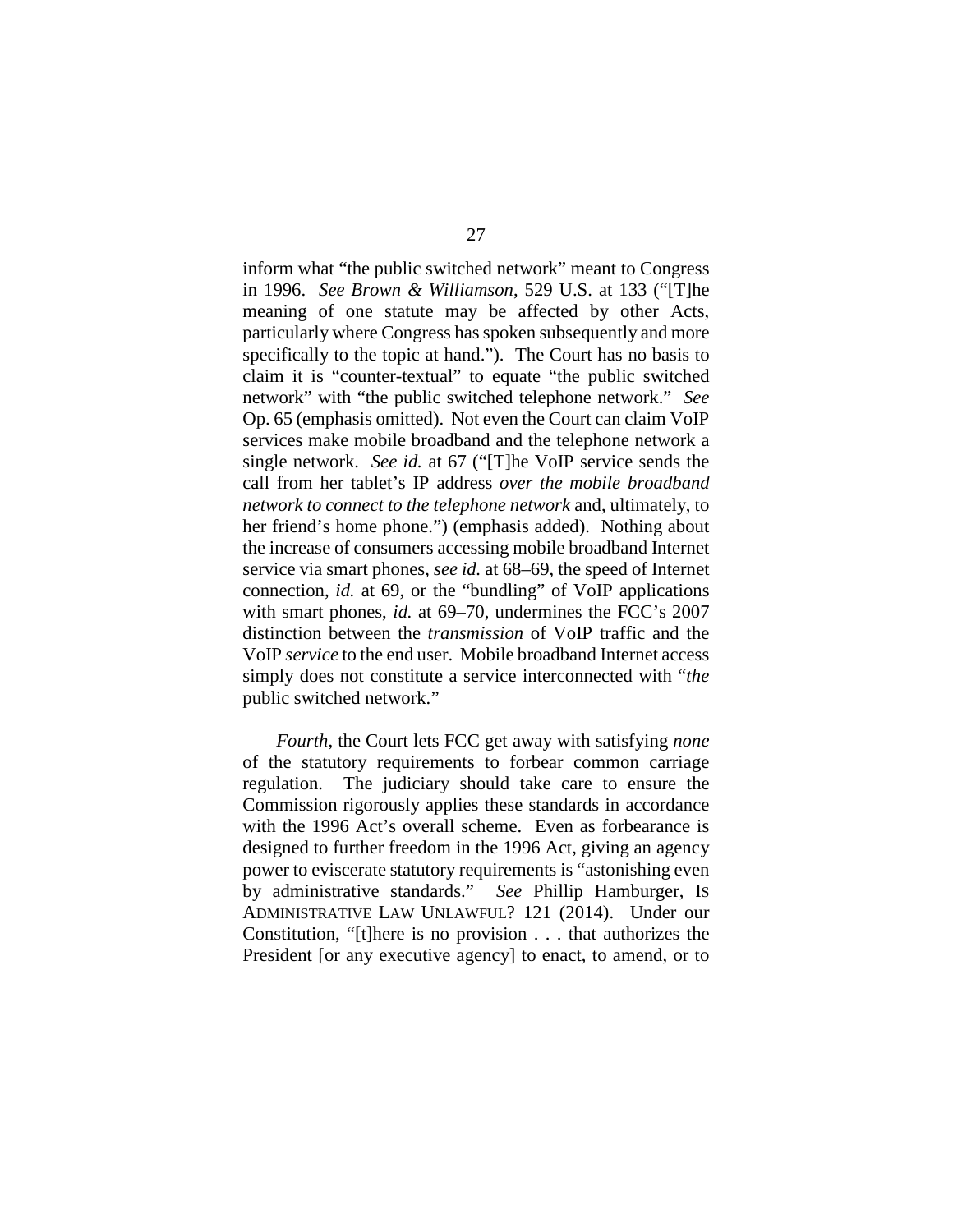inform what "the public switched network" meant to Congress in 1996. *See Brown & Williamson*, 529 U.S. at 133 ("[T]he meaning of one statute may be affected by other Acts, particularly where Congress has spoken subsequently and more specifically to the topic at hand."). The Court has no basis to claim it is "counter-textual" to equate "the public switched network" with "the public switched telephone network." *See* Op. 65 (emphasis omitted). Not even the Court can claim VoIP services make mobile broadband and the telephone network a single network. *See id.* at 67 ("[T]he VoIP service sends the call from her tablet's IP address *over the mobile broadband network to connect to the telephone network* and, ultimately, to her friend's home phone.") (emphasis added). Nothing about the increase of consumers accessing mobile broadband Internet service via smart phones, *see id.* at 68–69, the speed of Internet connection, *id.* at 69, or the "bundling" of VoIP applications with smart phones, *id.* at 69–70, undermines the FCC's 2007 distinction between the *transmission* of VoIP traffic and the VoIP *service* to the end user. Mobile broadband Internet access simply does not constitute a service interconnected with "*the* public switched network."

*Fourth*, the Court lets FCC get away with satisfying *none* of the statutory requirements to forbear common carriage regulation. The judiciary should take care to ensure the Commission rigorously applies these standards in accordance with the 1996 Act's overall scheme. Even as forbearance is designed to further freedom in the 1996 Act, giving an agency power to eviscerate statutory requirements is "astonishing even by administrative standards." *See* Phillip Hamburger, IS ADMINISTRATIVE LAW UNLAWFUL? 121 (2014). Under our Constitution, "[t]here is no provision . . . that authorizes the President [or any executive agency] to enact, to amend, or to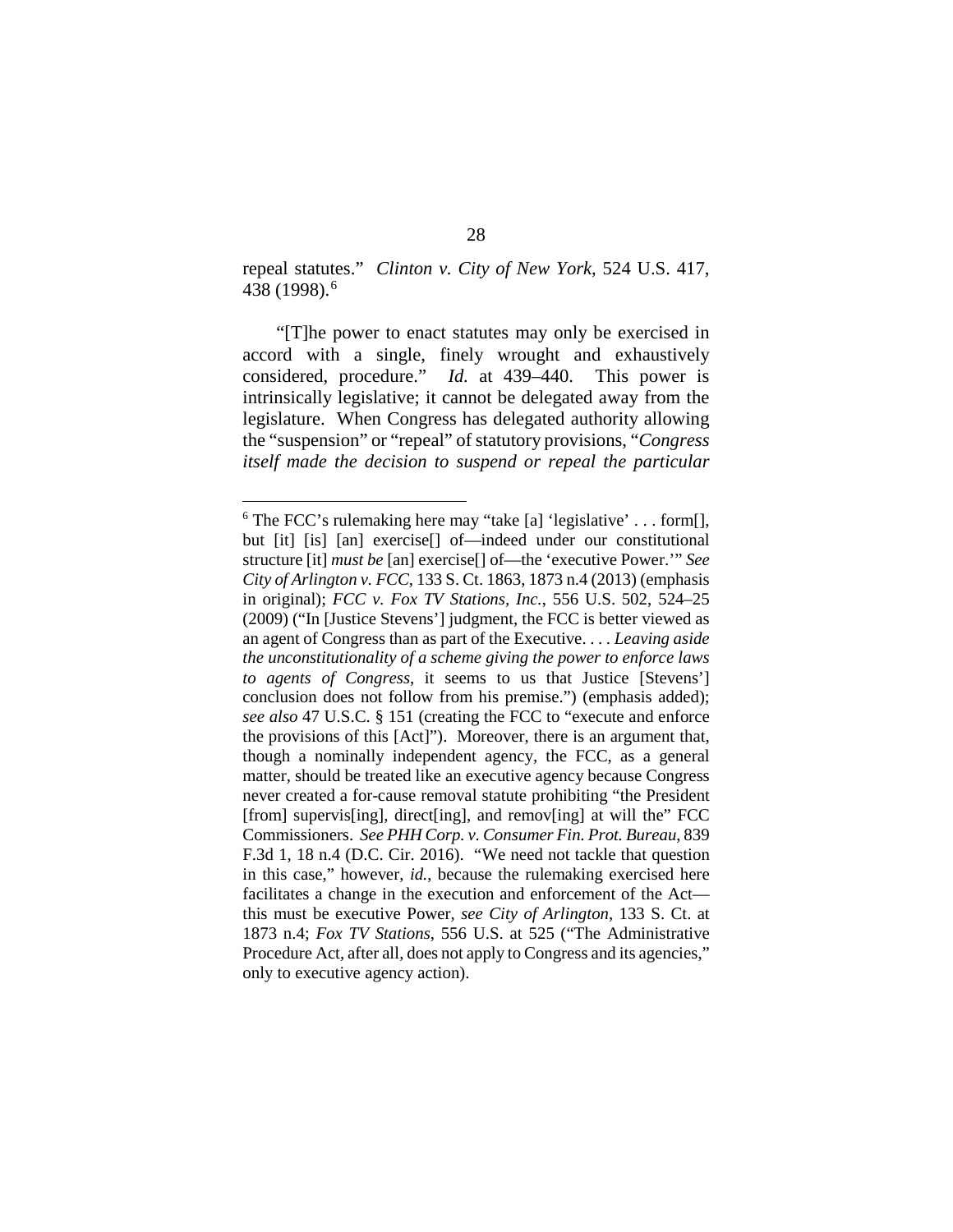repeal statutes." *Clinton v. City of New York*, 524 U.S. 417, 438 (1998).[6]

"[T]he power to enact statutes may only be exercised in accord with a single, finely wrought and exhaustively considered, procedure." *Id.* at 439–440. This power is intrinsically legislative; it cannot be delegated away from the legislature. When Congress has delegated authority allowing the "suspension" or "repeal" of statutory provisions, "*Congress itself made the decision to suspend or repeal the particular*

---

[6] The FCC's rulemaking here may "take [a] 'legislative' . . . form[], but [it] [is] [an] exercise[] of—indeed under our constitutional structure [it] *must be* [an] exercise[] of—the 'executive Power.'" *See City of Arlington v. FCC*, 133 S. Ct. 1863, 1873 n.4 (2013) (emphasis in original); *FCC v. Fox TV Stations, Inc.*, 556 U.S. 502, 524–25 (2009) ("In [Justice Stevens'] judgment, the FCC is better viewed as an agent of Congress than as part of the Executive. . . . *Leaving aside the unconstitutionality of a scheme giving the power to enforce laws to agents of Congress*, it seems to us that Justice [Stevens'] conclusion does not follow from his premise.") (emphasis added); *see also* 47 U.S.C. § 151 (creating the FCC to "execute and enforce the provisions of this [Act]"). Moreover, there is an argument that, though a nominally independent agency, the FCC, as a general matter, should be treated like an executive agency because Congress never created a for-cause removal statute prohibiting "the President [from] supervis[ing], direct[ing], and remov[ing] at will the" FCC Commissioners. *See PHH Corp. v. Consumer Fin. Prot. Bureau*, 839 F.3d 1, 18 n.4 (D.C. Cir. 2016). "We need not tackle that question in this case," however, *id.*, because the rulemaking exercised here facilitates a change in the execution and enforcement of the Act—this must be executive Power, *see City of Arlington*, 133 S. Ct. at 1873 n.4; *Fox TV Stations*, 556 U.S. at 525 ("The Administrative Procedure Act, after all, does not apply to Congress and its agencies," only to executive agency action).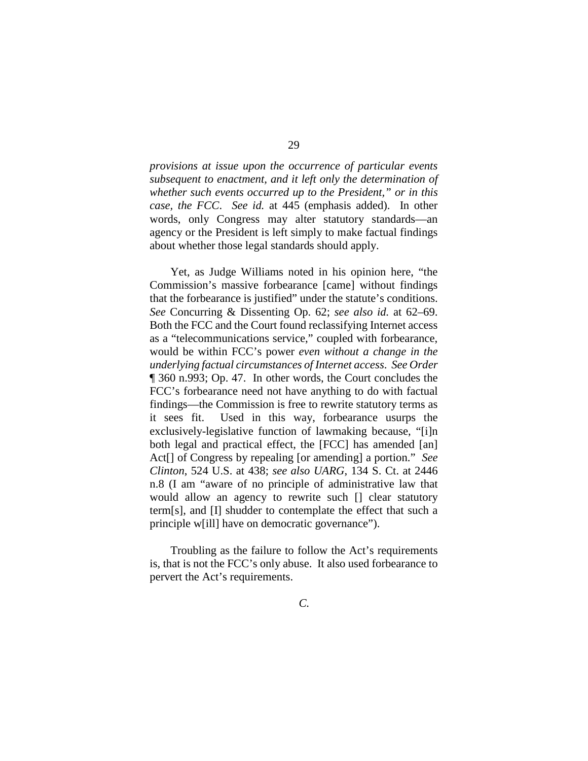*provisions at issue upon the occurrence of particular events subsequent to enactment, and it left only the determination of whether such events occurred up to the President," or in this case, the FCC. See id.* at 445 (emphasis added). In other words, only Congress may alter statutory standards—an agency or the President is left simply to make factual findings about whether those legal standards should apply.

Yet, as Judge Williams noted in his opinion here, "the Commission's massive forbearance [came] without findings that the forbearance is justified" under the statute's conditions. *See* Concurring & Dissenting Op. 62; *see also id.* at 62–69. Both the FCC and the Court found reclassifying Internet access as a "telecommunications service," coupled with forbearance, would be within FCC's power *even without a change in the underlying factual circumstances of Internet access*. *See Order* ¶ 360 n.993; Op. 47. In other words, the Court concludes the FCC's forbearance need not have anything to do with factual findings—the Commission is free to rewrite statutory terms as it sees fit. Used in this way, forbearance usurps the exclusively-legislative function of lawmaking because, "[i]n both legal and practical effect, the [FCC] has amended [an] Act[] of Congress by repealing [or amending] a portion." *See Clinton*, 524 U.S. at 438; *see also UARG*, 134 S. Ct. at 2446 n.8 (I am "aware of no principle of administrative law that would allow an agency to rewrite such [] clear statutory term[s], and [I] shudder to contemplate the effect that such a principle w[ill] have on democratic governance").

Troubling as the failure to follow the Act's requirements is, that is not the FCC's only abuse. It also used forbearance to pervert the Act's requirements.

*C.*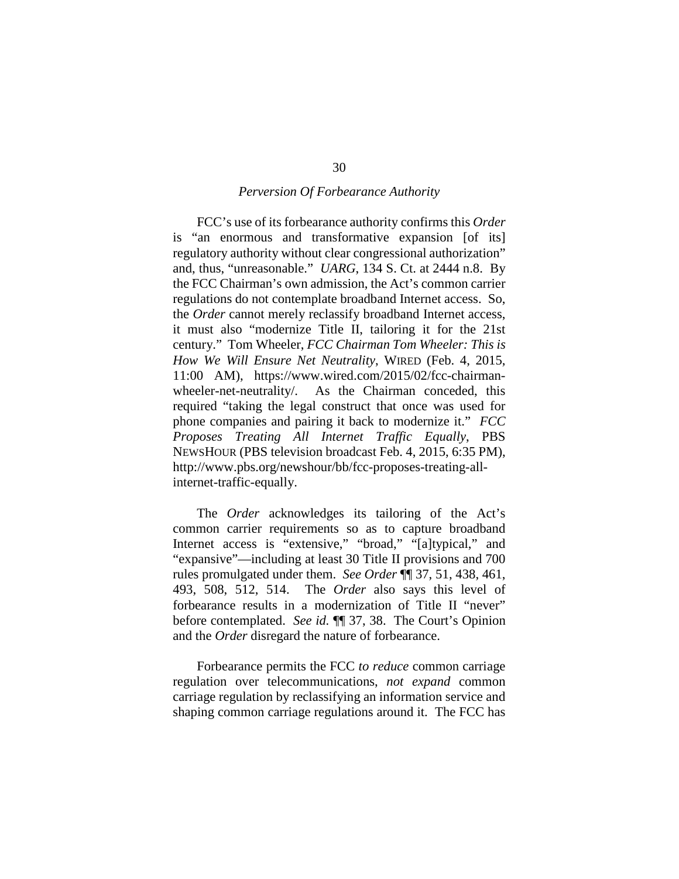*Perversion Of Forbearance Authority*

FCC's use of its forbearance authority confirms this *Order* is "an enormous and transformative expansion [of its] regulatory authority without clear congressional authorization" and, thus, "unreasonable." *UARG*, 134 S. Ct. at 2444 n.8. By the FCC Chairman's own admission, the Act's common carrier regulations do not contemplate broadband Internet access. So, the *Order* cannot merely reclassify broadband Internet access, it must also "modernize Title II, tailoring it for the 21st century." Tom Wheeler, *FCC Chairman Tom Wheeler: This is How We Will Ensure Net Neutrality*, WIRED (Feb. 4, 2015, 11:00 AM), https://www.wired.com/2015/02/fcc-chairman-wheeler-net-neutrality/. As the Chairman conceded, this required "taking the legal construct that once was used for phone companies and pairing it back to modernize it." *FCC Proposes Treating All Internet Traffic Equally*, PBS NEWSHOUR (PBS television broadcast Feb. 4, 2015, 6:35 PM), http://www.pbs.org/newshour/bb/fcc-proposes-treating-all-internet-traffic-equally.

The *Order* acknowledges its tailoring of the Act's common carrier requirements so as to capture broadband Internet access is "extensive," "broad," "[a]typical," and "expansive"—including at least 30 Title II provisions and 700 rules promulgated under them. *See Order* ¶¶ 37, 51, 438, 461, 493, 508, 512, 514. The *Order* also says this level of forbearance results in a modernization of Title II "never" before contemplated. *See id.* ¶¶ 37, 38. The Court's Opinion and the *Order* disregard the nature of forbearance.

Forbearance permits the FCC *to reduce* common carriage regulation over telecommunications, *not expand* common carriage regulation by reclassifying an information service and shaping common carriage regulations around it. The FCC has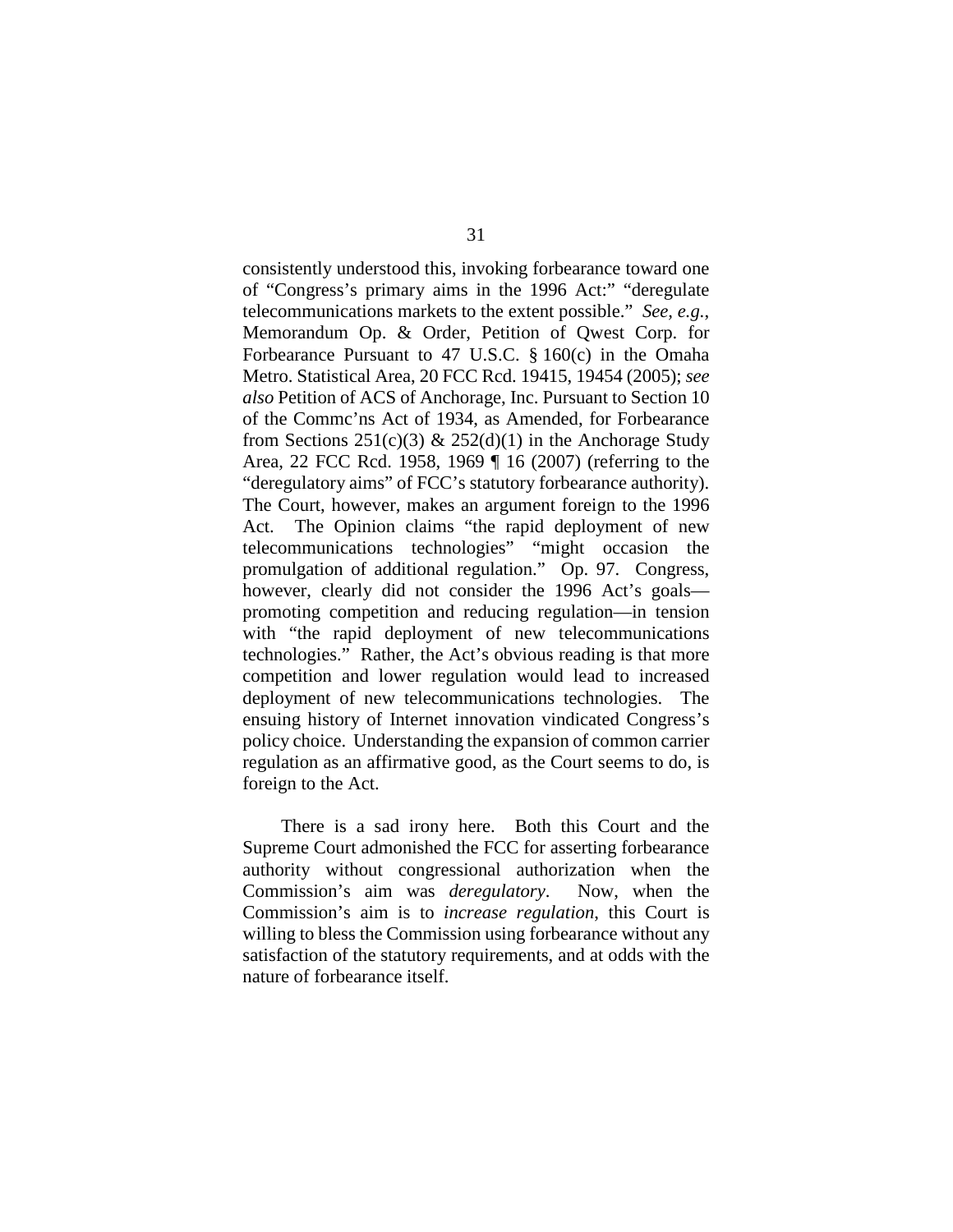consistently understood this, invoking forbearance toward one of "Congress's primary aims in the 1996 Act:" "deregulate telecommunications markets to the extent possible." *See, e.g.*, Memorandum Op. & Order, Petition of Qwest Corp. for Forbearance Pursuant to 47 U.S.C. § 160(c) in the Omaha Metro. Statistical Area, 20 FCC Rcd. 19415, 19454 (2005); *see also* Petition of ACS of Anchorage, Inc. Pursuant to Section 10 of the Commc'ns Act of 1934, as Amended, for Forbearance from Sections 251(c)(3) & 252(d)(1) in the Anchorage Study Area, 22 FCC Rcd. 1958, 1969 ¶ 16 (2007) (referring to the "deregulatory aims" of FCC's statutory forbearance authority). The Court, however, makes an argument foreign to the 1996 Act. The Opinion claims "the rapid deployment of new telecommunications technologies" "might occasion the promulgation of additional regulation." Op. 97. Congress, however, clearly did not consider the 1996 Act's goals—promoting competition and reducing regulation—in tension with "the rapid deployment of new telecommunications technologies." Rather, the Act's obvious reading is that more competition and lower regulation would lead to increased deployment of new telecommunications technologies. The ensuing history of Internet innovation vindicated Congress's policy choice. Understanding the expansion of common carrier regulation as an affirmative good, as the Court seems to do, is foreign to the Act.

There is a sad irony here. Both this Court and the Supreme Court admonished the FCC for asserting forbearance authority without congressional authorization when the Commission's aim was *deregulatory*. Now, when the Commission's aim is to *increase regulation*, this Court is willing to bless the Commission using forbearance without any satisfaction of the statutory requirements, and at odds with the nature of forbearance itself.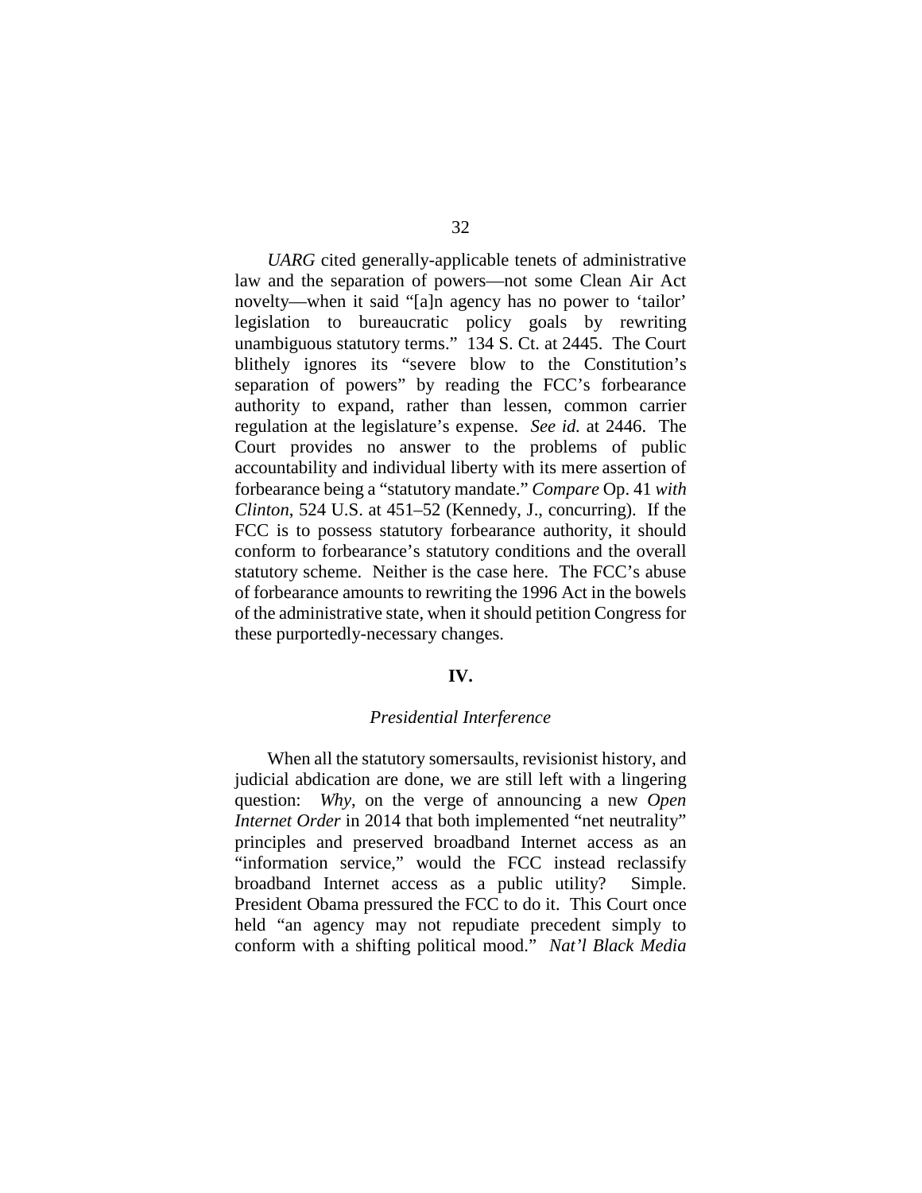*UARG* cited generally-applicable tenets of administrative law and the separation of powers—not some Clean Air Act novelty—when it said "[a]n agency has no power to 'tailor' legislation to bureaucratic policy goals by rewriting unambiguous statutory terms." 134 S. Ct. at 2445. The Court blithely ignores its "severe blow to the Constitution's separation of powers" by reading the FCC's forbearance authority to expand, rather than lessen, common carrier regulation at the legislature's expense. *See id.* at 2446. The Court provides no answer to the problems of public accountability and individual liberty with its mere assertion of forbearance being a "statutory mandate." *Compare* Op. 41 *with Clinton*, 524 U.S. at 451–52 (Kennedy, J., concurring). If the FCC is to possess statutory forbearance authority, it should conform to forbearance's statutory conditions and the overall statutory scheme. Neither is the case here. The FCC's abuse of forbearance amounts to rewriting the 1996 Act in the bowels of the administrative state, when it should petition Congress for these purportedly-necessary changes.

## IV.

### *Presidential Interference*

When all the statutory somersaults, revisionist history, and judicial abdication are done, we are still left with a lingering question: *Why*, on the verge of announcing a new *Open Internet Order* in 2014 that both implemented "net neutrality" principles and preserved broadband Internet access as an "information service," would the FCC instead reclassify broadband Internet access as a public utility? Simple. President Obama pressured the FCC to do it. This Court once held "an agency may not repudiate precedent simply to conform with a shifting political mood." *Nat'l Black Media*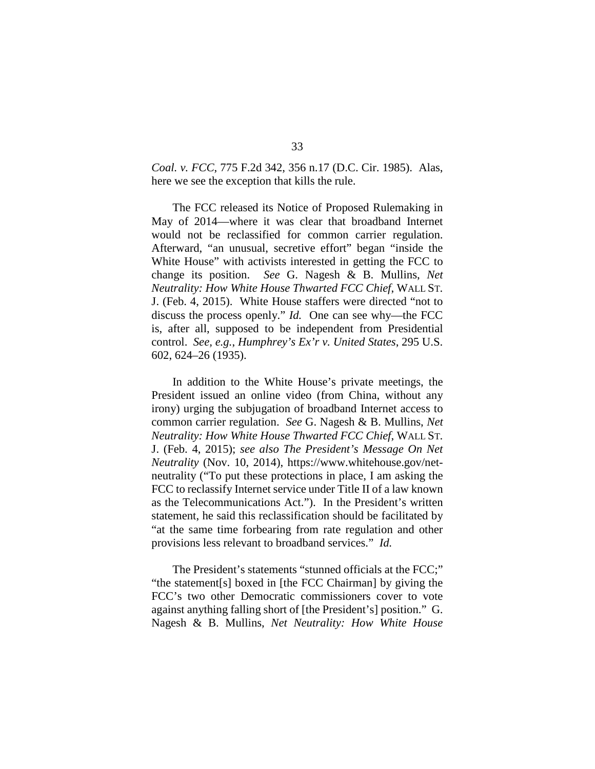*Coal. v. FCC*, 775 F.2d 342, 356 n.17 (D.C. Cir. 1985). Alas, here we see the exception that kills the rule.

The FCC released its Notice of Proposed Rulemaking in May of 2014—where it was clear that broadband Internet would not be reclassified for common carrier regulation. Afterward, "an unusual, secretive effort" began "inside the White House" with activists interested in getting the FCC to change its position. *See* G. Nagesh & B. Mullins, *Net Neutrality: How White House Thwarted FCC Chief*, WALL ST. J. (Feb. 4, 2015). White House staffers were directed "not to discuss the process openly." *Id.* One can see why—the FCC is, after all, supposed to be independent from Presidential control. *See, e.g.*, *Humphrey's Ex'r v. United States*, 295 U.S. 602, 624–26 (1935).

In addition to the White House's private meetings, the President issued an online video (from China, without any irony) urging the subjugation of broadband Internet access to common carrier regulation. *See* G. Nagesh & B. Mullins, *Net Neutrality: How White House Thwarted FCC Chief*, WALL ST. J. (Feb. 4, 2015); *see also The President's Message On Net Neutrality* (Nov. 10, 2014), https://www.whitehouse.gov/net-neutrality ("To put these protections in place, I am asking the FCC to reclassify Internet service under Title II of a law known as the Telecommunications Act."). In the President's written statement, he said this reclassification should be facilitated by "at the same time forbearing from rate regulation and other provisions less relevant to broadband services." *Id.*

The President's statements "stunned officials at the FCC;" "the statement[s] boxed in [the FCC Chairman] by giving the FCC's two other Democratic commissioners cover to vote against anything falling short of [the President's] position." G. Nagesh & B. Mullins, *Net Neutrality: How White House*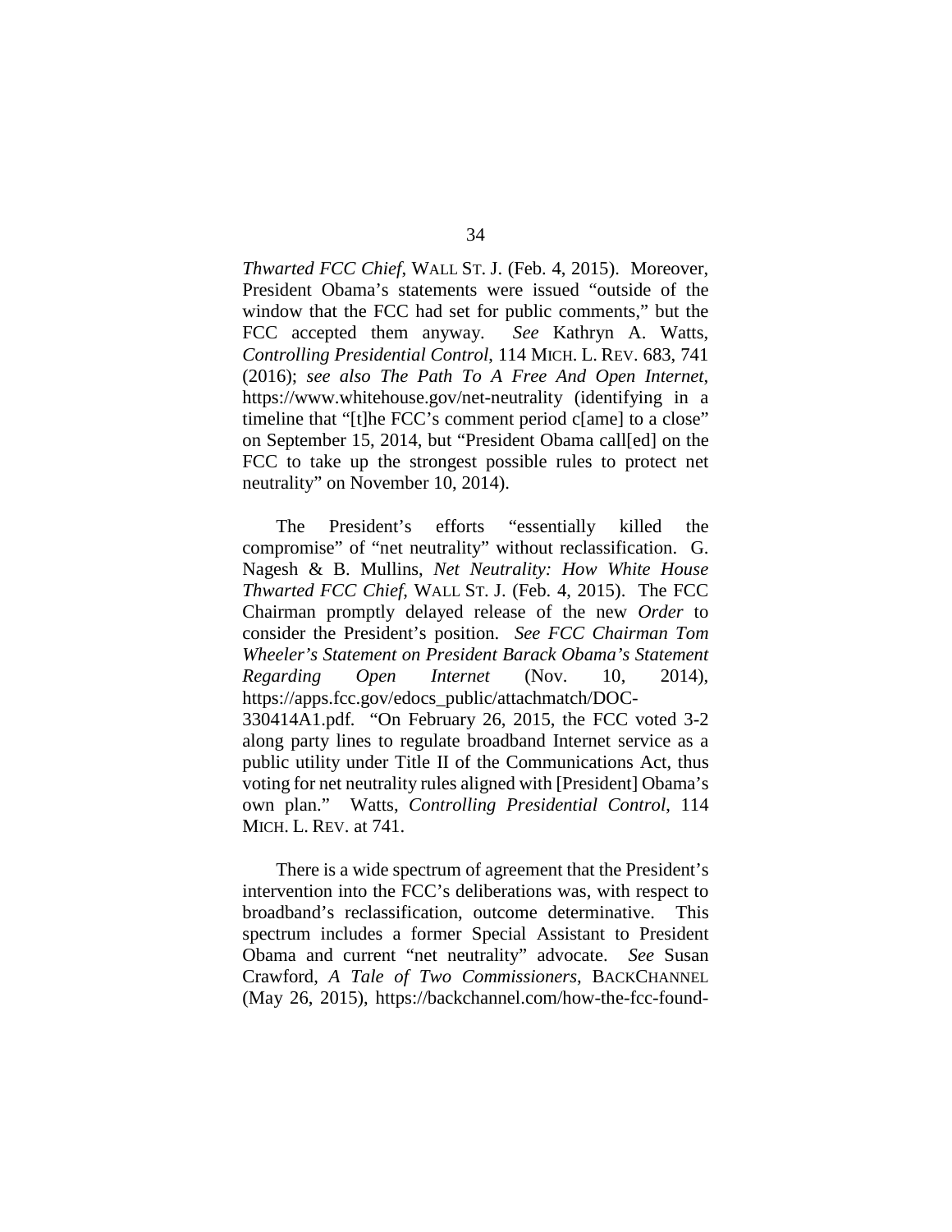*Thwarted FCC Chief*, WALL ST. J. (Feb. 4, 2015). Moreover, President Obama's statements were issued "outside of the window that the FCC had set for public comments," but the FCC accepted them anyway. *See* Kathryn A. Watts, *Controlling Presidential Control*, 114 MICH. L. REV. 683, 741 (2016); *see also The Path To A Free And Open Internet*, https://www.whitehouse.gov/net-neutrality (identifying in a timeline that "[t]he FCC's comment period c[ame] to a close" on September 15, 2014, but "President Obama call[ed] on the FCC to take up the strongest possible rules to protect net neutrality" on November 10, 2014).

The President's efforts "essentially killed the compromise" of "net neutrality" without reclassification. G. Nagesh & B. Mullins, *Net Neutrality: How White House Thwarted FCC Chief*, WALL ST. J. (Feb. 4, 2015). The FCC Chairman promptly delayed release of the new *Order* to consider the President's position. *See FCC Chairman Tom Wheeler's Statement on President Barack Obama's Statement Regarding Open Internet* (Nov. 10, 2014), https://apps.fcc.gov/edocs_public/attachmatch/DOC-330414A1.pdf. "On February 26, 2015, the FCC voted 3-2 along party lines to regulate broadband Internet service as a public utility under Title II of the Communications Act, thus voting for net neutrality rules aligned with [President] Obama's own plan." Watts, *Controlling Presidential Control*, 114 MICH. L. REV. at 741.

There is a wide spectrum of agreement that the President's intervention into the FCC's deliberations was, with respect to broadband's reclassification, outcome determinative. This spectrum includes a former Special Assistant to President Obama and current "net neutrality" advocate. *See* Susan Crawford, *A Tale of Two Commissioners*, BACKCHANNEL (May 26, 2015), https://backchannel.com/how-the-fcc-found-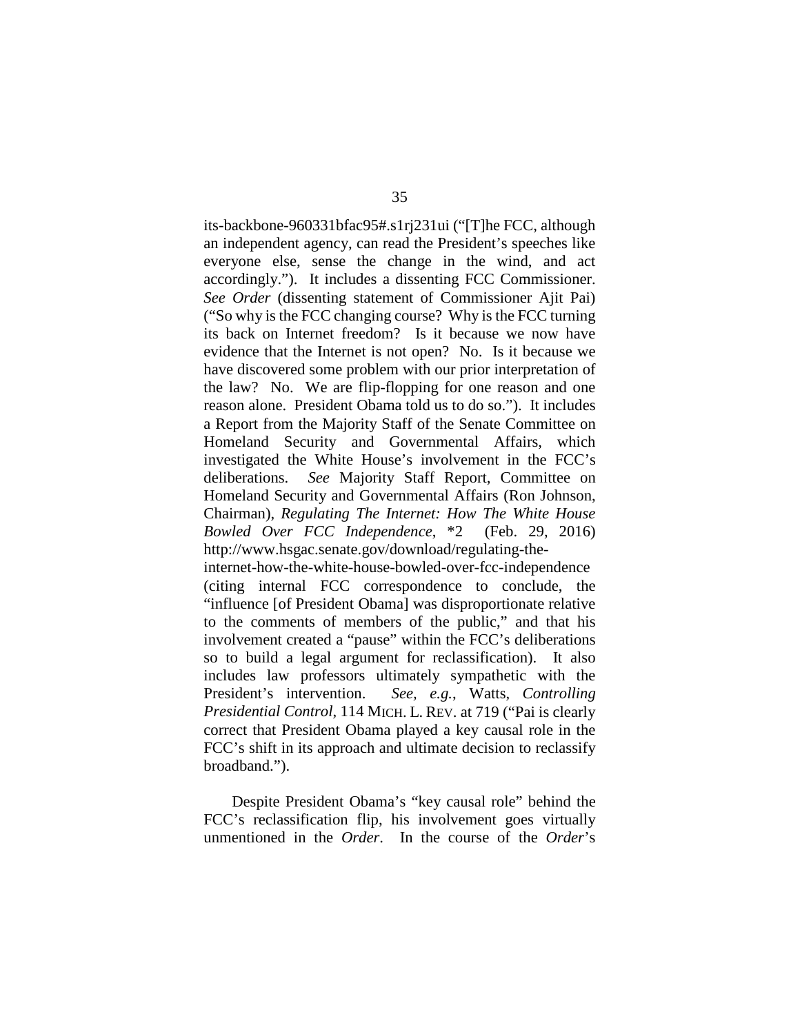its-backbone-960331bfac95#.s1rj231ui ("[T]he FCC, although an independent agency, can read the President's speeches like everyone else, sense the change in the wind, and act accordingly."). It includes a dissenting FCC Commissioner. *See Order* (dissenting statement of Commissioner Ajit Pai) ("So why is the FCC changing course? Why is the FCC turning its back on Internet freedom? Is it because we now have evidence that the Internet is not open? No. Is it because we have discovered some problem with our prior interpretation of the law? No. We are flip-flopping for one reason and one reason alone. President Obama told us to do so."). It includes a Report from the Majority Staff of the Senate Committee on Homeland Security and Governmental Affairs, which investigated the White House's involvement in the FCC's deliberations. *See* Majority Staff Report, Committee on Homeland Security and Governmental Affairs (Ron Johnson, Chairman), *Regulating The Internet: How The White House Bowled Over FCC Independence*, *2 (Feb. 29, 2016) http://www.hsgac.senate.gov/download/regulating-the-internet-how-the-white-house-bowled-over-fcc-independence (citing internal FCC correspondence to conclude, the "influence [of President Obama] was disproportionate relative to the comments of members of the public," and that his involvement created a "pause" within the FCC's deliberations so to build a legal argument for reclassification). It also includes law professors ultimately sympathetic with the President's intervention. *See, e.g.*, Watts, *Controlling Presidential Control*, 114 MICH. L. REV. at 719 ("Pai is clearly correct that President Obama played a key causal role in the FCC's shift in its approach and ultimate decision to reclassify broadband.").

Despite President Obama's "key causal role" behind the FCC's reclassification flip, his involvement goes virtually unmentioned in the *Order*. In the course of the *Order*'s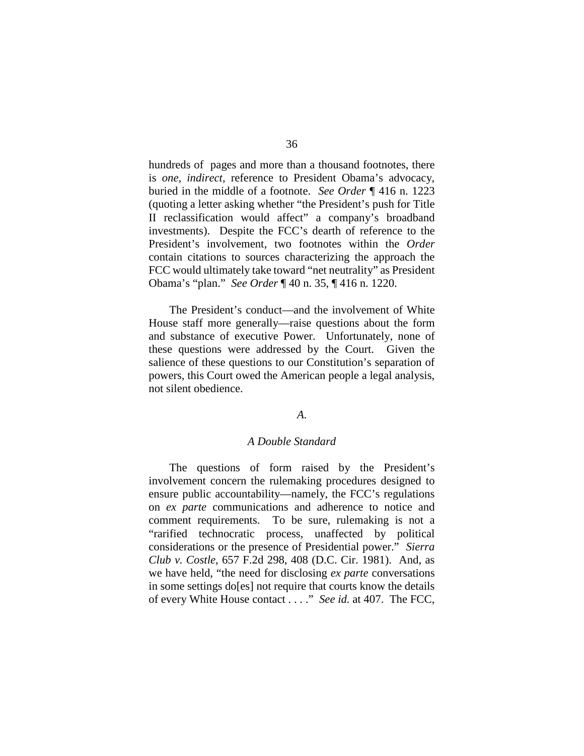hundreds of pages and more than a thousand footnotes, there is *one, indirect*, reference to President Obama's advocacy, buried in the middle of a footnote. *See Order* ¶ 416 n. 1223 (quoting a letter asking whether "the President's push for Title II reclassification would affect" a company's broadband investments). Despite the FCC's dearth of reference to the President's involvement, two footnotes within the *Order* contain citations to sources characterizing the approach the FCC would ultimately take toward "net neutrality" as President Obama's "plan." *See Order* ¶ 40 n. 35, ¶ 416 n. 1220.

The President's conduct—and the involvement of White House staff more generally—raise questions about the form and substance of executive Power. Unfortunately, none of these questions were addressed by the Court. Given the salience of these questions to our Constitution's separation of powers, this Court owed the American people a legal analysis, not silent obedience.

### *A.*

### *A Double Standard*

The questions of form raised by the President's involvement concern the rulemaking procedures designed to ensure public accountability—namely, the FCC's regulations on *ex parte* communications and adherence to notice and comment requirements. To be sure, rulemaking is not a "rarified technocratic process, unaffected by political considerations or the presence of Presidential power." *Sierra Club v. Costle*, 657 F.2d 298, 408 (D.C. Cir. 1981). And, as we have held, "the need for disclosing *ex parte* conversations in some settings do[es] not require that courts know the details of every White House contact . . . ." *See id.* at 407. The FCC,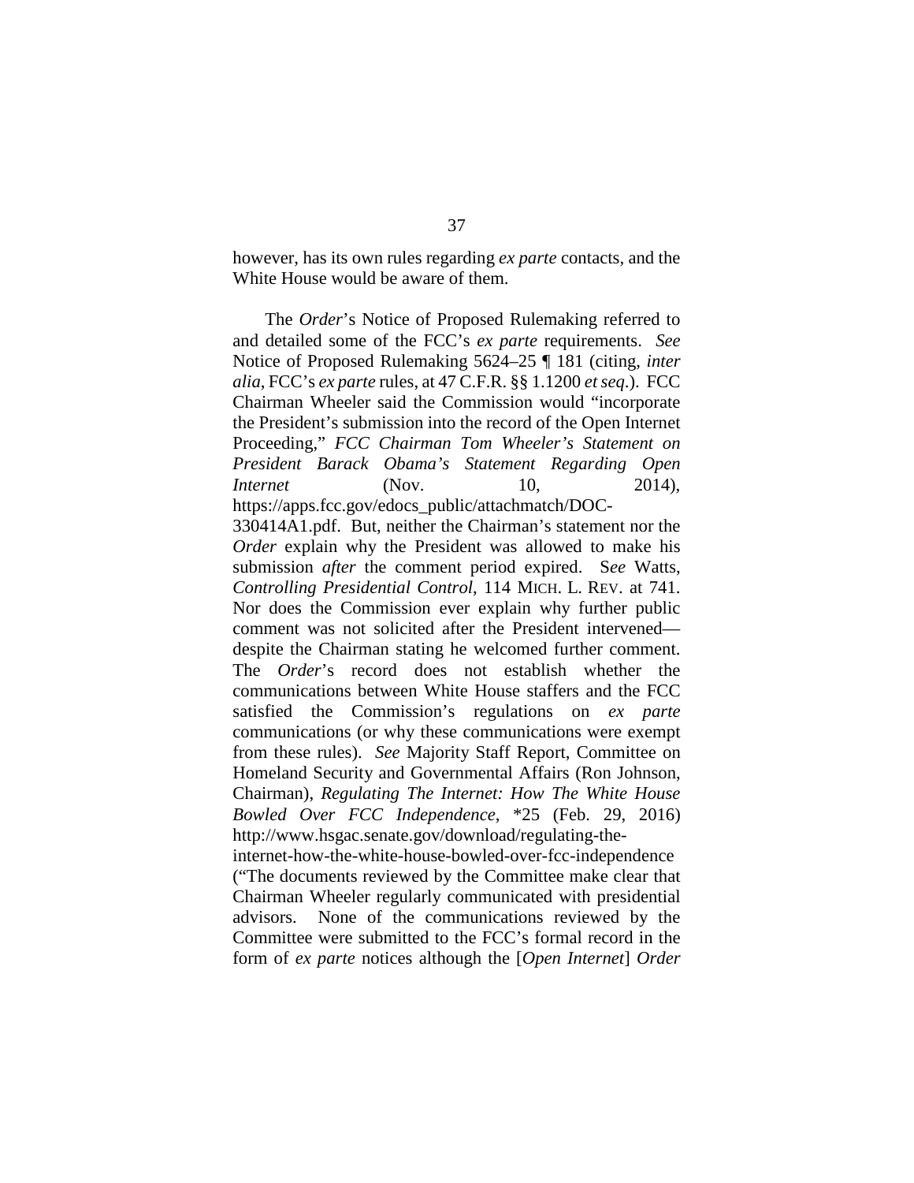however, has its own rules regarding *ex parte* contacts, and the White House would be aware of them.

The *Order*'s Notice of Proposed Rulemaking referred to and detailed some of the FCC's *ex parte* requirements. *See* Notice of Proposed Rulemaking 5624–25 ¶ 181 (citing, *inter alia*, FCC's *ex parte* rules, at 47 C.F.R. §§ 1.1200 *et seq*.). FCC Chairman Wheeler said the Commission would "incorporate the President's submission into the record of the Open Internet Proceeding," *FCC Chairman Tom Wheeler's Statement on President Barack Obama's Statement Regarding Open Internet* (Nov. 10, 2014), https://apps.fcc.gov/edocs_public/attachmatch/DOC-330414A1.pdf. But, neither the Chairman's statement nor the *Order* explain why the President was allowed to make his submission *after* the comment period expired. S*ee* Watts, *Controlling Presidential Control*, 114 MICH. L. REV. at 741. Nor does the Commission ever explain why further public comment was not solicited after the President intervened—despite the Chairman stating he welcomed further comment. The *Order*'s record does not establish whether the communications between White House staffers and the FCC satisfied the Commission's regulations on *ex parte* communications (or why these communications were exempt from these rules). *See* Majority Staff Report, Committee on Homeland Security and Governmental Affairs (Ron Johnson, Chairman), *Regulating The Internet: How The White House Bowled Over FCC Independence*, *25 (Feb. 29, 2016) http://www.hsgac.senate.gov/download/regulating-the-internet-how-the-white-house-bowled-over-fcc-independence ("The documents reviewed by the Committee make clear that Chairman Wheeler regularly communicated with presidential advisors. None of the communications reviewed by the Committee were submitted to the FCC's formal record in the form of *ex parte* notices although the [*Open Internet*] *Order*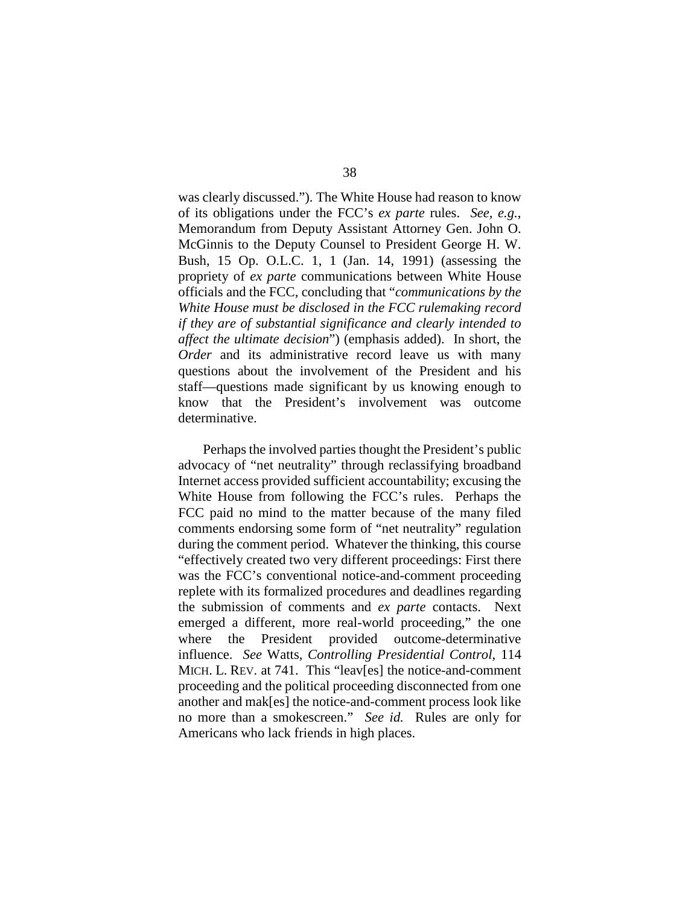was clearly discussed."). The White House had reason to know of its obligations under the FCC's *ex parte* rules. *See, e.g.*, Memorandum from Deputy Assistant Attorney Gen. John O. McGinnis to the Deputy Counsel to President George H. W. Bush, 15 Op. O.L.C. 1, 1 (Jan. 14, 1991) (assessing the propriety of *ex parte* communications between White House officials and the FCC, concluding that "*communications by the White House must be disclosed in the FCC rulemaking record if they are of substantial significance and clearly intended to affect the ultimate decision*") (emphasis added). In short, the *Order* and its administrative record leave us with many questions about the involvement of the President and his staff—questions made significant by us knowing enough to know that the President's involvement was outcome determinative.

Perhaps the involved parties thought the President's public advocacy of "net neutrality" through reclassifying broadband Internet access provided sufficient accountability; excusing the White House from following the FCC's rules. Perhaps the FCC paid no mind to the matter because of the many filed comments endorsing some form of "net neutrality" regulation during the comment period. Whatever the thinking, this course "effectively created two very different proceedings: First there was the FCC's conventional notice-and-comment proceeding replete with its formalized procedures and deadlines regarding the submission of comments and *ex parte* contacts. Next emerged a different, more real-world proceeding," the one where the President provided outcome-determinative influence. *See* Watts, *Controlling Presidential Control*, 114 MICH. L. REV. at 741. This "leav[es] the notice-and-comment proceeding and the political proceeding disconnected from one another and mak[es] the notice-and-comment process look like no more than a smokescreen." *See id.* Rules are only for Americans who lack friends in high places.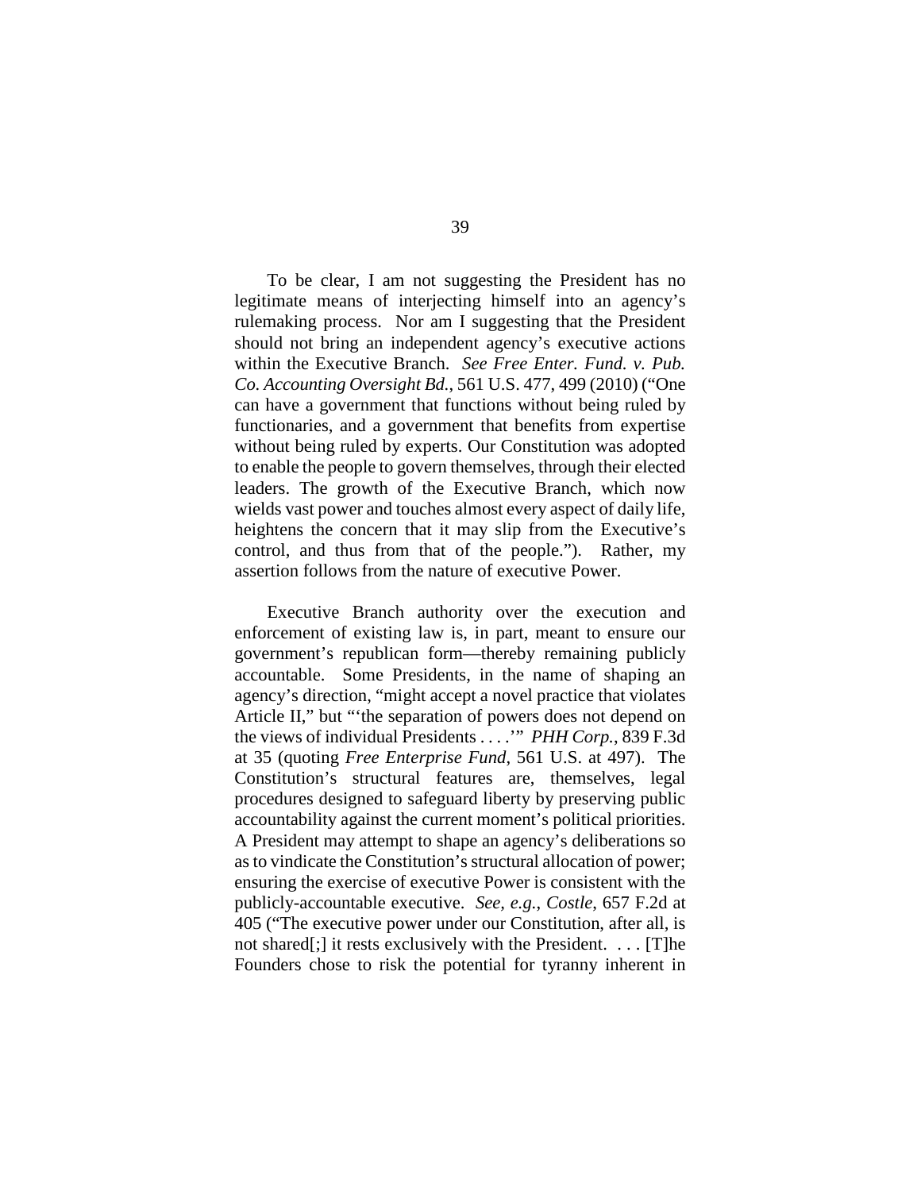To be clear, I am not suggesting the President has no legitimate means of interjecting himself into an agency's rulemaking process. Nor am I suggesting that the President should not bring an independent agency's executive actions within the Executive Branch. *See Free Enter. Fund. v. Pub. Co. Accounting Oversight Bd.*, 561 U.S. 477, 499 (2010) ("One can have a government that functions without being ruled by functionaries, and a government that benefits from expertise without being ruled by experts. Our Constitution was adopted to enable the people to govern themselves, through their elected leaders. The growth of the Executive Branch, which now wields vast power and touches almost every aspect of daily life, heightens the concern that it may slip from the Executive's control, and thus from that of the people."). Rather, my assertion follows from the nature of executive Power.

Executive Branch authority over the execution and enforcement of existing law is, in part, meant to ensure our government's republican form—thereby remaining publicly accountable. Some Presidents, in the name of shaping an agency's direction, "might accept a novel practice that violates Article II," but "'the separation of powers does not depend on the views of individual Presidents . . . .'" *PHH Corp.*, 839 F.3d at 35 (quoting *Free Enterprise Fund*, 561 U.S. at 497). The Constitution's structural features are, themselves, legal procedures designed to safeguard liberty by preserving public accountability against the current moment's political priorities. A President may attempt to shape an agency's deliberations so as to vindicate the Constitution's structural allocation of power; ensuring the exercise of executive Power is consistent with the publicly-accountable executive. *See, e.g.*, *Costle*, 657 F.2d at 405 ("The executive power under our Constitution, after all, is not shared[;] it rests exclusively with the President. . . . [T]he Founders chose to risk the potential for tyranny inherent in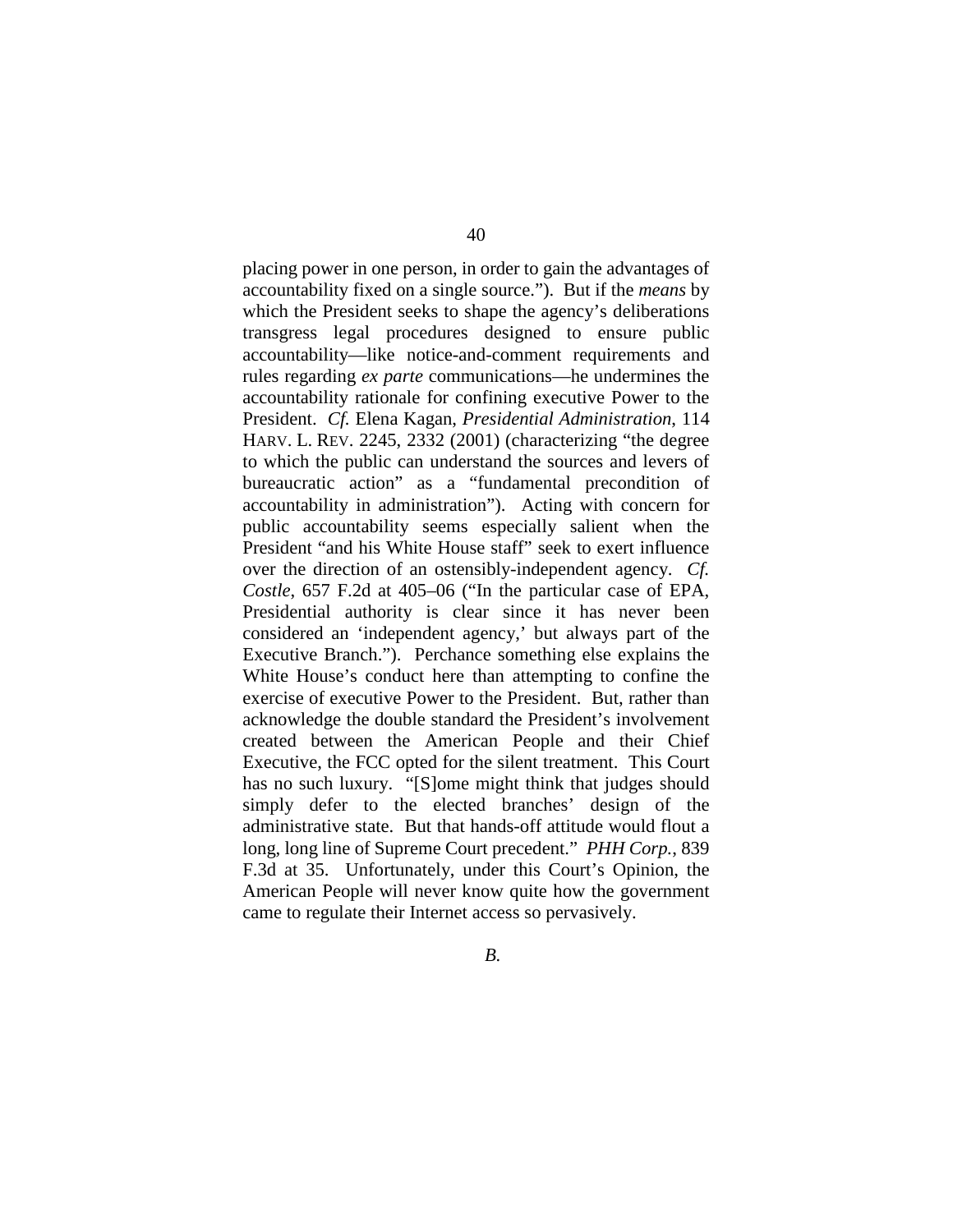placing power in one person, in order to gain the advantages of accountability fixed on a single source."). But if the *means* by which the President seeks to shape the agency's deliberations transgress legal procedures designed to ensure public accountability—like notice-and-comment requirements and rules regarding *ex parte* communications—he undermines the accountability rationale for confining executive Power to the President. *Cf.* Elena Kagan, *Presidential Administration*, 114 HARV. L. REV. 2245, 2332 (2001) (characterizing "the degree to which the public can understand the sources and levers of bureaucratic action" as a "fundamental precondition of accountability in administration"). Acting with concern for public accountability seems especially salient when the President "and his White House staff" seek to exert influence over the direction of an ostensibly-independent agency. *Cf. Costle*, 657 F.2d at 405–06 ("In the particular case of EPA, Presidential authority is clear since it has never been considered an 'independent agency,' but always part of the Executive Branch."). Perchance something else explains the White House's conduct here than attempting to confine the exercise of executive Power to the President. But, rather than acknowledge the double standard the President's involvement created between the American People and their Chief Executive, the FCC opted for the silent treatment. This Court has no such luxury. "[S]ome might think that judges should simply defer to the elected branches' design of the administrative state. But that hands-off attitude would flout a long, long line of Supreme Court precedent." *PHH Corp.*, 839 F.3d at 35. Unfortunately, under this Court's Opinion, the American People will never know quite how the government came to regulate their Internet access so pervasively.

*B.*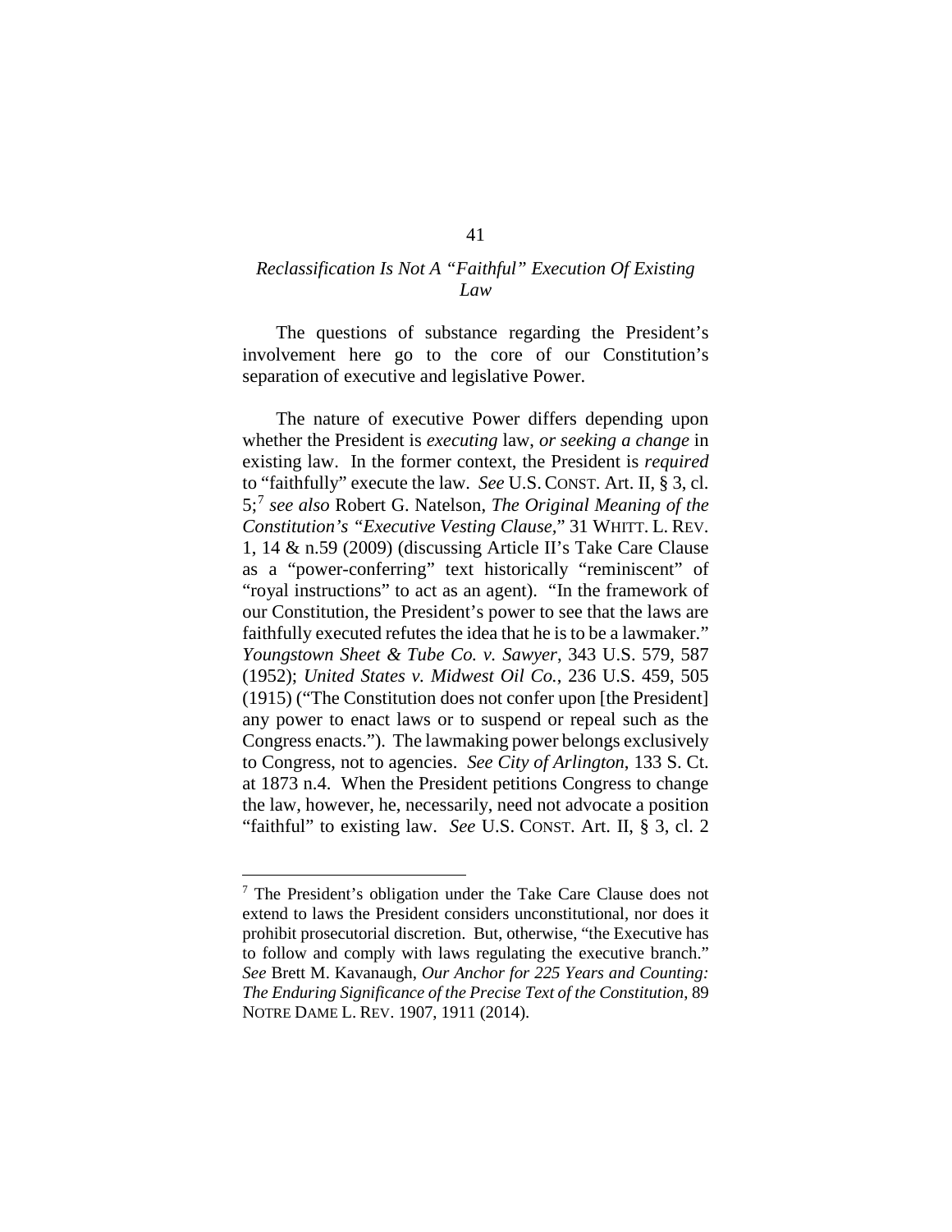### *Reclassification Is Not A "Faithful" Execution Of Existing Law*

The questions of substance regarding the President's involvement here go to the core of our Constitution's separation of executive and legislative Power.

The nature of executive Power differs depending upon whether the President is *executing* law, *or seeking a change* in existing law. In the former context, the President is *required* to "faithfully" execute the law. *See* U.S. CONST. Art. II, § 3, cl. 5;[7] *see also* Robert G. Natelson, *The Original Meaning of the Constitution's "Executive Vesting Clause*," 31 WHITT. L. REV. 1, 14 & n.59 (2009) (discussing Article II's Take Care Clause as a "power-conferring" text historically "reminiscent" of "royal instructions" to act as an agent). "In the framework of our Constitution, the President's power to see that the laws are faithfully executed refutes the idea that he is to be a lawmaker." *Youngstown Sheet & Tube Co. v. Sawyer*, 343 U.S. 579, 587 (1952); *United States v. Midwest Oil Co.*, 236 U.S. 459, 505 (1915) ("The Constitution does not confer upon [the President] any power to enact laws or to suspend or repeal such as the Congress enacts."). The lawmaking power belongs exclusively to Congress, not to agencies. *See City of Arlington*, 133 S. Ct. at 1873 n.4. When the President petitions Congress to change the law, however, he, necessarily, need not advocate a position "faithful" to existing law. *See* U.S. CONST. Art. II, § 3, cl. 2

---

[7] The President's obligation under the Take Care Clause does not extend to laws the President considers unconstitutional, nor does it prohibit prosecutorial discretion. But, otherwise, "the Executive has to follow and comply with laws regulating the executive branch." *See* Brett M. Kavanaugh, *Our Anchor for 225 Years and Counting: The Enduring Significance of the Precise Text of the Constitution*, 89 NOTRE DAME L. REV. 1907, 1911 (2014).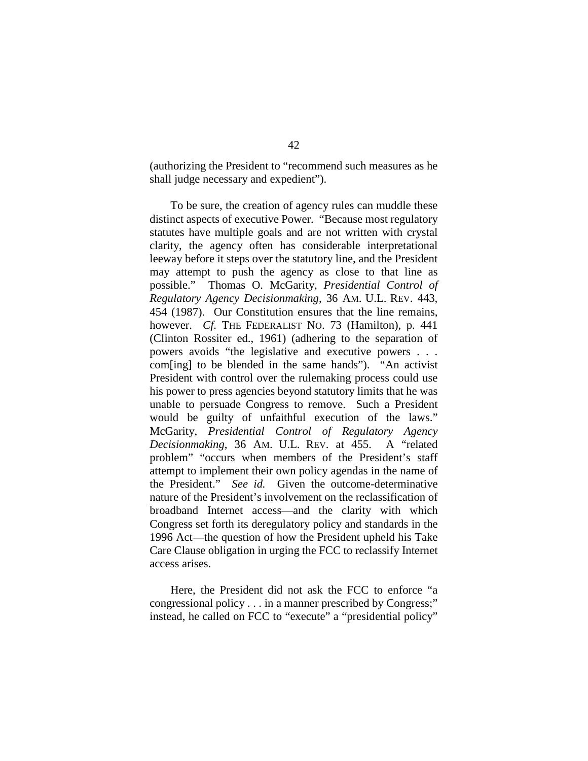(authorizing the President to "recommend such measures as he shall judge necessary and expedient").

To be sure, the creation of agency rules can muddle these distinct aspects of executive Power. "Because most regulatory statutes have multiple goals and are not written with crystal clarity, the agency often has considerable interpretational leeway before it steps over the statutory line, and the President may attempt to push the agency as close to that line as possible." Thomas O. McGarity, *Presidential Control of Regulatory Agency Decisionmaking*, 36 AM. U.L. REV. 443, 454 (1987). Our Constitution ensures that the line remains, however. *Cf.* THE FEDERALIST NO. 73 (Hamilton), p. 441 (Clinton Rossiter ed., 1961) (adhering to the separation of powers avoids "the legislative and executive powers . . . com[ing] to be blended in the same hands"). "An activist President with control over the rulemaking process could use his power to press agencies beyond statutory limits that he was unable to persuade Congress to remove. Such a President would be guilty of unfaithful execution of the laws." McGarity, *Presidential Control of Regulatory Agency Decisionmaking*, 36 AM. U.L. REV. at 455. A "related problem" "occurs when members of the President's staff attempt to implement their own policy agendas in the name of the President." *See id.* Given the outcome-determinative nature of the President's involvement on the reclassification of broadband Internet access—and the clarity with which Congress set forth its deregulatory policy and standards in the 1996 Act—the question of how the President upheld his Take Care Clause obligation in urging the FCC to reclassify Internet access arises.

Here, the President did not ask the FCC to enforce "a congressional policy . . . in a manner prescribed by Congress;" instead, he called on FCC to "execute" a "presidential policy"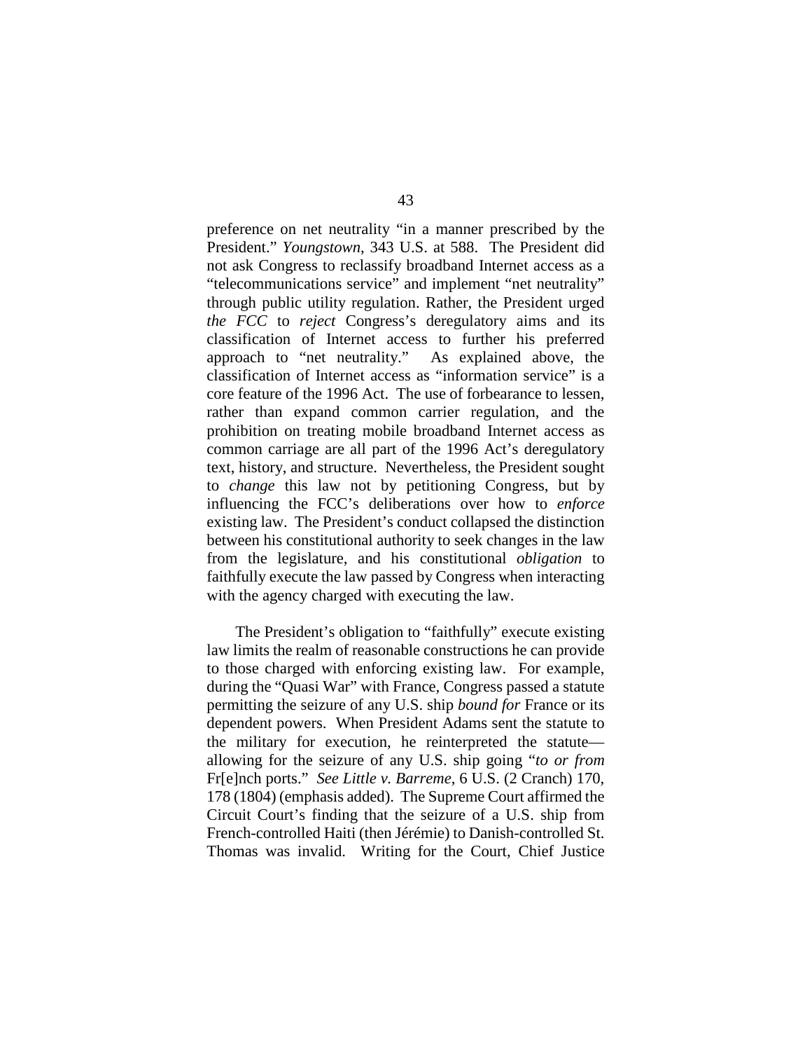preference on net neutrality "in a manner prescribed by the President." *Youngstown*, 343 U.S. at 588. The President did not ask Congress to reclassify broadband Internet access as a "telecommunications service" and implement "net neutrality" through public utility regulation. Rather, the President urged *the FCC* to *reject* Congress's deregulatory aims and its classification of Internet access to further his preferred approach to "net neutrality." As explained above, the classification of Internet access as "information service" is a core feature of the 1996 Act. The use of forbearance to lessen, rather than expand common carrier regulation, and the prohibition on treating mobile broadband Internet access as common carriage are all part of the 1996 Act's deregulatory text, history, and structure. Nevertheless, the President sought to *change* this law not by petitioning Congress, but by influencing the FCC's deliberations over how to *enforce* existing law. The President's conduct collapsed the distinction between his constitutional authority to seek changes in the law from the legislature, and his constitutional *obligation* to faithfully execute the law passed by Congress when interacting with the agency charged with executing the law.

The President's obligation to "faithfully" execute existing law limits the realm of reasonable constructions he can provide to those charged with enforcing existing law. For example, during the "Quasi War" with France, Congress passed a statute permitting the seizure of any U.S. ship *bound for* France or its dependent powers. When President Adams sent the statute to the military for execution, he reinterpreted the statute—allowing for the seizure of any U.S. ship going "*to or from* Fr[e]nch ports." *See Little v. Barreme*, 6 U.S. (2 Cranch) 170, 178 (1804) (emphasis added). The Supreme Court affirmed the Circuit Court's finding that the seizure of a U.S. ship from French-controlled Haiti (then Jérémie) to Danish-controlled St. Thomas was invalid. Writing for the Court, Chief Justice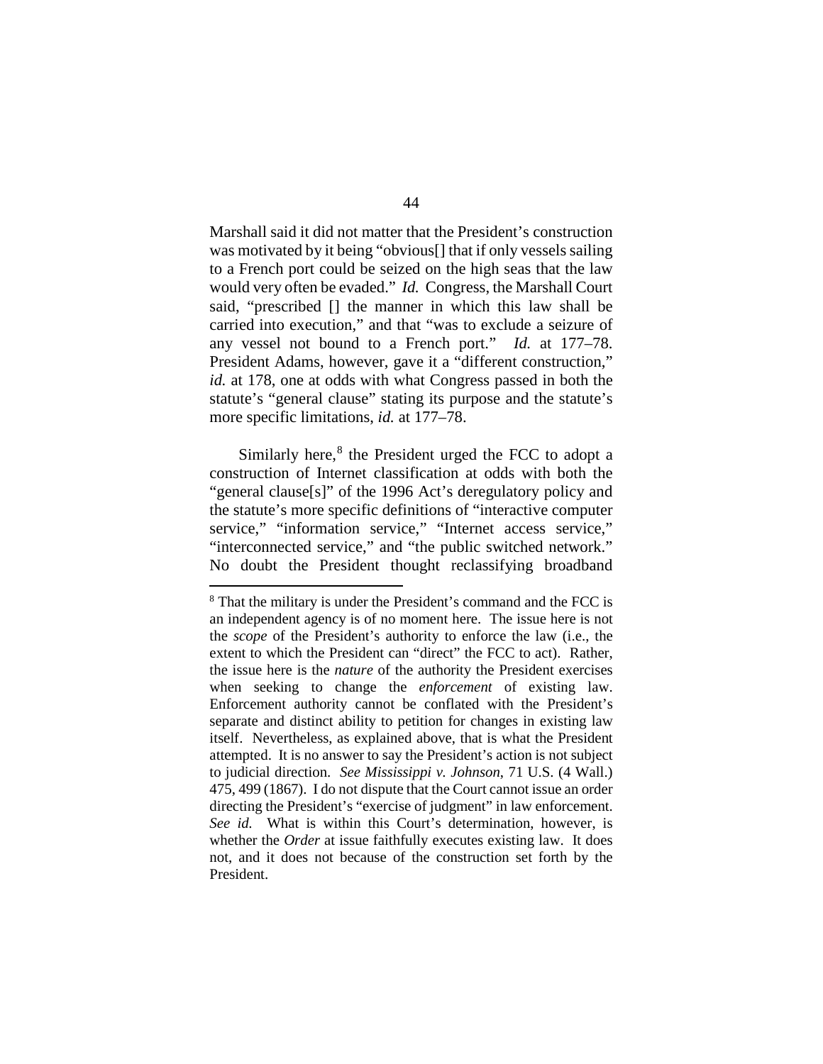Marshall said it did not matter that the President's construction was motivated by it being "obvious[] that if only vessels sailing to a French port could be seized on the high seas that the law would very often be evaded." *Id.* Congress, the Marshall Court said, "prescribed [] the manner in which this law shall be carried into execution," and that "was to exclude a seizure of any vessel not bound to a French port." *Id.* at 177–78. President Adams, however, gave it a "different construction," *id.* at 178, one at odds with what Congress passed in both the statute's "general clause" stating its purpose and the statute's more specific limitations, *id.* at 177–78.

Similarly here,[8] the President urged the FCC to adopt a construction of Internet classification at odds with both the "general clause[s]" of the 1996 Act's deregulatory policy and the statute's more specific definitions of "interactive computer service," "information service," "Internet access service," "interconnected service," and "the public switched network." No doubt the President thought reclassifying broadband

---

[8] That the military is under the President's command and the FCC is an independent agency is of no moment here. The issue here is not the *scope* of the President's authority to enforce the law (i.e., the extent to which the President can "direct" the FCC to act). Rather, the issue here is the *nature* of the authority the President exercises when seeking to change the *enforcement* of existing law. Enforcement authority cannot be conflated with the President's separate and distinct ability to petition for changes in existing law itself. Nevertheless, as explained above, that is what the President attempted. It is no answer to say the President's action is not subject to judicial direction. *See Mississippi v. Johnson*, 71 U.S. (4 Wall.) 475, 499 (1867). I do not dispute that the Court cannot issue an order directing the President's "exercise of judgment" in law enforcement. *See id.* What is within this Court's determination, however, is whether the *Order* at issue faithfully executes existing law. It does not, and it does not because of the construction set forth by the President.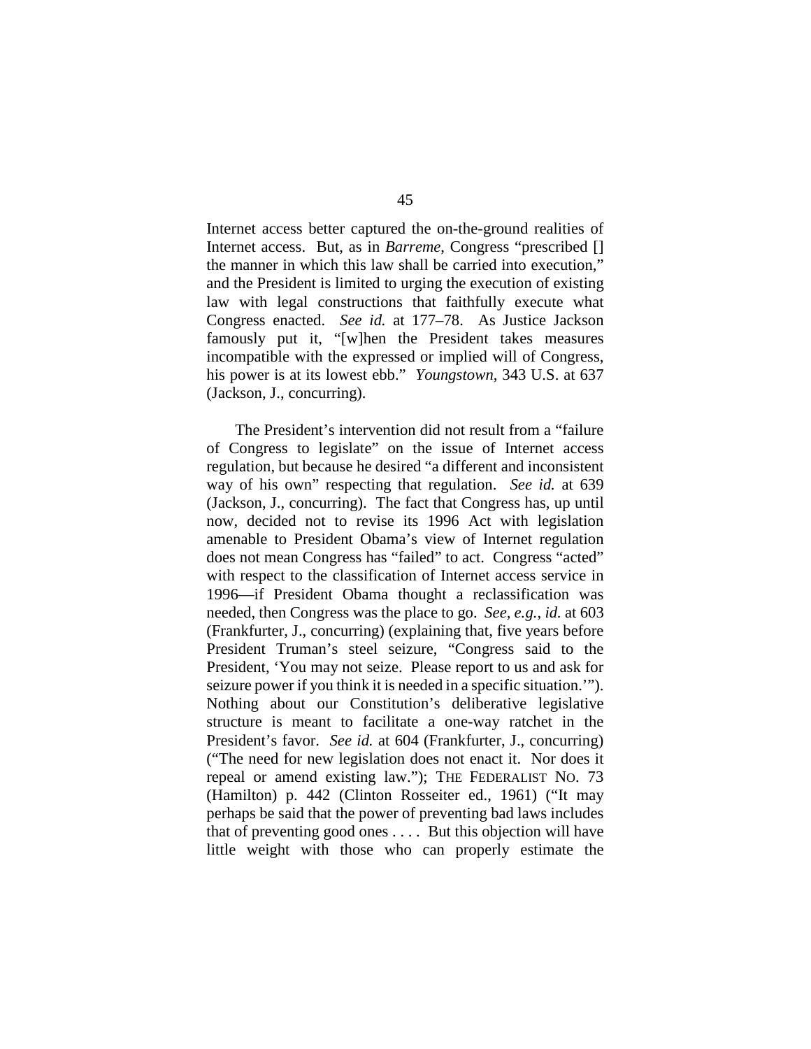Internet access better captured the on-the-ground realities of Internet access. But, as in *Barreme*, Congress "prescribed [] the manner in which this law shall be carried into execution," and the President is limited to urging the execution of existing law with legal constructions that faithfully execute what Congress enacted. *See id.* at 177–78. As Justice Jackson famously put it, "[w]hen the President takes measures incompatible with the expressed or implied will of Congress, his power is at its lowest ebb." *Youngstown*, 343 U.S. at 637 (Jackson, J., concurring).

The President's intervention did not result from a "failure of Congress to legislate" on the issue of Internet access regulation, but because he desired "a different and inconsistent way of his own" respecting that regulation. *See id.* at 639 (Jackson, J., concurring). The fact that Congress has, up until now, decided not to revise its 1996 Act with legislation amenable to President Obama's view of Internet regulation does not mean Congress has "failed" to act. Congress "acted" with respect to the classification of Internet access service in 1996—if President Obama thought a reclassification was needed, then Congress was the place to go. *See, e.g.*, *id.* at 603 (Frankfurter, J., concurring) (explaining that, five years before President Truman's steel seizure, "Congress said to the President, 'You may not seize. Please report to us and ask for seizure power if you think it is needed in a specific situation.'"). Nothing about our Constitution's deliberative legislative structure is meant to facilitate a one-way ratchet in the President's favor. *See id.* at 604 (Frankfurter, J., concurring) ("The need for new legislation does not enact it. Nor does it repeal or amend existing law."); THE FEDERALIST NO. 73 (Hamilton) p. 442 (Clinton Rosseiter ed., 1961) ("It may perhaps be said that the power of preventing bad laws includes that of preventing good ones . . . . But this objection will have little weight with those who can properly estimate the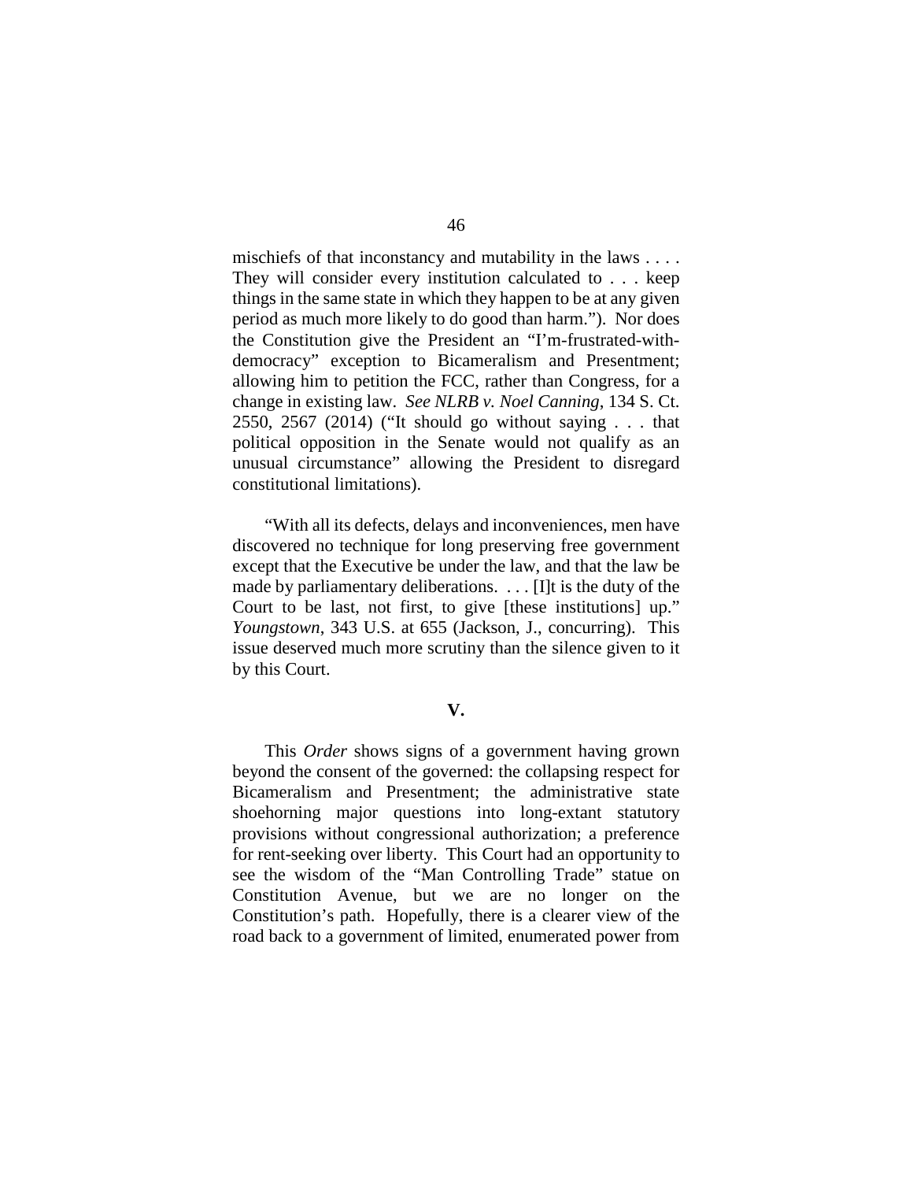mischiefs of that inconstancy and mutability in the laws . . . . They will consider every institution calculated to . . . keep things in the same state in which they happen to be at any given period as much more likely to do good than harm."). Nor does the Constitution give the President an "I'm-frustrated-with-democracy" exception to Bicameralism and Presentment; allowing him to petition the FCC, rather than Congress, for a change in existing law. *See NLRB v. Noel Canning*, 134 S. Ct. 2550, 2567 (2014) ("It should go without saying . . . that political opposition in the Senate would not qualify as an unusual circumstance" allowing the President to disregard constitutional limitations).

"With all its defects, delays and inconveniences, men have discovered no technique for long preserving free government except that the Executive be under the law, and that the law be made by parliamentary deliberations. . . . [I]t is the duty of the Court to be last, not first, to give [these institutions] up." *Youngstown*, 343 U.S. at 655 (Jackson, J., concurring). This issue deserved much more scrutiny than the silence given to it by this Court.

## V.

This *Order* shows signs of a government having grown beyond the consent of the governed: the collapsing respect for Bicameralism and Presentment; the administrative state shoehorning major questions into long-extant statutory provisions without congressional authorization; a preference for rent-seeking over liberty. This Court had an opportunity to see the wisdom of the "Man Controlling Trade" statue on Constitution Avenue, but we are no longer on the Constitution's path. Hopefully, there is a clearer view of the road back to a government of limited, enumerated power from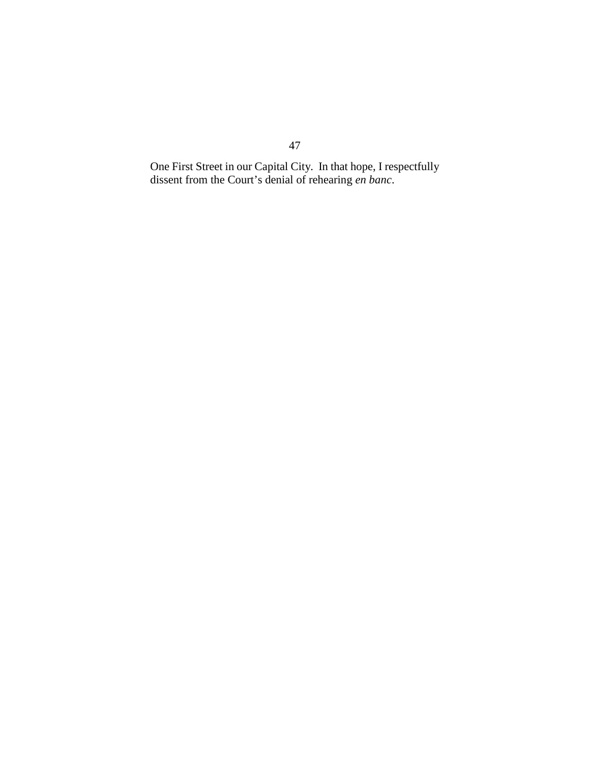One First Street in our Capital City. In that hope, I respectfully dissent from the Court's denial of rehearing *en banc*.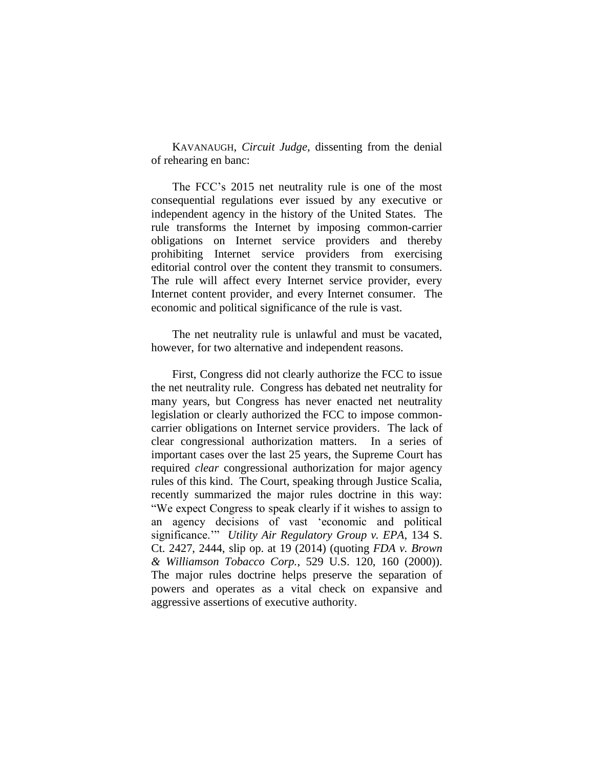KAVANAUGH, *Circuit Judge*, dissenting from the denial of rehearing en banc:

The FCC's 2015 net neutrality rule is one of the most consequential regulations ever issued by any executive or independent agency in the history of the United States. The rule transforms the Internet by imposing common-carrier obligations on Internet service providers and thereby prohibiting Internet service providers from exercising editorial control over the content they transmit to consumers. The rule will affect every Internet service provider, every Internet content provider, and every Internet consumer. The economic and political significance of the rule is vast.

The net neutrality rule is unlawful and must be vacated, however, for two alternative and independent reasons.

First, Congress did not clearly authorize the FCC to issue the net neutrality rule. Congress has debated net neutrality for many years, but Congress has never enacted net neutrality legislation or clearly authorized the FCC to impose common-carrier obligations on Internet service providers. The lack of clear congressional authorization matters. In a series of important cases over the last 25 years, the Supreme Court has required *clear* congressional authorization for major agency rules of this kind. The Court, speaking through Justice Scalia, recently summarized the major rules doctrine in this way: "We expect Congress to speak clearly if it wishes to assign to an agency decisions of vast 'economic and political significance.'" *Utility Air Regulatory Group v. EPA*, 134 S. Ct. 2427, 2444, slip op. at 19 (2014) (quoting *FDA v. Brown & Williamson Tobacco Corp.*, 529 U.S. 120, 160 (2000)). The major rules doctrine helps preserve the separation of powers and operates as a vital check on expansive and aggressive assertions of executive authority.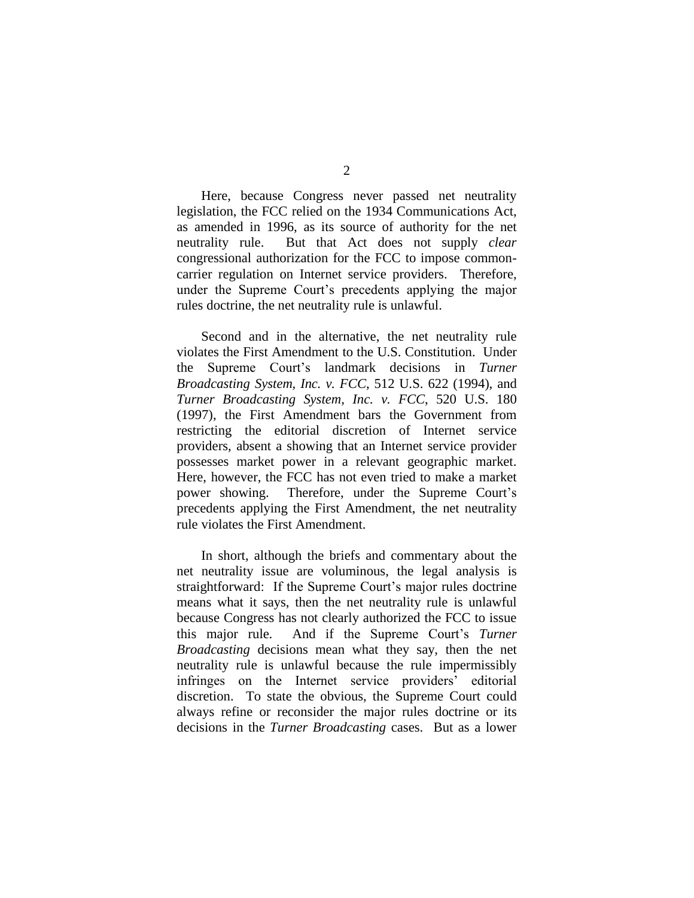Here, because Congress never passed net neutrality legislation, the FCC relied on the 1934 Communications Act, as amended in 1996, as its source of authority for the net neutrality rule. But that Act does not supply *clear* congressional authorization for the FCC to impose common-carrier regulation on Internet service providers. Therefore, under the Supreme Court's precedents applying the major rules doctrine, the net neutrality rule is unlawful.

Second and in the alternative, the net neutrality rule violates the First Amendment to the U.S. Constitution. Under the Supreme Court's landmark decisions in *Turner Broadcasting System, Inc. v. FCC*, 512 U.S. 622 (1994), and *Turner Broadcasting System, Inc. v. FCC*, 520 U.S. 180 (1997), the First Amendment bars the Government from restricting the editorial discretion of Internet service providers, absent a showing that an Internet service provider possesses market power in a relevant geographic market. Here, however, the FCC has not even tried to make a market power showing. Therefore, under the Supreme Court's precedents applying the First Amendment, the net neutrality rule violates the First Amendment.

In short, although the briefs and commentary about the net neutrality issue are voluminous, the legal analysis is straightforward: If the Supreme Court's major rules doctrine means what it says, then the net neutrality rule is unlawful because Congress has not clearly authorized the FCC to issue this major rule. And if the Supreme Court's *Turner Broadcasting* decisions mean what they say, then the net neutrality rule is unlawful because the rule impermissibly infringes on the Internet service providers' editorial discretion. To state the obvious, the Supreme Court could always refine or reconsider the major rules doctrine or its decisions in the *Turner Broadcasting* cases. But as a lower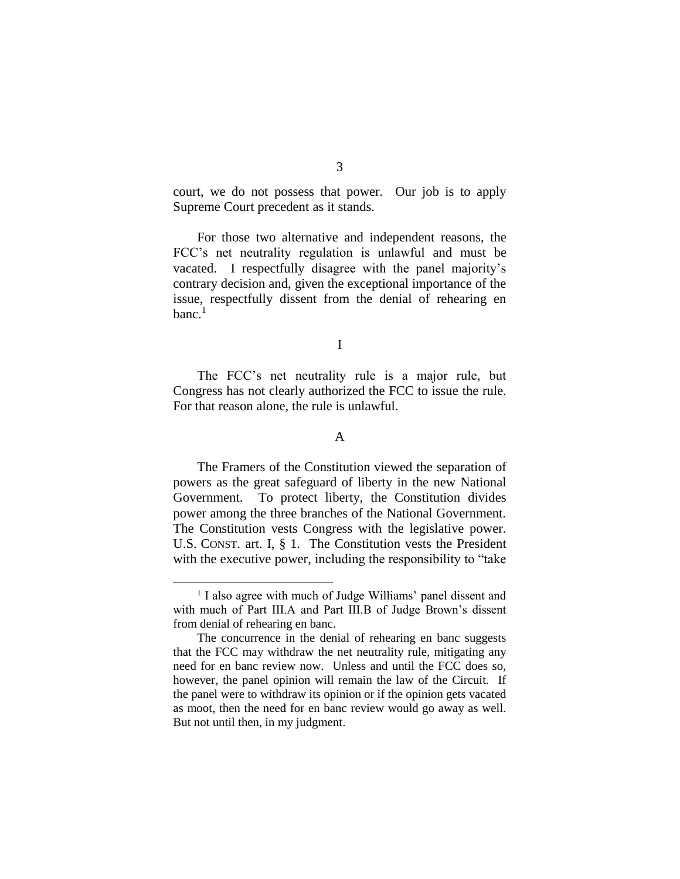court, we do not possess that power. Our job is to apply Supreme Court precedent as it stands.

For those two alternative and independent reasons, the FCC's net neutrality regulation is unlawful and must be vacated. I respectfully disagree with the panel majority's contrary decision and, given the exceptional importance of the issue, respectfully dissent from the denial of rehearing en banc.[1]

I

The FCC's net neutrality rule is a major rule, but Congress has not clearly authorized the FCC to issue the rule. For that reason alone, the rule is unlawful.

A

The Framers of the Constitution viewed the separation of powers as the great safeguard of liberty in the new National Government. To protect liberty, the Constitution divides power among the three branches of the National Government. The Constitution vests Congress with the legislative power. U.S. CONST. art. I, § 1. The Constitution vests the President with the executive power, including the responsibility to "take

---

[1] I also agree with much of Judge Williams' panel dissent and with much of Part III.A and Part III.B of Judge Brown's dissent from denial of rehearing en banc.

The concurrence in the denial of rehearing en banc suggests that the FCC may withdraw the net neutrality rule, mitigating any need for en banc review now. Unless and until the FCC does so, however, the panel opinion will remain the law of the Circuit. If the panel were to withdraw its opinion or if the opinion gets vacated as moot, then the need for en banc review would go away as well. But not until then, in my judgment.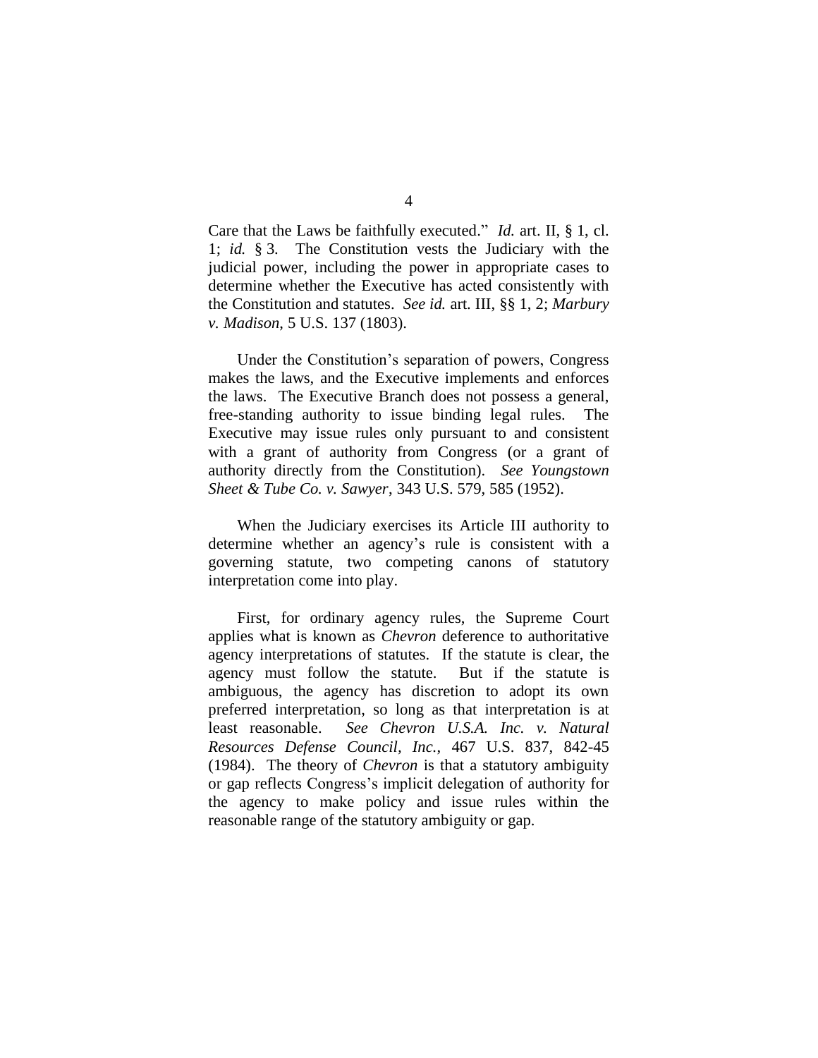Care that the Laws be faithfully executed." *Id.* art. II, § 1, cl. 1; *id.* § 3. The Constitution vests the Judiciary with the judicial power, including the power in appropriate cases to determine whether the Executive has acted consistently with the Constitution and statutes. *See id.* art. III, §§ 1, 2; *Marbury v. Madison*, 5 U.S. 137 (1803).

Under the Constitution's separation of powers, Congress makes the laws, and the Executive implements and enforces the laws. The Executive Branch does not possess a general, free-standing authority to issue binding legal rules. The Executive may issue rules only pursuant to and consistent with a grant of authority from Congress (or a grant of authority directly from the Constitution). *See Youngstown Sheet & Tube Co. v. Sawyer*, 343 U.S. 579, 585 (1952).

When the Judiciary exercises its Article III authority to determine whether an agency's rule is consistent with a governing statute, two competing canons of statutory interpretation come into play.

First, for ordinary agency rules, the Supreme Court applies what is known as *Chevron* deference to authoritative agency interpretations of statutes. If the statute is clear, the agency must follow the statute. But if the statute is ambiguous, the agency has discretion to adopt its own preferred interpretation, so long as that interpretation is at least reasonable. *See Chevron U.S.A. Inc. v. Natural Resources Defense Council, Inc.*, 467 U.S. 837, 842-45 (1984). The theory of *Chevron* is that a statutory ambiguity or gap reflects Congress's implicit delegation of authority for the agency to make policy and issue rules within the reasonable range of the statutory ambiguity or gap.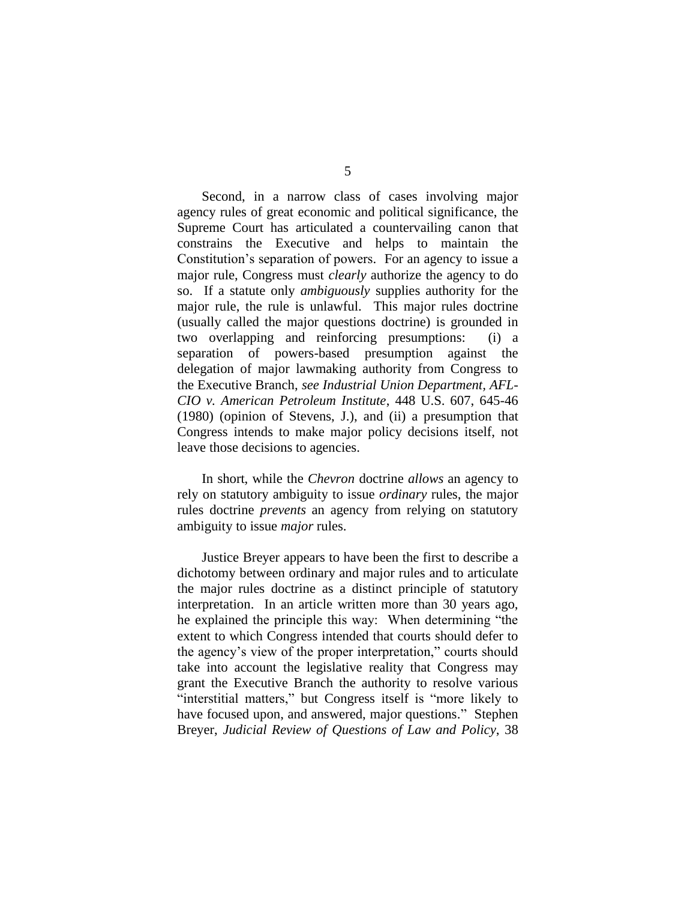Second, in a narrow class of cases involving major agency rules of great economic and political significance, the Supreme Court has articulated a countervailing canon that constrains the Executive and helps to maintain the Constitution's separation of powers. For an agency to issue a major rule, Congress must *clearly* authorize the agency to do so. If a statute only *ambiguously* supplies authority for the major rule, the rule is unlawful. This major rules doctrine (usually called the major questions doctrine) is grounded in two overlapping and reinforcing presumptions: (i) a separation of powers-based presumption against the delegation of major lawmaking authority from Congress to the Executive Branch, *see Industrial Union Department, AFL-CIO v. American Petroleum Institute*, 448 U.S. 607, 645-46 (1980) (opinion of Stevens, J.), and (ii) a presumption that Congress intends to make major policy decisions itself, not leave those decisions to agencies.

In short, while the *Chevron* doctrine *allows* an agency to rely on statutory ambiguity to issue *ordinary* rules, the major rules doctrine *prevents* an agency from relying on statutory ambiguity to issue *major* rules.

Justice Breyer appears to have been the first to describe a dichotomy between ordinary and major rules and to articulate the major rules doctrine as a distinct principle of statutory interpretation. In an article written more than 30 years ago, he explained the principle this way: When determining "the extent to which Congress intended that courts should defer to the agency's view of the proper interpretation," courts should take into account the legislative reality that Congress may grant the Executive Branch the authority to resolve various "interstitial matters," but Congress itself is "more likely to have focused upon, and answered, major questions." Stephen Breyer, *Judicial Review of Questions of Law and Policy*, 38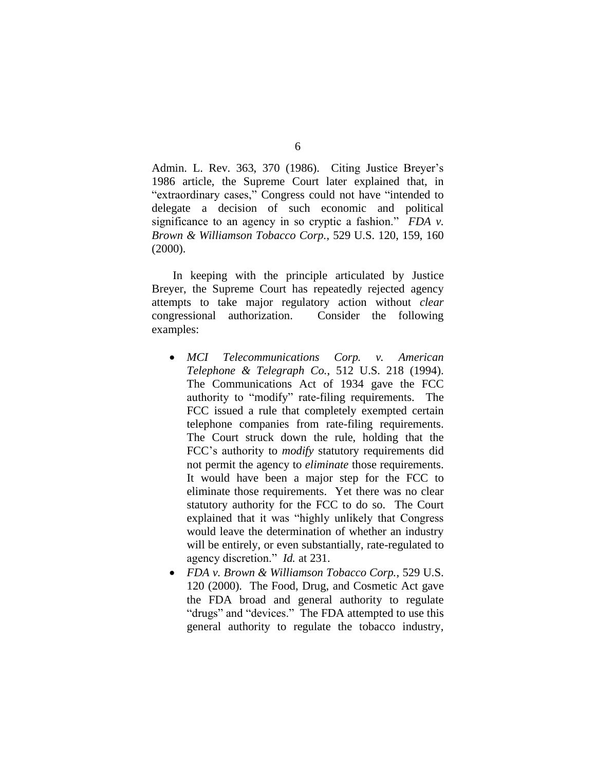Admin. L. Rev. 363, 370 (1986). Citing Justice Breyer's 1986 article, the Supreme Court later explained that, in "extraordinary cases," Congress could not have "intended to delegate a decision of such economic and political significance to an agency in so cryptic a fashion." *FDA v. Brown & Williamson Tobacco Corp.*, 529 U.S. 120, 159, 160 (2000).

In keeping with the principle articulated by Justice Breyer, the Supreme Court has repeatedly rejected agency attempts to take major regulatory action without *clear* congressional authorization. Consider the following examples:

- *MCI Telecommunications Corp. v. American Telephone & Telegraph Co.*, 512 U.S. 218 (1994). The Communications Act of 1934 gave the FCC authority to "modify" rate-filing requirements. The FCC issued a rule that completely exempted certain telephone companies from rate-filing requirements. The Court struck down the rule, holding that the FCC's authority to *modify* statutory requirements did not permit the agency to *eliminate* those requirements. It would have been a major step for the FCC to eliminate those requirements. Yet there was no clear statutory authority for the FCC to do so. The Court explained that it was "highly unlikely that Congress would leave the determination of whether an industry will be entirely, or even substantially, rate-regulated to agency discretion." *Id.* at 231.
- *FDA v. Brown & Williamson Tobacco Corp.*, 529 U.S. 120 (2000). The Food, Drug, and Cosmetic Act gave the FDA broad and general authority to regulate "drugs" and "devices." The FDA attempted to use this general authority to regulate the tobacco industry,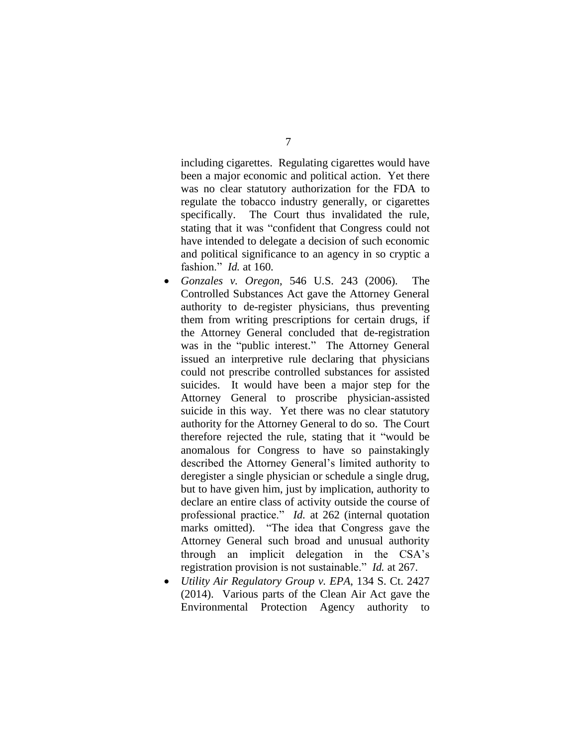including cigarettes. Regulating cigarettes would have been a major economic and political action. Yet there was no clear statutory authorization for the FDA to regulate the tobacco industry generally, or cigarettes specifically. The Court thus invalidated the rule, stating that it was "confident that Congress could not have intended to delegate a decision of such economic and political significance to an agency in so cryptic a fashion." *Id.* at 160.

- *Gonzales v. Oregon*, 546 U.S. 243 (2006). The Controlled Substances Act gave the Attorney General authority to de-register physicians, thus preventing them from writing prescriptions for certain drugs, if the Attorney General concluded that de-registration was in the "public interest." The Attorney General issued an interpretive rule declaring that physicians could not prescribe controlled substances for assisted suicides. It would have been a major step for the Attorney General to proscribe physician-assisted suicide in this way. Yet there was no clear statutory authority for the Attorney General to do so. The Court therefore rejected the rule, stating that it "would be anomalous for Congress to have so painstakingly described the Attorney General's limited authority to deregister a single physician or schedule a single drug, but to have given him, just by implication, authority to declare an entire class of activity outside the course of professional practice." *Id.* at 262 (internal quotation marks omitted). "The idea that Congress gave the Attorney General such broad and unusual authority through an implicit delegation in the CSA's registration provision is not sustainable." *Id.* at 267.
- *Utility Air Regulatory Group v. EPA*, 134 S. Ct. 2427 (2014). Various parts of the Clean Air Act gave the Environmental Protection Agency authority to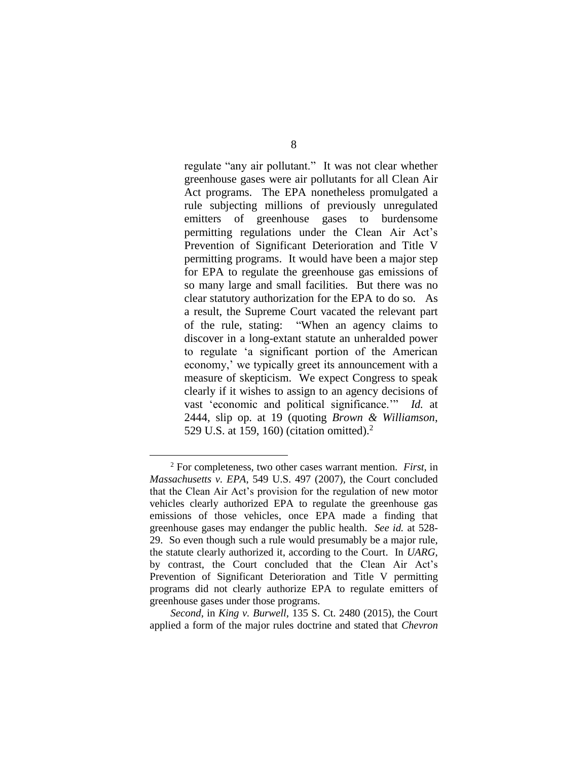regulate "any air pollutant." It was not clear whether greenhouse gases were air pollutants for all Clean Air Act programs. The EPA nonetheless promulgated a rule subjecting millions of previously unregulated emitters of greenhouse gases to burdensome permitting regulations under the Clean Air Act's Prevention of Significant Deterioration and Title V permitting programs. It would have been a major step for EPA to regulate the greenhouse gas emissions of so many large and small facilities. But there was no clear statutory authorization for the EPA to do so. As a result, the Supreme Court vacated the relevant part of the rule, stating: "When an agency claims to discover in a long-extant statute an unheralded power to regulate 'a significant portion of the American economy,' we typically greet its announcement with a measure of skepticism. We expect Congress to speak clearly if it wishes to assign to an agency decisions of vast 'economic and political significance.'" *Id.* at 2444, slip op. at 19 (quoting *Brown & Williamson*, 529 U.S. at 159, 160) (citation omitted).[2]

---

[2] For completeness, two other cases warrant mention. *First*, in *Massachusetts v. EPA*, 549 U.S. 497 (2007), the Court concluded that the Clean Air Act's provision for the regulation of new motor vehicles clearly authorized EPA to regulate the greenhouse gas emissions of those vehicles, once EPA made a finding that greenhouse gases may endanger the public health. *See id.* at 528-29. So even though such a rule would presumably be a major rule, the statute clearly authorized it, according to the Court. In *UARG*, by contrast, the Court concluded that the Clean Air Act's Prevention of Significant Deterioration and Title V permitting programs did not clearly authorize EPA to regulate emitters of greenhouse gases under those programs.

*Second*, in *King v. Burwell*, 135 S. Ct. 2480 (2015), the Court applied a form of the major rules doctrine and stated that *Chevron*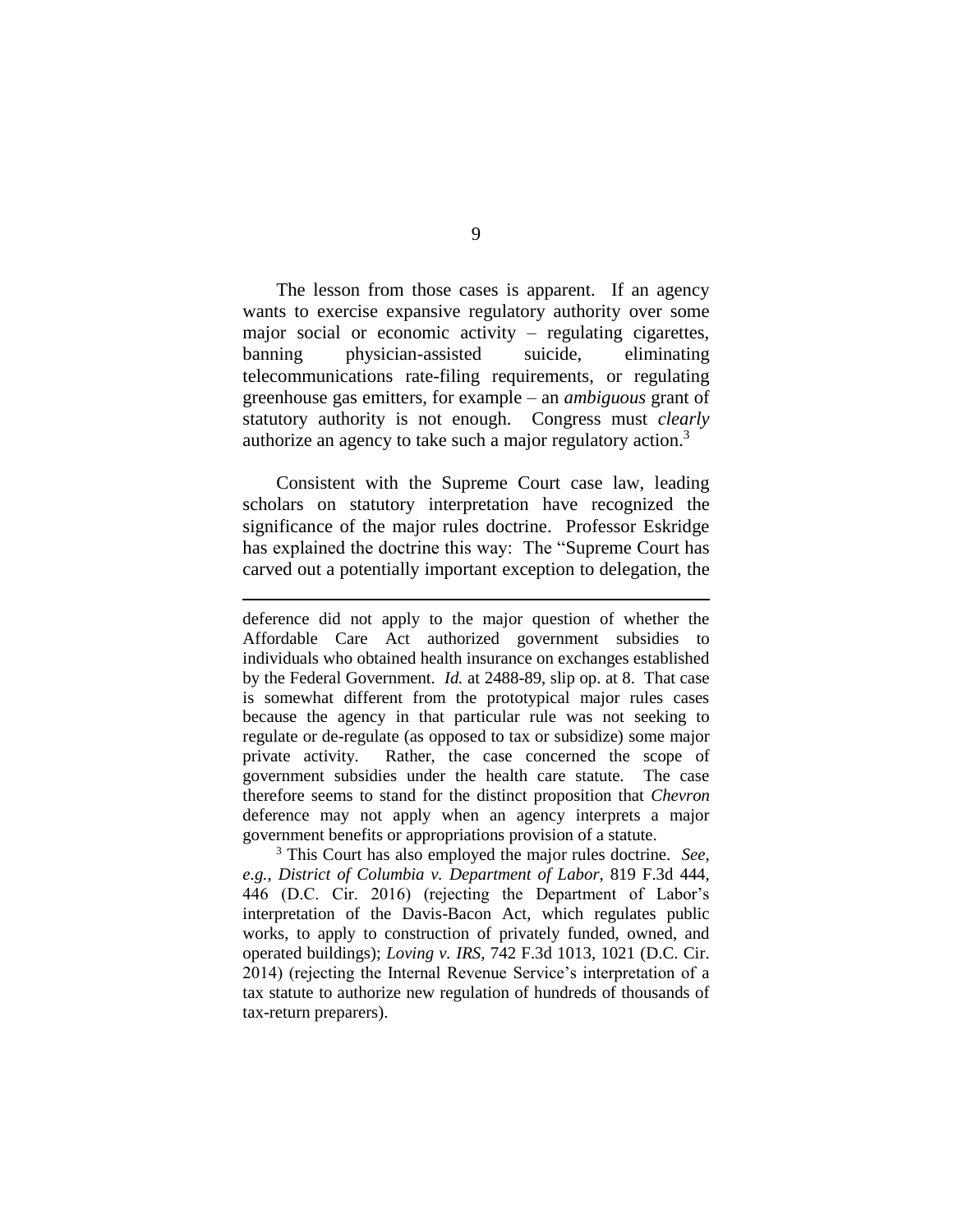The lesson from those cases is apparent. If an agency wants to exercise expansive regulatory authority over some major social or economic activity – regulating cigarettes, banning physician-assisted suicide, eliminating telecommunications rate-filing requirements, or regulating greenhouse gas emitters, for example – an *ambiguous* grant of statutory authority is not enough. Congress must *clearly* authorize an agency to take such a major regulatory action.[3]

Consistent with the Supreme Court case law, leading scholars on statutory interpretation have recognized the significance of the major rules doctrine. Professor Eskridge has explained the doctrine this way: The "Supreme Court has carved out a potentially important exception to delegation, the

---

deference did not apply to the major question of whether the Affordable Care Act authorized government subsidies to individuals who obtained health insurance on exchanges established by the Federal Government. *Id.* at 2488-89, slip op. at 8. That case is somewhat different from the prototypical major rules cases because the agency in that particular rule was not seeking to regulate or de-regulate (as opposed to tax or subsidize) some major private activity. Rather, the case concerned the scope of government subsidies under the health care statute. The case therefore seems to stand for the distinct proposition that *Chevron* deference may not apply when an agency interprets a major government benefits or appropriations provision of a statute.

[3] This Court has also employed the major rules doctrine. *See, e.g.*, *District of Columbia v. Department of Labor*, 819 F.3d 444, 446 (D.C. Cir. 2016) (rejecting the Department of Labor's interpretation of the Davis-Bacon Act, which regulates public works, to apply to construction of privately funded, owned, and operated buildings); *Loving v. IRS*, 742 F.3d 1013, 1021 (D.C. Cir. 2014) (rejecting the Internal Revenue Service's interpretation of a tax statute to authorize new regulation of hundreds of thousands of tax-return preparers).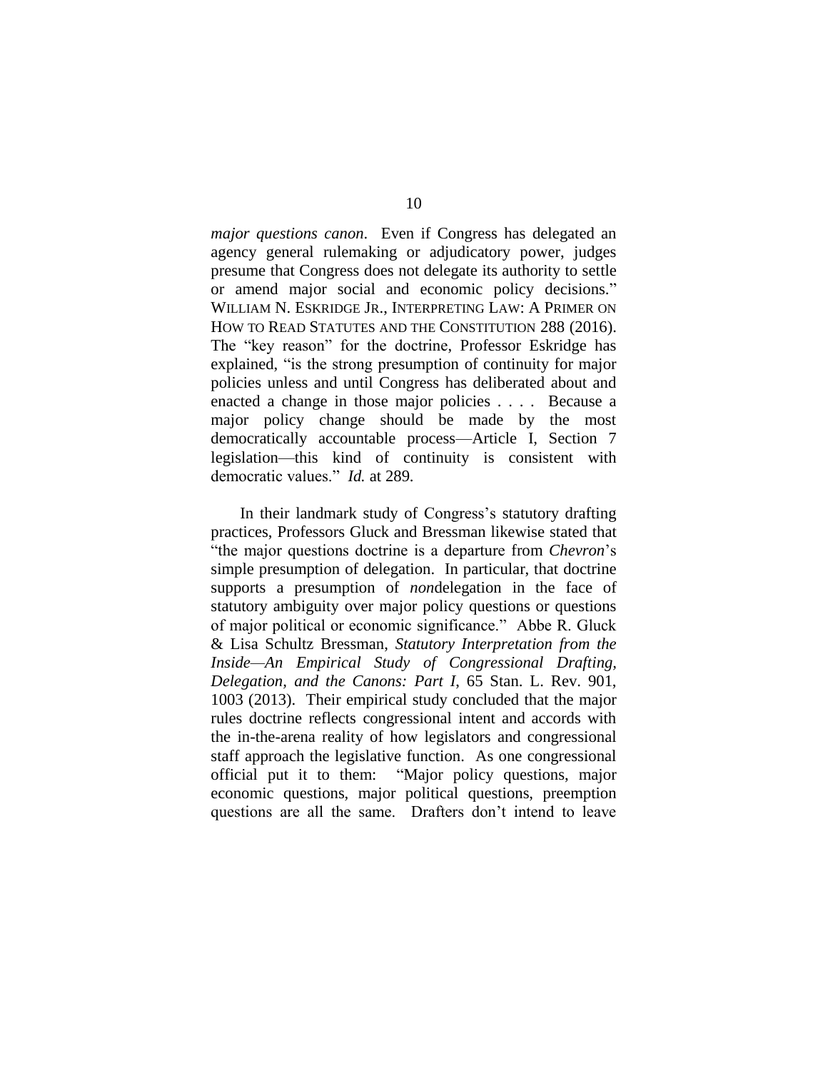*major questions canon*. Even if Congress has delegated an agency general rulemaking or adjudicatory power, judges presume that Congress does not delegate its authority to settle or amend major social and economic policy decisions." WILLIAM N. ESKRIDGE JR., INTERPRETING LAW: A PRIMER ON HOW TO READ STATUTES AND THE CONSTITUTION 288 (2016). The "key reason" for the doctrine, Professor Eskridge has explained, "is the strong presumption of continuity for major policies unless and until Congress has deliberated about and enacted a change in those major policies . . . . Because a major policy change should be made by the most democratically accountable process—Article I, Section 7 legislation—this kind of continuity is consistent with democratic values." *Id.* at 289.

In their landmark study of Congress's statutory drafting practices, Professors Gluck and Bressman likewise stated that "the major questions doctrine is a departure from *Chevron*'s simple presumption of delegation. In particular, that doctrine supports a presumption of *non*delegation in the face of statutory ambiguity over major policy questions or questions of major political or economic significance." Abbe R. Gluck & Lisa Schultz Bressman, *Statutory Interpretation from the Inside—An Empirical Study of Congressional Drafting, Delegation, and the Canons: Part I*, 65 Stan. L. Rev. 901, 1003 (2013). Their empirical study concluded that the major rules doctrine reflects congressional intent and accords with the in-the-arena reality of how legislators and congressional staff approach the legislative function. As one congressional official put it to them: "Major policy questions, major economic questions, major political questions, preemption questions are all the same. Drafters don't intend to leave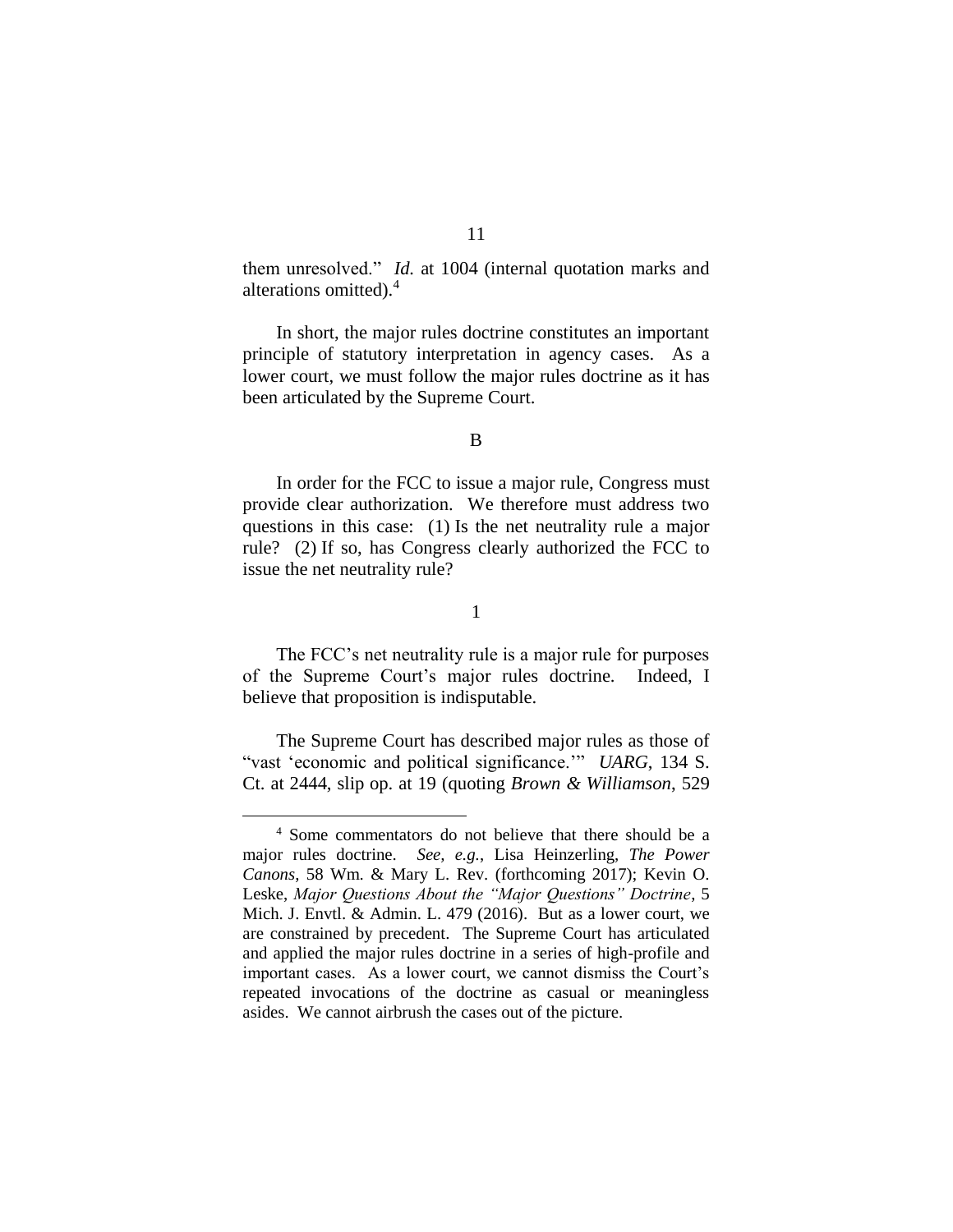them unresolved." *Id.* at 1004 (internal quotation marks and alterations omitted).[4]

In short, the major rules doctrine constitutes an important principle of statutory interpretation in agency cases. As a lower court, we must follow the major rules doctrine as it has been articulated by the Supreme Court.

B

In order for the FCC to issue a major rule, Congress must provide clear authorization. We therefore must address two questions in this case: (1) Is the net neutrality rule a major rule? (2) If so, has Congress clearly authorized the FCC to issue the net neutrality rule?

1

The FCC's net neutrality rule is a major rule for purposes of the Supreme Court's major rules doctrine. Indeed, I believe that proposition is indisputable.

The Supreme Court has described major rules as those of "vast 'economic and political significance.'" *UARG*, 134 S. Ct. at 2444, slip op. at 19 (quoting *Brown & Williamson*, 529

---

[4] Some commentators do not believe that there should be a major rules doctrine. *See, e.g.*, Lisa Heinzerling, *The Power Canons*, 58 Wm. & Mary L. Rev. (forthcoming 2017); Kevin O. Leske, *Major Questions About the "Major Questions" Doctrine*, 5 Mich. J. Envtl. & Admin. L. 479 (2016). But as a lower court, we are constrained by precedent. The Supreme Court has articulated and applied the major rules doctrine in a series of high-profile and important cases. As a lower court, we cannot dismiss the Court's repeated invocations of the doctrine as casual or meaningless asides. We cannot airbrush the cases out of the picture.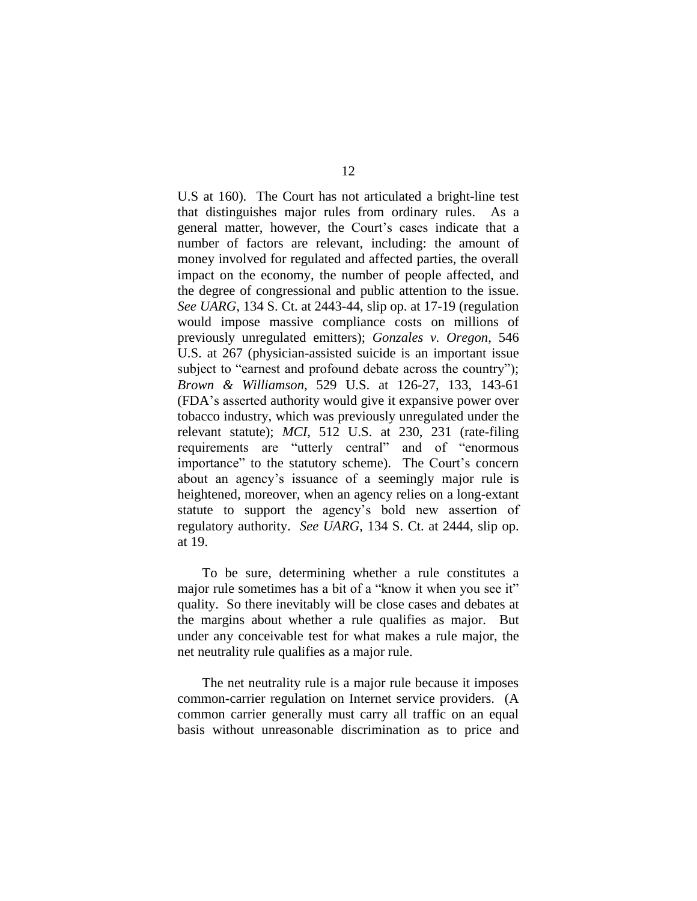U.S at 160). The Court has not articulated a bright-line test that distinguishes major rules from ordinary rules. As a general matter, however, the Court's cases indicate that a number of factors are relevant, including: the amount of money involved for regulated and affected parties, the overall impact on the economy, the number of people affected, and the degree of congressional and public attention to the issue. *See UARG*, 134 S. Ct. at 2443-44, slip op. at 17-19 (regulation would impose massive compliance costs on millions of previously unregulated emitters); *Gonzales v. Oregon*, 546 U.S. at 267 (physician-assisted suicide is an important issue subject to "earnest and profound debate across the country"); *Brown & Williamson*, 529 U.S. at 126-27, 133, 143-61 (FDA's asserted authority would give it expansive power over tobacco industry, which was previously unregulated under the relevant statute); *MCI*, 512 U.S. at 230, 231 (rate-filing requirements are "utterly central" and of "enormous importance" to the statutory scheme). The Court's concern about an agency's issuance of a seemingly major rule is heightened, moreover, when an agency relies on a long-extant statute to support the agency's bold new assertion of regulatory authority. *See UARG*, 134 S. Ct. at 2444, slip op. at 19.

To be sure, determining whether a rule constitutes a major rule sometimes has a bit of a "know it when you see it" quality. So there inevitably will be close cases and debates at the margins about whether a rule qualifies as major. But under any conceivable test for what makes a rule major, the net neutrality rule qualifies as a major rule.

The net neutrality rule is a major rule because it imposes common-carrier regulation on Internet service providers. (A common carrier generally must carry all traffic on an equal basis without unreasonable discrimination as to price and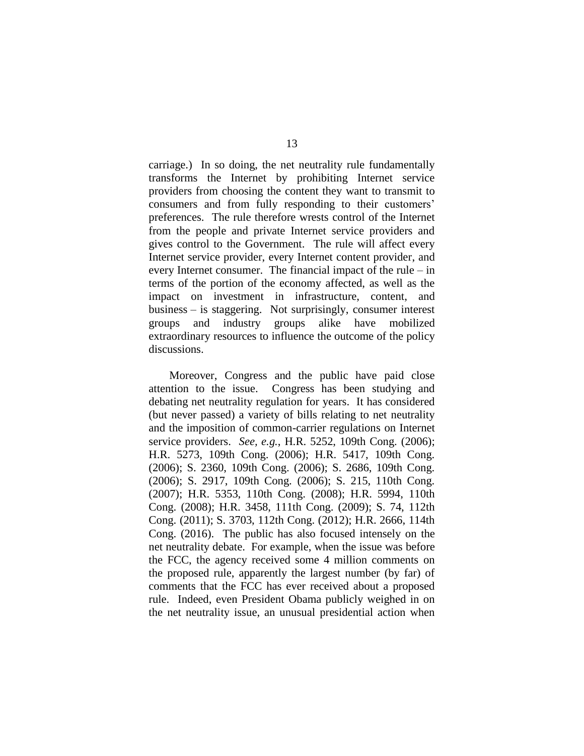carriage.) In so doing, the net neutrality rule fundamentally transforms the Internet by prohibiting Internet service providers from choosing the content they want to transmit to consumers and from fully responding to their customers' preferences. The rule therefore wrests control of the Internet from the people and private Internet service providers and gives control to the Government. The rule will affect every Internet service provider, every Internet content provider, and every Internet consumer. The financial impact of the rule – in terms of the portion of the economy affected, as well as the impact on investment in infrastructure, content, and business – is staggering. Not surprisingly, consumer interest groups and industry groups alike have mobilized extraordinary resources to influence the outcome of the policy discussions.

Moreover, Congress and the public have paid close attention to the issue. Congress has been studying and debating net neutrality regulation for years. It has considered (but never passed) a variety of bills relating to net neutrality and the imposition of common-carrier regulations on Internet service providers. *See, e.g.*, H.R. 5252, 109th Cong. (2006); H.R. 5273, 109th Cong. (2006); H.R. 5417, 109th Cong. (2006); S. 2360, 109th Cong. (2006); S. 2686, 109th Cong. (2006); S. 2917, 109th Cong. (2006); S. 215, 110th Cong. (2007); H.R. 5353, 110th Cong. (2008); H.R. 5994, 110th Cong. (2008); H.R. 3458, 111th Cong. (2009); S. 74, 112th Cong. (2011); S. 3703, 112th Cong. (2012); H.R. 2666, 114th Cong. (2016). The public has also focused intensely on the net neutrality debate. For example, when the issue was before the FCC, the agency received some 4 million comments on the proposed rule, apparently the largest number (by far) of comments that the FCC has ever received about a proposed rule. Indeed, even President Obama publicly weighed in on the net neutrality issue, an unusual presidential action when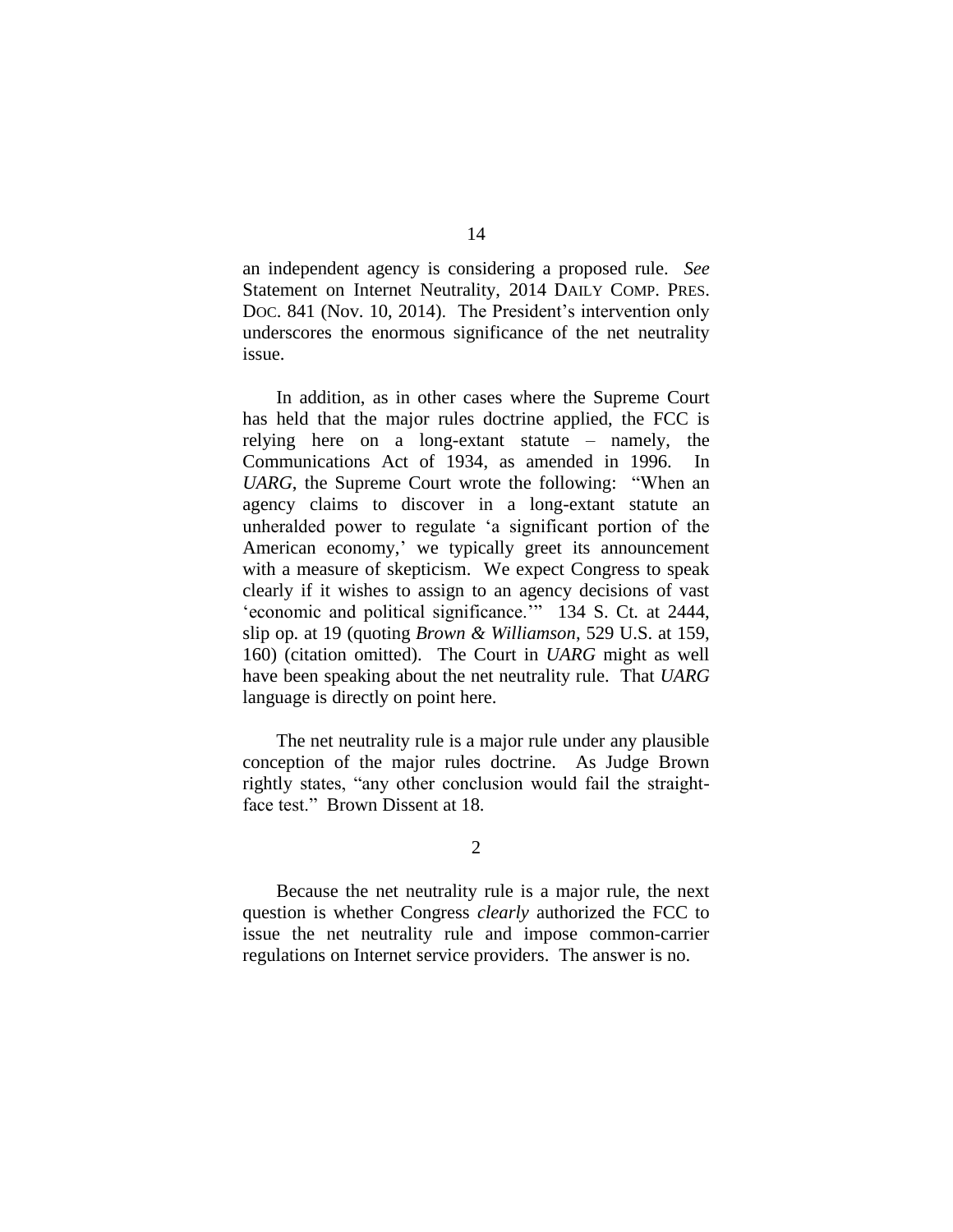an independent agency is considering a proposed rule. *See* Statement on Internet Neutrality, 2014 DAILY COMP. PRES. DOC. 841 (Nov. 10, 2014). The President's intervention only underscores the enormous significance of the net neutrality issue.

In addition, as in other cases where the Supreme Court has held that the major rules doctrine applied, the FCC is relying here on a long-extant statute – namely, the Communications Act of 1934, as amended in 1996. In *UARG*, the Supreme Court wrote the following: "When an agency claims to discover in a long-extant statute an unheralded power to regulate 'a significant portion of the American economy,' we typically greet its announcement with a measure of skepticism. We expect Congress to speak clearly if it wishes to assign to an agency decisions of vast 'economic and political significance.'" 134 S. Ct. at 2444, slip op. at 19 (quoting *Brown & Williamson*, 529 U.S. at 159, 160) (citation omitted). The Court in *UARG* might as well have been speaking about the net neutrality rule. That *UARG* language is directly on point here.

The net neutrality rule is a major rule under any plausible conception of the major rules doctrine. As Judge Brown rightly states, "any other conclusion would fail the straight-face test." Brown Dissent at 18.

2

Because the net neutrality rule is a major rule, the next question is whether Congress *clearly* authorized the FCC to issue the net neutrality rule and impose common-carrier regulations on Internet service providers. The answer is no.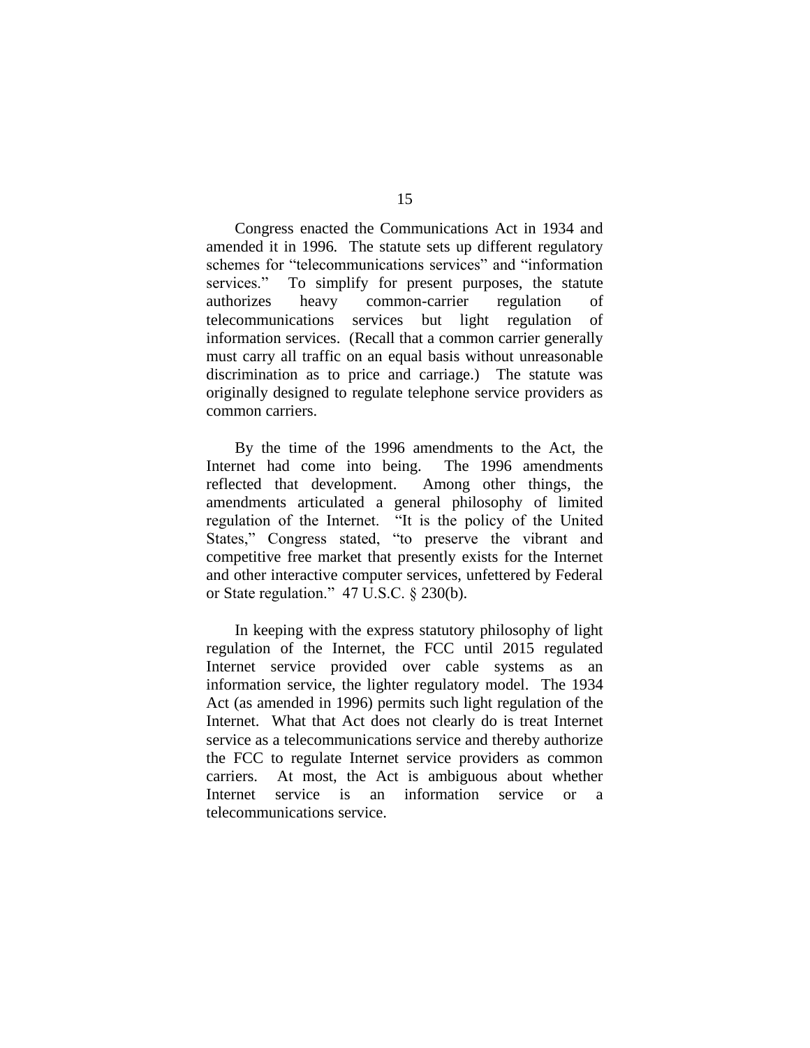Congress enacted the Communications Act in 1934 and amended it in 1996. The statute sets up different regulatory schemes for "telecommunications services" and "information services." To simplify for present purposes, the statute authorizes heavy common-carrier regulation of telecommunications services but light regulation of information services. (Recall that a common carrier generally must carry all traffic on an equal basis without unreasonable discrimination as to price and carriage.) The statute was originally designed to regulate telephone service providers as common carriers.

By the time of the 1996 amendments to the Act, the Internet had come into being. The 1996 amendments reflected that development. Among other things, the amendments articulated a general philosophy of limited regulation of the Internet. "It is the policy of the United States," Congress stated, "to preserve the vibrant and competitive free market that presently exists for the Internet and other interactive computer services, unfettered by Federal or State regulation." 47 U.S.C. § 230(b).

In keeping with the express statutory philosophy of light regulation of the Internet, the FCC until 2015 regulated Internet service provided over cable systems as an information service, the lighter regulatory model. The 1934 Act (as amended in 1996) permits such light regulation of the Internet. What that Act does not clearly do is treat Internet service as a telecommunications service and thereby authorize the FCC to regulate Internet service providers as common carriers. At most, the Act is ambiguous about whether Internet service is an information service or a telecommunications service.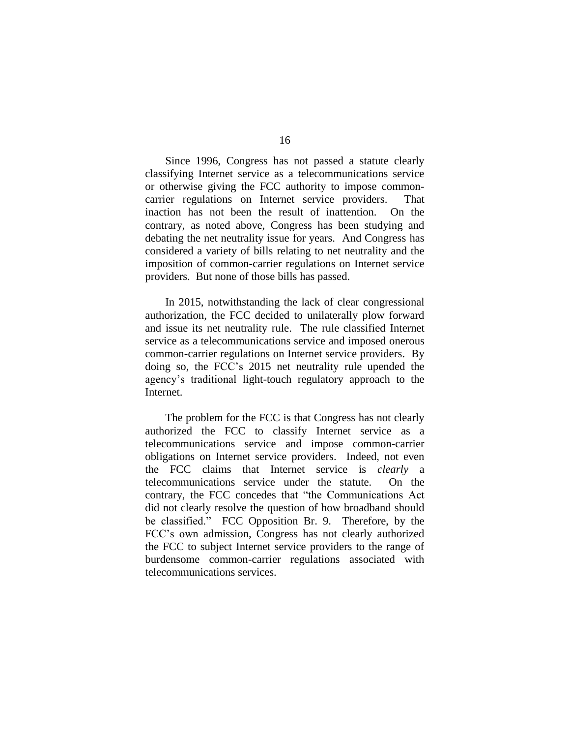Since 1996, Congress has not passed a statute clearly classifying Internet service as a telecommunications service or otherwise giving the FCC authority to impose common-carrier regulations on Internet service providers. That inaction has not been the result of inattention. On the contrary, as noted above, Congress has been studying and debating the net neutrality issue for years. And Congress has considered a variety of bills relating to net neutrality and the imposition of common-carrier regulations on Internet service providers. But none of those bills has passed.

In 2015, notwithstanding the lack of clear congressional authorization, the FCC decided to unilaterally plow forward and issue its net neutrality rule. The rule classified Internet service as a telecommunications service and imposed onerous common-carrier regulations on Internet service providers. By doing so, the FCC's 2015 net neutrality rule upended the agency's traditional light-touch regulatory approach to the Internet.

The problem for the FCC is that Congress has not clearly authorized the FCC to classify Internet service as a telecommunications service and impose common-carrier obligations on Internet service providers. Indeed, not even the FCC claims that Internet service is *clearly* a telecommunications service under the statute. On the contrary, the FCC concedes that "the Communications Act did not clearly resolve the question of how broadband should be classified." FCC Opposition Br. 9. Therefore, by the FCC's own admission, Congress has not clearly authorized the FCC to subject Internet service providers to the range of burdensome common-carrier regulations associated with telecommunications services.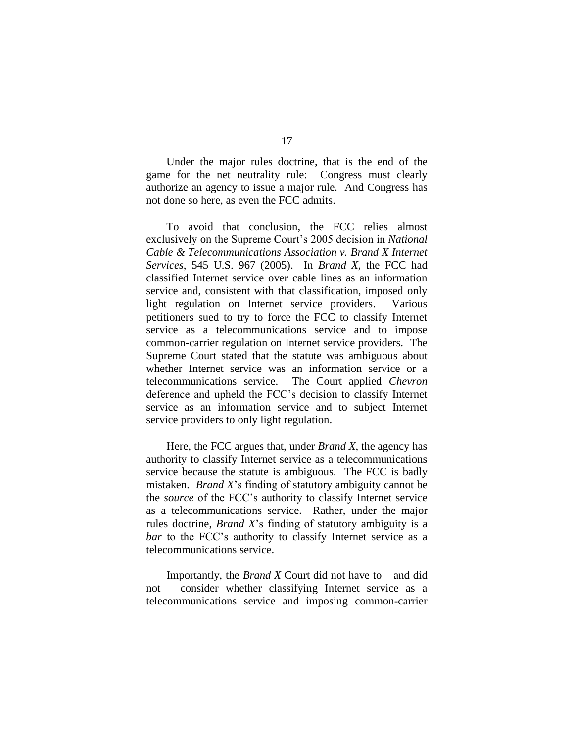Under the major rules doctrine, that is the end of the game for the net neutrality rule: Congress must clearly authorize an agency to issue a major rule. And Congress has not done so here, as even the FCC admits.

To avoid that conclusion, the FCC relies almost exclusively on the Supreme Court's 2005 decision in *National Cable & Telecommunications Association v. Brand X Internet Services*, 545 U.S. 967 (2005). In *Brand X*, the FCC had classified Internet service over cable lines as an information service and, consistent with that classification, imposed only light regulation on Internet service providers. Various petitioners sued to try to force the FCC to classify Internet service as a telecommunications service and to impose common-carrier regulation on Internet service providers. The Supreme Court stated that the statute was ambiguous about whether Internet service was an information service or a telecommunications service. The Court applied *Chevron* deference and upheld the FCC's decision to classify Internet service as an information service and to subject Internet service providers to only light regulation.

Here, the FCC argues that, under *Brand X*, the agency has authority to classify Internet service as a telecommunications service because the statute is ambiguous. The FCC is badly mistaken. *Brand X*'s finding of statutory ambiguity cannot be the *source* of the FCC's authority to classify Internet service as a telecommunications service. Rather, under the major rules doctrine, *Brand X*'s finding of statutory ambiguity is a *bar* to the FCC's authority to classify Internet service as a telecommunications service.

Importantly, the *Brand X* Court did not have to – and did not – consider whether classifying Internet service as a telecommunications service and imposing common-carrier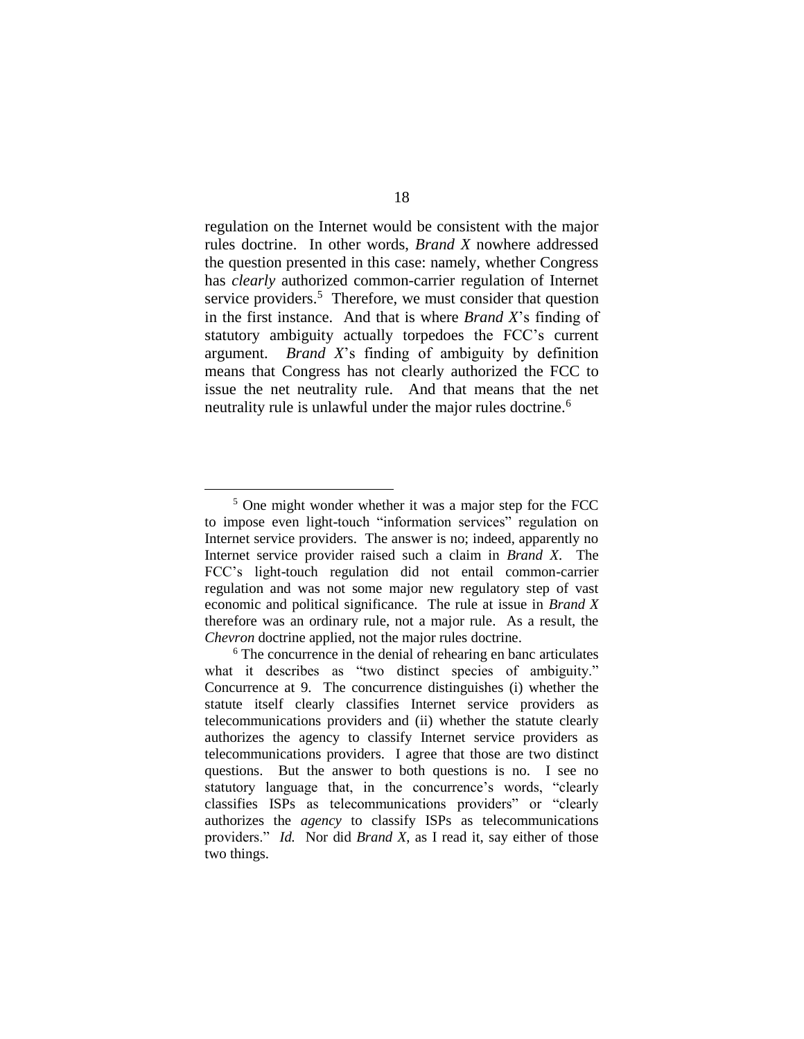regulation on the Internet would be consistent with the major rules doctrine. In other words, *Brand X* nowhere addressed the question presented in this case: namely, whether Congress has *clearly* authorized common-carrier regulation of Internet service providers.[5] Therefore, we must consider that question in the first instance. And that is where *Brand X*'s finding of statutory ambiguity actually torpedoes the FCC's current argument. *Brand X*'s finding of ambiguity by definition means that Congress has not clearly authorized the FCC to issue the net neutrality rule. And that means that the net neutrality rule is unlawful under the major rules doctrine.[6]

---

[5] One might wonder whether it was a major step for the FCC to impose even light-touch "information services" regulation on Internet service providers. The answer is no; indeed, apparently no Internet service provider raised such a claim in *Brand X*. The FCC's light-touch regulation did not entail common-carrier regulation and was not some major new regulatory step of vast economic and political significance. The rule at issue in *Brand X* therefore was an ordinary rule, not a major rule. As a result, the *Chevron* doctrine applied, not the major rules doctrine.

[6] The concurrence in the denial of rehearing en banc articulates what it describes as "two distinct species of ambiguity." Concurrence at 9. The concurrence distinguishes (i) whether the statute itself clearly classifies Internet service providers as telecommunications providers and (ii) whether the statute clearly authorizes the agency to classify Internet service providers as telecommunications providers. I agree that those are two distinct questions. But the answer to both questions is no. I see no statutory language that, in the concurrence's words, "clearly classifies ISPs as telecommunications providers" or "clearly authorizes the *agency* to classify ISPs as telecommunications providers." *Id.* Nor did *Brand X*, as I read it, say either of those two things.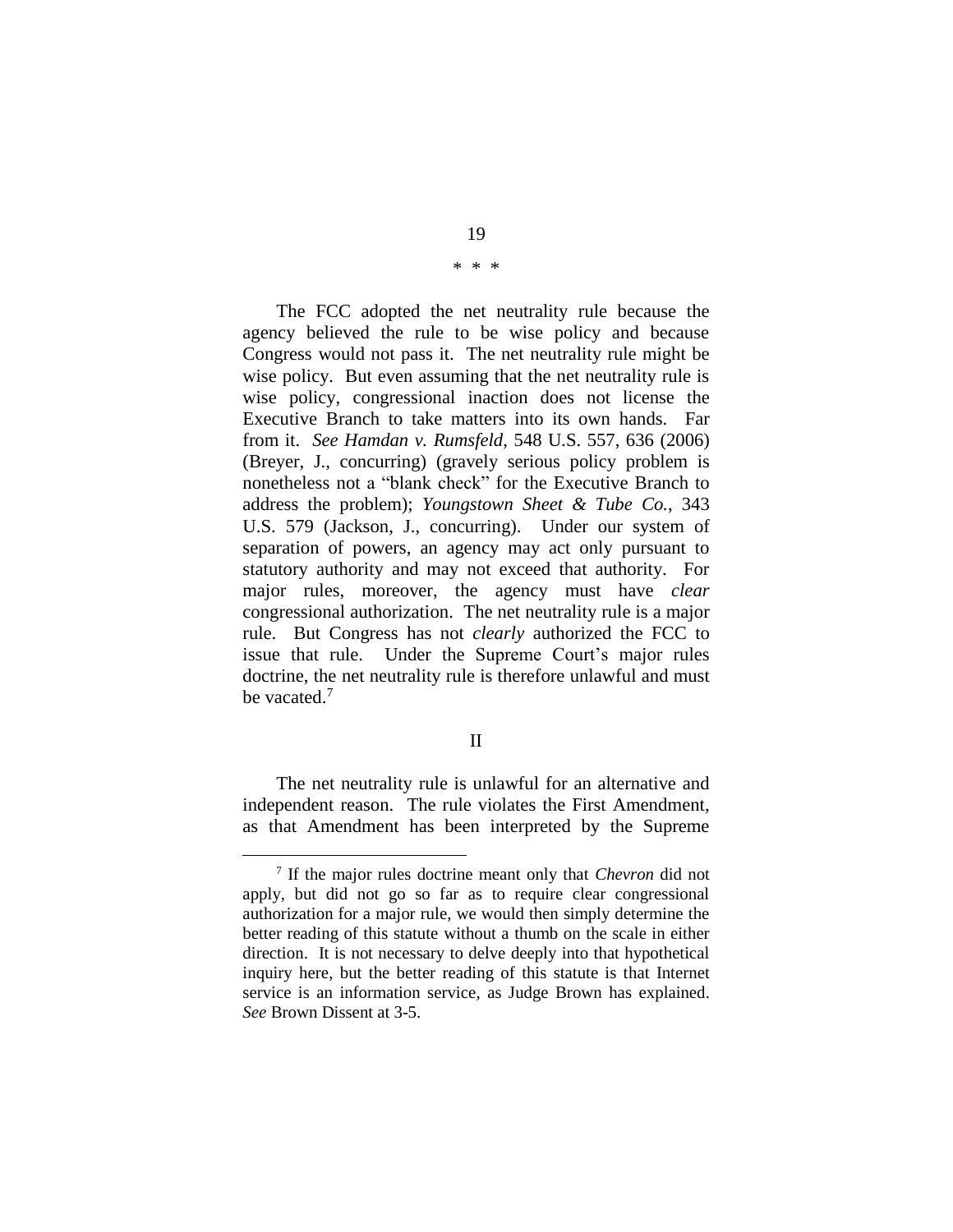\* \* \*

The FCC adopted the net neutrality rule because the agency believed the rule to be wise policy and because Congress would not pass it. The net neutrality rule might be wise policy. But even assuming that the net neutrality rule is wise policy, congressional inaction does not license the Executive Branch to take matters into its own hands. Far from it. *See Hamdan v. Rumsfeld*, 548 U.S. 557, 636 (2006) (Breyer, J., concurring) (gravely serious policy problem is nonetheless not a "blank check" for the Executive Branch to address the problem); *Youngstown Sheet & Tube Co.*, 343 U.S. 579 (Jackson, J., concurring). Under our system of separation of powers, an agency may act only pursuant to statutory authority and may not exceed that authority. For major rules, moreover, the agency must have *clear* congressional authorization. The net neutrality rule is a major rule. But Congress has not *clearly* authorized the FCC to issue that rule. Under the Supreme Court's major rules doctrine, the net neutrality rule is therefore unlawful and must be vacated.[7]

## II

The net neutrality rule is unlawful for an alternative and independent reason. The rule violates the First Amendment, as that Amendment has been interpreted by the Supreme

[7] If the major rules doctrine meant only that *Chevron* did not apply, but did not go so far as to require clear congressional authorization for a major rule, we would then simply determine the better reading of this statute without a thumb on the scale in either direction. It is not necessary to delve deeply into that hypothetical inquiry here, but the better reading of this statute is that Internet service is an information service, as Judge Brown has explained. *See* Brown Dissent at 3-5.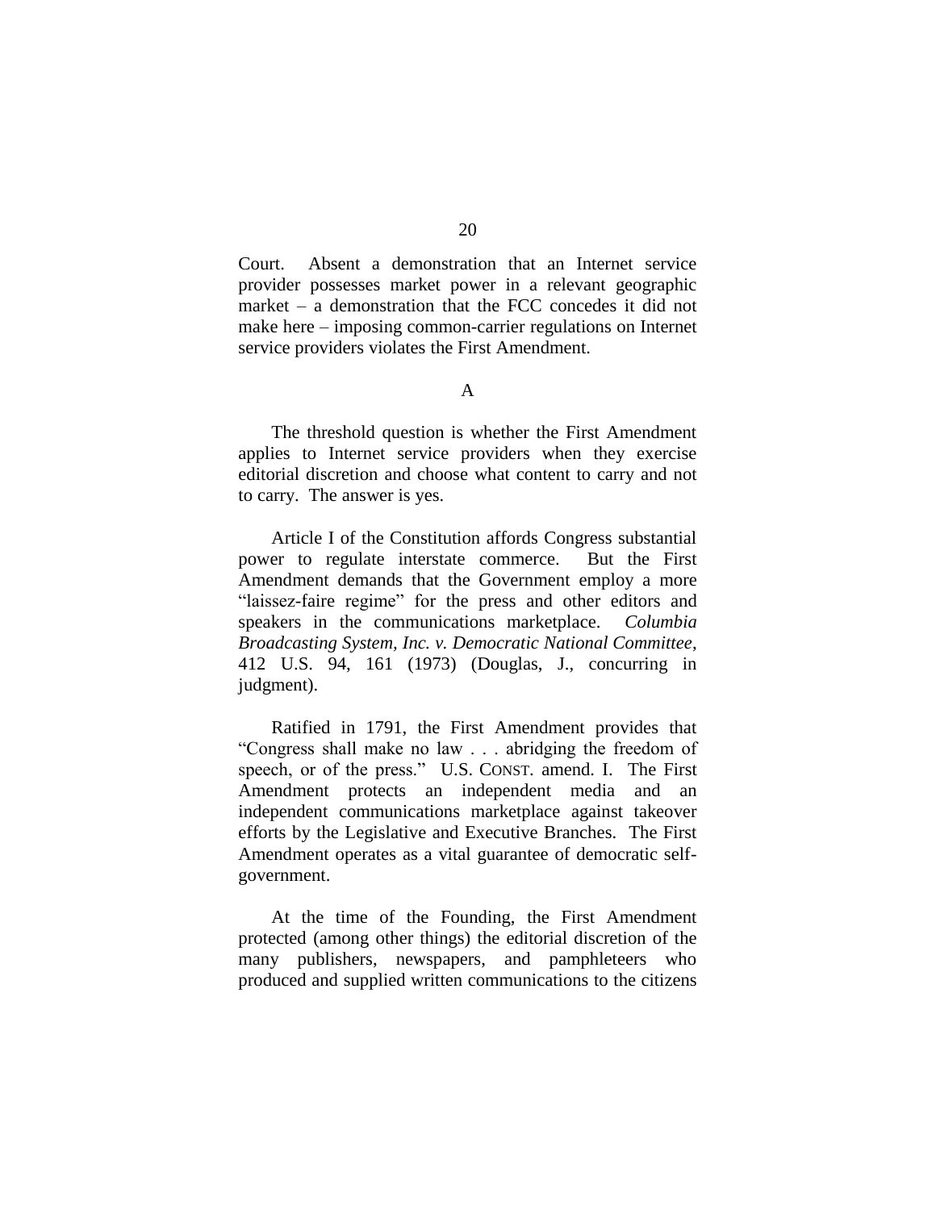Court. Absent a demonstration that an Internet service provider possesses market power in a relevant geographic market – a demonstration that the FCC concedes it did not make here – imposing common-carrier regulations on Internet service providers violates the First Amendment.

### A

The threshold question is whether the First Amendment applies to Internet service providers when they exercise editorial discretion and choose what content to carry and not to carry. The answer is yes.

Article I of the Constitution affords Congress substantial power to regulate interstate commerce. But the First Amendment demands that the Government employ a more "laissez-faire regime" for the press and other editors and speakers in the communications marketplace. *Columbia Broadcasting System, Inc. v. Democratic National Committee*, 412 U.S. 94, 161 (1973) (Douglas, J., concurring in judgment).

Ratified in 1791, the First Amendment provides that "Congress shall make no law . . . abridging the freedom of speech, or of the press." U.S. CONST. amend. I. The First Amendment protects an independent media and an independent communications marketplace against takeover efforts by the Legislative and Executive Branches. The First Amendment operates as a vital guarantee of democratic self-government.

At the time of the Founding, the First Amendment protected (among other things) the editorial discretion of the many publishers, newspapers, and pamphleteers who produced and supplied written communications to the citizens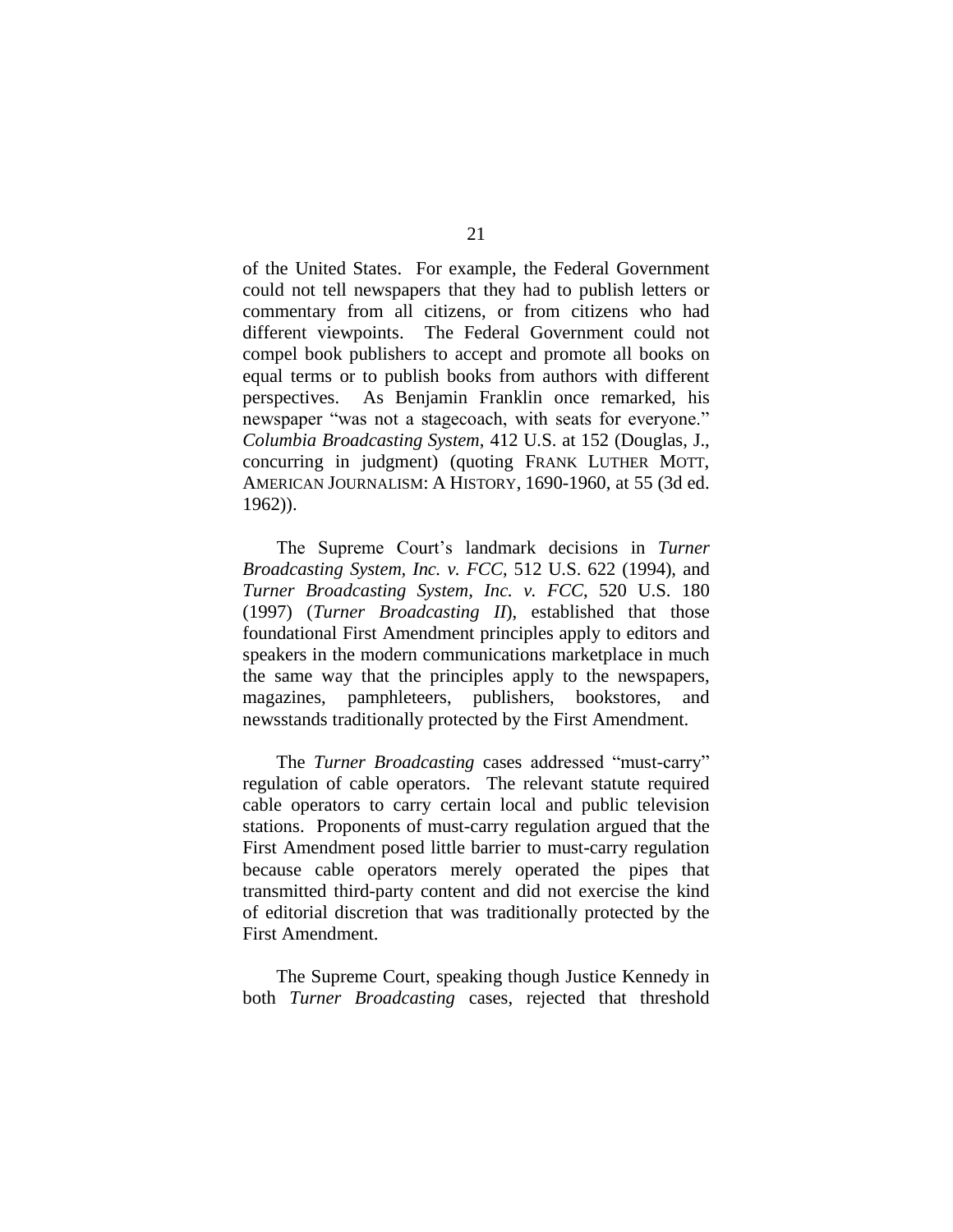of the United States. For example, the Federal Government could not tell newspapers that they had to publish letters or commentary from all citizens, or from citizens who had different viewpoints. The Federal Government could not compel book publishers to accept and promote all books on equal terms or to publish books from authors with different perspectives. As Benjamin Franklin once remarked, his newspaper "was not a stagecoach, with seats for everyone." *Columbia Broadcasting System*, 412 U.S. at 152 (Douglas, J., concurring in judgment) (quoting FRANK LUTHER MOTT, AMERICAN JOURNALISM: A HISTORY, 1690-1960, at 55 (3d ed. 1962)).

The Supreme Court's landmark decisions in *Turner Broadcasting System, Inc. v. FCC*, 512 U.S. 622 (1994), and *Turner Broadcasting System, Inc. v. FCC*, 520 U.S. 180 (1997) (*Turner Broadcasting II*), established that those foundational First Amendment principles apply to editors and speakers in the modern communications marketplace in much the same way that the principles apply to the newspapers, magazines, pamphleteers, publishers, bookstores, and newsstands traditionally protected by the First Amendment.

The *Turner Broadcasting* cases addressed "must-carry" regulation of cable operators. The relevant statute required cable operators to carry certain local and public television stations. Proponents of must-carry regulation argued that the First Amendment posed little barrier to must-carry regulation because cable operators merely operated the pipes that transmitted third-party content and did not exercise the kind of editorial discretion that was traditionally protected by the First Amendment.

The Supreme Court, speaking though Justice Kennedy in both *Turner Broadcasting* cases, rejected that threshold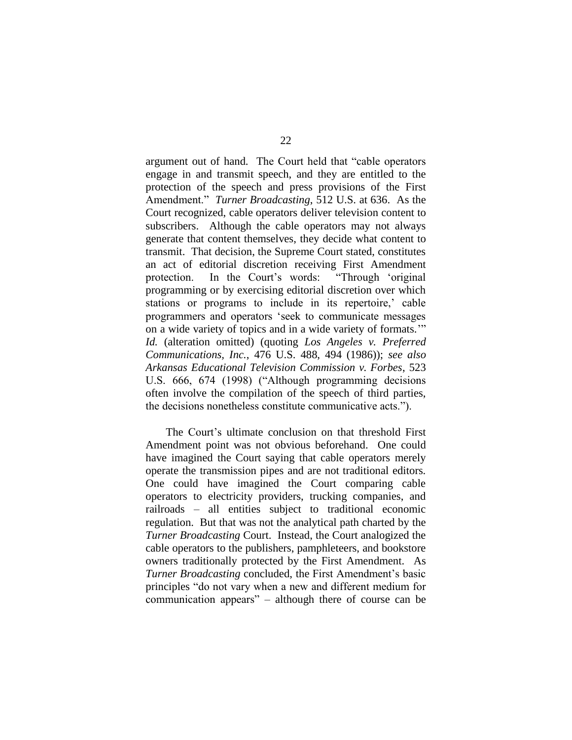argument out of hand. The Court held that "cable operators engage in and transmit speech, and they are entitled to the protection of the speech and press provisions of the First Amendment." *Turner Broadcasting*, 512 U.S. at 636. As the Court recognized, cable operators deliver television content to subscribers. Although the cable operators may not always generate that content themselves, they decide what content to transmit. That decision, the Supreme Court stated, constitutes an act of editorial discretion receiving First Amendment protection. In the Court's words: "Through 'original programming or by exercising editorial discretion over which stations or programs to include in its repertoire,' cable programmers and operators 'seek to communicate messages on a wide variety of topics and in a wide variety of formats.'" *Id.* (alteration omitted) (quoting *Los Angeles v. Preferred Communications, Inc.*, 476 U.S. 488, 494 (1986)); *see also Arkansas Educational Television Commission v. Forbes*, 523 U.S. 666, 674 (1998) ("Although programming decisions often involve the compilation of the speech of third parties, the decisions nonetheless constitute communicative acts.").

The Court's ultimate conclusion on that threshold First Amendment point was not obvious beforehand. One could have imagined the Court saying that cable operators merely operate the transmission pipes and are not traditional editors. One could have imagined the Court comparing cable operators to electricity providers, trucking companies, and railroads – all entities subject to traditional economic regulation. But that was not the analytical path charted by the *Turner Broadcasting* Court. Instead, the Court analogized the cable operators to the publishers, pamphleteers, and bookstore owners traditionally protected by the First Amendment. As *Turner Broadcasting* concluded, the First Amendment's basic principles "do not vary when a new and different medium for communication appears" – although there of course can be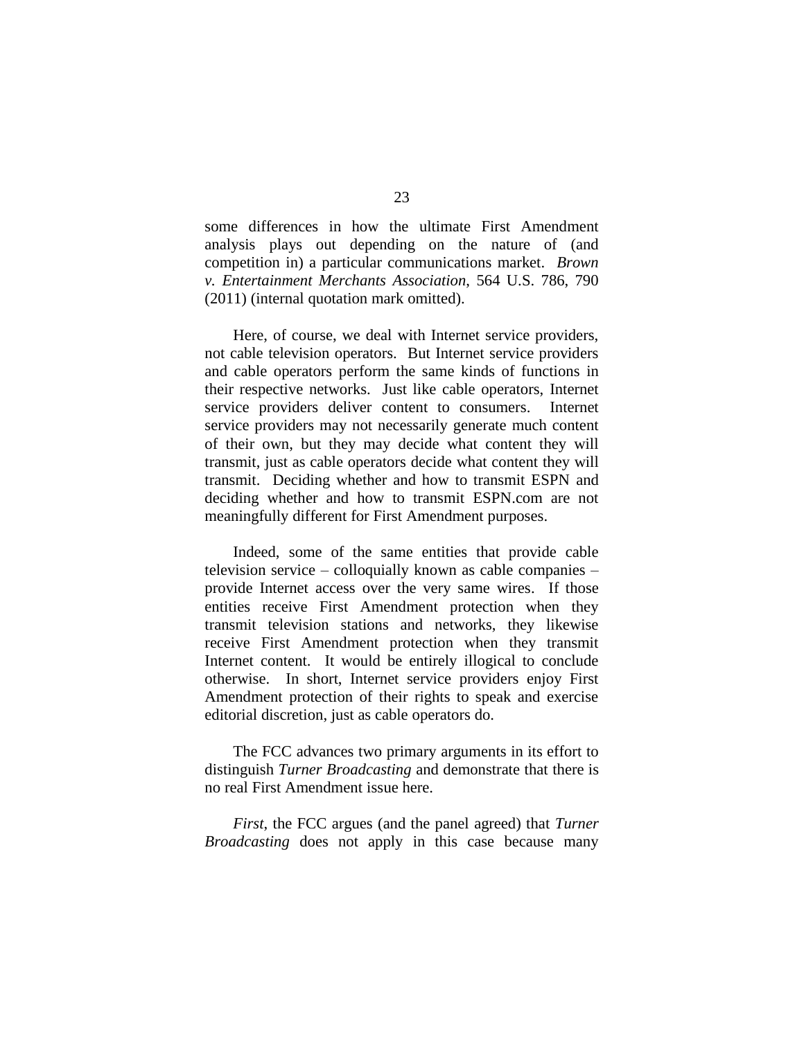some differences in how the ultimate First Amendment analysis plays out depending on the nature of (and competition in) a particular communications market. *Brown v. Entertainment Merchants Association*, 564 U.S. 786, 790 (2011) (internal quotation mark omitted).

Here, of course, we deal with Internet service providers, not cable television operators. But Internet service providers and cable operators perform the same kinds of functions in their respective networks. Just like cable operators, Internet service providers deliver content to consumers. Internet service providers may not necessarily generate much content of their own, but they may decide what content they will transmit, just as cable operators decide what content they will transmit. Deciding whether and how to transmit ESPN and deciding whether and how to transmit ESPN.com are not meaningfully different for First Amendment purposes.

Indeed, some of the same entities that provide cable television service – colloquially known as cable companies – provide Internet access over the very same wires. If those entities receive First Amendment protection when they transmit television stations and networks, they likewise receive First Amendment protection when they transmit Internet content. It would be entirely illogical to conclude otherwise. In short, Internet service providers enjoy First Amendment protection of their rights to speak and exercise editorial discretion, just as cable operators do.

The FCC advances two primary arguments in its effort to distinguish *Turner Broadcasting* and demonstrate that there is no real First Amendment issue here.

*First*, the FCC argues (and the panel agreed) that *Turner Broadcasting* does not apply in this case because many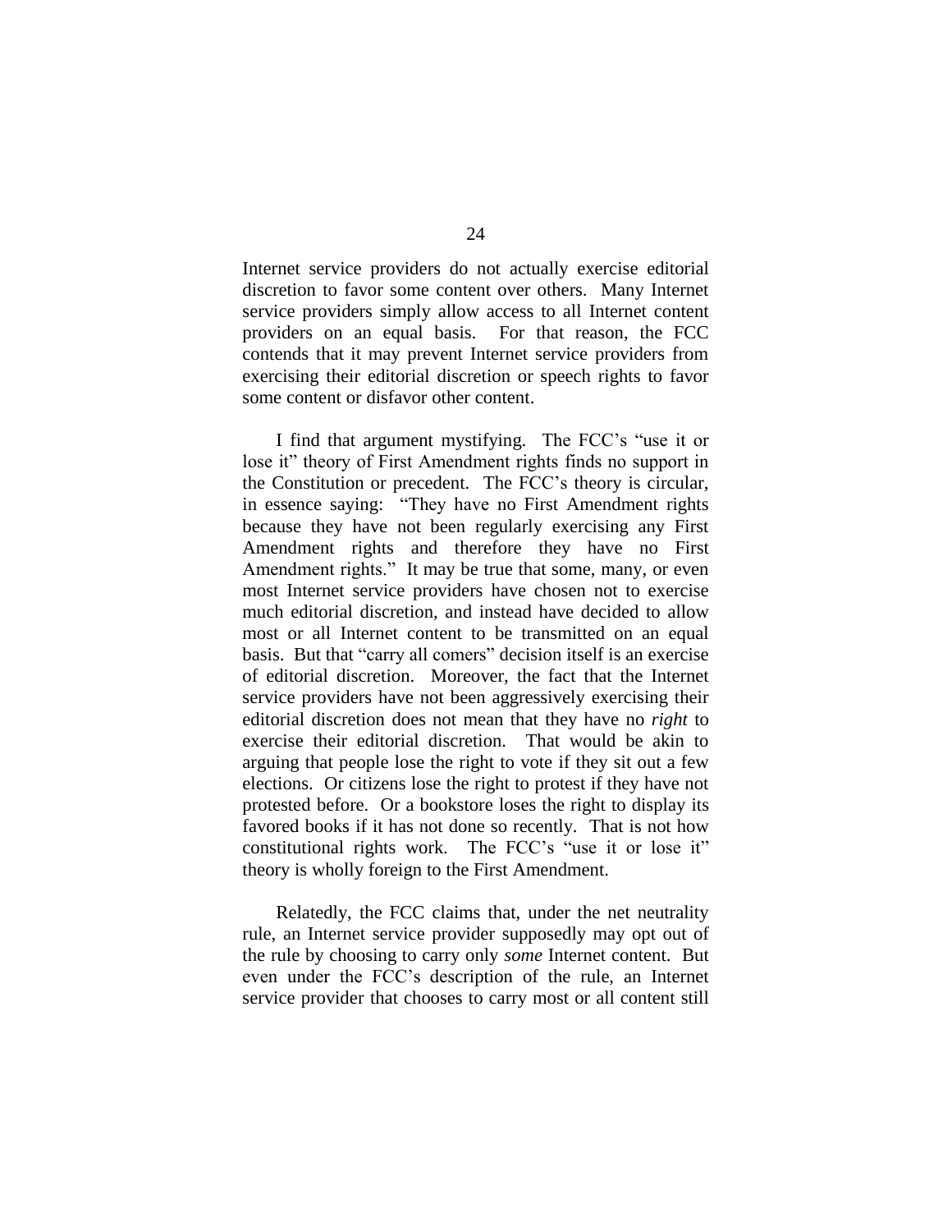Internet service providers do not actually exercise editorial discretion to favor some content over others. Many Internet service providers simply allow access to all Internet content providers on an equal basis. For that reason, the FCC contends that it may prevent Internet service providers from exercising their editorial discretion or speech rights to favor some content or disfavor other content.

I find that argument mystifying. The FCC's "use it or lose it" theory of First Amendment rights finds no support in the Constitution or precedent. The FCC's theory is circular, in essence saying: "They have no First Amendment rights because they have not been regularly exercising any First Amendment rights and therefore they have no First Amendment rights." It may be true that some, many, or even most Internet service providers have chosen not to exercise much editorial discretion, and instead have decided to allow most or all Internet content to be transmitted on an equal basis. But that "carry all comers" decision itself is an exercise of editorial discretion. Moreover, the fact that the Internet service providers have not been aggressively exercising their editorial discretion does not mean that they have no *right* to exercise their editorial discretion. That would be akin to arguing that people lose the right to vote if they sit out a few elections. Or citizens lose the right to protest if they have not protested before. Or a bookstore loses the right to display its favored books if it has not done so recently. That is not how constitutional rights work. The FCC's "use it or lose it" theory is wholly foreign to the First Amendment.

Relatedly, the FCC claims that, under the net neutrality rule, an Internet service provider supposedly may opt out of the rule by choosing to carry only *some* Internet content. But even under the FCC's description of the rule, an Internet service provider that chooses to carry most or all content still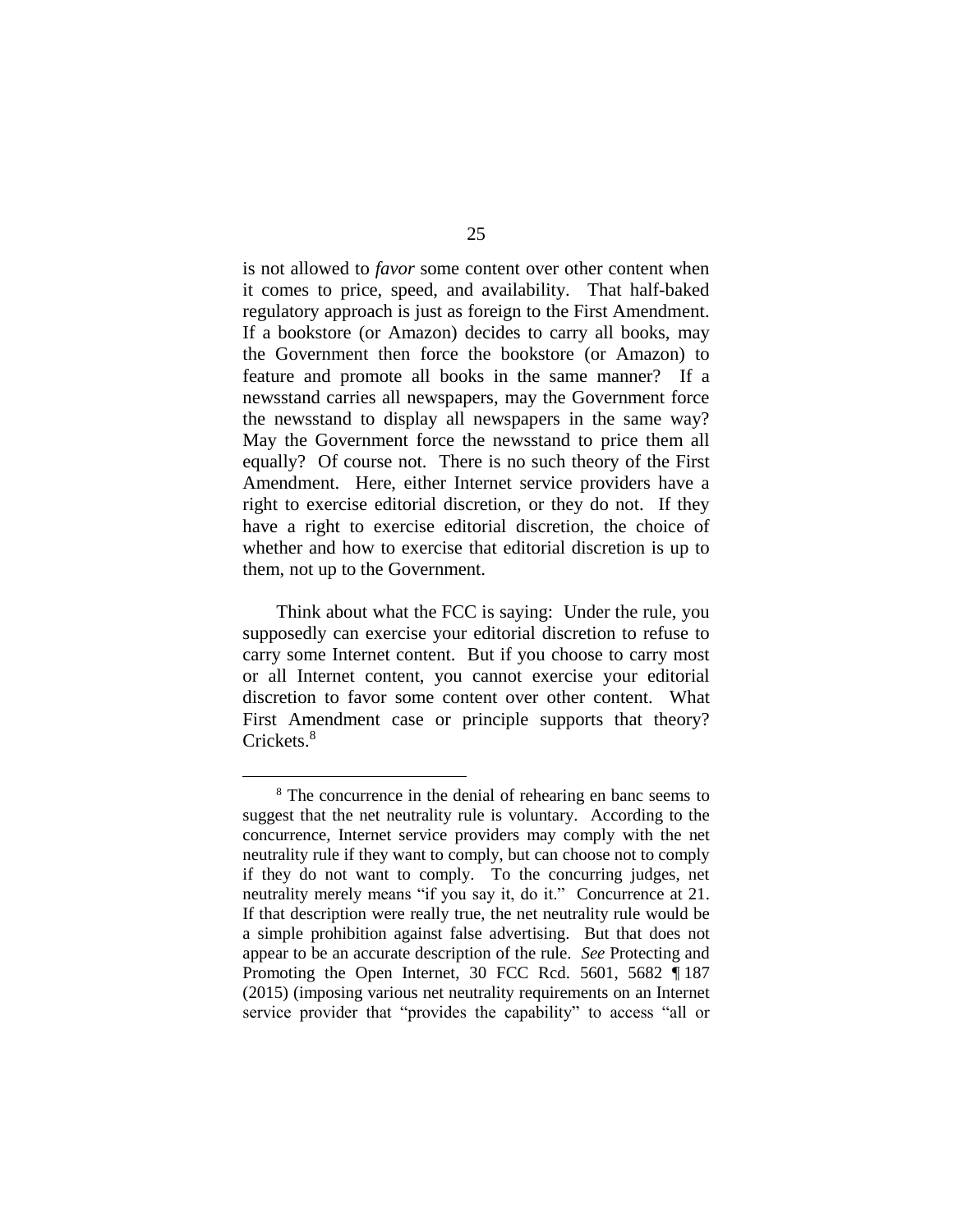is not allowed to *favor* some content over other content when it comes to price, speed, and availability. That half-baked regulatory approach is just as foreign to the First Amendment. If a bookstore (or Amazon) decides to carry all books, may the Government then force the bookstore (or Amazon) to feature and promote all books in the same manner? If a newsstand carries all newspapers, may the Government force the newsstand to display all newspapers in the same way? May the Government force the newsstand to price them all equally? Of course not. There is no such theory of the First Amendment. Here, either Internet service providers have a right to exercise editorial discretion, or they do not. If they have a right to exercise editorial discretion, the choice of whether and how to exercise that editorial discretion is up to them, not up to the Government.

Think about what the FCC is saying: Under the rule, you supposedly can exercise your editorial discretion to refuse to carry some Internet content. But if you choose to carry most or all Internet content, you cannot exercise your editorial discretion to favor some content over other content. What First Amendment case or principle supports that theory? Crickets.[8]

---

[8] The concurrence in the denial of rehearing en banc seems to suggest that the net neutrality rule is voluntary. According to the concurrence, Internet service providers may comply with the net neutrality rule if they want to comply, but can choose not to comply if they do not want to comply. To the concurring judges, net neutrality merely means "if you say it, do it." Concurrence at 21. If that description were really true, the net neutrality rule would be a simple prohibition against false advertising. But that does not appear to be an accurate description of the rule. *See* Protecting and Promoting the Open Internet, 30 FCC Rcd. 5601, 5682 ¶ 187 (2015) (imposing various net neutrality requirements on an Internet service provider that "provides the capability" to access "all or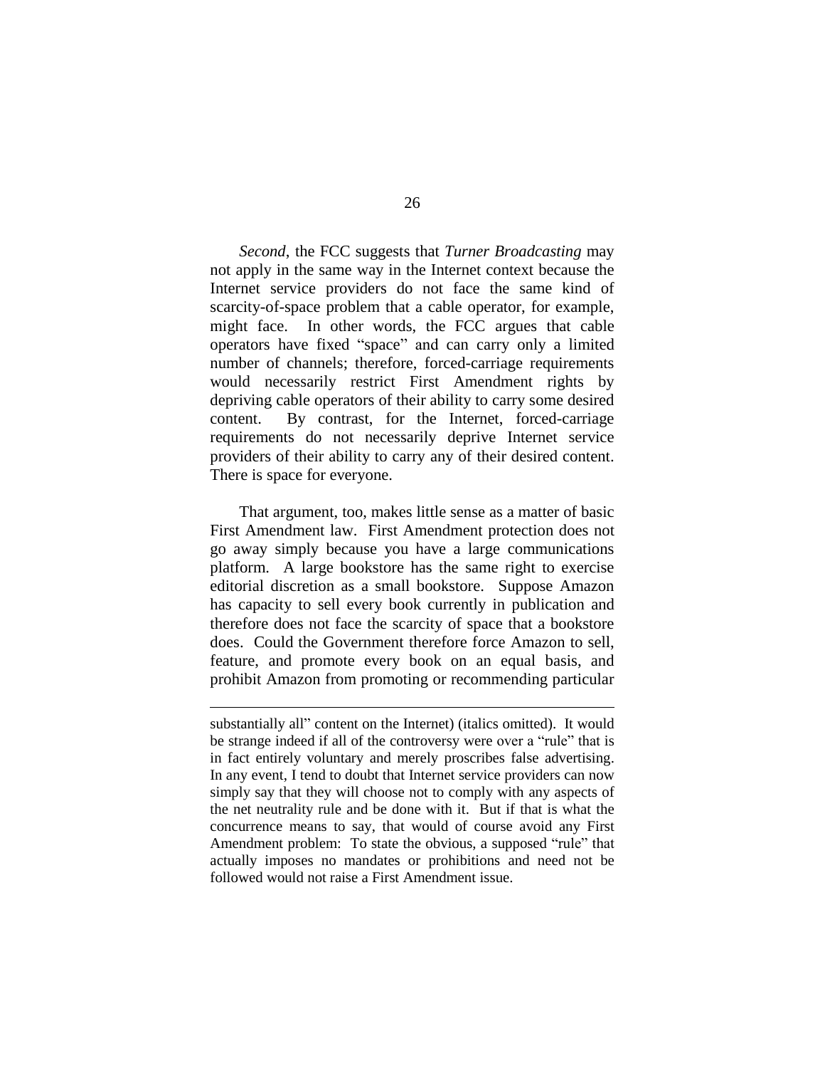*Second*, the FCC suggests that *Turner Broadcasting* may not apply in the same way in the Internet context because the Internet service providers do not face the same kind of scarcity-of-space problem that a cable operator, for example, might face. In other words, the FCC argues that cable operators have fixed "space" and can carry only a limited number of channels; therefore, forced-carriage requirements would necessarily restrict First Amendment rights by depriving cable operators of their ability to carry some desired content. By contrast, for the Internet, forced-carriage requirements do not necessarily deprive Internet service providers of their ability to carry any of their desired content. There is space for everyone.

That argument, too, makes little sense as a matter of basic First Amendment law. First Amendment protection does not go away simply because you have a large communications platform. A large bookstore has the same right to exercise editorial discretion as a small bookstore. Suppose Amazon has capacity to sell every book currently in publication and therefore does not face the scarcity of space that a bookstore does. Could the Government therefore force Amazon to sell, feature, and promote every book on an equal basis, and prohibit Amazon from promoting or recommending particular

---

substantially all" content on the Internet) (italics omitted). It would be strange indeed if all of the controversy were over a "rule" that is in fact entirely voluntary and merely proscribes false advertising. In any event, I tend to doubt that Internet service providers can now simply say that they will choose not to comply with any aspects of the net neutrality rule and be done with it. But if that is what the concurrence means to say, that would of course avoid any First Amendment problem: To state the obvious, a supposed "rule" that actually imposes no mandates or prohibitions and need not be followed would not raise a First Amendment issue.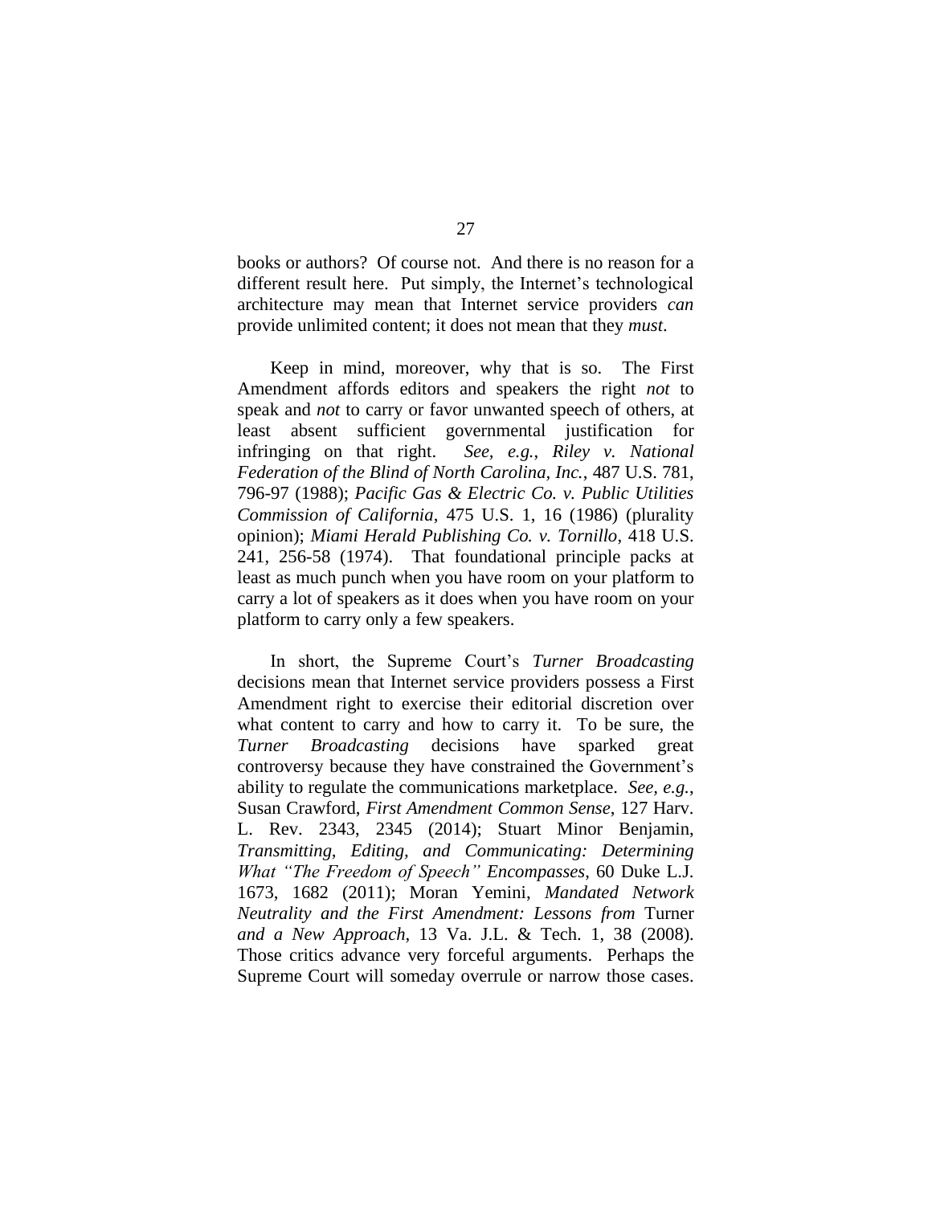books or authors? Of course not. And there is no reason for a different result here. Put simply, the Internet's technological architecture may mean that Internet service providers *can* provide unlimited content; it does not mean that they *must*.

Keep in mind, moreover, why that is so. The First Amendment affords editors and speakers the right *not* to speak and *not* to carry or favor unwanted speech of others, at least absent sufficient governmental justification for infringing on that right. *See, e.g.*, *Riley v. National Federation of the Blind of North Carolina, Inc.*, 487 U.S. 781, 796-97 (1988); *Pacific Gas & Electric Co. v. Public Utilities Commission of California*, 475 U.S. 1, 16 (1986) (plurality opinion); *Miami Herald Publishing Co. v. Tornillo*, 418 U.S. 241, 256-58 (1974). That foundational principle packs at least as much punch when you have room on your platform to carry a lot of speakers as it does when you have room on your platform to carry only a few speakers.

In short, the Supreme Court's *Turner Broadcasting* decisions mean that Internet service providers possess a First Amendment right to exercise their editorial discretion over what content to carry and how to carry it. To be sure, the *Turner Broadcasting* decisions have sparked great controversy because they have constrained the Government's ability to regulate the communications marketplace. *See, e.g.*, Susan Crawford, *First Amendment Common Sense*, 127 Harv. L. Rev. 2343, 2345 (2014); Stuart Minor Benjamin, *Transmitting, Editing, and Communicating: Determining What "The Freedom of Speech" Encompasses*, 60 Duke L.J. 1673, 1682 (2011); Moran Yemini, *Mandated Network Neutrality and the First Amendment: Lessons from* Turner *and a New Approach*, 13 Va. J.L. & Tech. 1, 38 (2008). Those critics advance very forceful arguments. Perhaps the Supreme Court will someday overrule or narrow those cases.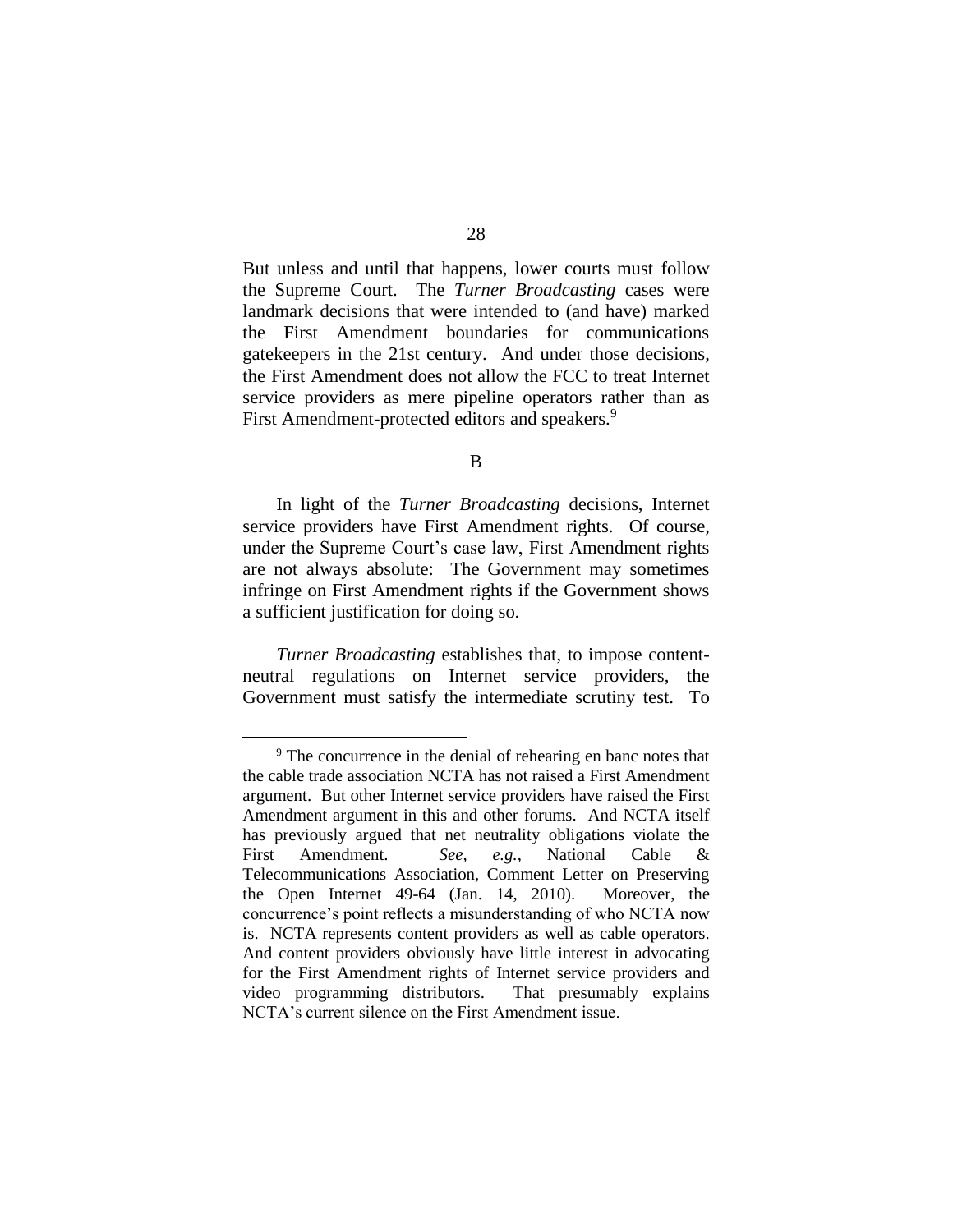But unless and until that happens, lower courts must follow the Supreme Court. The *Turner Broadcasting* cases were landmark decisions that were intended to (and have) marked the First Amendment boundaries for communications gatekeepers in the 21st century. And under those decisions, the First Amendment does not allow the FCC to treat Internet service providers as mere pipeline operators rather than as First Amendment-protected editors and speakers.[9]

B

In light of the *Turner Broadcasting* decisions, Internet service providers have First Amendment rights. Of course, under the Supreme Court's case law, First Amendment rights are not always absolute: The Government may sometimes infringe on First Amendment rights if the Government shows a sufficient justification for doing so.

*Turner Broadcasting* establishes that, to impose content-neutral regulations on Internet service providers, the Government must satisfy the intermediate scrutiny test. To

---

[9] The concurrence in the denial of rehearing en banc notes that the cable trade association NCTA has not raised a First Amendment argument. But other Internet service providers have raised the First Amendment argument in this and other forums. And NCTA itself has previously argued that net neutrality obligations violate the First Amendment. *See, e.g.*, National Cable & Telecommunications Association, Comment Letter on Preserving the Open Internet 49-64 (Jan. 14, 2010). Moreover, the concurrence's point reflects a misunderstanding of who NCTA now is. NCTA represents content providers as well as cable operators. And content providers obviously have little interest in advocating for the First Amendment rights of Internet service providers and video programming distributors. That presumably explains NCTA's current silence on the First Amendment issue.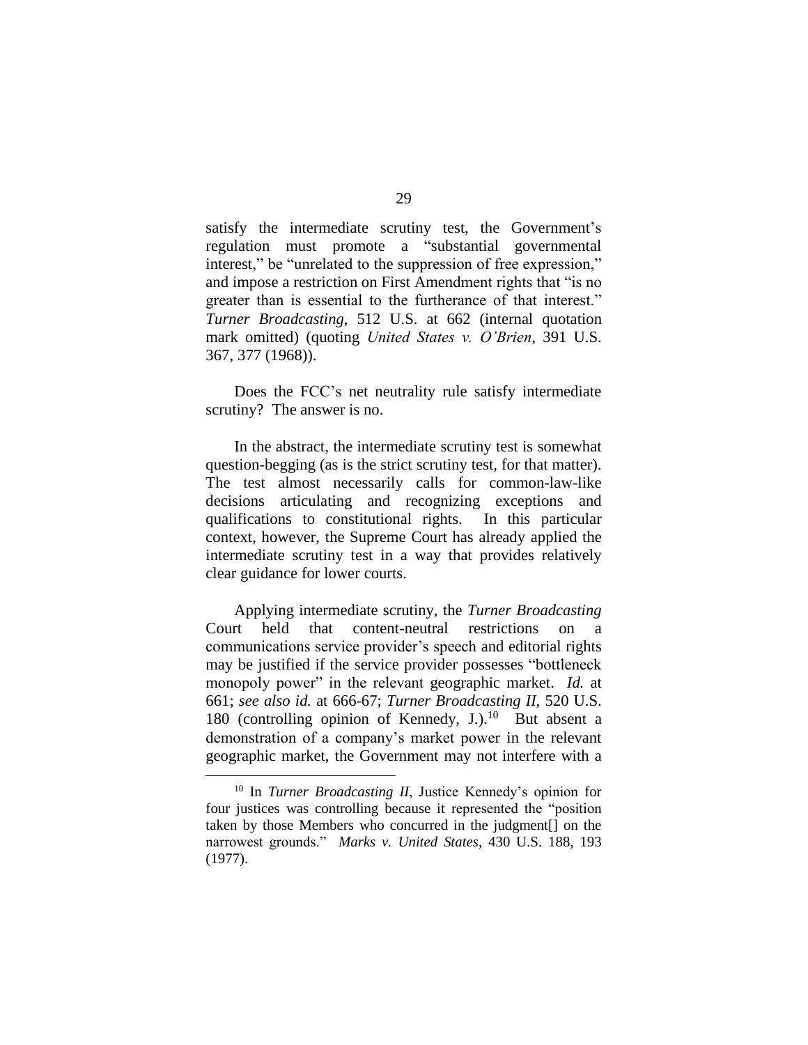satisfy the intermediate scrutiny test, the Government's regulation must promote a "substantial governmental interest," be "unrelated to the suppression of free expression," and impose a restriction on First Amendment rights that "is no greater than is essential to the furtherance of that interest." *Turner Broadcasting*, 512 U.S. at 662 (internal quotation mark omitted) (quoting *United States v. O'Brien*, 391 U.S. 367, 377 (1968)).

Does the FCC's net neutrality rule satisfy intermediate scrutiny? The answer is no.

In the abstract, the intermediate scrutiny test is somewhat question-begging (as is the strict scrutiny test, for that matter). The test almost necessarily calls for common-law-like decisions articulating and recognizing exceptions and qualifications to constitutional rights. In this particular context, however, the Supreme Court has already applied the intermediate scrutiny test in a way that provides relatively clear guidance for lower courts.

Applying intermediate scrutiny, the *Turner Broadcasting* Court held that content-neutral restrictions on a communications service provider's speech and editorial rights may be justified if the service provider possesses "bottleneck monopoly power" in the relevant geographic market. *Id.* at 661; *see also id.* at 666-67; *Turner Broadcasting II*, 520 U.S. 180 (controlling opinion of Kennedy, J.).[10] But absent a demonstration of a company's market power in the relevant geographic market, the Government may not interfere with a

---

[10] In *Turner Broadcasting II*, Justice Kennedy's opinion for four justices was controlling because it represented the "position taken by those Members who concurred in the judgment[] on the narrowest grounds." *Marks v. United States*, 430 U.S. 188, 193 (1977).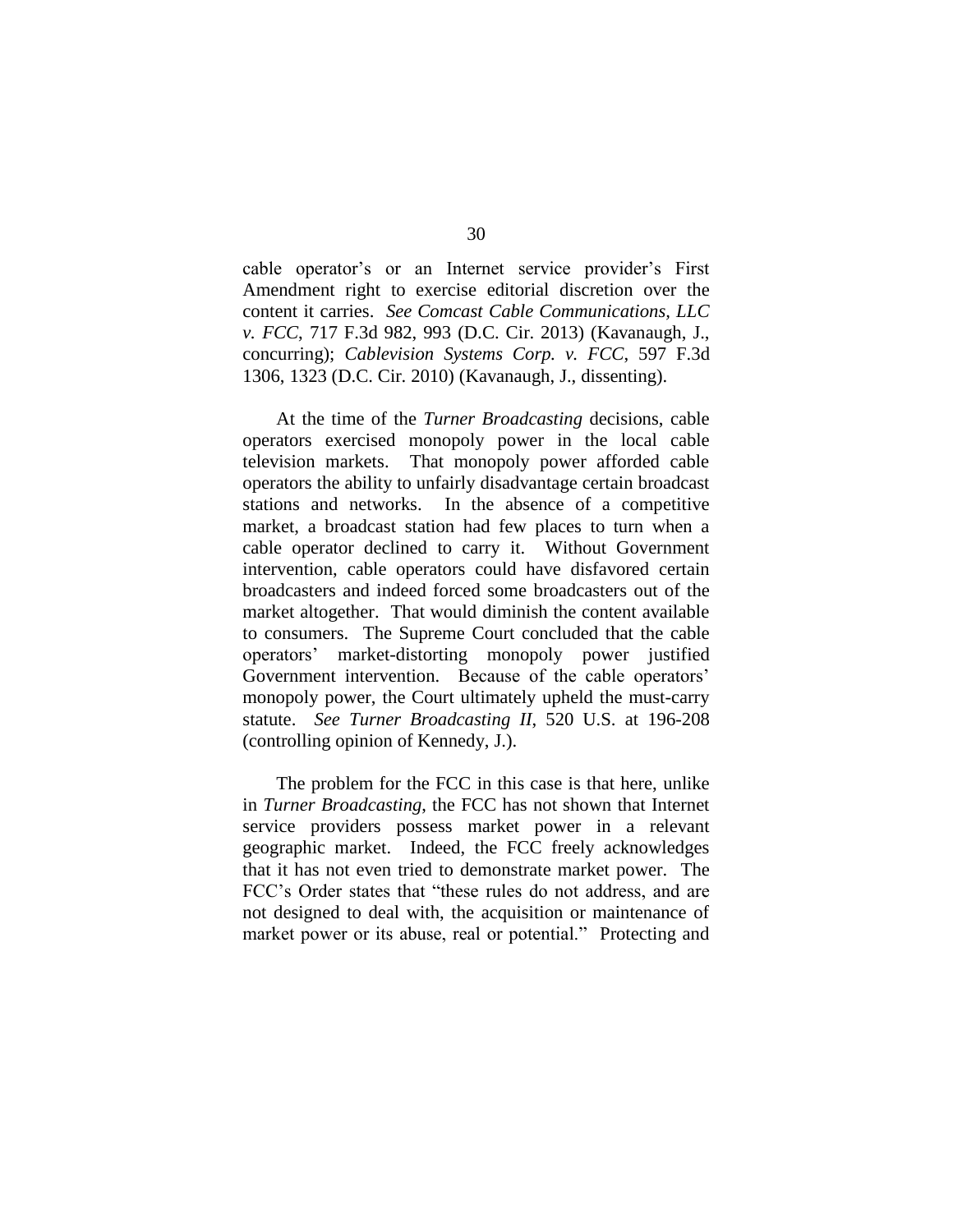cable operator's or an Internet service provider's First Amendment right to exercise editorial discretion over the content it carries. *See Comcast Cable Communications, LLC v. FCC*, 717 F.3d 982, 993 (D.C. Cir. 2013) (Kavanaugh, J., concurring); *Cablevision Systems Corp. v. FCC*, 597 F.3d 1306, 1323 (D.C. Cir. 2010) (Kavanaugh, J., dissenting).

At the time of the *Turner Broadcasting* decisions, cable operators exercised monopoly power in the local cable television markets. That monopoly power afforded cable operators the ability to unfairly disadvantage certain broadcast stations and networks. In the absence of a competitive market, a broadcast station had few places to turn when a cable operator declined to carry it. Without Government intervention, cable operators could have disfavored certain broadcasters and indeed forced some broadcasters out of the market altogether. That would diminish the content available to consumers. The Supreme Court concluded that the cable operators' market-distorting monopoly power justified Government intervention. Because of the cable operators' monopoly power, the Court ultimately upheld the must-carry statute. *See Turner Broadcasting II*, 520 U.S. at 196-208 (controlling opinion of Kennedy, J.).

The problem for the FCC in this case is that here, unlike in *Turner Broadcasting*, the FCC has not shown that Internet service providers possess market power in a relevant geographic market. Indeed, the FCC freely acknowledges that it has not even tried to demonstrate market power. The FCC's Order states that "these rules do not address, and are not designed to deal with, the acquisition or maintenance of market power or its abuse, real or potential." Protecting and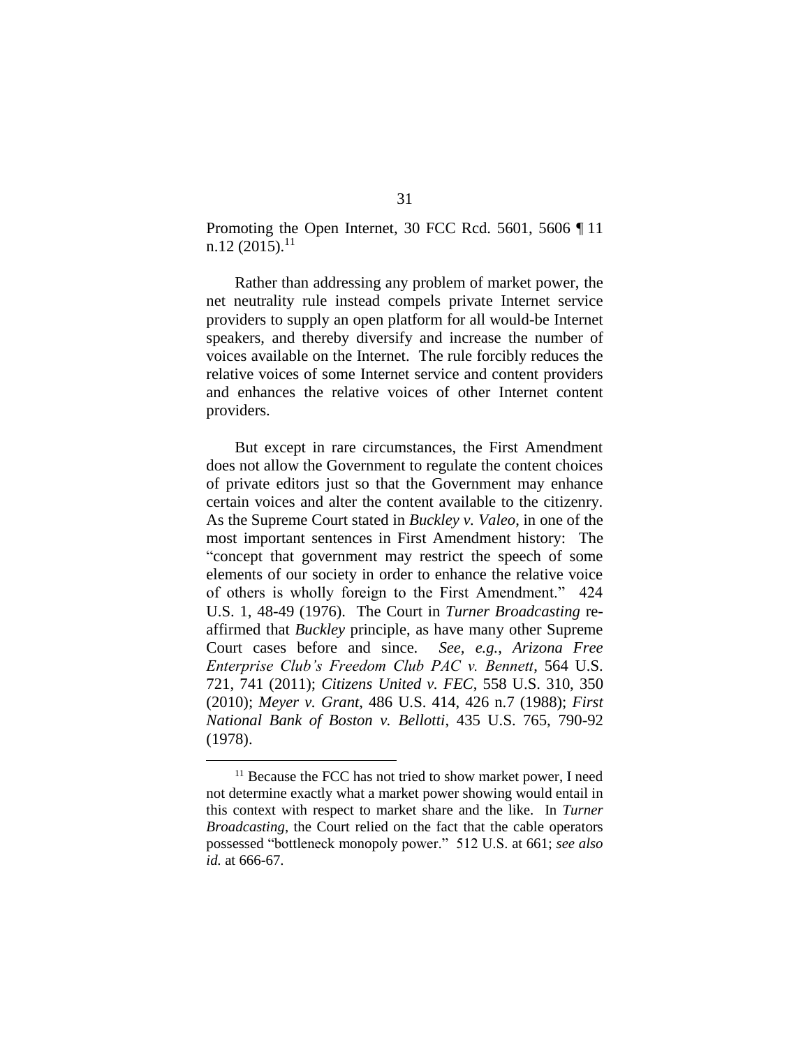Promoting the Open Internet, 30 FCC Rcd. 5601, 5606 ¶ 11 n.12 (2015).[11]

Rather than addressing any problem of market power, the net neutrality rule instead compels private Internet service providers to supply an open platform for all would-be Internet speakers, and thereby diversify and increase the number of voices available on the Internet. The rule forcibly reduces the relative voices of some Internet service and content providers and enhances the relative voices of other Internet content providers.

But except in rare circumstances, the First Amendment does not allow the Government to regulate the content choices of private editors just so that the Government may enhance certain voices and alter the content available to the citizenry. As the Supreme Court stated in *Buckley v. Valeo*, in one of the most important sentences in First Amendment history: The "concept that government may restrict the speech of some elements of our society in order to enhance the relative voice of others is wholly foreign to the First Amendment." 424 U.S. 1, 48-49 (1976). The Court in *Turner Broadcasting* re-affirmed that *Buckley* principle, as have many other Supreme Court cases before and since. *See, e.g.*, *Arizona Free Enterprise Club's Freedom Club PAC v. Bennett*, 564 U.S. 721, 741 (2011); *Citizens United v. FEC*, 558 U.S. 310, 350 (2010); *Meyer v. Grant*, 486 U.S. 414, 426 n.7 (1988); *First National Bank of Boston v. Bellotti*, 435 U.S. 765, 790-92 (1978).

---

[11] Because the FCC has not tried to show market power, I need not determine exactly what a market power showing would entail in this context with respect to market share and the like. In *Turner Broadcasting*, the Court relied on the fact that the cable operators possessed "bottleneck monopoly power." 512 U.S. at 661; *see also id.* at 666-67.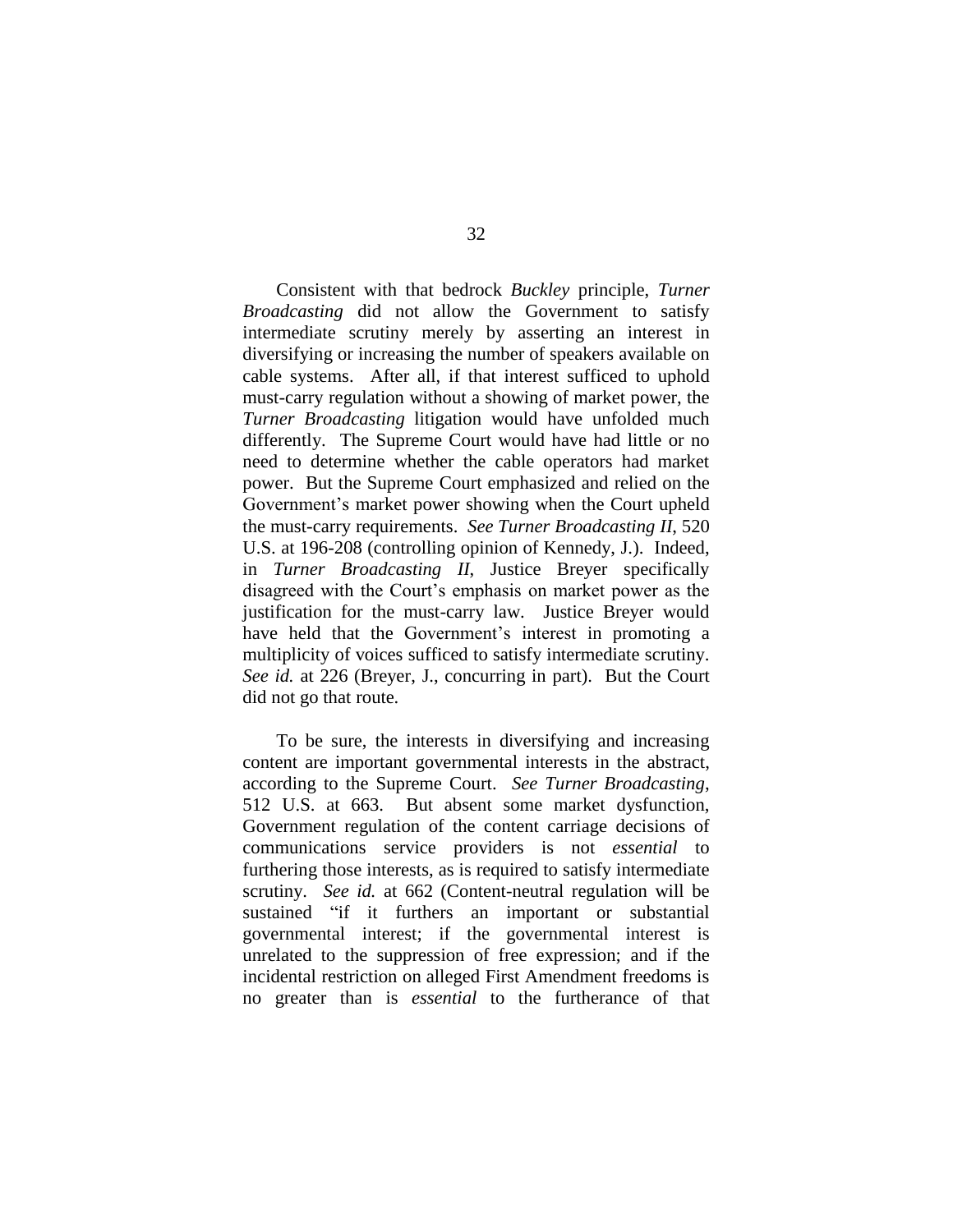Consistent with that bedrock *Buckley* principle, *Turner Broadcasting* did not allow the Government to satisfy intermediate scrutiny merely by asserting an interest in diversifying or increasing the number of speakers available on cable systems. After all, if that interest sufficed to uphold must-carry regulation without a showing of market power, the *Turner Broadcasting* litigation would have unfolded much differently. The Supreme Court would have had little or no need to determine whether the cable operators had market power. But the Supreme Court emphasized and relied on the Government's market power showing when the Court upheld the must-carry requirements. *See Turner Broadcasting II*, 520 U.S. at 196-208 (controlling opinion of Kennedy, J.). Indeed, in *Turner Broadcasting II*, Justice Breyer specifically disagreed with the Court's emphasis on market power as the justification for the must-carry law. Justice Breyer would have held that the Government's interest in promoting a multiplicity of voices sufficed to satisfy intermediate scrutiny. *See id.* at 226 (Breyer, J., concurring in part). But the Court did not go that route.

To be sure, the interests in diversifying and increasing content are important governmental interests in the abstract, according to the Supreme Court. *See Turner Broadcasting*, 512 U.S. at 663. But absent some market dysfunction, Government regulation of the content carriage decisions of communications service providers is not *essential* to furthering those interests, as is required to satisfy intermediate scrutiny. *See id.* at 662 (Content-neutral regulation will be sustained "if it furthers an important or substantial governmental interest; if the governmental interest is unrelated to the suppression of free expression; and if the incidental restriction on alleged First Amendment freedoms is no greater than is *essential* to the furtherance of that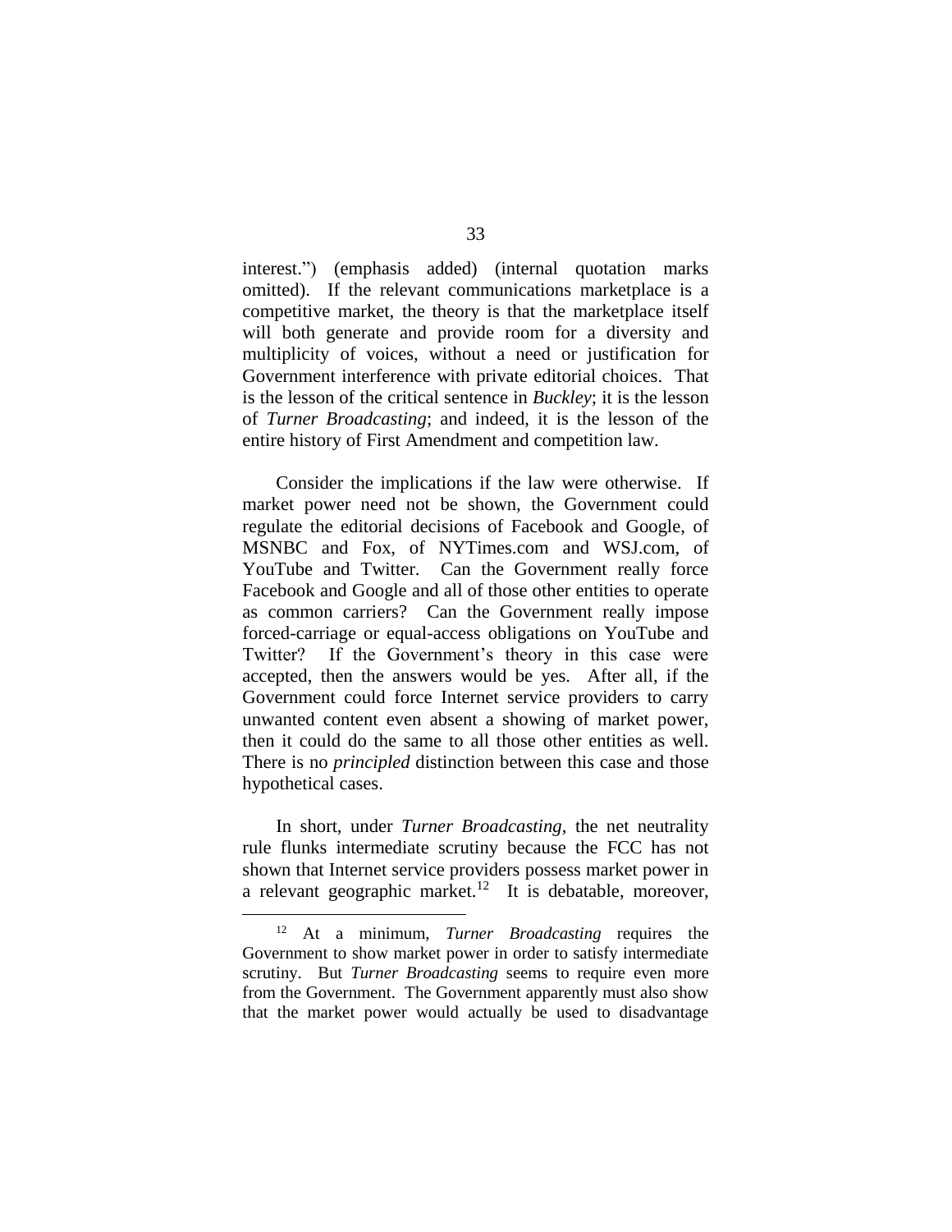interest.") (emphasis added) (internal quotation marks omitted). If the relevant communications marketplace is a competitive market, the theory is that the marketplace itself will both generate and provide room for a diversity and multiplicity of voices, without a need or justification for Government interference with private editorial choices. That is the lesson of the critical sentence in *Buckley*; it is the lesson of *Turner Broadcasting*; and indeed, it is the lesson of the entire history of First Amendment and competition law.

Consider the implications if the law were otherwise. If market power need not be shown, the Government could regulate the editorial decisions of Facebook and Google, of MSNBC and Fox, of NYTimes.com and WSJ.com, of YouTube and Twitter. Can the Government really force Facebook and Google and all of those other entities to operate as common carriers? Can the Government really impose forced-carriage or equal-access obligations on YouTube and Twitter? If the Government's theory in this case were accepted, then the answers would be yes. After all, if the Government could force Internet service providers to carry unwanted content even absent a showing of market power, then it could do the same to all those other entities as well. There is no *principled* distinction between this case and those hypothetical cases.

In short, under *Turner Broadcasting*, the net neutrality rule flunks intermediate scrutiny because the FCC has not shown that Internet service providers possess market power in a relevant geographic market.[12] It is debatable, moreover,

---

[12] At a minimum, *Turner Broadcasting* requires the Government to show market power in order to satisfy intermediate scrutiny. But *Turner Broadcasting* seems to require even more from the Government. The Government apparently must also show that the market power would actually be used to disadvantage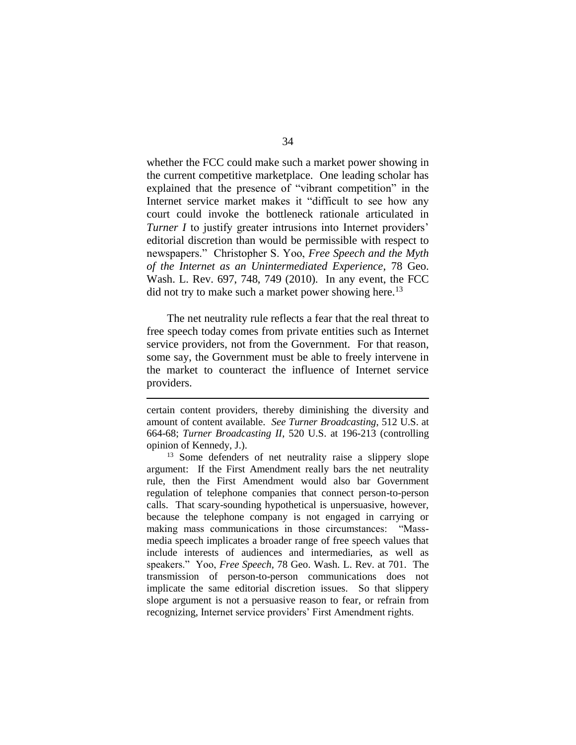whether the FCC could make such a market power showing in the current competitive marketplace. One leading scholar has explained that the presence of "vibrant competition" in the Internet service market makes it "difficult to see how any court could invoke the bottleneck rationale articulated in *Turner I* to justify greater intrusions into Internet providers' editorial discretion than would be permissible with respect to newspapers." Christopher S. Yoo, *Free Speech and the Myth of the Internet as an Unintermediated Experience*, 78 Geo. Wash. L. Rev. 697, 748, 749 (2010). In any event, the FCC did not try to make such a market power showing here.[13]

The net neutrality rule reflects a fear that the real threat to free speech today comes from private entities such as Internet service providers, not from the Government. For that reason, some say, the Government must be able to freely intervene in the market to counteract the influence of Internet service providers.

---

certain content providers, thereby diminishing the diversity and amount of content available. *See Turner Broadcasting*, 512 U.S. at 664-68; *Turner Broadcasting II*, 520 U.S. at 196-213 (controlling opinion of Kennedy, J.).

[13] Some defenders of net neutrality raise a slippery slope argument: If the First Amendment really bars the net neutrality rule, then the First Amendment would also bar Government regulation of telephone companies that connect person-to-person calls. That scary-sounding hypothetical is unpersuasive, however, because the telephone company is not engaged in carrying or making mass communications in those circumstances: "Mass-media speech implicates a broader range of free speech values that include interests of audiences and intermediaries, as well as speakers." Yoo, *Free Speech*, 78 Geo. Wash. L. Rev. at 701. The transmission of person-to-person communications does not implicate the same editorial discretion issues. So that slippery slope argument is not a persuasive reason to fear, or refrain from recognizing, Internet service providers' First Amendment rights.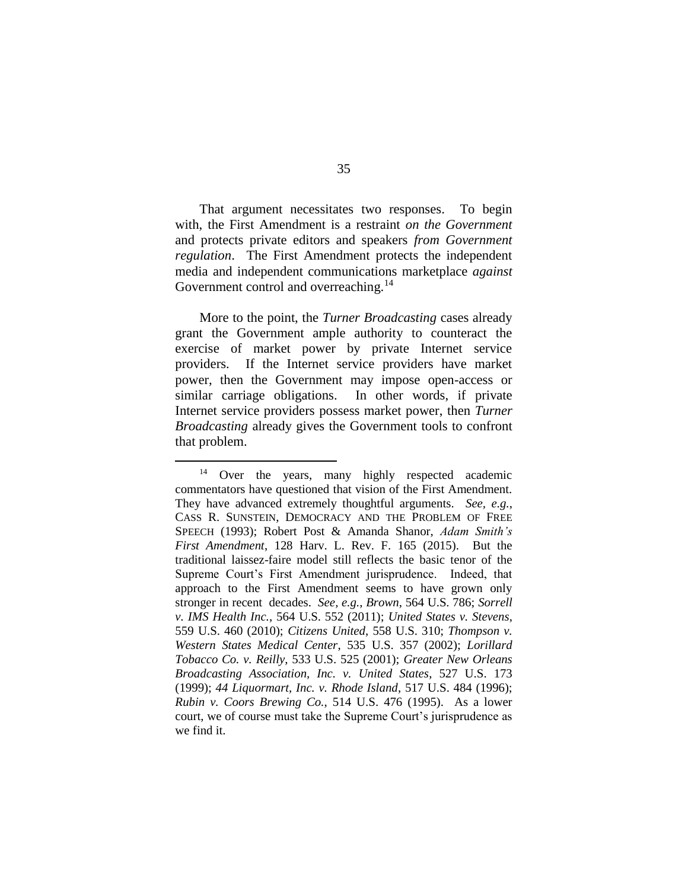That argument necessitates two responses. To begin with, the First Amendment is a restraint *on the Government* and protects private editors and speakers *from Government regulation*. The First Amendment protects the independent media and independent communications marketplace *against* Government control and overreaching.[14]

More to the point, the *Turner Broadcasting* cases already grant the Government ample authority to counteract the exercise of market power by private Internet service providers. If the Internet service providers have market power, then the Government may impose open-access or similar carriage obligations. In other words, if private Internet service providers possess market power, then *Turner Broadcasting* already gives the Government tools to confront that problem.

---

[14] Over the years, many highly respected academic commentators have questioned that vision of the First Amendment. They have advanced extremely thoughtful arguments. *See, e.g.*, CASS R. SUNSTEIN, DEMOCRACY AND THE PROBLEM OF FREE SPEECH (1993); Robert Post & Amanda Shanor, *Adam Smith's First Amendment*, 128 Harv. L. Rev. F. 165 (2015). But the traditional laissez-faire model still reflects the basic tenor of the Supreme Court's First Amendment jurisprudence. Indeed, that approach to the First Amendment seems to have grown only stronger in recent decades. *See, e.g.*, *Brown*, 564 U.S. 786; *Sorrell v. IMS Health Inc.*, 564 U.S. 552 (2011); *United States v. Stevens*, 559 U.S. 460 (2010); *Citizens United*, 558 U.S. 310; *Thompson v. Western States Medical Center*, 535 U.S. 357 (2002); *Lorillard Tobacco Co. v. Reilly*, 533 U.S. 525 (2001); *Greater New Orleans Broadcasting Association, Inc. v. United States*, 527 U.S. 173 (1999); *44 Liquormart, Inc. v. Rhode Island*, 517 U.S. 484 (1996); *Rubin v. Coors Brewing Co.*, 514 U.S. 476 (1995). As a lower court, we of course must take the Supreme Court's jurisprudence as we find it.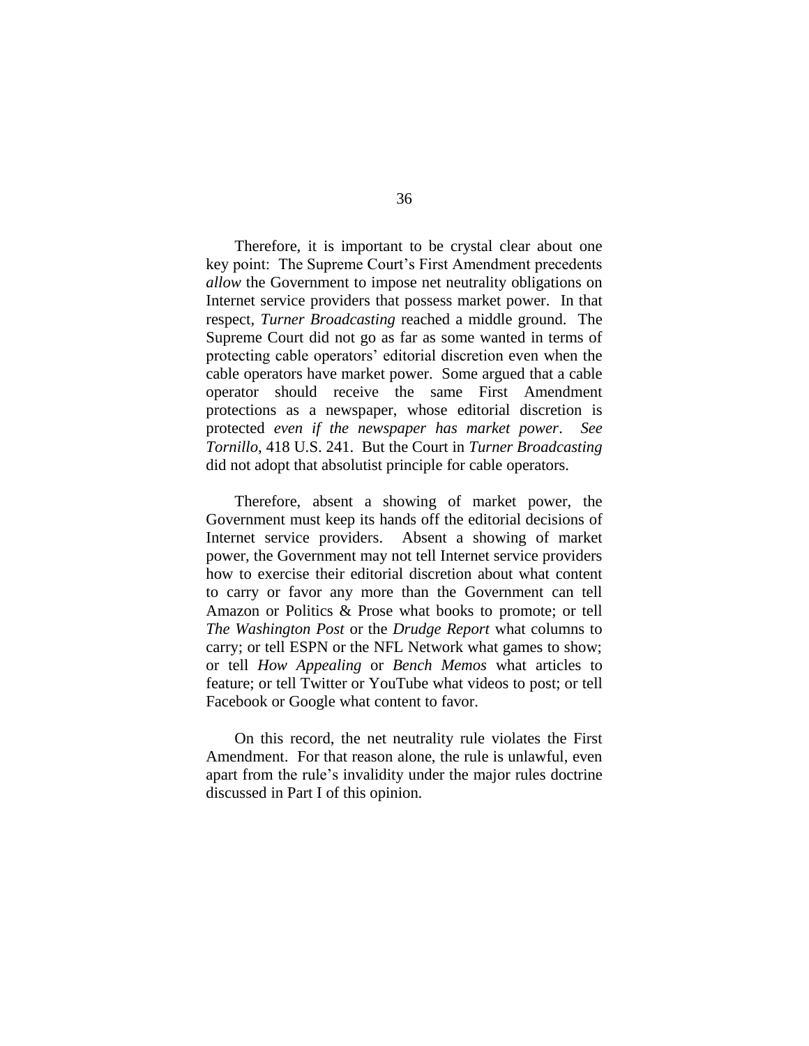Therefore, it is important to be crystal clear about one key point: The Supreme Court's First Amendment precedents *allow* the Government to impose net neutrality obligations on Internet service providers that possess market power. In that respect, *Turner Broadcasting* reached a middle ground. The Supreme Court did not go as far as some wanted in terms of protecting cable operators' editorial discretion even when the cable operators have market power. Some argued that a cable operator should receive the same First Amendment protections as a newspaper, whose editorial discretion is protected *even if the newspaper has market power*. *See Tornillo*, 418 U.S. 241. But the Court in *Turner Broadcasting* did not adopt that absolutist principle for cable operators.

Therefore, absent a showing of market power, the Government must keep its hands off the editorial decisions of Internet service providers. Absent a showing of market power, the Government may not tell Internet service providers how to exercise their editorial discretion about what content to carry or favor any more than the Government can tell Amazon or Politics & Prose what books to promote; or tell *The Washington Post* or the *Drudge Report* what columns to carry; or tell ESPN or the NFL Network what games to show; or tell *How Appealing* or *Bench Memos* what articles to feature; or tell Twitter or YouTube what videos to post; or tell Facebook or Google what content to favor.

On this record, the net neutrality rule violates the First Amendment. For that reason alone, the rule is unlawful, even apart from the rule's invalidity under the major rules doctrine discussed in Part I of this opinion.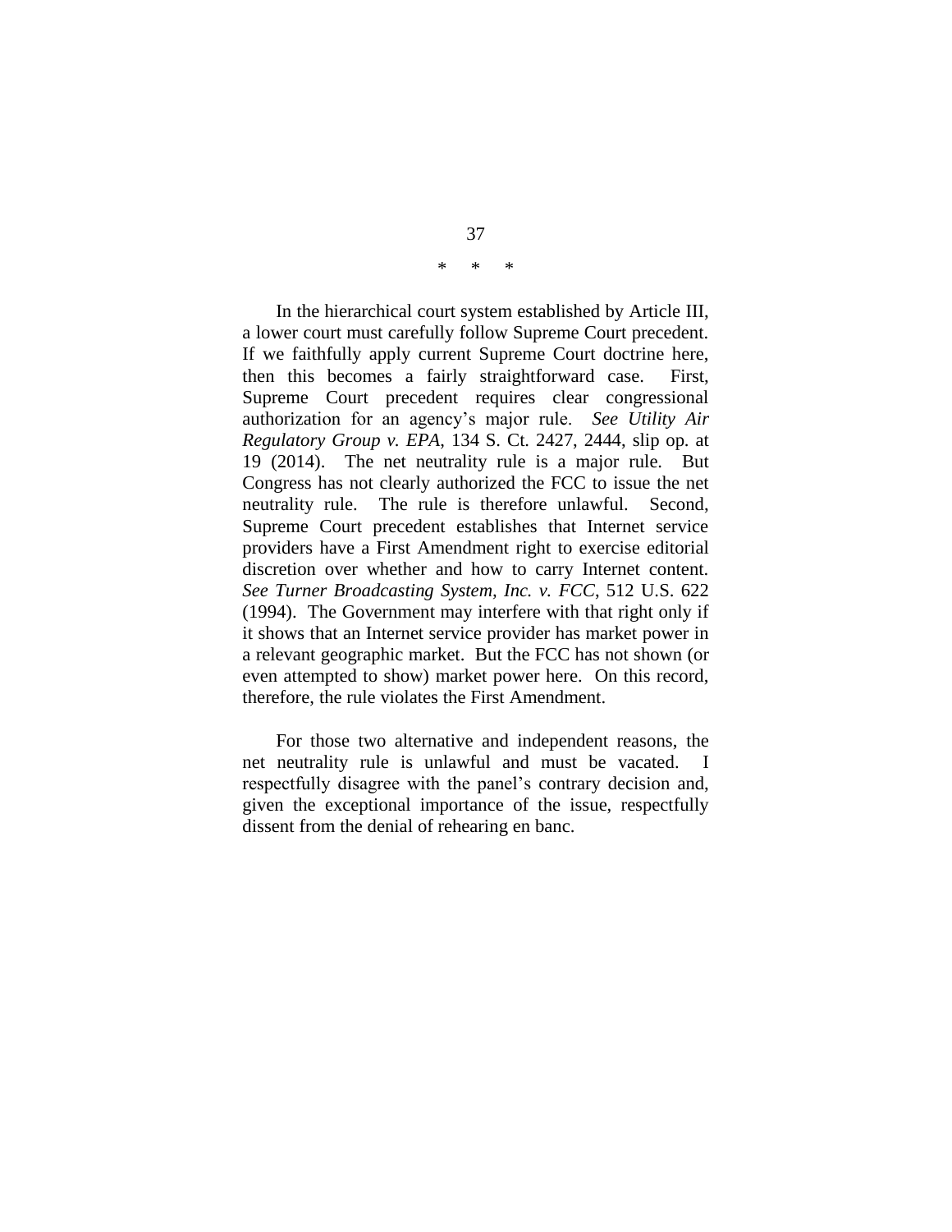\*     \*     \*

In the hierarchical court system established by Article III, a lower court must carefully follow Supreme Court precedent. If we faithfully apply current Supreme Court doctrine here, then this becomes a fairly straightforward case. First, Supreme Court precedent requires clear congressional authorization for an agency's major rule. *See Utility Air Regulatory Group v. EPA*, 134 S. Ct. 2427, 2444, slip op. at 19 (2014). The net neutrality rule is a major rule. But Congress has not clearly authorized the FCC to issue the net neutrality rule. The rule is therefore unlawful. Second, Supreme Court precedent establishes that Internet service providers have a First Amendment right to exercise editorial discretion over whether and how to carry Internet content. *See Turner Broadcasting System, Inc. v. FCC*, 512 U.S. 622 (1994). The Government may interfere with that right only if it shows that an Internet service provider has market power in a relevant geographic market. But the FCC has not shown (or even attempted to show) market power here. On this record, therefore, the rule violates the First Amendment.

For those two alternative and independent reasons, the net neutrality rule is unlawful and must be vacated. I respectfully disagree with the panel's contrary decision and, given the exceptional importance of the issue, respectfully dissent from the denial of rehearing en banc.